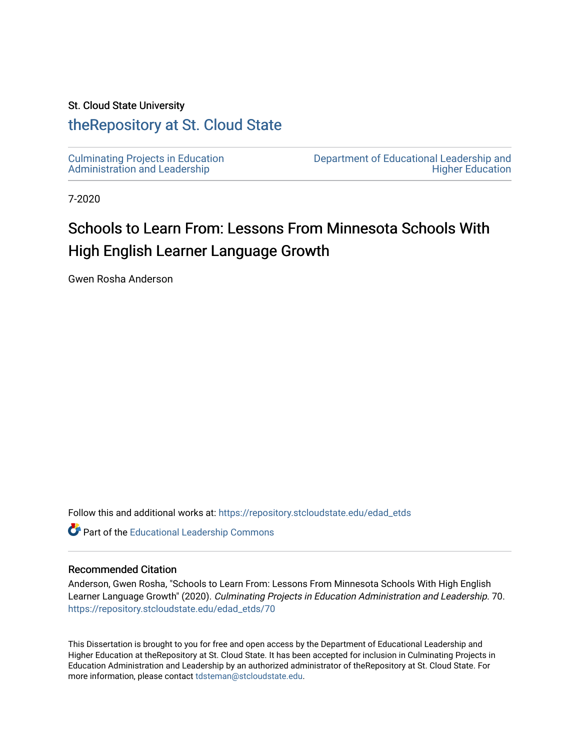St. Cloud State University

# theRepository at St. Cloud State

Culminating Projects in Education Administration and Leadership

Department of Educational Leadership and Higher Education

7-2020

# Schools to Learn From: Lessons From Minnesota Schools With High English Learner Language Growth

Gwen Rosha Anderson

Follow this and additional works at: https://repository.stcloudstate.edu/edad_etds

Part of the Educational Leadership Commons

## Recommended Citation

Anderson, Gwen Rosha, "Schools to Learn From: Lessons From Minnesota Schools With High English Learner Language Growth" (2020). *Culminating Projects in Education Administration and Leadership*. 70. https://repository.stcloudstate.edu/edad_etds/70

This Dissertation is brought to you for free and open access by the Department of Educational Leadership and Higher Education at theRepository at St. Cloud State. It has been accepted for inclusion in Culminating Projects in Education Administration and Leadership by an authorized administrator of theRepository at St. Cloud State. For more information, please contact tdsteman@stcloudstate.edu.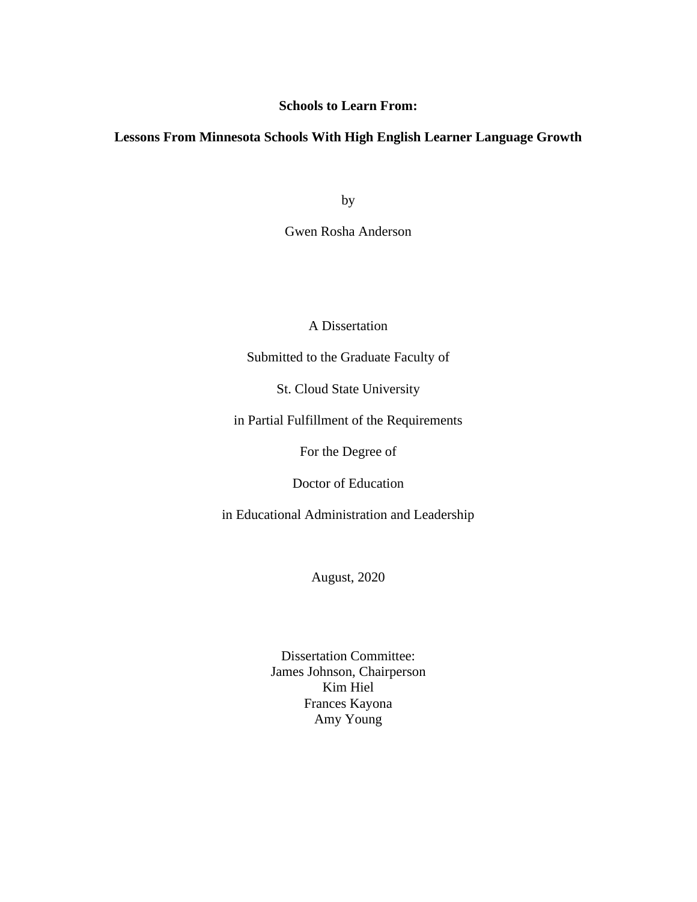**Schools to Learn From:**

**Lessons From Minnesota Schools With High English Learner Language Growth**

by

Gwen Rosha Anderson

A Dissertation

Submitted to the Graduate Faculty of

St. Cloud State University

in Partial Fulfillment of the Requirements

For the Degree of

Doctor of Education

in Educational Administration and Leadership

August, 2020

Dissertation Committee:
James Johnson, Chairperson
Kim Hiel
Frances Kayona
Amy Young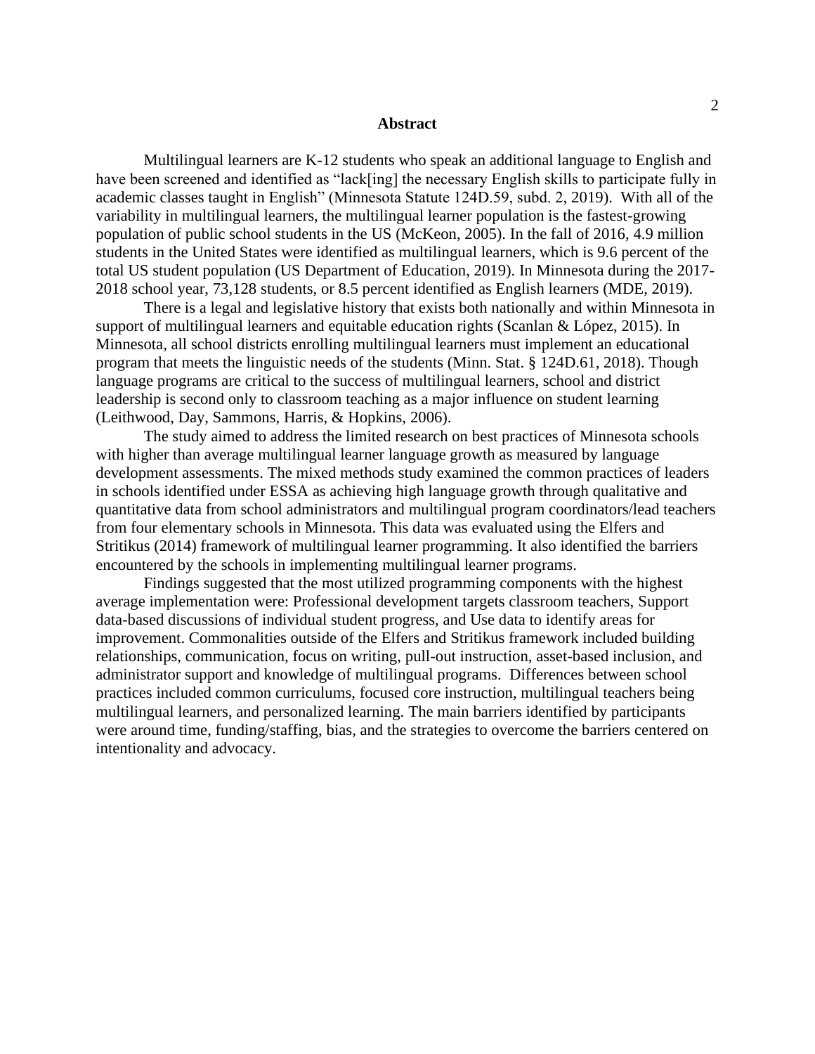# Abstract

Multilingual learners are K-12 students who speak an additional language to English and have been screened and identified as "lack[ing] the necessary English skills to participate fully in academic classes taught in English" (Minnesota Statute 124D.59, subd. 2, 2019). With all of the variability in multilingual learners, the multilingual learner population is the fastest-growing population of public school students in the US (McKeon, 2005). In the fall of 2016, 4.9 million students in the United States were identified as multilingual learners, which is 9.6 percent of the total US student population (US Department of Education, 2019). In Minnesota during the 2017-2018 school year, 73,128 students, or 8.5 percent identified as English learners (MDE, 2019).

There is a legal and legislative history that exists both nationally and within Minnesota in support of multilingual learners and equitable education rights (Scanlan & López, 2015). In Minnesota, all school districts enrolling multilingual learners must implement an educational program that meets the linguistic needs of the students (Minn. Stat. § 124D.61, 2018). Though language programs are critical to the success of multilingual learners, school and district leadership is second only to classroom teaching as a major influence on student learning (Leithwood, Day, Sammons, Harris, & Hopkins, 2006).

The study aimed to address the limited research on best practices of Minnesota schools with higher than average multilingual learner language growth as measured by language development assessments. The mixed methods study examined the common practices of leaders in schools identified under ESSA as achieving high language growth through qualitative and quantitative data from school administrators and multilingual program coordinators/lead teachers from four elementary schools in Minnesota. This data was evaluated using the Elfers and Stritikus (2014) framework of multilingual learner programming. It also identified the barriers encountered by the schools in implementing multilingual learner programs.

Findings suggested that the most utilized programming components with the highest average implementation were: Professional development targets classroom teachers, Support data-based discussions of individual student progress, and Use data to identify areas for improvement. Commonalities outside of the Elfers and Stritikus framework included building relationships, communication, focus on writing, pull-out instruction, asset-based inclusion, and administrator support and knowledge of multilingual programs. Differences between school practices included common curriculums, focused core instruction, multilingual teachers being multilingual learners, and personalized learning. The main barriers identified by participants were around time, funding/staffing, bias, and the strategies to overcome the barriers centered on intentionality and advocacy.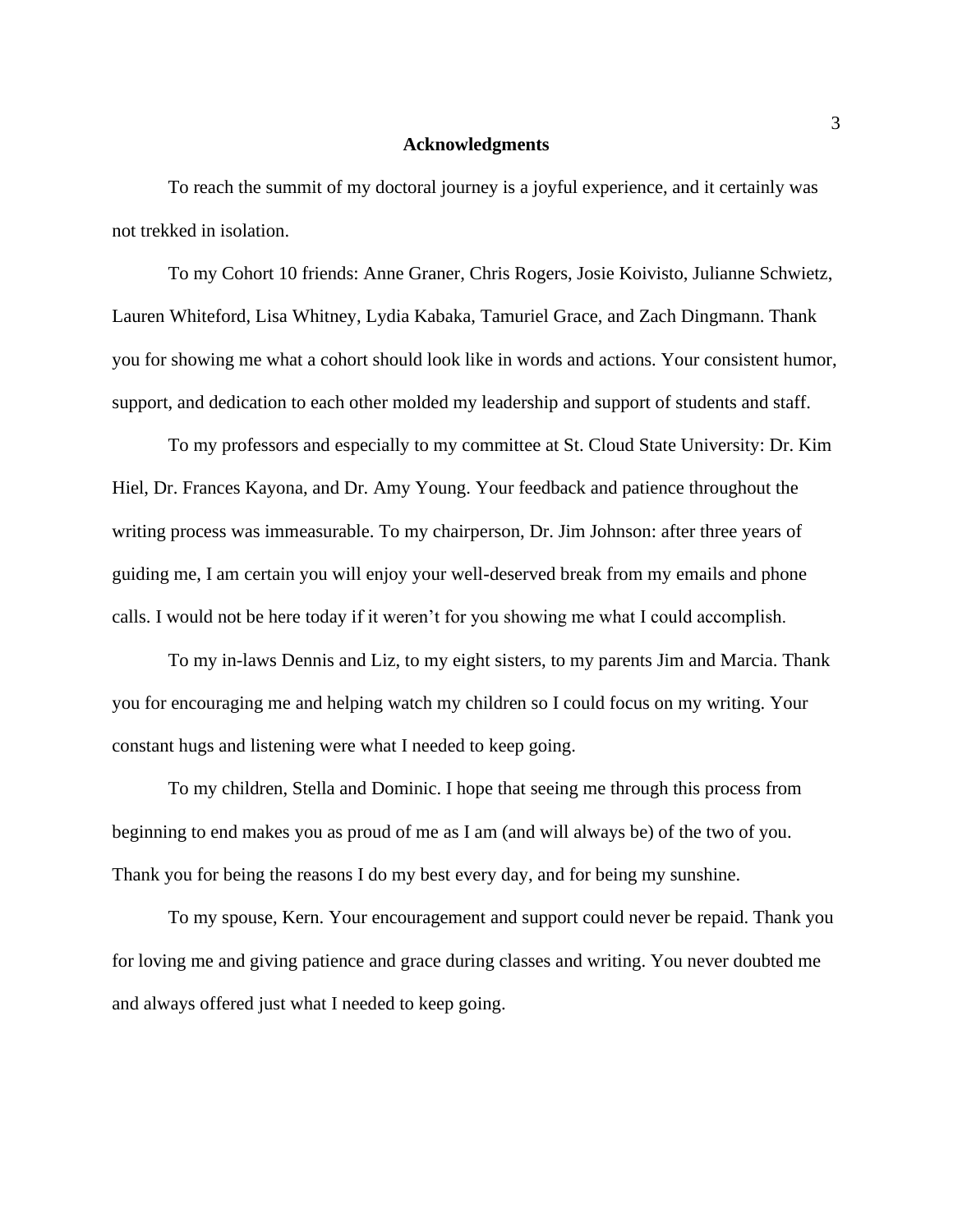## Acknowledgments

To reach the summit of my doctoral journey is a joyful experience, and it certainly was not trekked in isolation.

To my Cohort 10 friends: Anne Graner, Chris Rogers, Josie Koivisto, Julianne Schwietz, Lauren Whiteford, Lisa Whitney, Lydia Kabaka, Tamuriel Grace, and Zach Dingmann. Thank you for showing me what a cohort should look like in words and actions. Your consistent humor, support, and dedication to each other molded my leadership and support of students and staff.

To my professors and especially to my committee at St. Cloud State University: Dr. Kim Hiel, Dr. Frances Kayona, and Dr. Amy Young. Your feedback and patience throughout the writing process was immeasurable. To my chairperson, Dr. Jim Johnson: after three years of guiding me, I am certain you will enjoy your well-deserved break from my emails and phone calls. I would not be here today if it weren't for you showing me what I could accomplish.

To my in-laws Dennis and Liz, to my eight sisters, to my parents Jim and Marcia. Thank you for encouraging me and helping watch my children so I could focus on my writing. Your constant hugs and listening were what I needed to keep going.

To my children, Stella and Dominic. I hope that seeing me through this process from beginning to end makes you as proud of me as I am (and will always be) of the two of you. Thank you for being the reasons I do my best every day, and for being my sunshine.

To my spouse, Kern. Your encouragement and support could never be repaid. Thank you for loving me and giving patience and grace during classes and writing. You never doubted me and always offered just what I needed to keep going.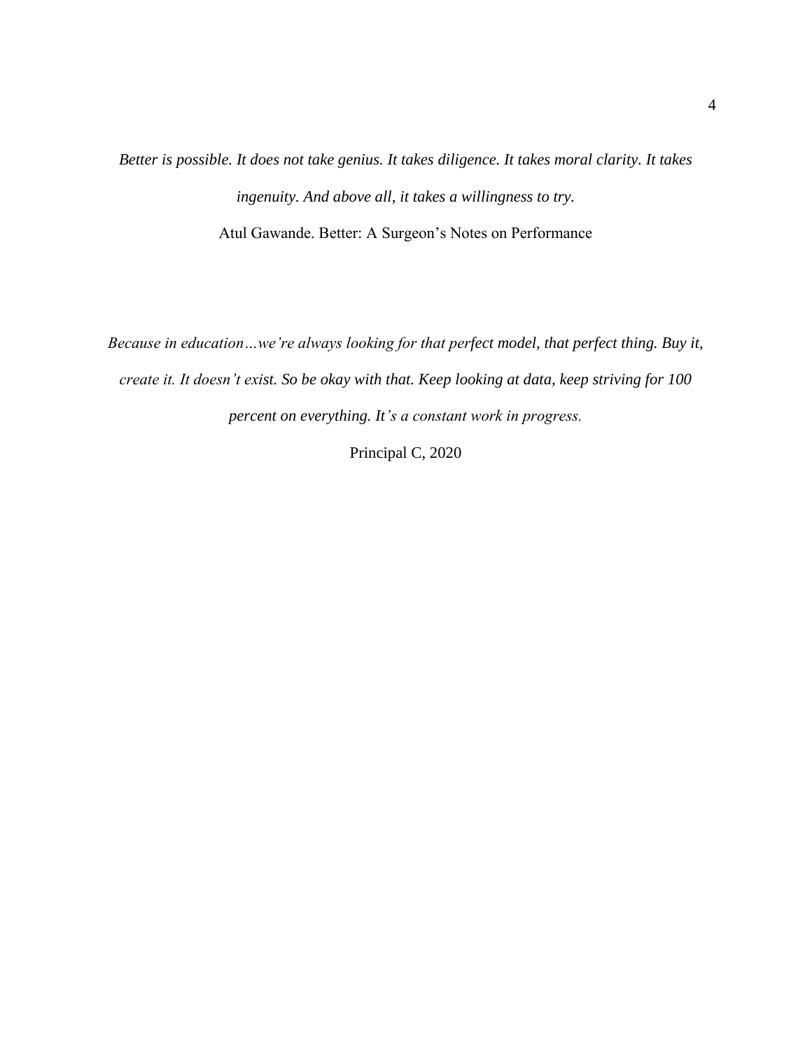*Better is possible. It does not take genius. It takes diligence. It takes moral clarity. It takes ingenuity. And above all, it takes a willingness to try.*

Atul Gawande. Better: A Surgeon's Notes on Performance

*Because in education…we're always looking for that perfect model, that perfect thing. Buy it, create it. It doesn't exist. So be okay with that. Keep looking at data, keep striving for 100 percent on everything. It's a constant work in progress.*

Principal C, 2020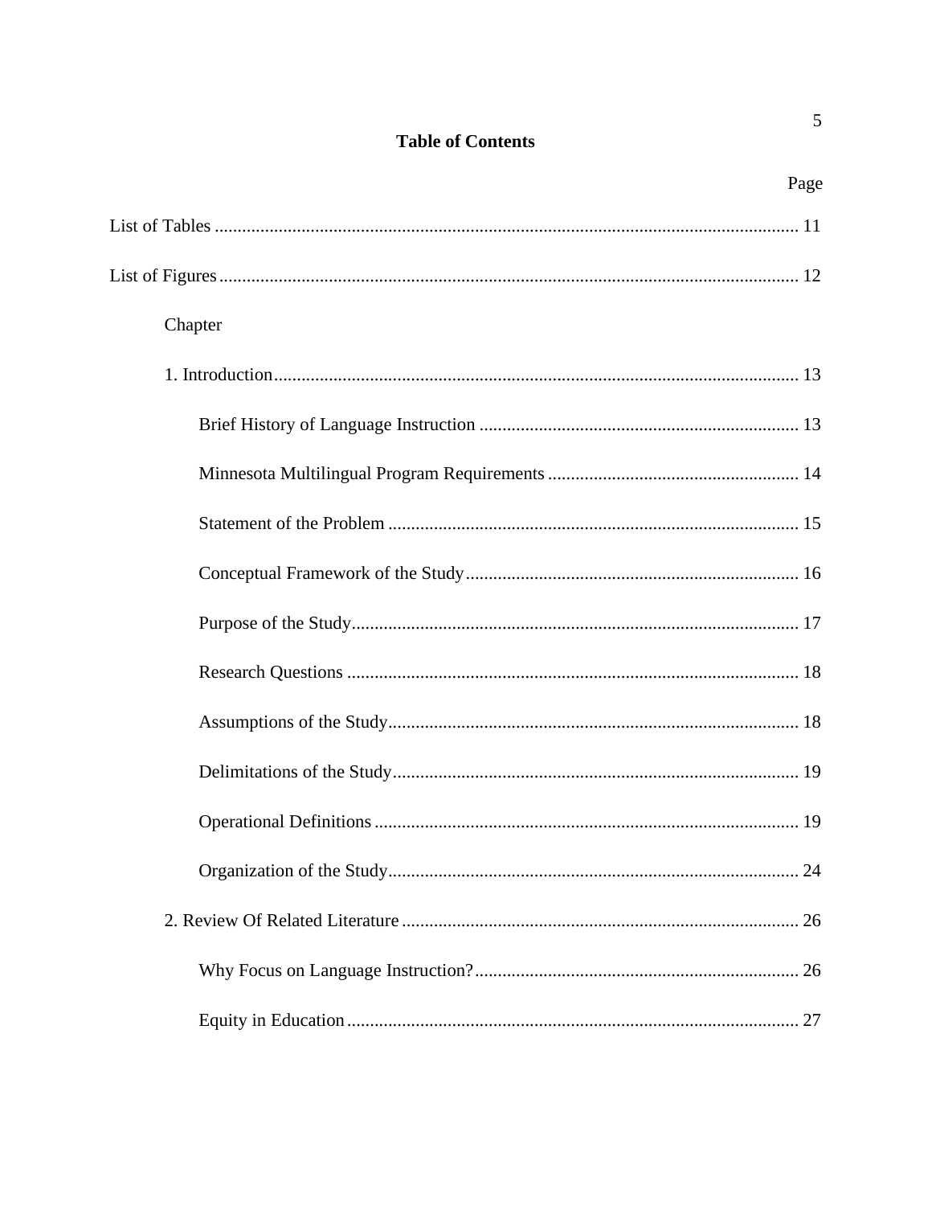# Table of Contents

Page

List of Tables ..... 11

List of Figures ..... 12

Chapter

1. Introduction ..... 13
   - Brief History of Language Instruction ..... 13
   - Minnesota Multilingual Program Requirements ..... 14
   - Statement of the Problem ..... 15
   - Conceptual Framework of the Study ..... 16
   - Purpose of the Study ..... 17
   - Research Questions ..... 18
   - Assumptions of the Study ..... 18
   - Delimitations of the Study ..... 19
   - Operational Definitions ..... 19
   - Organization of the Study ..... 24
2. Review Of Related Literature ..... 26
   - Why Focus on Language Instruction? ..... 26
   - Equity in Education ..... 27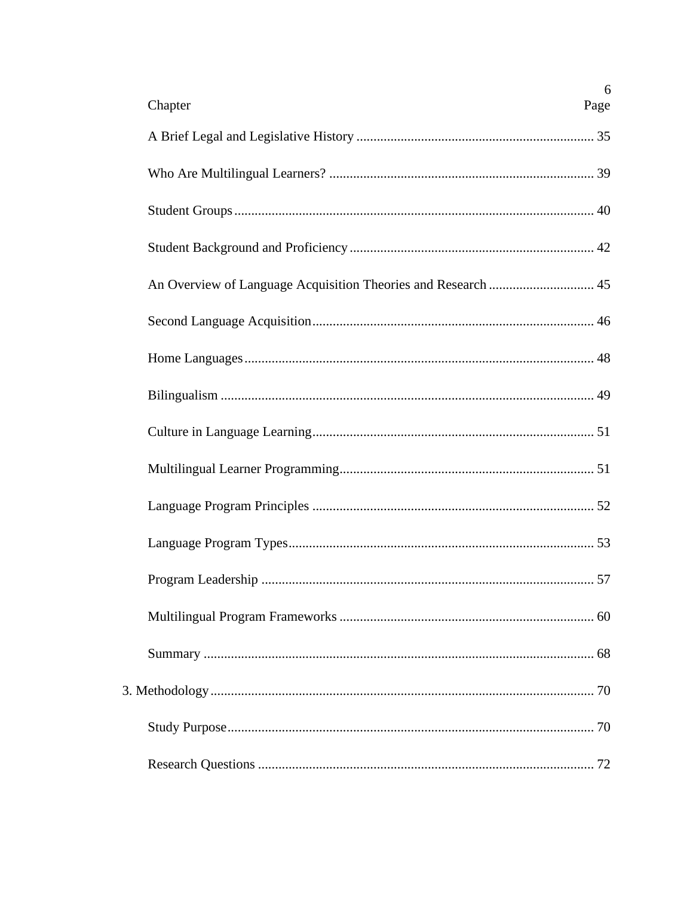| Chapter | Page |
|---|---|
| A Brief Legal and Legislative History | 35 |
| Who Are Multilingual Learners? | 39 |
| Student Groups | 40 |
| Student Background and Proficiency | 42 |
| An Overview of Language Acquisition Theories and Research | 45 |
| Second Language Acquisition | 46 |
| Home Languages | 48 |
| Bilingualism | 49 |
| Culture in Language Learning | 51 |
| Multilingual Learner Programming | 51 |
| Language Program Principles | 52 |
| Language Program Types | 53 |
| Program Leadership | 57 |
| Multilingual Program Frameworks | 60 |
| Summary | 68 |
| 3. Methodology | 70 |
| Study Purpose | 70 |
| Research Questions | 72 |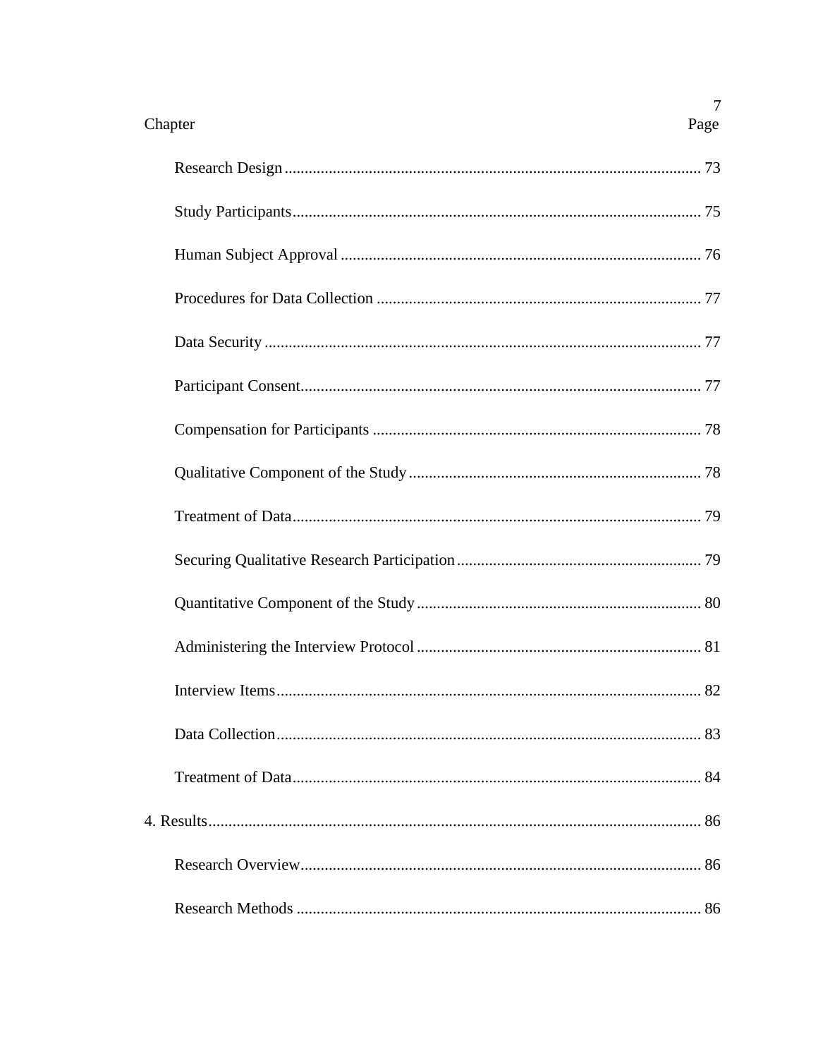| Chapter | Page |
|---|---|
| Research Design | 73 |
| Study Participants | 75 |
| Human Subject Approval | 76 |
| Procedures for Data Collection | 77 |
| Data Security | 77 |
| Participant Consent | 77 |
| Compensation for Participants | 78 |
| Qualitative Component of the Study | 78 |
| Treatment of Data | 79 |
| Securing Qualitative Research Participation | 79 |
| Quantitative Component of the Study | 80 |
| Administering the Interview Protocol | 81 |
| Interview Items | 82 |
| Data Collection | 83 |
| Treatment of Data | 84 |
| 4. Results | 86 |
| Research Overview | 86 |
| Research Methods | 86 |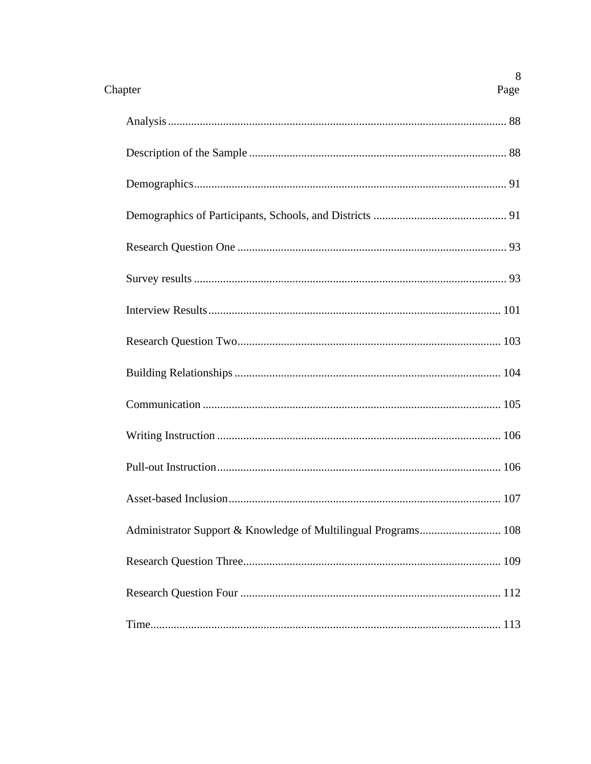Chapter | Page
---|---

Analysis ........................................................................................................ 88

Description of the Sample ........................................................................................ 88

Demographics........................................................................................................ 91

Demographics of Participants, Schools, and Districts ............................................. 91

Research Question One ............................................................................................ 93

Survey results .......................................................................................................... 93

Interview Results.................................................................................................... 101

Research Question Two.......................................................................................... 103

Building Relationships ........................................................................................... 104

Communication ...................................................................................................... 105

Writing Instruction ................................................................................................. 106

Pull-out Instruction................................................................................................. 106

Asset-based Inclusion............................................................................................. 107

Administrator Support & Knowledge of Multilingual Programs............................ 108

Research Question Three........................................................................................ 109

Research Question Four ......................................................................................... 112

Time........................................................................................................................ 113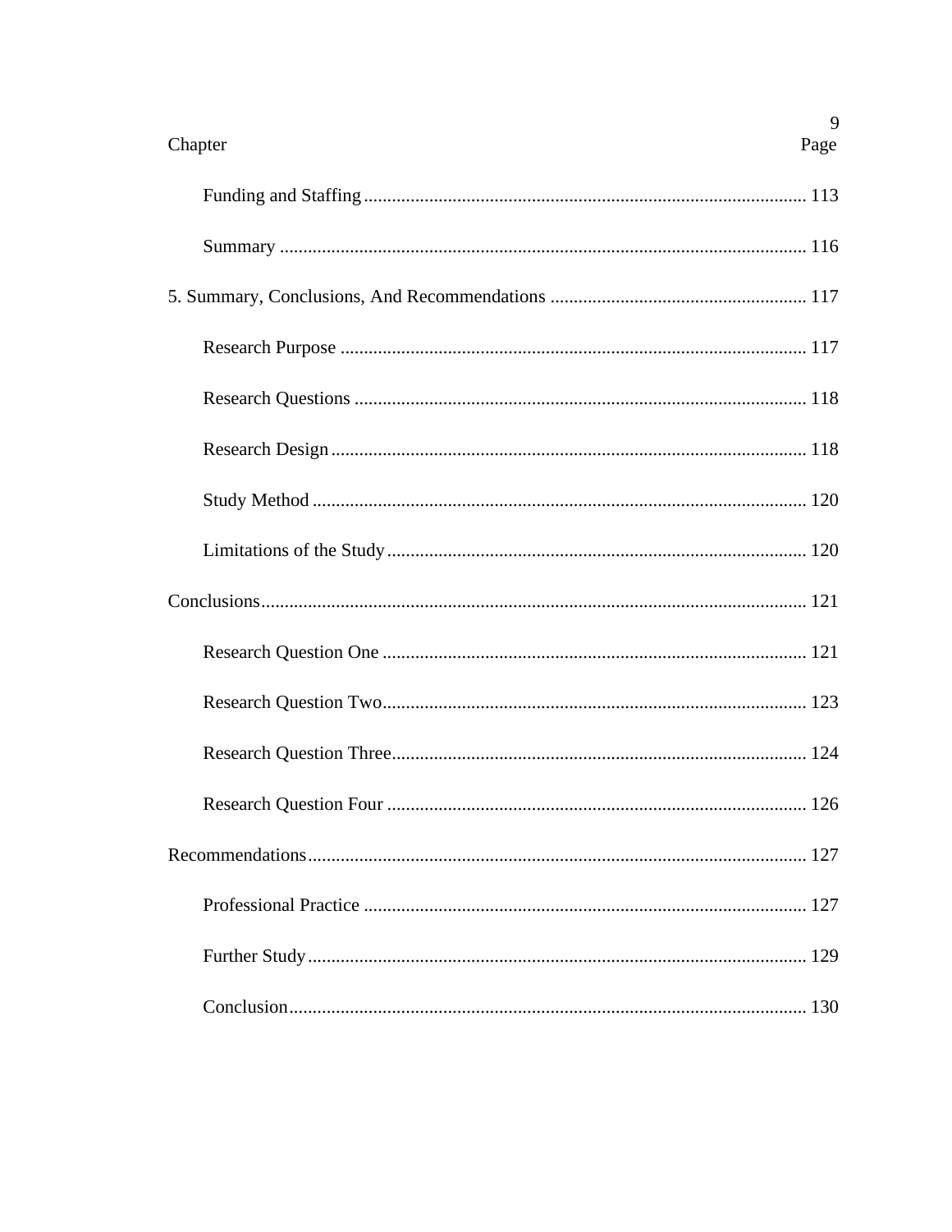| Chapter | Page |
|---|---|
| Funding and Staffing | 113 |
| Summary | 116 |
| 5. Summary, Conclusions, And Recommendations | 117 |
| Research Purpose | 117 |
| Research Questions | 118 |
| Research Design | 118 |
| Study Method | 120 |
| Limitations of the Study | 120 |
| Conclusions | 121 |
| Research Question One | 121 |
| Research Question Two | 123 |
| Research Question Three | 124 |
| Research Question Four | 126 |
| Recommendations | 127 |
| Professional Practice | 127 |
| Further Study | 129 |
| Conclusion | 130 |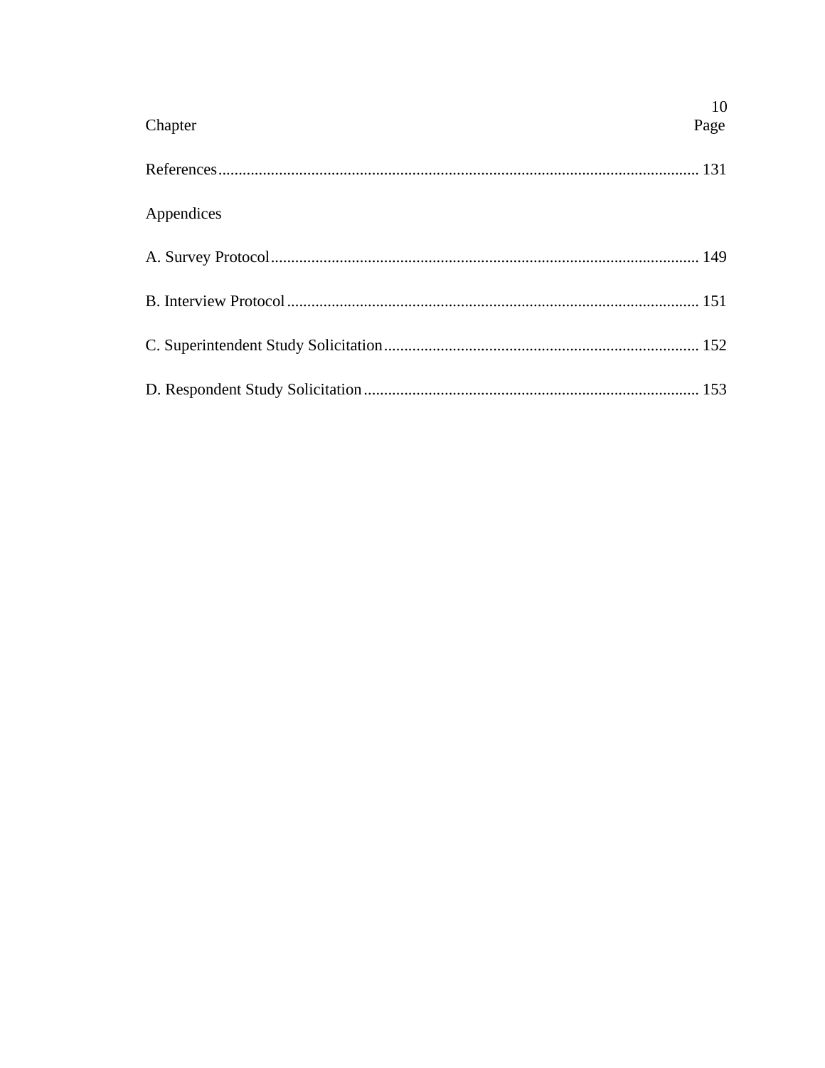| Chapter | Page |
| --- | --- |
| References | 131 |
| Appendices | |
| A. Survey Protocol | 149 |
| B. Interview Protocol | 151 |
| C. Superintendent Study Solicitation | 152 |
| D. Respondent Study Solicitation | 153 |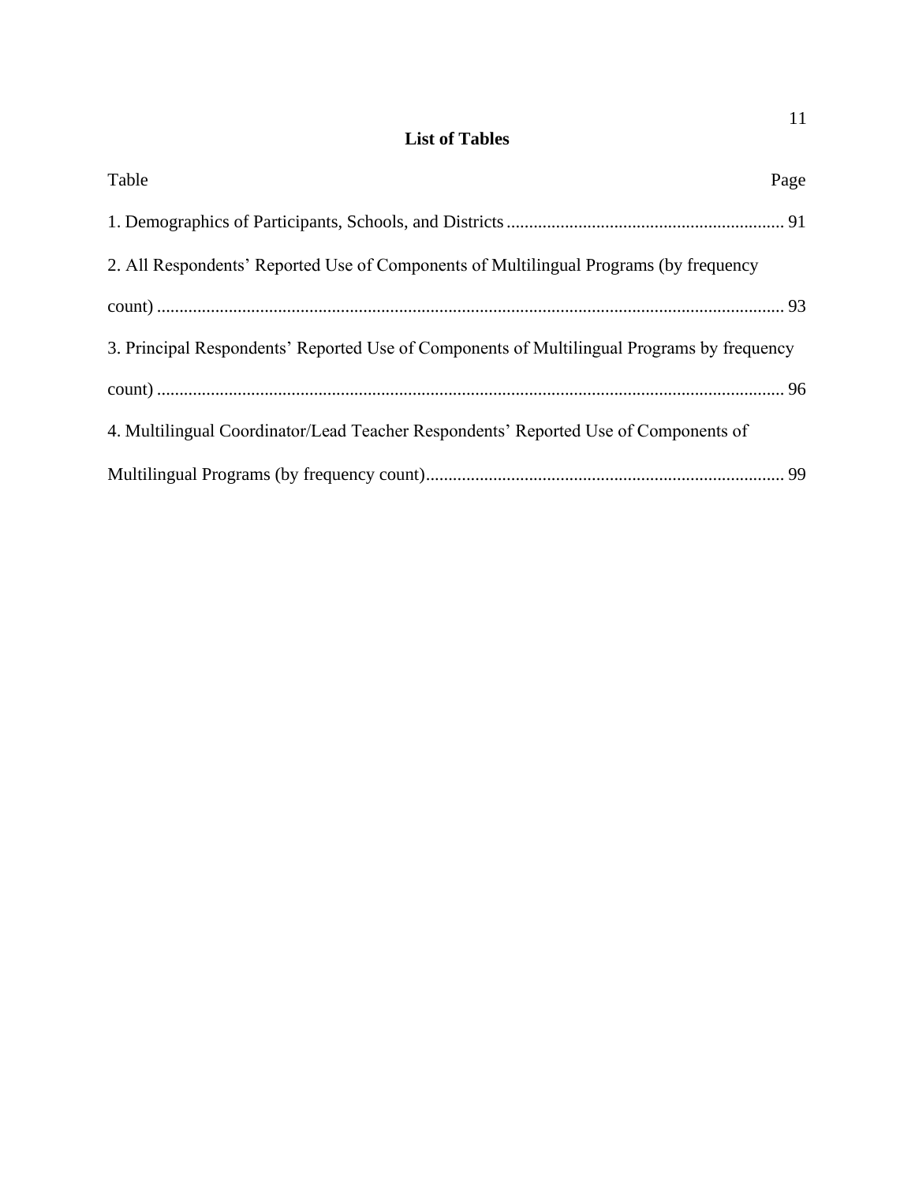# List of Tables

Table Page

1. Demographics of Participants, Schools, and Districts ............................................................. 91

2. All Respondents' Reported Use of Components of Multilingual Programs (by frequency count) .......................................................................................................................... 93

3. Principal Respondents' Reported Use of Components of Multilingual Programs by frequency count) .......................................................................................................................... 96

4. Multilingual Coordinator/Lead Teacher Respondents' Reported Use of Components of Multilingual Programs (by frequency count)............................................................................... 99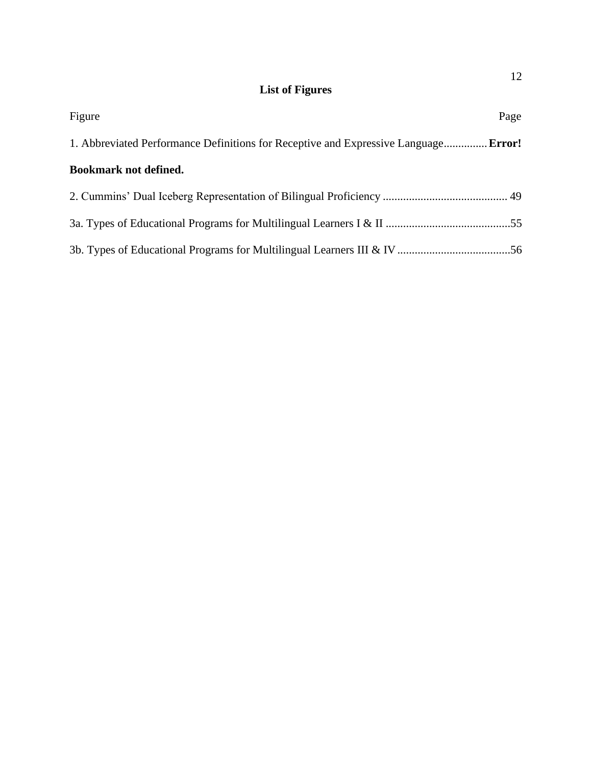## List of Figures

Figure Page

1. Abbreviated Performance Definitions for Receptive and Expressive Language............... **Error! Bookmark not defined.**

2. Cummins' Dual Iceberg Representation of Bilingual Proficiency ........................................... 49

3a. Types of Educational Programs for Multilingual Learners I & II ...........................................55

3b. Types of Educational Programs for Multilingual Learners III & IV .......................................56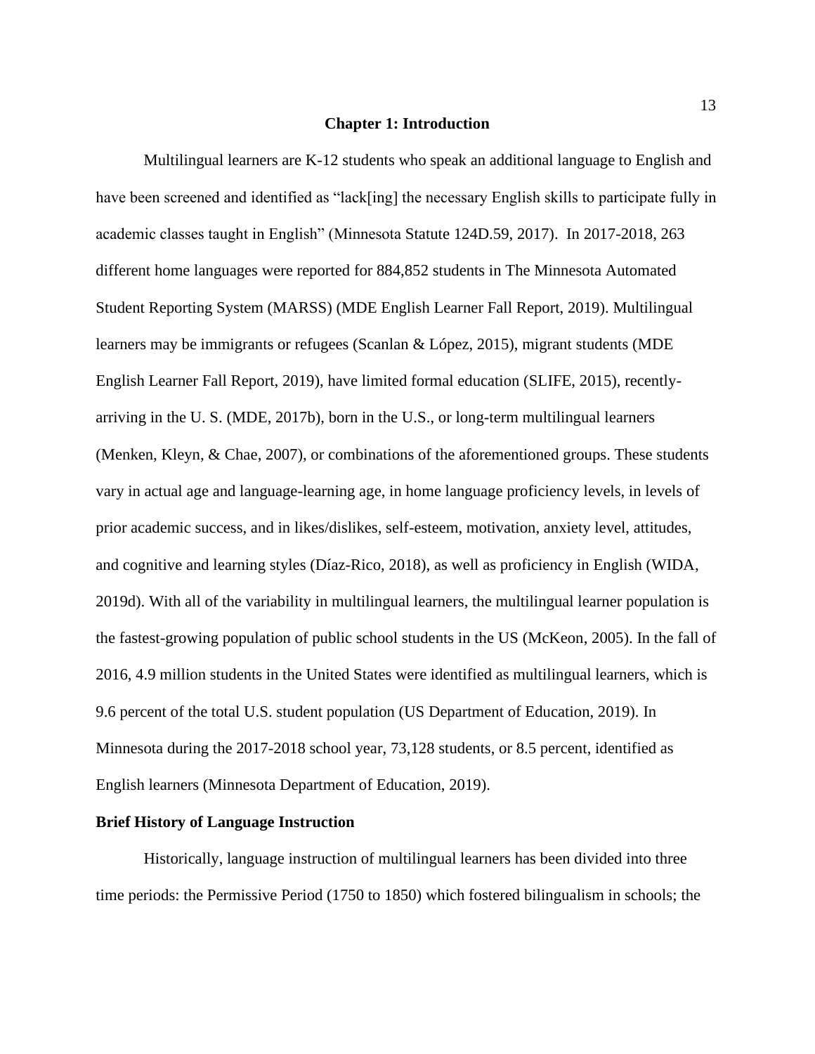# Chapter 1: Introduction

Multilingual learners are K-12 students who speak an additional language to English and have been screened and identified as "lack[ing] the necessary English skills to participate fully in academic classes taught in English" (Minnesota Statute 124D.59, 2017). In 2017-2018, 263 different home languages were reported for 884,852 students in The Minnesota Automated Student Reporting System (MARSS) (MDE English Learner Fall Report, 2019). Multilingual learners may be immigrants or refugees (Scanlan & López, 2015), migrant students (MDE English Learner Fall Report, 2019), have limited formal education (SLIFE, 2015), recently-arriving in the U. S. (MDE, 2017b), born in the U.S., or long-term multilingual learners (Menken, Kleyn, & Chae, 2007), or combinations of the aforementioned groups. These students vary in actual age and language-learning age, in home language proficiency levels, in levels of prior academic success, and in likes/dislikes, self-esteem, motivation, anxiety level, attitudes, and cognitive and learning styles (Díaz-Rico, 2018), as well as proficiency in English (WIDA, 2019d). With all of the variability in multilingual learners, the multilingual learner population is the fastest-growing population of public school students in the US (McKeon, 2005). In the fall of 2016, 4.9 million students in the United States were identified as multilingual learners, which is 9.6 percent of the total U.S. student population (US Department of Education, 2019). In Minnesota during the 2017-2018 school year, 73,128 students, or 8.5 percent, identified as English learners (Minnesota Department of Education, 2019).

## Brief History of Language Instruction

Historically, language instruction of multilingual learners has been divided into three time periods: the Permissive Period (1750 to 1850) which fostered bilingualism in schools; the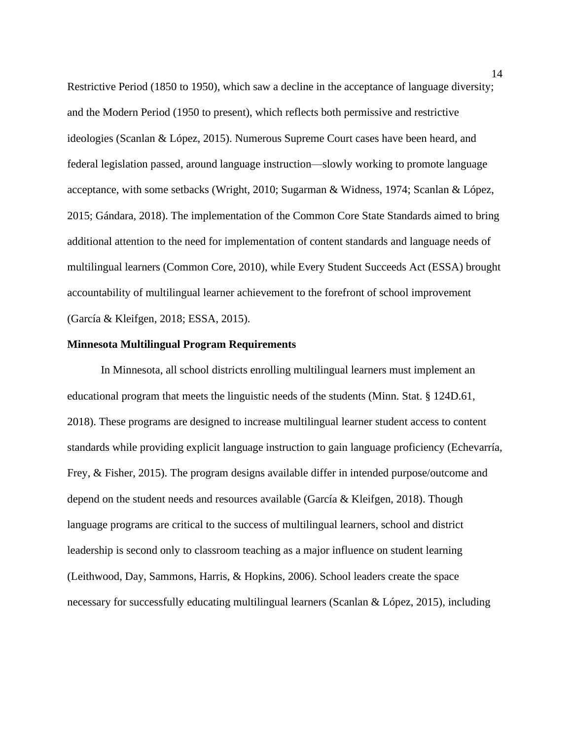Restrictive Period (1850 to 1950), which saw a decline in the acceptance of language diversity; and the Modern Period (1950 to present), which reflects both permissive and restrictive ideologies (Scanlan & López, 2015). Numerous Supreme Court cases have been heard, and federal legislation passed, around language instruction—slowly working to promote language acceptance, with some setbacks (Wright, 2010; Sugarman & Widness, 1974; Scanlan & López, 2015; Gándara, 2018). The implementation of the Common Core State Standards aimed to bring additional attention to the need for implementation of content standards and language needs of multilingual learners (Common Core, 2010), while Every Student Succeeds Act (ESSA) brought accountability of multilingual learner achievement to the forefront of school improvement (García & Kleifgen, 2018; ESSA, 2015).

**Minnesota Multilingual Program Requirements**

In Minnesota, all school districts enrolling multilingual learners must implement an educational program that meets the linguistic needs of the students (Minn. Stat. § 124D.61, 2018). These programs are designed to increase multilingual learner student access to content standards while providing explicit language instruction to gain language proficiency (Echevarría, Frey, & Fisher, 2015). The program designs available differ in intended purpose/outcome and depend on the student needs and resources available (García & Kleifgen, 2018). Though language programs are critical to the success of multilingual learners, school and district leadership is second only to classroom teaching as a major influence on student learning (Leithwood, Day, Sammons, Harris, & Hopkins, 2006). School leaders create the space necessary for successfully educating multilingual learners (Scanlan & López, 2015), including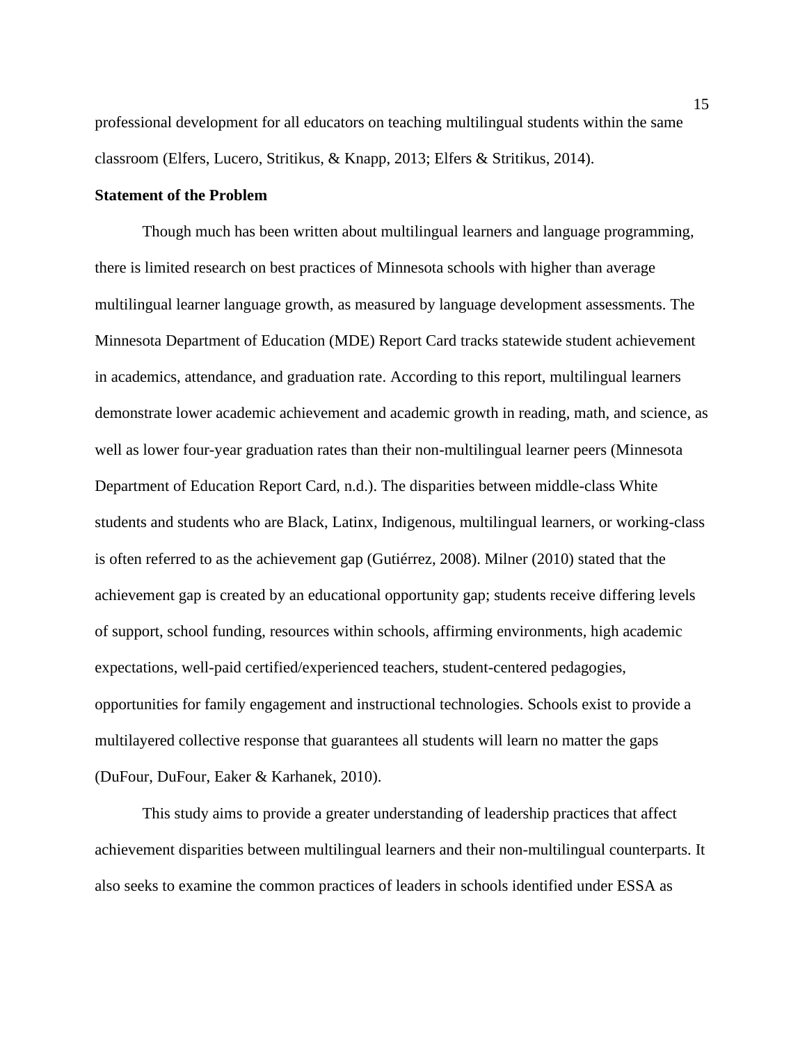professional development for all educators on teaching multilingual students within the same classroom (Elfers, Lucero, Stritikus, & Knapp, 2013; Elfers & Stritikus, 2014).

**Statement of the Problem**

Though much has been written about multilingual learners and language programming, there is limited research on best practices of Minnesota schools with higher than average multilingual learner language growth, as measured by language development assessments. The Minnesota Department of Education (MDE) Report Card tracks statewide student achievement in academics, attendance, and graduation rate. According to this report, multilingual learners demonstrate lower academic achievement and academic growth in reading, math, and science, as well as lower four-year graduation rates than their non-multilingual learner peers (Minnesota Department of Education Report Card, n.d.). The disparities between middle-class White students and students who are Black, Latinx, Indigenous, multilingual learners, or working-class is often referred to as the achievement gap (Gutiérrez, 2008). Milner (2010) stated that the achievement gap is created by an educational opportunity gap; students receive differing levels of support, school funding, resources within schools, affirming environments, high academic expectations, well-paid certified/experienced teachers, student-centered pedagogies, opportunities for family engagement and instructional technologies. Schools exist to provide a multilayered collective response that guarantees all students will learn no matter the gaps (DuFour, DuFour, Eaker & Karhanek, 2010).

This study aims to provide a greater understanding of leadership practices that affect achievement disparities between multilingual learners and their non-multilingual counterparts. It also seeks to examine the common practices of leaders in schools identified under ESSA as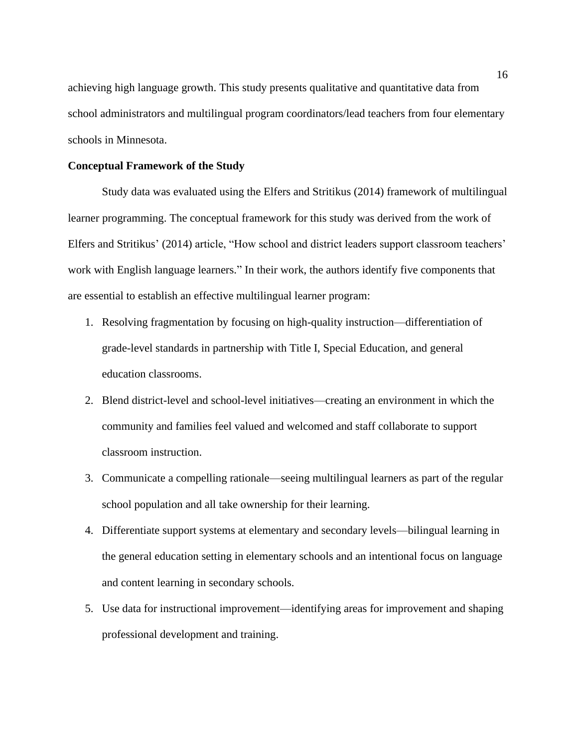achieving high language growth. This study presents qualitative and quantitative data from school administrators and multilingual program coordinators/lead teachers from four elementary schools in Minnesota.

**Conceptual Framework of the Study**

Study data was evaluated using the Elfers and Stritikus (2014) framework of multilingual learner programming. The conceptual framework for this study was derived from the work of Elfers and Stritikus' (2014) article, "How school and district leaders support classroom teachers' work with English language learners." In their work, the authors identify five components that are essential to establish an effective multilingual learner program:

1. Resolving fragmentation by focusing on high-quality instruction—differentiation of grade-level standards in partnership with Title I, Special Education, and general education classrooms.
2. Blend district-level and school-level initiatives—creating an environment in which the community and families feel valued and welcomed and staff collaborate to support classroom instruction.
3. Communicate a compelling rationale—seeing multilingual learners as part of the regular school population and all take ownership for their learning.
4. Differentiate support systems at elementary and secondary levels—bilingual learning in the general education setting in elementary schools and an intentional focus on language and content learning in secondary schools.
5. Use data for instructional improvement—identifying areas for improvement and shaping professional development and training.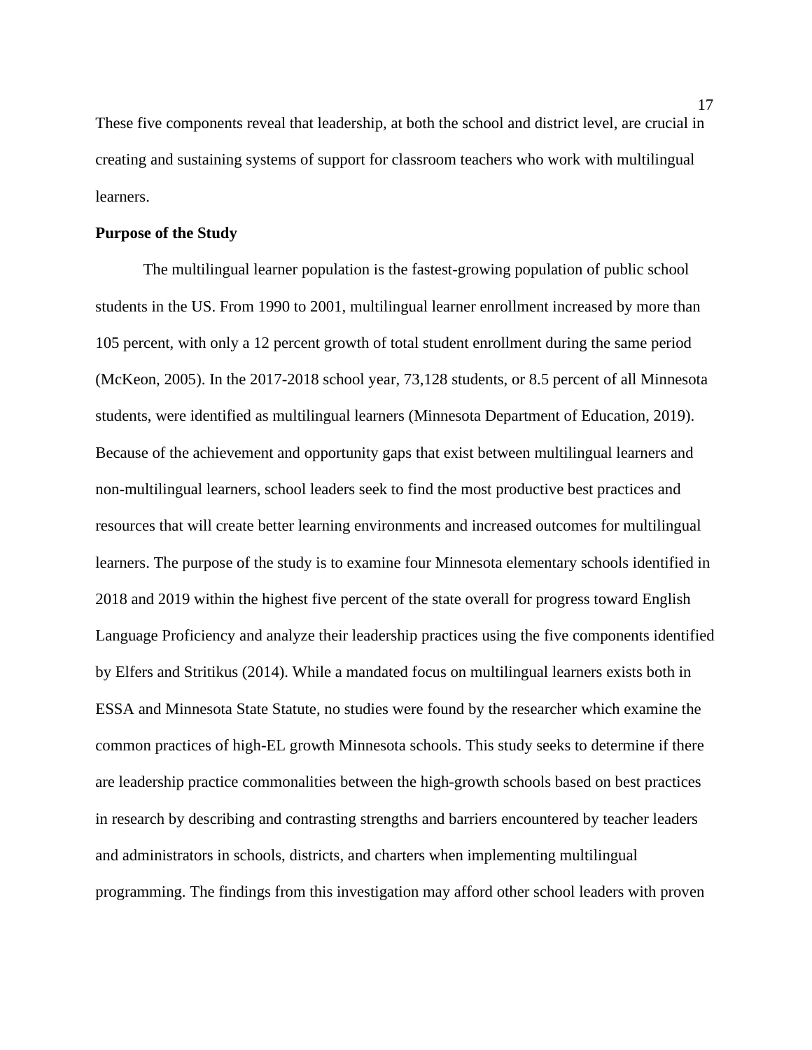These five components reveal that leadership, at both the school and district level, are crucial in creating and sustaining systems of support for classroom teachers who work with multilingual learners.

**Purpose of the Study**

The multilingual learner population is the fastest-growing population of public school students in the US. From 1990 to 2001, multilingual learner enrollment increased by more than 105 percent, with only a 12 percent growth of total student enrollment during the same period (McKeon, 2005). In the 2017-2018 school year, 73,128 students, or 8.5 percent of all Minnesota students, were identified as multilingual learners (Minnesota Department of Education, 2019). Because of the achievement and opportunity gaps that exist between multilingual learners and non-multilingual learners, school leaders seek to find the most productive best practices and resources that will create better learning environments and increased outcomes for multilingual learners. The purpose of the study is to examine four Minnesota elementary schools identified in 2018 and 2019 within the highest five percent of the state overall for progress toward English Language Proficiency and analyze their leadership practices using the five components identified by Elfers and Stritikus (2014). While a mandated focus on multilingual learners exists both in ESSA and Minnesota State Statute, no studies were found by the researcher which examine the common practices of high-EL growth Minnesota schools. This study seeks to determine if there are leadership practice commonalities between the high-growth schools based on best practices in research by describing and contrasting strengths and barriers encountered by teacher leaders and administrators in schools, districts, and charters when implementing multilingual programming. The findings from this investigation may afford other school leaders with proven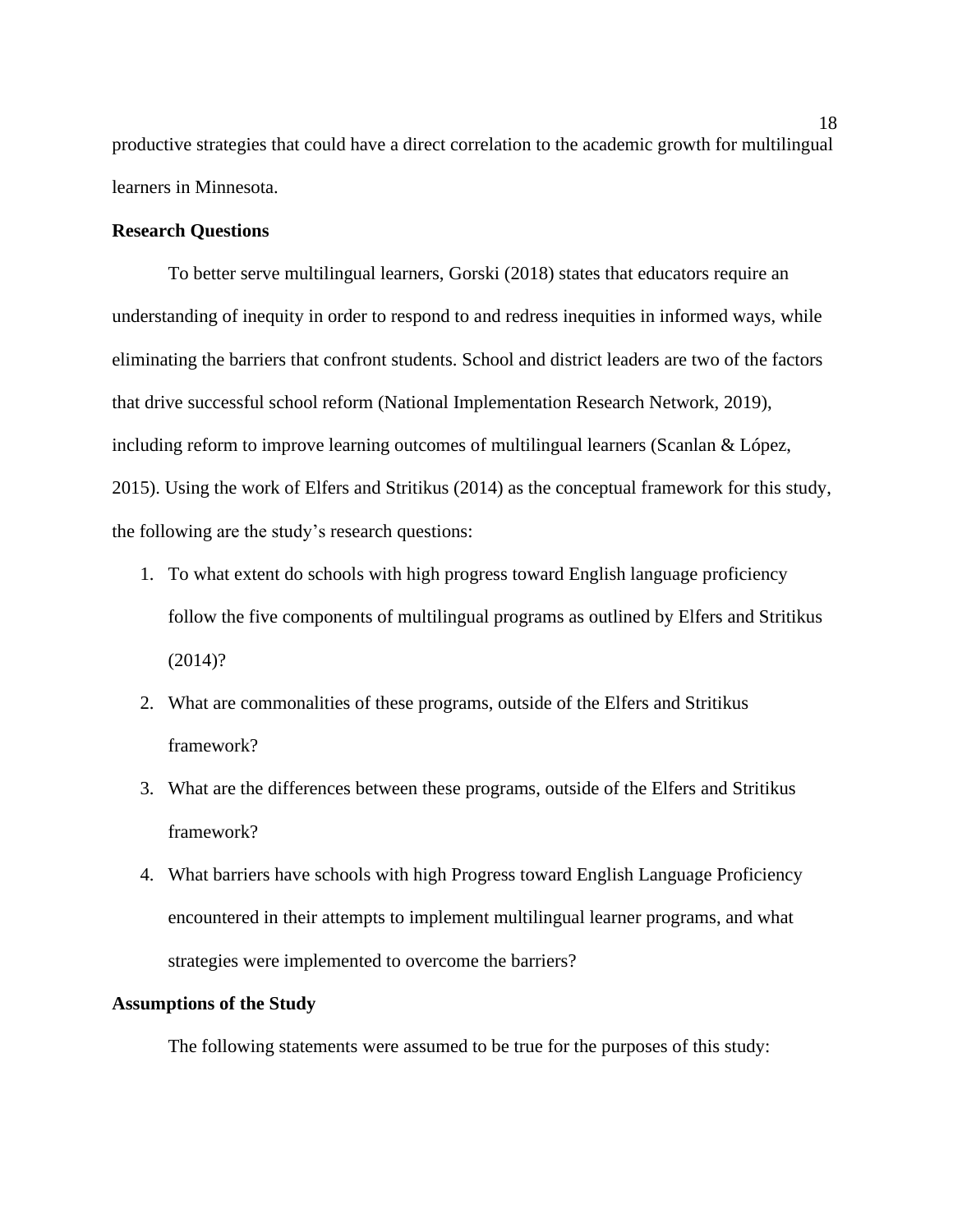productive strategies that could have a direct correlation to the academic growth for multilingual learners in Minnesota.

**Research Questions**

To better serve multilingual learners, Gorski (2018) states that educators require an understanding of inequity in order to respond to and redress inequities in informed ways, while eliminating the barriers that confront students. School and district leaders are two of the factors that drive successful school reform (National Implementation Research Network, 2019), including reform to improve learning outcomes of multilingual learners (Scanlan & López, 2015). Using the work of Elfers and Stritikus (2014) as the conceptual framework for this study, the following are the study's research questions:

1. To what extent do schools with high progress toward English language proficiency follow the five components of multilingual programs as outlined by Elfers and Stritikus (2014)?
2. What are commonalities of these programs, outside of the Elfers and Stritikus framework?
3. What are the differences between these programs, outside of the Elfers and Stritikus framework?
4. What barriers have schools with high Progress toward English Language Proficiency encountered in their attempts to implement multilingual learner programs, and what strategies were implemented to overcome the barriers?

**Assumptions of the Study**

The following statements were assumed to be true for the purposes of this study: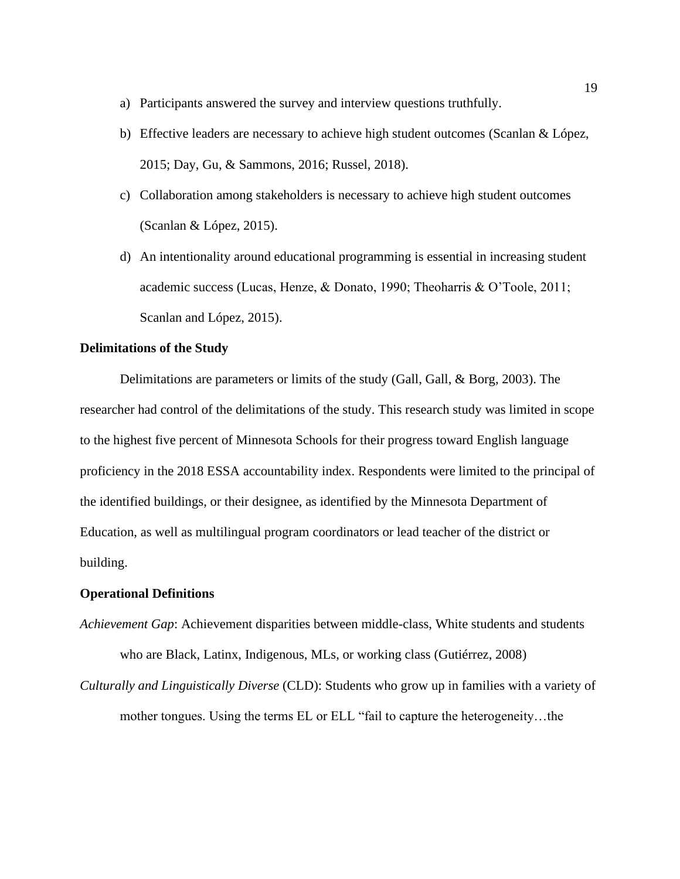a) Participants answered the survey and interview questions truthfully.
b) Effective leaders are necessary to achieve high student outcomes (Scanlan & López, 2015; Day, Gu, & Sammons, 2016; Russel, 2018).
c) Collaboration among stakeholders is necessary to achieve high student outcomes (Scanlan & López, 2015).
d) An intentionality around educational programming is essential in increasing student academic success (Lucas, Henze, & Donato, 1990; Theoharris & O'Toole, 2011; Scanlan and López, 2015).

**Delimitations of the Study**

Delimitations are parameters or limits of the study (Gall, Gall, & Borg, 2003). The researcher had control of the delimitations of the study. This research study was limited in scope to the highest five percent of Minnesota Schools for their progress toward English language proficiency in the 2018 ESSA accountability index. Respondents were limited to the principal of the identified buildings, or their designee, as identified by the Minnesota Department of Education, as well as multilingual program coordinators or lead teacher of the district or building.

**Operational Definitions**

*Achievement Gap*: Achievement disparities between middle-class, White students and students who are Black, Latinx, Indigenous, MLs, or working class (Gutiérrez, 2008)

*Culturally and Linguistically Diverse* (CLD): Students who grow up in families with a variety of mother tongues. Using the terms EL or ELL "fail to capture the heterogeneity…the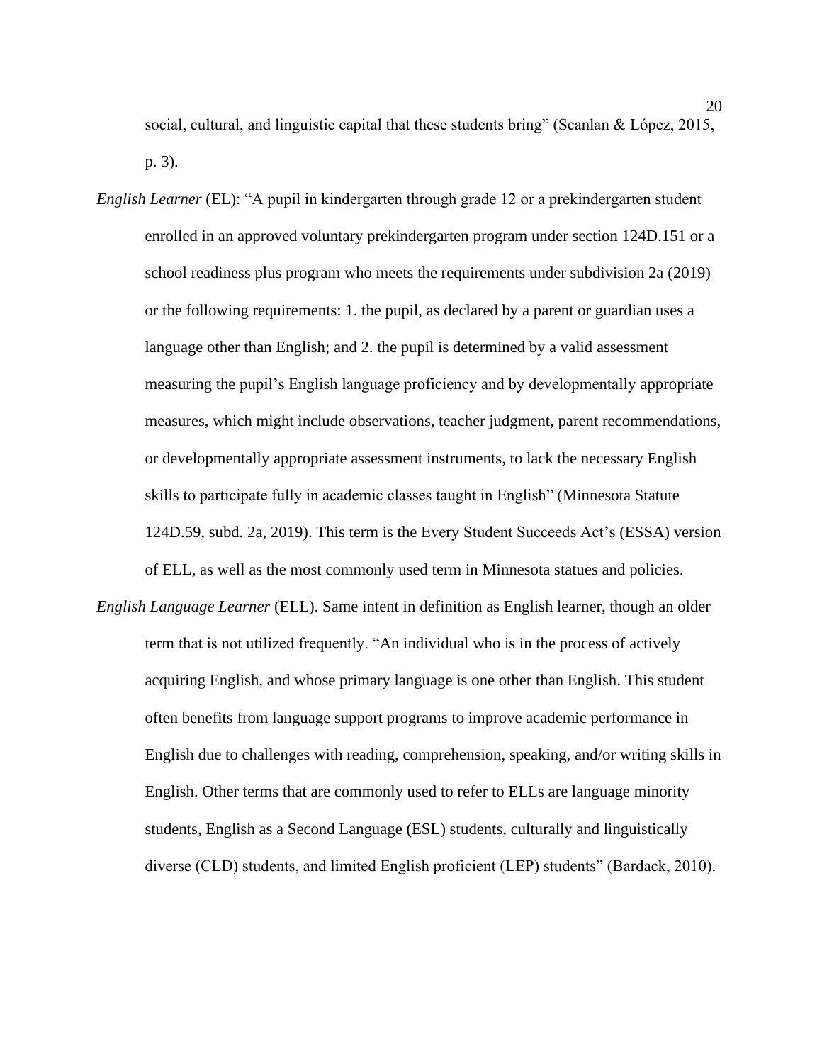social, cultural, and linguistic capital that these students bring" (Scanlan & López, 2015, p. 3).

*English Learner* (EL): "A pupil in kindergarten through grade 12 or a prekindergarten student enrolled in an approved voluntary prekindergarten program under section 124D.151 or a school readiness plus program who meets the requirements under subdivision 2a (2019) or the following requirements: 1. the pupil, as declared by a parent or guardian uses a language other than English; and 2. the pupil is determined by a valid assessment measuring the pupil's English language proficiency and by developmentally appropriate measures, which might include observations, teacher judgment, parent recommendations, or developmentally appropriate assessment instruments, to lack the necessary English skills to participate fully in academic classes taught in English" (Minnesota Statute 124D.59, subd. 2a, 2019). This term is the Every Student Succeeds Act's (ESSA) version of ELL, as well as the most commonly used term in Minnesota statues and policies.

*English Language Learner* (ELL). Same intent in definition as English learner, though an older term that is not utilized frequently. "An individual who is in the process of actively acquiring English, and whose primary language is one other than English. This student often benefits from language support programs to improve academic performance in English due to challenges with reading, comprehension, speaking, and/or writing skills in English. Other terms that are commonly used to refer to ELLs are language minority students, English as a Second Language (ESL) students, culturally and linguistically diverse (CLD) students, and limited English proficient (LEP) students" (Bardack, 2010).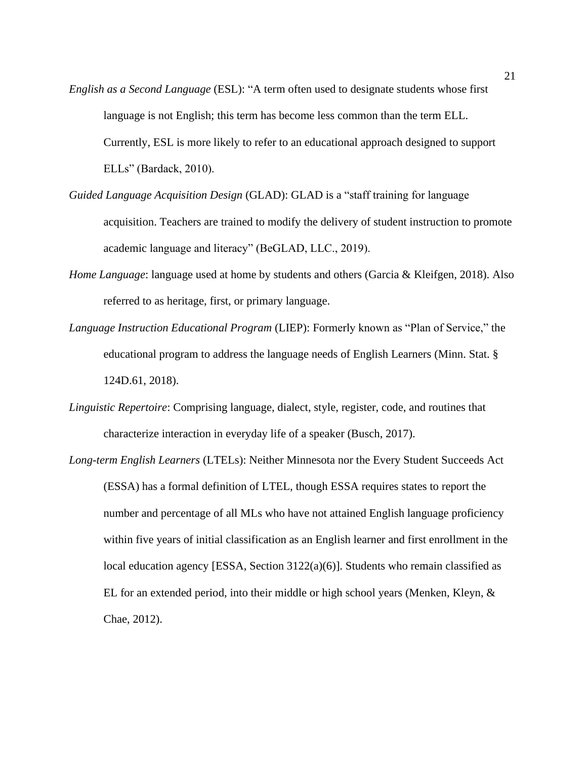*English as a Second Language* (ESL): "A term often used to designate students whose first language is not English; this term has become less common than the term ELL. Currently, ESL is more likely to refer to an educational approach designed to support ELLs" (Bardack, 2010).

*Guided Language Acquisition Design* (GLAD): GLAD is a "staff training for language acquisition. Teachers are trained to modify the delivery of student instruction to promote academic language and literacy" (BeGLAD, LLC., 2019).

*Home Language*: language used at home by students and others (Garcia & Kleifgen, 2018). Also referred to as heritage, first, or primary language.

*Language Instruction Educational Program* (LIEP): Formerly known as "Plan of Service," the educational program to address the language needs of English Learners (Minn. Stat. § 124D.61, 2018).

*Linguistic Repertoire*: Comprising language, dialect, style, register, code, and routines that characterize interaction in everyday life of a speaker (Busch, 2017).

*Long-term English Learners* (LTELs): Neither Minnesota nor the Every Student Succeeds Act (ESSA) has a formal definition of LTEL, though ESSA requires states to report the number and percentage of all MLs who have not attained English language proficiency within five years of initial classification as an English learner and first enrollment in the local education agency [ESSA, Section 3122(a)(6)]. Students who remain classified as EL for an extended period, into their middle or high school years (Menken, Kleyn, & Chae, 2012).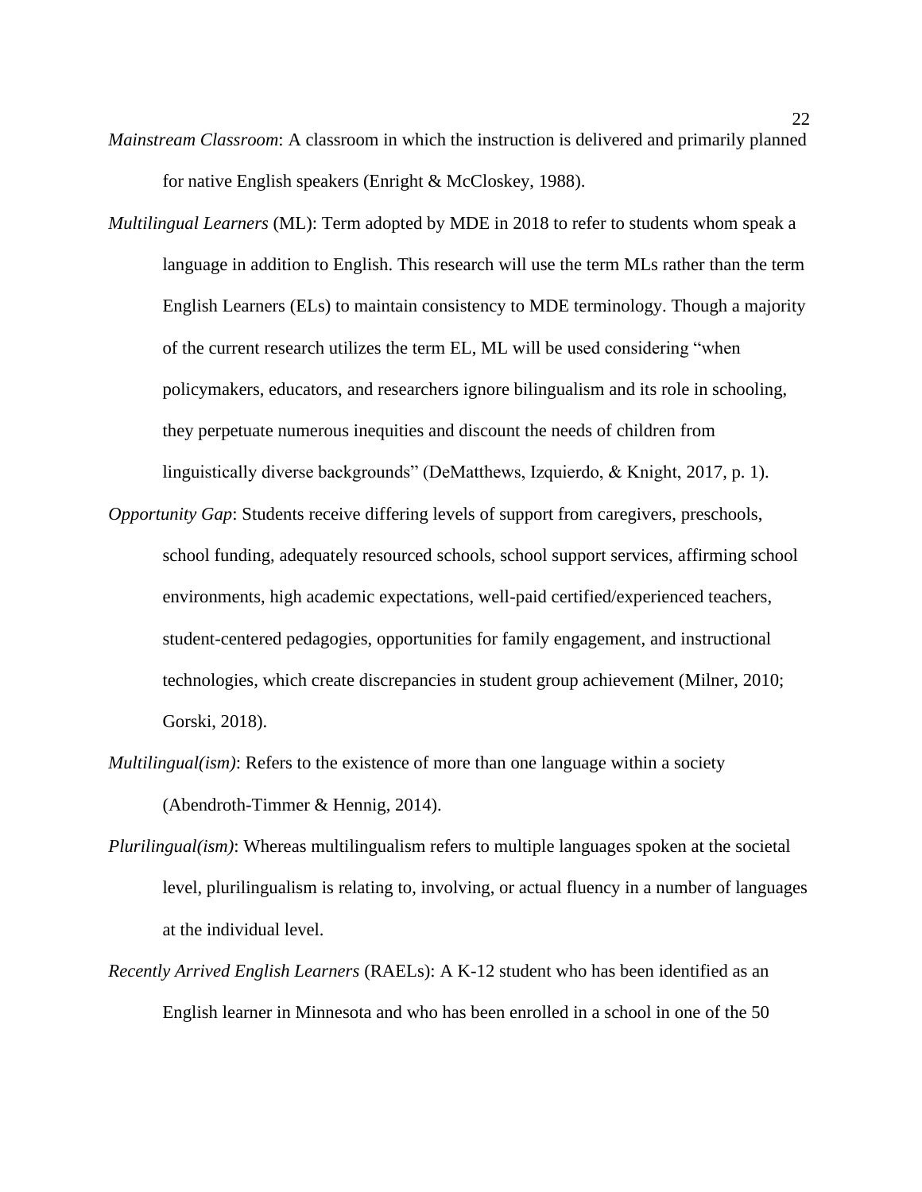*Mainstream Classroom*: A classroom in which the instruction is delivered and primarily planned for native English speakers (Enright & McCloskey, 1988).

*Multilingual Learners* (ML): Term adopted by MDE in 2018 to refer to students whom speak a language in addition to English. This research will use the term MLs rather than the term English Learners (ELs) to maintain consistency to MDE terminology. Though a majority of the current research utilizes the term EL, ML will be used considering "when policymakers, educators, and researchers ignore bilingualism and its role in schooling, they perpetuate numerous inequities and discount the needs of children from linguistically diverse backgrounds" (DeMatthews, Izquierdo, & Knight, 2017, p. 1).

*Opportunity Gap*: Students receive differing levels of support from caregivers, preschools, school funding, adequately resourced schools, school support services, affirming school environments, high academic expectations, well-paid certified/experienced teachers, student-centered pedagogies, opportunities for family engagement, and instructional technologies, which create discrepancies in student group achievement (Milner, 2010; Gorski, 2018).

*Multilingual(ism)*: Refers to the existence of more than one language within a society (Abendroth-Timmer & Hennig, 2014).

*Plurilingual(ism)*: Whereas multilingualism refers to multiple languages spoken at the societal level, plurilingualism is relating to, involving, or actual fluency in a number of languages at the individual level.

*Recently Arrived English Learners* (RAELs): A K-12 student who has been identified as an English learner in Minnesota and who has been enrolled in a school in one of the 50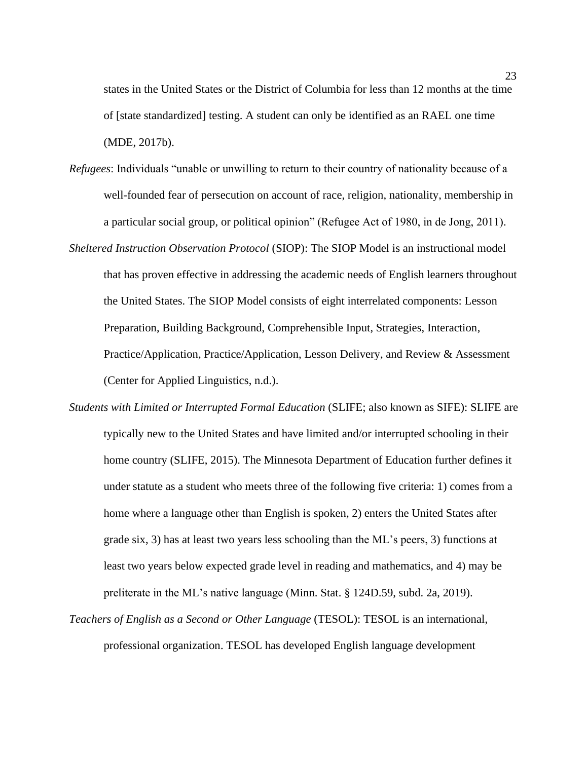states in the United States or the District of Columbia for less than 12 months at the time of [state standardized] testing. A student can only be identified as an RAEL one time (MDE, 2017b).

*Refugees*: Individuals "unable or unwilling to return to their country of nationality because of a well-founded fear of persecution on account of race, religion, nationality, membership in a particular social group, or political opinion" (Refugee Act of 1980, in de Jong, 2011).

*Sheltered Instruction Observation Protocol* (SIOP): The SIOP Model is an instructional model that has proven effective in addressing the academic needs of English learners throughout the United States. The SIOP Model consists of eight interrelated components: Lesson Preparation, Building Background, Comprehensible Input, Strategies, Interaction, Practice/Application, Practice/Application, Lesson Delivery, and Review & Assessment (Center for Applied Linguistics, n.d.).

*Students with Limited or Interrupted Formal Education* (SLIFE; also known as SIFE): SLIFE are typically new to the United States and have limited and/or interrupted schooling in their home country (SLIFE, 2015). The Minnesota Department of Education further defines it under statute as a student who meets three of the following five criteria: 1) comes from a home where a language other than English is spoken, 2) enters the United States after grade six, 3) has at least two years less schooling than the ML's peers, 3) functions at least two years below expected grade level in reading and mathematics, and 4) may be preliterate in the ML's native language (Minn. Stat. § 124D.59, subd. 2a, 2019).

*Teachers of English as a Second or Other Language* (TESOL): TESOL is an international, professional organization. TESOL has developed English language development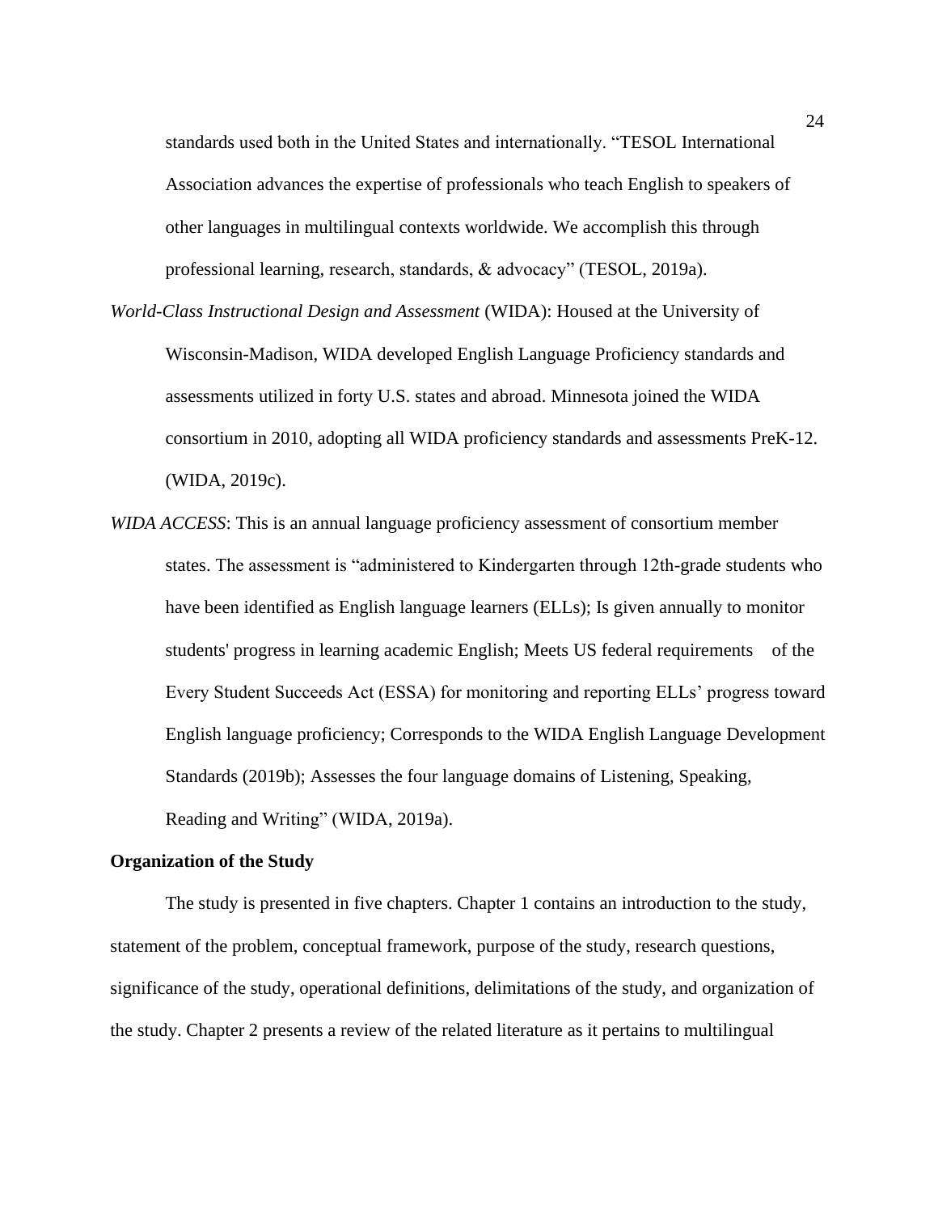standards used both in the United States and internationally. "TESOL International Association advances the expertise of professionals who teach English to speakers of other languages in multilingual contexts worldwide. We accomplish this through professional learning, research, standards, & advocacy" (TESOL, 2019a).

*World-Class Instructional Design and Assessment* (WIDA): Housed at the University of Wisconsin-Madison, WIDA developed English Language Proficiency standards and assessments utilized in forty U.S. states and abroad. Minnesota joined the WIDA consortium in 2010, adopting all WIDA proficiency standards and assessments PreK-12. (WIDA, 2019c).

*WIDA ACCESS*: This is an annual language proficiency assessment of consortium member states. The assessment is "administered to Kindergarten through 12th-grade students who have been identified as English language learners (ELLs); Is given annually to monitor students' progress in learning academic English; Meets US federal requirements of the Every Student Succeeds Act (ESSA) for monitoring and reporting ELLs' progress toward English language proficiency; Corresponds to the WIDA English Language Development Standards (2019b); Assesses the four language domains of Listening, Speaking, Reading and Writing" (WIDA, 2019a).

**Organization of the Study**

The study is presented in five chapters. Chapter 1 contains an introduction to the study, statement of the problem, conceptual framework, purpose of the study, research questions, significance of the study, operational definitions, delimitations of the study, and organization of the study. Chapter 2 presents a review of the related literature as it pertains to multilingual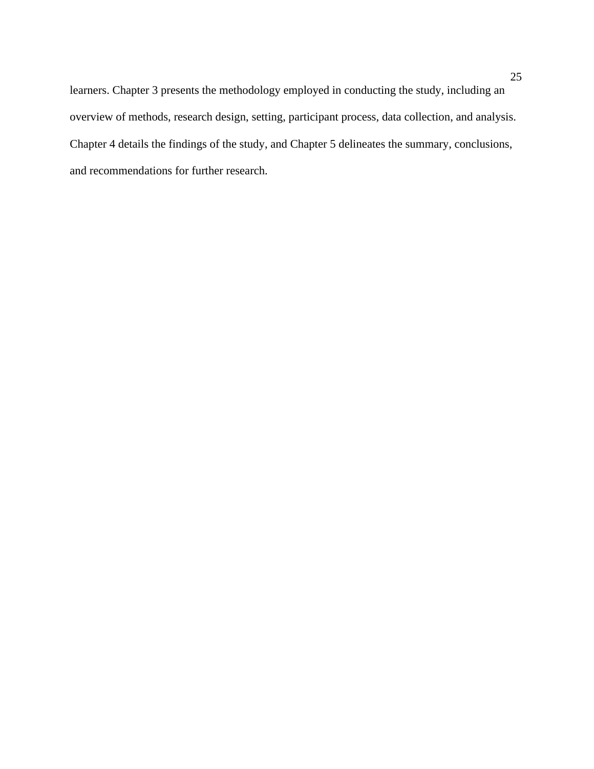learners. Chapter 3 presents the methodology employed in conducting the study, including an overview of methods, research design, setting, participant process, data collection, and analysis. Chapter 4 details the findings of the study, and Chapter 5 delineates the summary, conclusions, and recommendations for further research.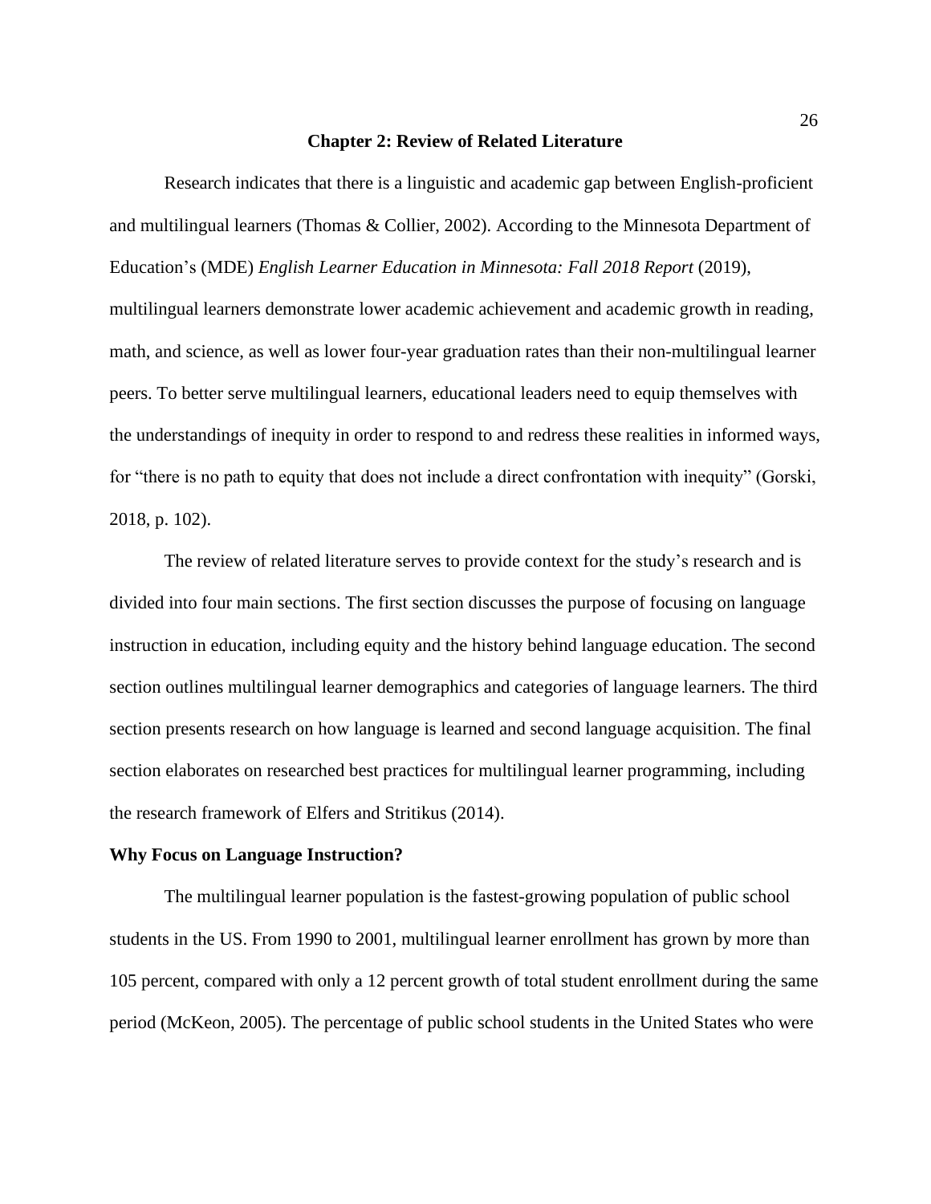# Chapter 2: Review of Related Literature

Research indicates that there is a linguistic and academic gap between English-proficient and multilingual learners (Thomas & Collier, 2002). According to the Minnesota Department of Education's (MDE) *English Learner Education in Minnesota: Fall 2018 Report* (2019), multilingual learners demonstrate lower academic achievement and academic growth in reading, math, and science, as well as lower four-year graduation rates than their non-multilingual learner peers. To better serve multilingual learners, educational leaders need to equip themselves with the understandings of inequity in order to respond to and redress these realities in informed ways, for "there is no path to equity that does not include a direct confrontation with inequity" (Gorski, 2018, p. 102).

The review of related literature serves to provide context for the study's research and is divided into four main sections. The first section discusses the purpose of focusing on language instruction in education, including equity and the history behind language education. The second section outlines multilingual learner demographics and categories of language learners. The third section presents research on how language is learned and second language acquisition. The final section elaborates on researched best practices for multilingual learner programming, including the research framework of Elfers and Stritikus (2014).

## Why Focus on Language Instruction?

The multilingual learner population is the fastest-growing population of public school students in the US. From 1990 to 2001, multilingual learner enrollment has grown by more than 105 percent, compared with only a 12 percent growth of total student enrollment during the same period (McKeon, 2005). The percentage of public school students in the United States who were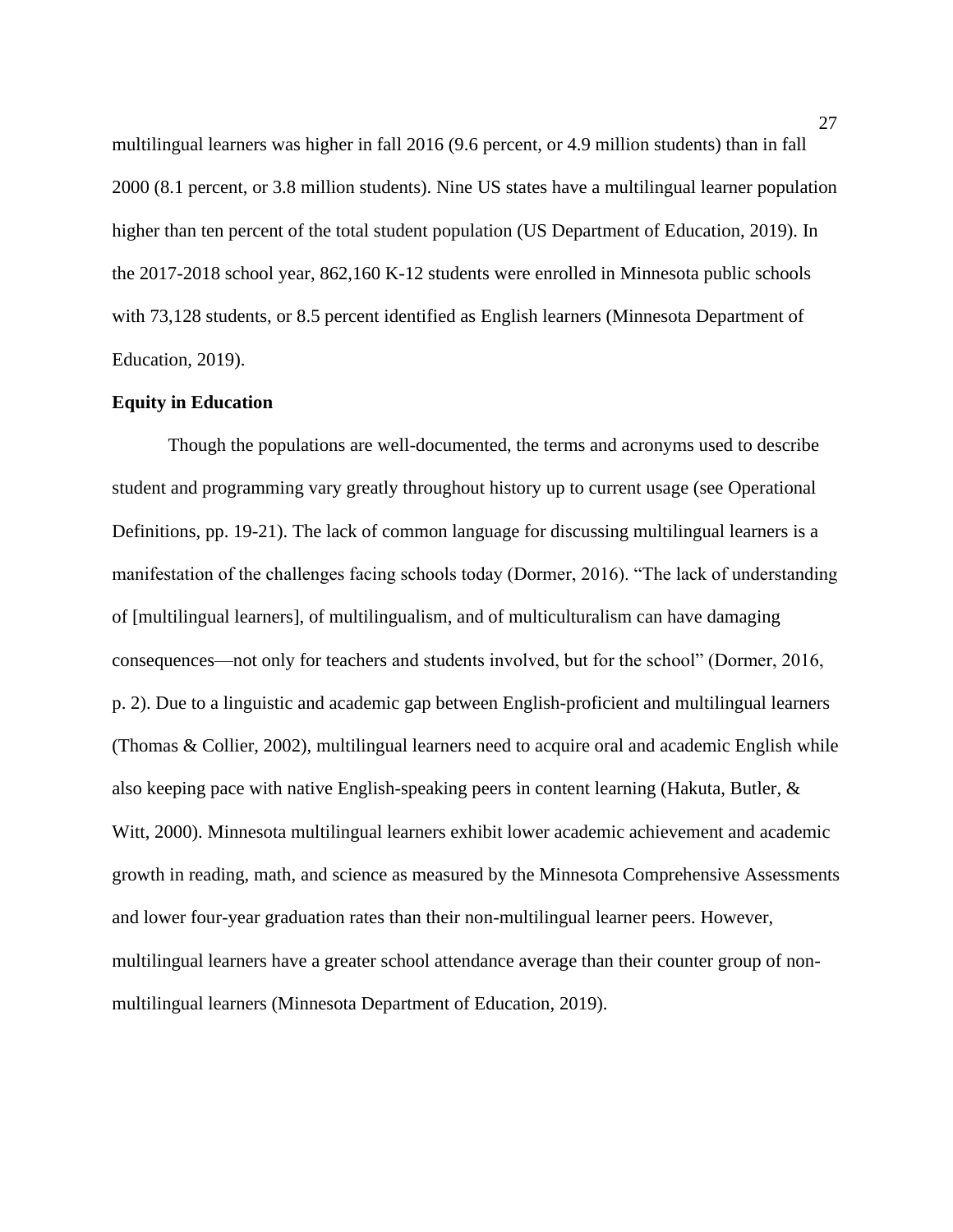multilingual learners was higher in fall 2016 (9.6 percent, or 4.9 million students) than in fall 2000 (8.1 percent, or 3.8 million students). Nine US states have a multilingual learner population higher than ten percent of the total student population (US Department of Education, 2019). In the 2017-2018 school year, 862,160 K-12 students were enrolled in Minnesota public schools with 73,128 students, or 8.5 percent identified as English learners (Minnesota Department of Education, 2019).

**Equity in Education**

Though the populations are well-documented, the terms and acronyms used to describe student and programming vary greatly throughout history up to current usage (see Operational Definitions, pp. 19-21). The lack of common language for discussing multilingual learners is a manifestation of the challenges facing schools today (Dormer, 2016). "The lack of understanding of [multilingual learners], of multilingualism, and of multiculturalism can have damaging consequences—not only for teachers and students involved, but for the school" (Dormer, 2016, p. 2). Due to a linguistic and academic gap between English-proficient and multilingual learners (Thomas & Collier, 2002), multilingual learners need to acquire oral and academic English while also keeping pace with native English-speaking peers in content learning (Hakuta, Butler, & Witt, 2000). Minnesota multilingual learners exhibit lower academic achievement and academic growth in reading, math, and science as measured by the Minnesota Comprehensive Assessments and lower four-year graduation rates than their non-multilingual learner peers. However, multilingual learners have a greater school attendance average than their counter group of non-multilingual learners (Minnesota Department of Education, 2019).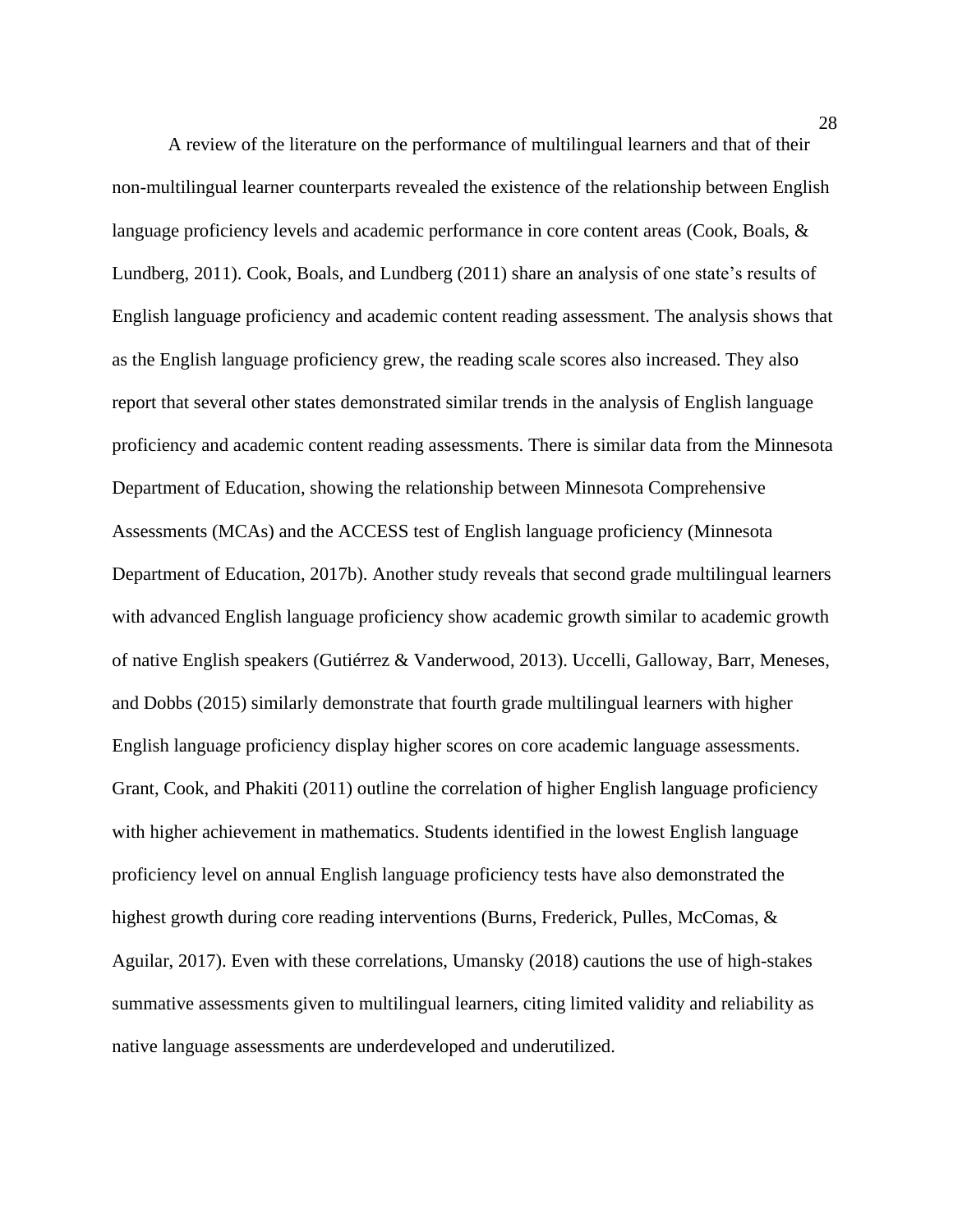A review of the literature on the performance of multilingual learners and that of their non-multilingual learner counterparts revealed the existence of the relationship between English language proficiency levels and academic performance in core content areas (Cook, Boals, & Lundberg, 2011). Cook, Boals, and Lundberg (2011) share an analysis of one state's results of English language proficiency and academic content reading assessment. The analysis shows that as the English language proficiency grew, the reading scale scores also increased. They also report that several other states demonstrated similar trends in the analysis of English language proficiency and academic content reading assessments. There is similar data from the Minnesota Department of Education, showing the relationship between Minnesota Comprehensive Assessments (MCAs) and the ACCESS test of English language proficiency (Minnesota Department of Education, 2017b). Another study reveals that second grade multilingual learners with advanced English language proficiency show academic growth similar to academic growth of native English speakers (Gutiérrez & Vanderwood, 2013). Uccelli, Galloway, Barr, Meneses, and Dobbs (2015) similarly demonstrate that fourth grade multilingual learners with higher English language proficiency display higher scores on core academic language assessments. Grant, Cook, and Phakiti (2011) outline the correlation of higher English language proficiency with higher achievement in mathematics. Students identified in the lowest English language proficiency level on annual English language proficiency tests have also demonstrated the highest growth during core reading interventions (Burns, Frederick, Pulles, McComas, & Aguilar, 2017). Even with these correlations, Umansky (2018) cautions the use of high-stakes summative assessments given to multilingual learners, citing limited validity and reliability as native language assessments are underdeveloped and underutilized.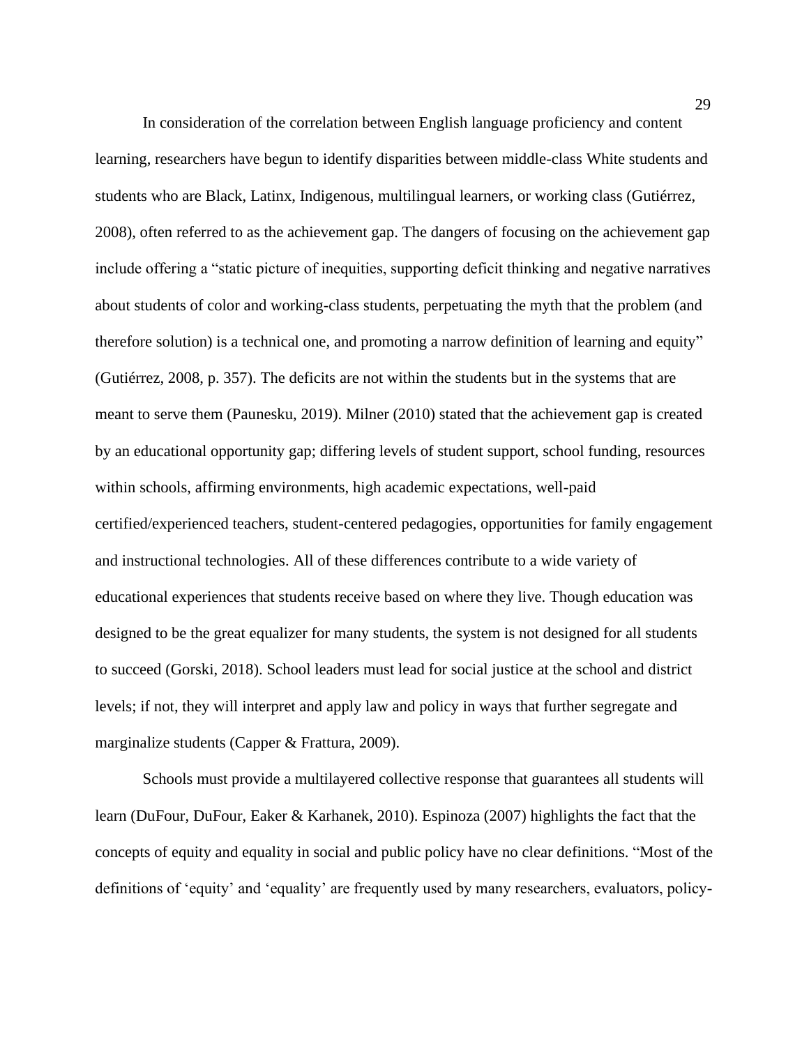In consideration of the correlation between English language proficiency and content learning, researchers have begun to identify disparities between middle-class White students and students who are Black, Latinx, Indigenous, multilingual learners, or working class (Gutiérrez, 2008), often referred to as the achievement gap. The dangers of focusing on the achievement gap include offering a "static picture of inequities, supporting deficit thinking and negative narratives about students of color and working-class students, perpetuating the myth that the problem (and therefore solution) is a technical one, and promoting a narrow definition of learning and equity" (Gutiérrez, 2008, p. 357). The deficits are not within the students but in the systems that are meant to serve them (Paunesku, 2019). Milner (2010) stated that the achievement gap is created by an educational opportunity gap; differing levels of student support, school funding, resources within schools, affirming environments, high academic expectations, well-paid certified/experienced teachers, student-centered pedagogies, opportunities for family engagement and instructional technologies. All of these differences contribute to a wide variety of educational experiences that students receive based on where they live. Though education was designed to be the great equalizer for many students, the system is not designed for all students to succeed (Gorski, 2018). School leaders must lead for social justice at the school and district levels; if not, they will interpret and apply law and policy in ways that further segregate and marginalize students (Capper & Frattura, 2009).

Schools must provide a multilayered collective response that guarantees all students will learn (DuFour, DuFour, Eaker & Karhanek, 2010). Espinoza (2007) highlights the fact that the concepts of equity and equality in social and public policy have no clear definitions. "Most of the definitions of 'equity' and 'equality' are frequently used by many researchers, evaluators, policy-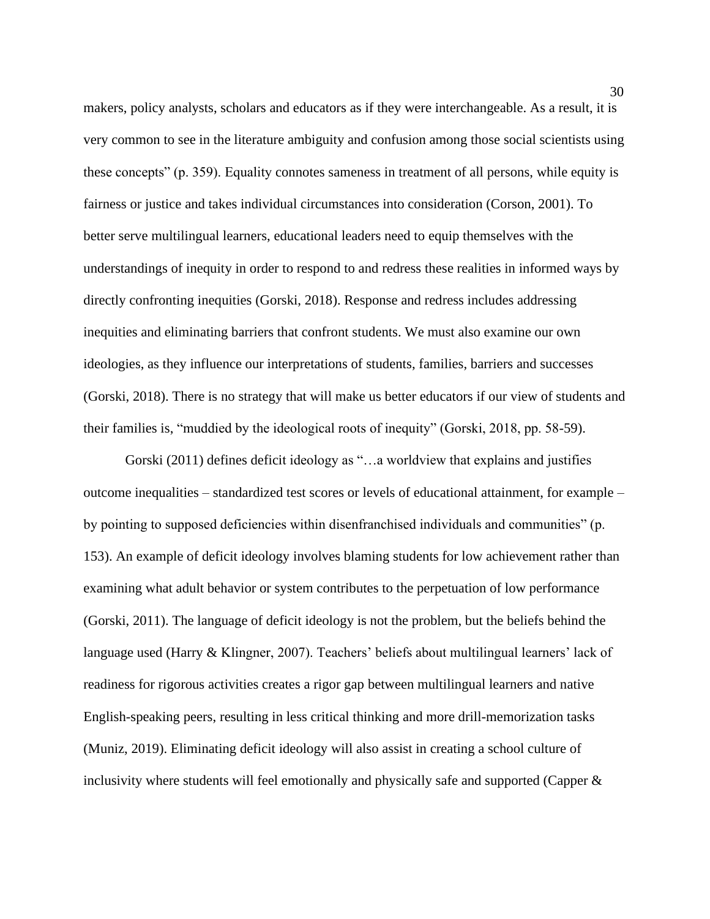makers, policy analysts, scholars and educators as if they were interchangeable. As a result, it is very common to see in the literature ambiguity and confusion among those social scientists using these concepts" (p. 359). Equality connotes sameness in treatment of all persons, while equity is fairness or justice and takes individual circumstances into consideration (Corson, 2001). To better serve multilingual learners, educational leaders need to equip themselves with the understandings of inequity in order to respond to and redress these realities in informed ways by directly confronting inequities (Gorski, 2018). Response and redress includes addressing inequities and eliminating barriers that confront students. We must also examine our own ideologies, as they influence our interpretations of students, families, barriers and successes (Gorski, 2018). There is no strategy that will make us better educators if our view of students and their families is, "muddied by the ideological roots of inequity" (Gorski, 2018, pp. 58-59).

Gorski (2011) defines deficit ideology as "…a worldview that explains and justifies outcome inequalities – standardized test scores or levels of educational attainment, for example – by pointing to supposed deficiencies within disenfranchised individuals and communities" (p. 153). An example of deficit ideology involves blaming students for low achievement rather than examining what adult behavior or system contributes to the perpetuation of low performance (Gorski, 2011). The language of deficit ideology is not the problem, but the beliefs behind the language used (Harry & Klingner, 2007). Teachers' beliefs about multilingual learners' lack of readiness for rigorous activities creates a rigor gap between multilingual learners and native English-speaking peers, resulting in less critical thinking and more drill-memorization tasks (Muniz, 2019). Eliminating deficit ideology will also assist in creating a school culture of inclusivity where students will feel emotionally and physically safe and supported (Capper &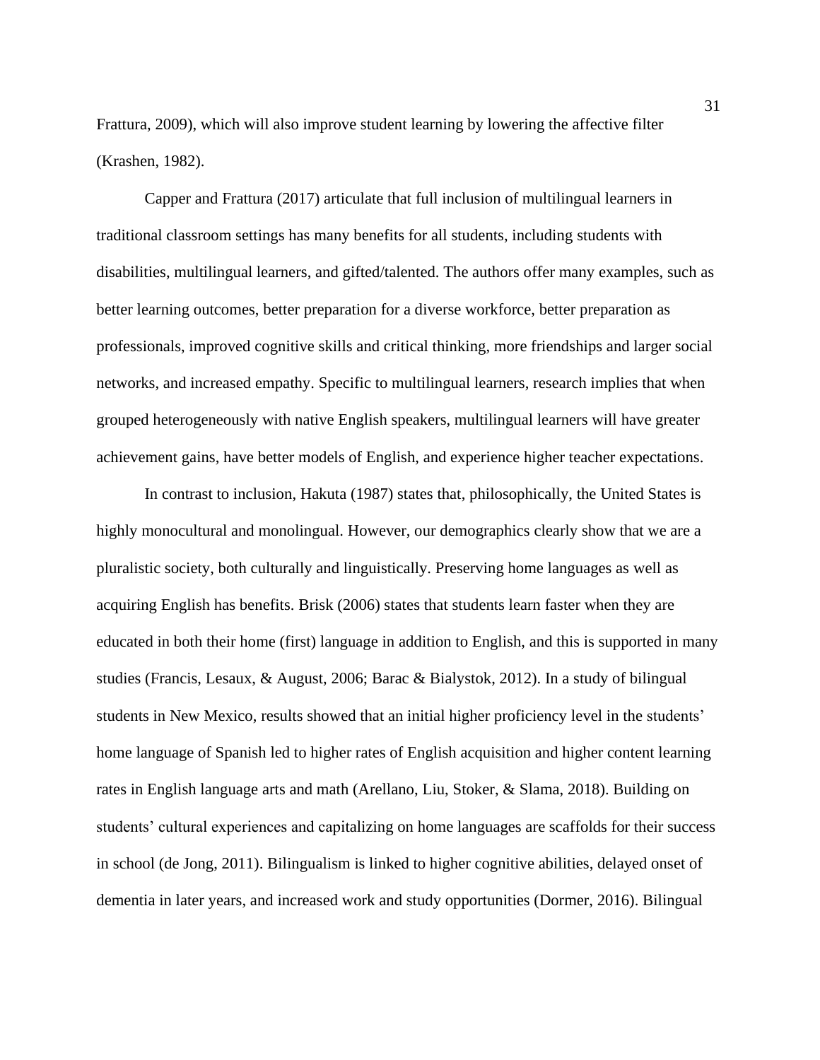Frattura, 2009), which will also improve student learning by lowering the affective filter (Krashen, 1982).

Capper and Frattura (2017) articulate that full inclusion of multilingual learners in traditional classroom settings has many benefits for all students, including students with disabilities, multilingual learners, and gifted/talented. The authors offer many examples, such as better learning outcomes, better preparation for a diverse workforce, better preparation as professionals, improved cognitive skills and critical thinking, more friendships and larger social networks, and increased empathy. Specific to multilingual learners, research implies that when grouped heterogeneously with native English speakers, multilingual learners will have greater achievement gains, have better models of English, and experience higher teacher expectations.

In contrast to inclusion, Hakuta (1987) states that, philosophically, the United States is highly monocultural and monolingual. However, our demographics clearly show that we are a pluralistic society, both culturally and linguistically. Preserving home languages as well as acquiring English has benefits. Brisk (2006) states that students learn faster when they are educated in both their home (first) language in addition to English, and this is supported in many studies (Francis, Lesaux, & August, 2006; Barac & Bialystok, 2012). In a study of bilingual students in New Mexico, results showed that an initial higher proficiency level in the students' home language of Spanish led to higher rates of English acquisition and higher content learning rates in English language arts and math (Arellano, Liu, Stoker, & Slama, 2018). Building on students' cultural experiences and capitalizing on home languages are scaffolds for their success in school (de Jong, 2011). Bilingualism is linked to higher cognitive abilities, delayed onset of dementia in later years, and increased work and study opportunities (Dormer, 2016). Bilingual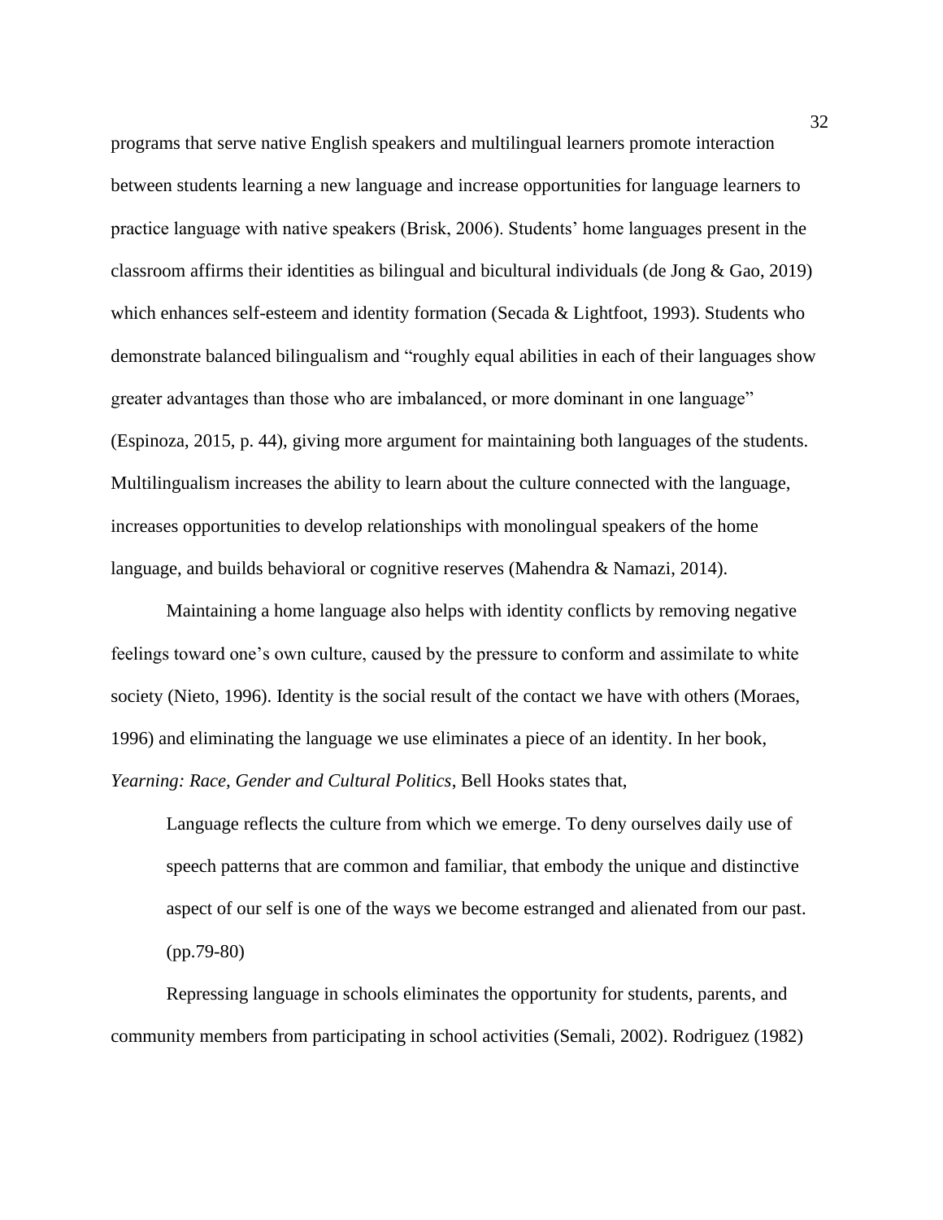programs that serve native English speakers and multilingual learners promote interaction between students learning a new language and increase opportunities for language learners to practice language with native speakers (Brisk, 2006). Students' home languages present in the classroom affirms their identities as bilingual and bicultural individuals (de Jong & Gao, 2019) which enhances self-esteem and identity formation (Secada & Lightfoot, 1993). Students who demonstrate balanced bilingualism and "roughly equal abilities in each of their languages show greater advantages than those who are imbalanced, or more dominant in one language" (Espinoza, 2015, p. 44), giving more argument for maintaining both languages of the students. Multilingualism increases the ability to learn about the culture connected with the language, increases opportunities to develop relationships with monolingual speakers of the home language, and builds behavioral or cognitive reserves (Mahendra & Namazi, 2014).

Maintaining a home language also helps with identity conflicts by removing negative feelings toward one's own culture, caused by the pressure to conform and assimilate to white society (Nieto, 1996). Identity is the social result of the contact we have with others (Moraes, 1996) and eliminating the language we use eliminates a piece of an identity. In her book, *Yearning: Race, Gender and Cultural Politics*, Bell Hooks states that,

> Language reflects the culture from which we emerge. To deny ourselves daily use of speech patterns that are common and familiar, that embody the unique and distinctive aspect of our self is one of the ways we become estranged and alienated from our past. (pp.79-80)

Repressing language in schools eliminates the opportunity for students, parents, and community members from participating in school activities (Semali, 2002). Rodriguez (1982)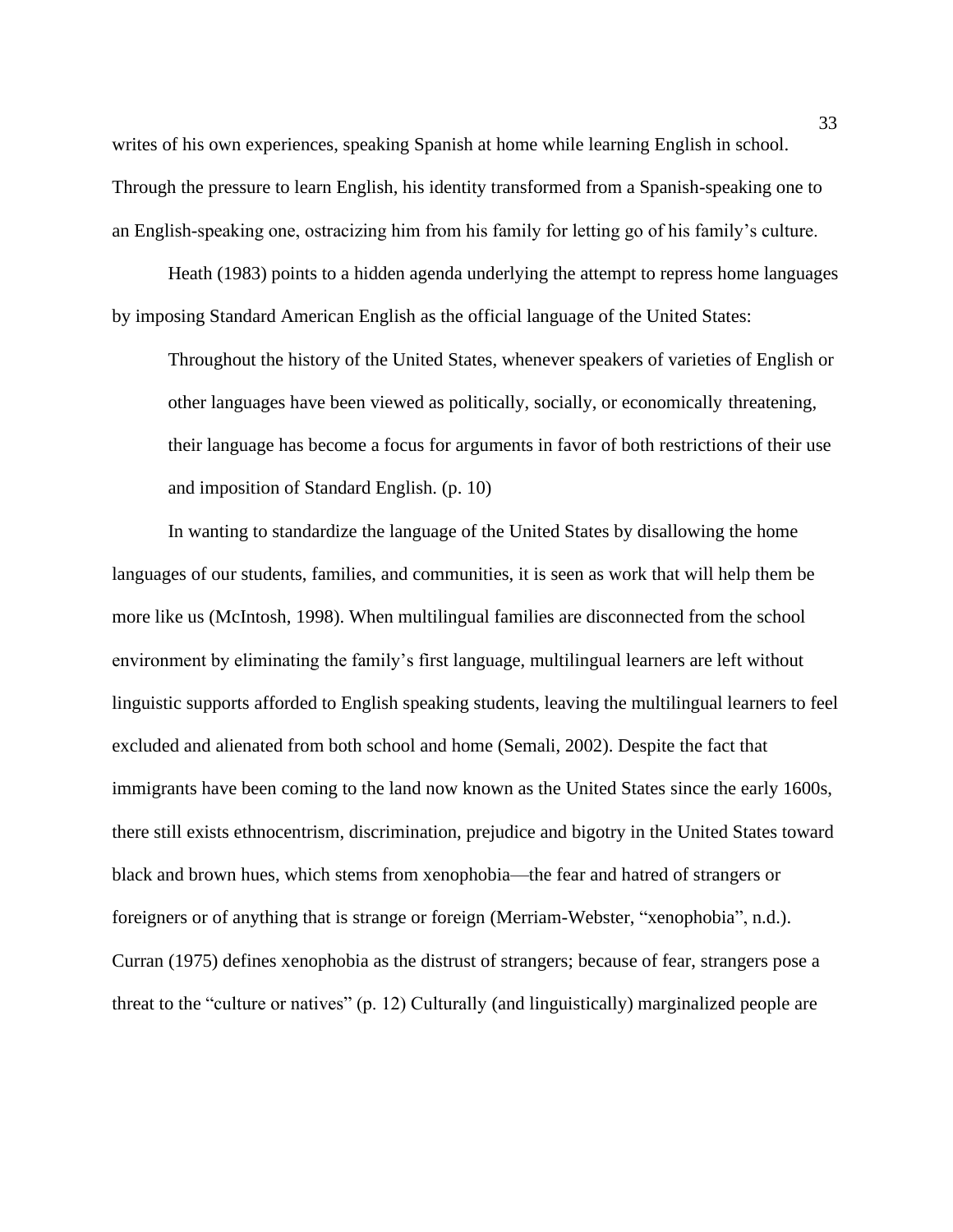writes of his own experiences, speaking Spanish at home while learning English in school. Through the pressure to learn English, his identity transformed from a Spanish-speaking one to an English-speaking one, ostracizing him from his family for letting go of his family's culture.

Heath (1983) points to a hidden agenda underlying the attempt to repress home languages by imposing Standard American English as the official language of the United States:

> Throughout the history of the United States, whenever speakers of varieties of English or other languages have been viewed as politically, socially, or economically threatening, their language has become a focus for arguments in favor of both restrictions of their use and imposition of Standard English. (p. 10)

In wanting to standardize the language of the United States by disallowing the home languages of our students, families, and communities, it is seen as work that will help them be more like us (McIntosh, 1998). When multilingual families are disconnected from the school environment by eliminating the family's first language, multilingual learners are left without linguistic supports afforded to English speaking students, leaving the multilingual learners to feel excluded and alienated from both school and home (Semali, 2002). Despite the fact that immigrants have been coming to the land now known as the United States since the early 1600s, there still exists ethnocentrism, discrimination, prejudice and bigotry in the United States toward black and brown hues, which stems from xenophobia—the fear and hatred of strangers or foreigners or of anything that is strange or foreign (Merriam-Webster, "xenophobia", n.d.). Curran (1975) defines xenophobia as the distrust of strangers; because of fear, strangers pose a threat to the "culture or natives" (p. 12) Culturally (and linguistically) marginalized people are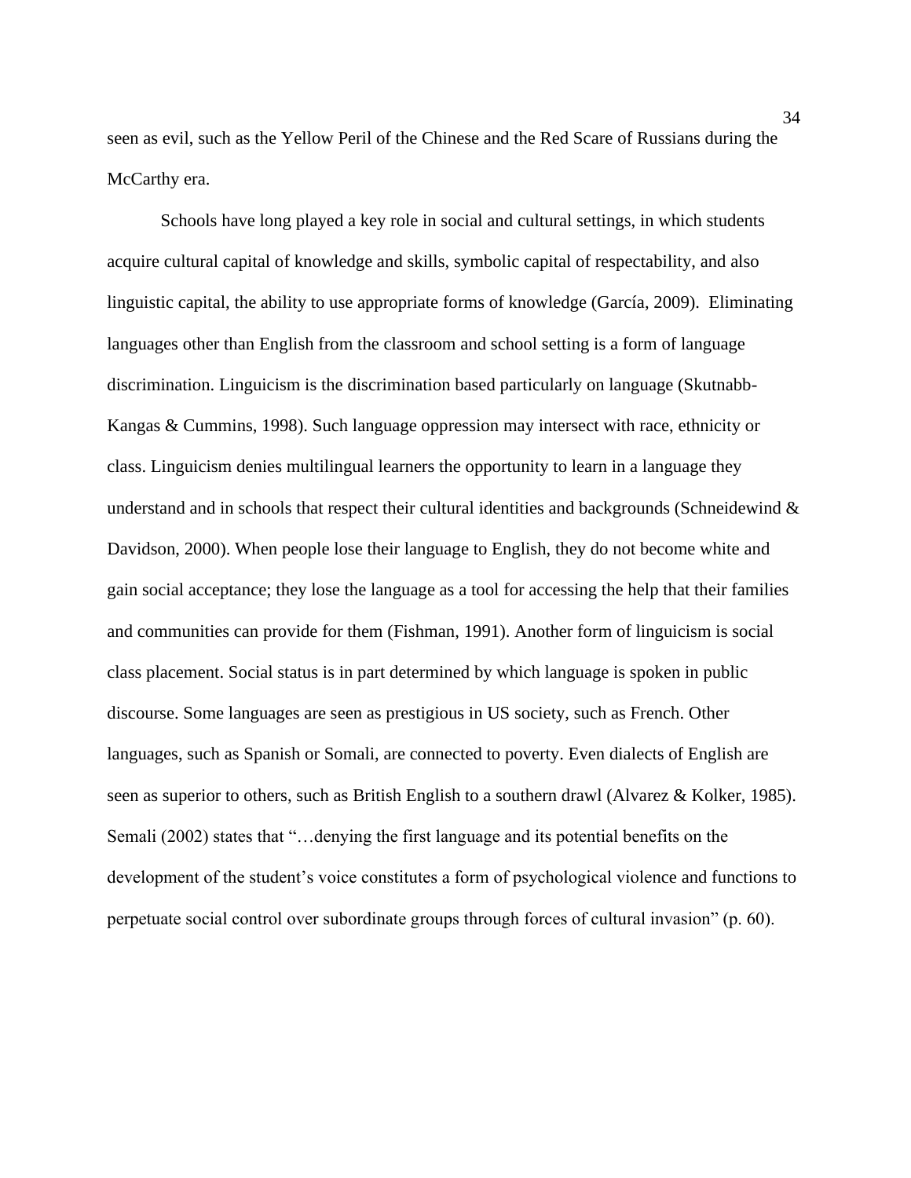seen as evil, such as the Yellow Peril of the Chinese and the Red Scare of Russians during the McCarthy era.

Schools have long played a key role in social and cultural settings, in which students acquire cultural capital of knowledge and skills, symbolic capital of respectability, and also linguistic capital, the ability to use appropriate forms of knowledge (García, 2009). Eliminating languages other than English from the classroom and school setting is a form of language discrimination. Linguicism is the discrimination based particularly on language (Skutnabb-Kangas & Cummins, 1998). Such language oppression may intersect with race, ethnicity or class. Linguicism denies multilingual learners the opportunity to learn in a language they understand and in schools that respect their cultural identities and backgrounds (Schneidewind & Davidson, 2000). When people lose their language to English, they do not become white and gain social acceptance; they lose the language as a tool for accessing the help that their families and communities can provide for them (Fishman, 1991). Another form of linguicism is social class placement. Social status is in part determined by which language is spoken in public discourse. Some languages are seen as prestigious in US society, such as French. Other languages, such as Spanish or Somali, are connected to poverty. Even dialects of English are seen as superior to others, such as British English to a southern drawl (Alvarez & Kolker, 1985). Semali (2002) states that "…denying the first language and its potential benefits on the development of the student's voice constitutes a form of psychological violence and functions to perpetuate social control over subordinate groups through forces of cultural invasion" (p. 60).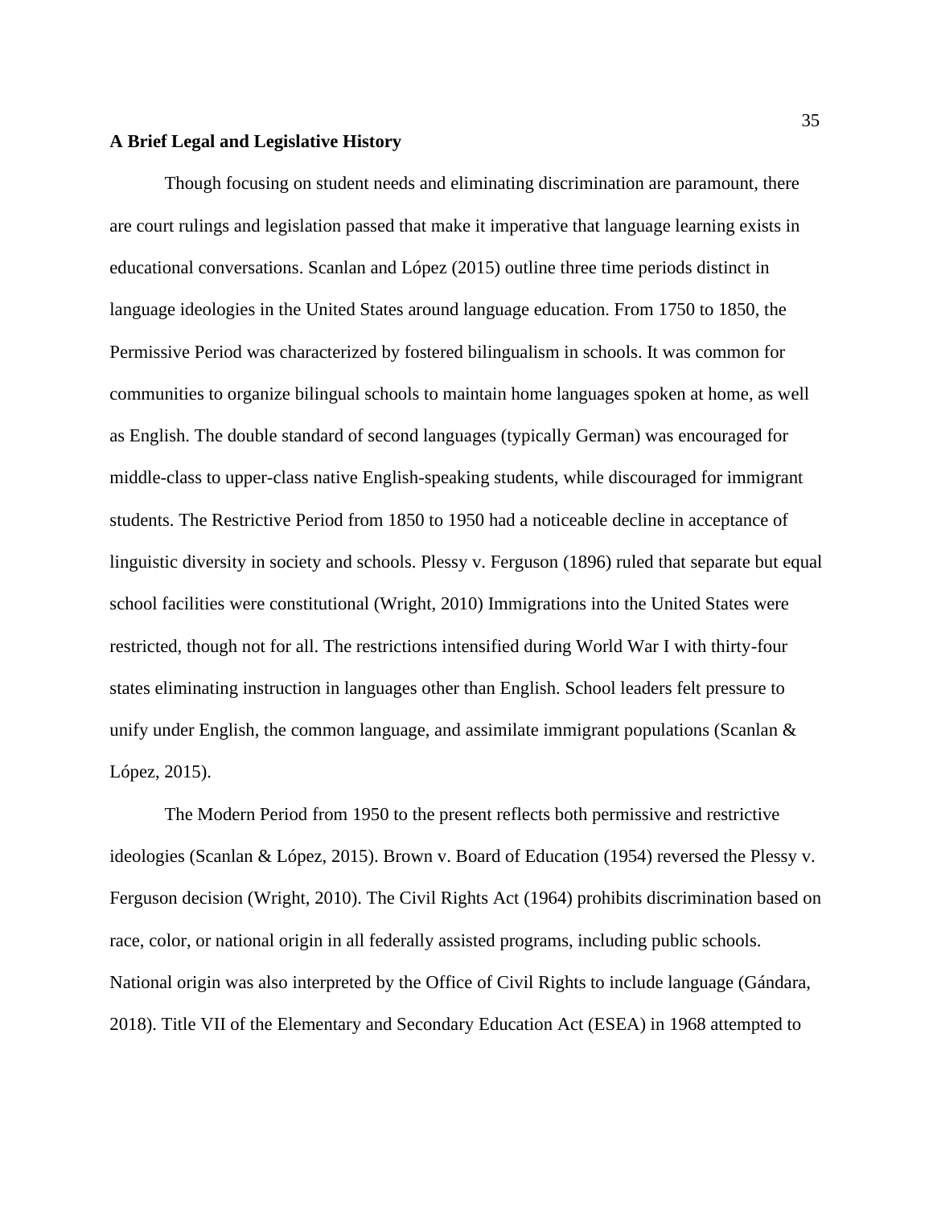**A Brief Legal and Legislative History**

Though focusing on student needs and eliminating discrimination are paramount, there are court rulings and legislation passed that make it imperative that language learning exists in educational conversations. Scanlan and López (2015) outline three time periods distinct in language ideologies in the United States around language education. From 1750 to 1850, the Permissive Period was characterized by fostered bilingualism in schools. It was common for communities to organize bilingual schools to maintain home languages spoken at home, as well as English. The double standard of second languages (typically German) was encouraged for middle-class to upper-class native English-speaking students, while discouraged for immigrant students. The Restrictive Period from 1850 to 1950 had a noticeable decline in acceptance of linguistic diversity in society and schools. Plessy v. Ferguson (1896) ruled that separate but equal school facilities were constitutional (Wright, 2010) Immigrations into the United States were restricted, though not for all. The restrictions intensified during World War I with thirty-four states eliminating instruction in languages other than English. School leaders felt pressure to unify under English, the common language, and assimilate immigrant populations (Scanlan & López, 2015).

The Modern Period from 1950 to the present reflects both permissive and restrictive ideologies (Scanlan & López, 2015). Brown v. Board of Education (1954) reversed the Plessy v. Ferguson decision (Wright, 2010). The Civil Rights Act (1964) prohibits discrimination based on race, color, or national origin in all federally assisted programs, including public schools. National origin was also interpreted by the Office of Civil Rights to include language (Gándara, 2018). Title VII of the Elementary and Secondary Education Act (ESEA) in 1968 attempted to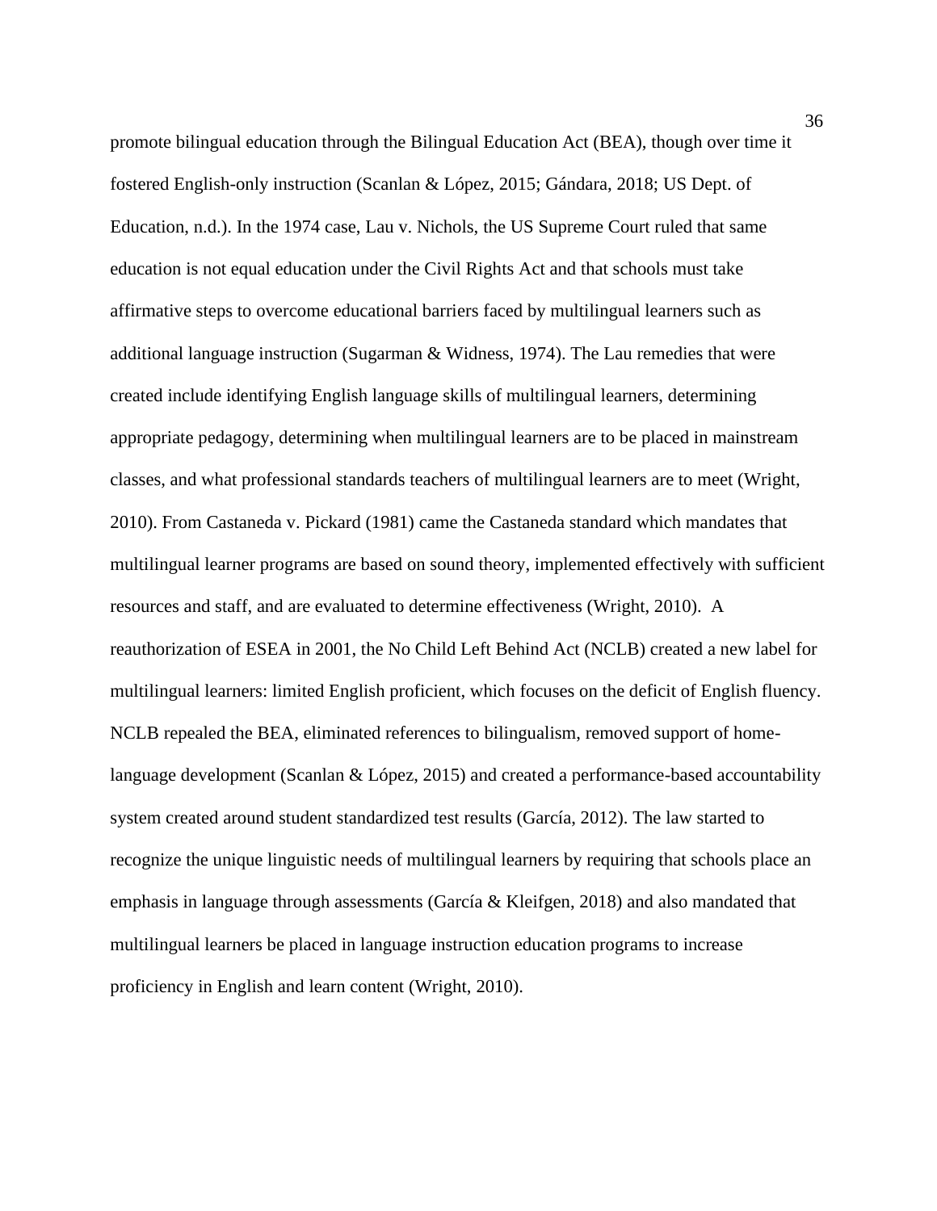promote bilingual education through the Bilingual Education Act (BEA), though over time it fostered English-only instruction (Scanlan & López, 2015; Gándara, 2018; US Dept. of Education, n.d.). In the 1974 case, Lau v. Nichols, the US Supreme Court ruled that same education is not equal education under the Civil Rights Act and that schools must take affirmative steps to overcome educational barriers faced by multilingual learners such as additional language instruction (Sugarman & Widness, 1974). The Lau remedies that were created include identifying English language skills of multilingual learners, determining appropriate pedagogy, determining when multilingual learners are to be placed in mainstream classes, and what professional standards teachers of multilingual learners are to meet (Wright, 2010). From Castaneda v. Pickard (1981) came the Castaneda standard which mandates that multilingual learner programs are based on sound theory, implemented effectively with sufficient resources and staff, and are evaluated to determine effectiveness (Wright, 2010). A reauthorization of ESEA in 2001, the No Child Left Behind Act (NCLB) created a new label for multilingual learners: limited English proficient, which focuses on the deficit of English fluency. NCLB repealed the BEA, eliminated references to bilingualism, removed support of home-language development (Scanlan & López, 2015) and created a performance-based accountability system created around student standardized test results (García, 2012). The law started to recognize the unique linguistic needs of multilingual learners by requiring that schools place an emphasis in language through assessments (García & Kleifgen, 2018) and also mandated that multilingual learners be placed in language instruction education programs to increase proficiency in English and learn content (Wright, 2010).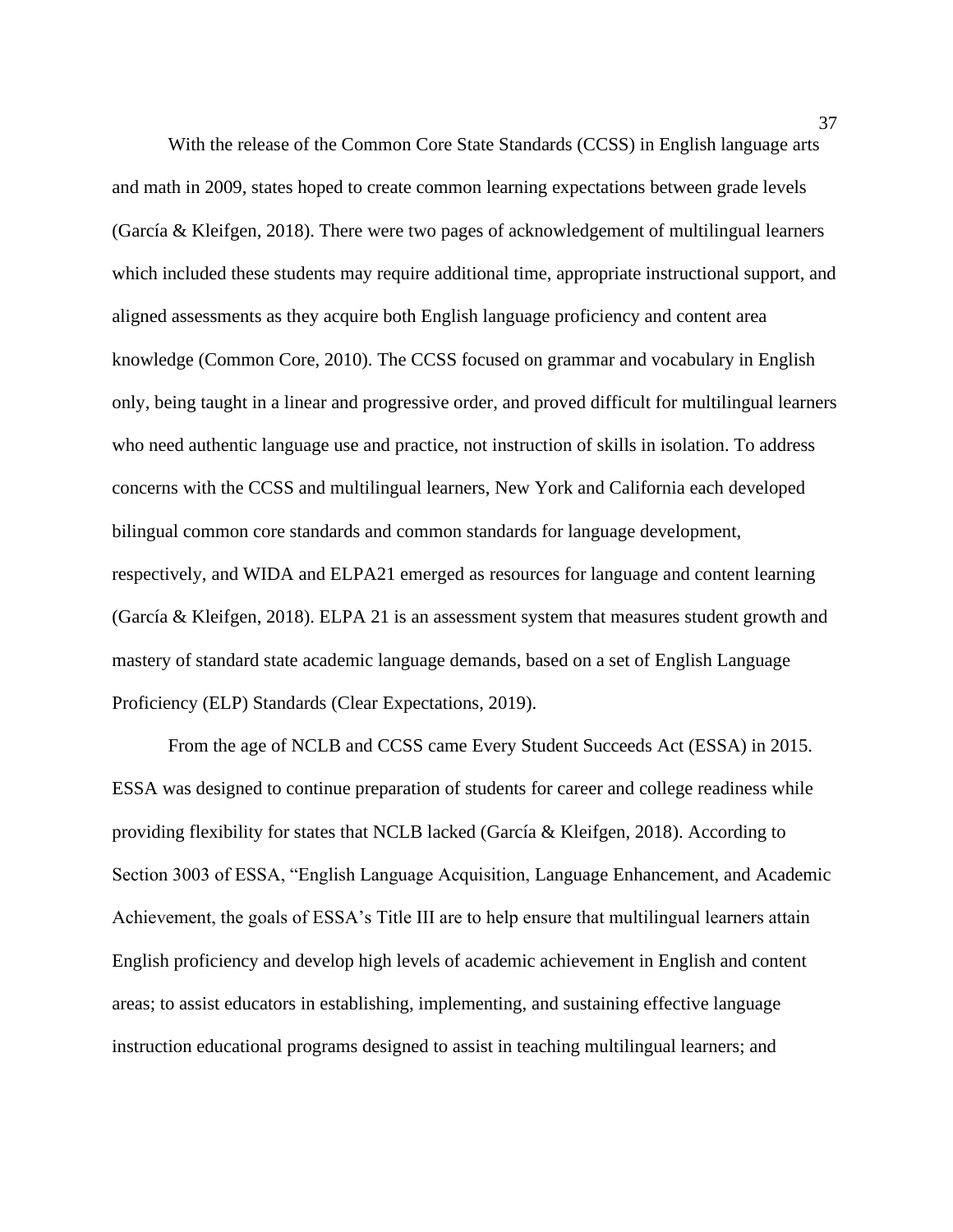With the release of the Common Core State Standards (CCSS) in English language arts and math in 2009, states hoped to create common learning expectations between grade levels (García & Kleifgen, 2018). There were two pages of acknowledgement of multilingual learners which included these students may require additional time, appropriate instructional support, and aligned assessments as they acquire both English language proficiency and content area knowledge (Common Core, 2010). The CCSS focused on grammar and vocabulary in English only, being taught in a linear and progressive order, and proved difficult for multilingual learners who need authentic language use and practice, not instruction of skills in isolation. To address concerns with the CCSS and multilingual learners, New York and California each developed bilingual common core standards and common standards for language development, respectively, and WIDA and ELPA21 emerged as resources for language and content learning (García & Kleifgen, 2018). ELPA 21 is an assessment system that measures student growth and mastery of standard state academic language demands, based on a set of English Language Proficiency (ELP) Standards (Clear Expectations, 2019).

From the age of NCLB and CCSS came Every Student Succeeds Act (ESSA) in 2015. ESSA was designed to continue preparation of students for career and college readiness while providing flexibility for states that NCLB lacked (García & Kleifgen, 2018). According to Section 3003 of ESSA, "English Language Acquisition, Language Enhancement, and Academic Achievement, the goals of ESSA's Title III are to help ensure that multilingual learners attain English proficiency and develop high levels of academic achievement in English and content areas; to assist educators in establishing, implementing, and sustaining effective language instruction educational programs designed to assist in teaching multilingual learners; and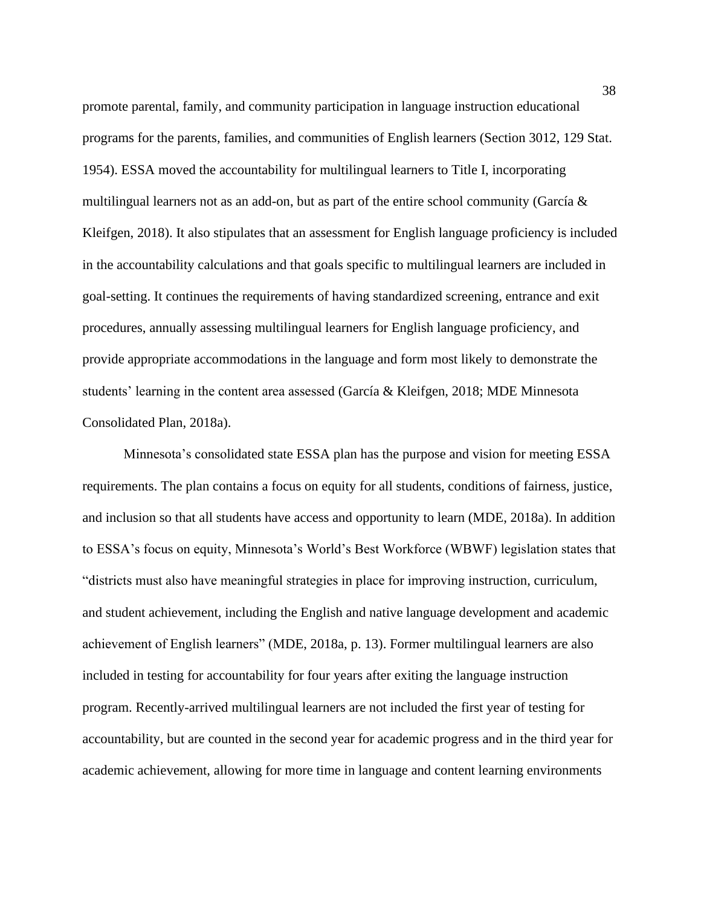promote parental, family, and community participation in language instruction educational programs for the parents, families, and communities of English learners (Section 3012, 129 Stat. 1954). ESSA moved the accountability for multilingual learners to Title I, incorporating multilingual learners not as an add-on, but as part of the entire school community (García & Kleifgen, 2018). It also stipulates that an assessment for English language proficiency is included in the accountability calculations and that goals specific to multilingual learners are included in goal-setting. It continues the requirements of having standardized screening, entrance and exit procedures, annually assessing multilingual learners for English language proficiency, and provide appropriate accommodations in the language and form most likely to demonstrate the students' learning in the content area assessed (García & Kleifgen, 2018; MDE Minnesota Consolidated Plan, 2018a).

Minnesota's consolidated state ESSA plan has the purpose and vision for meeting ESSA requirements. The plan contains a focus on equity for all students, conditions of fairness, justice, and inclusion so that all students have access and opportunity to learn (MDE, 2018a). In addition to ESSA's focus on equity, Minnesota's World's Best Workforce (WBWF) legislation states that "districts must also have meaningful strategies in place for improving instruction, curriculum, and student achievement, including the English and native language development and academic achievement of English learners" (MDE, 2018a, p. 13). Former multilingual learners are also included in testing for accountability for four years after exiting the language instruction program. Recently-arrived multilingual learners are not included the first year of testing for accountability, but are counted in the second year for academic progress and in the third year for academic achievement, allowing for more time in language and content learning environments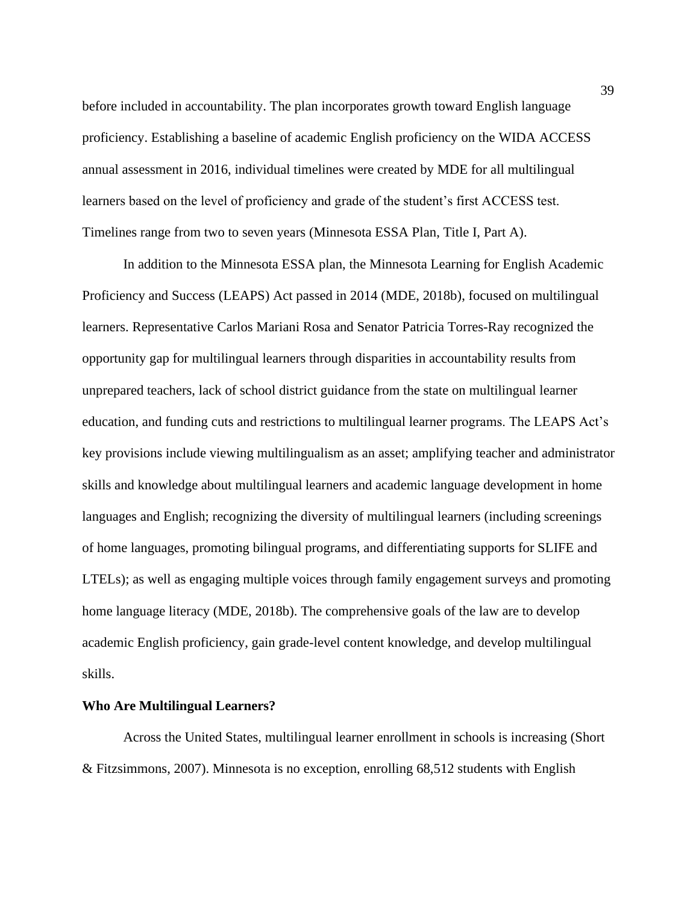before included in accountability. The plan incorporates growth toward English language proficiency. Establishing a baseline of academic English proficiency on the WIDA ACCESS annual assessment in 2016, individual timelines were created by MDE for all multilingual learners based on the level of proficiency and grade of the student's first ACCESS test. Timelines range from two to seven years (Minnesota ESSA Plan, Title I, Part A).

In addition to the Minnesota ESSA plan, the Minnesota Learning for English Academic Proficiency and Success (LEAPS) Act passed in 2014 (MDE, 2018b), focused on multilingual learners. Representative Carlos Mariani Rosa and Senator Patricia Torres-Ray recognized the opportunity gap for multilingual learners through disparities in accountability results from unprepared teachers, lack of school district guidance from the state on multilingual learner education, and funding cuts and restrictions to multilingual learner programs. The LEAPS Act's key provisions include viewing multilingualism as an asset; amplifying teacher and administrator skills and knowledge about multilingual learners and academic language development in home languages and English; recognizing the diversity of multilingual learners (including screenings of home languages, promoting bilingual programs, and differentiating supports for SLIFE and LTELs); as well as engaging multiple voices through family engagement surveys and promoting home language literacy (MDE, 2018b). The comprehensive goals of the law are to develop academic English proficiency, gain grade-level content knowledge, and develop multilingual skills.

**Who Are Multilingual Learners?**

Across the United States, multilingual learner enrollment in schools is increasing (Short & Fitzsimmons, 2007). Minnesota is no exception, enrolling 68,512 students with English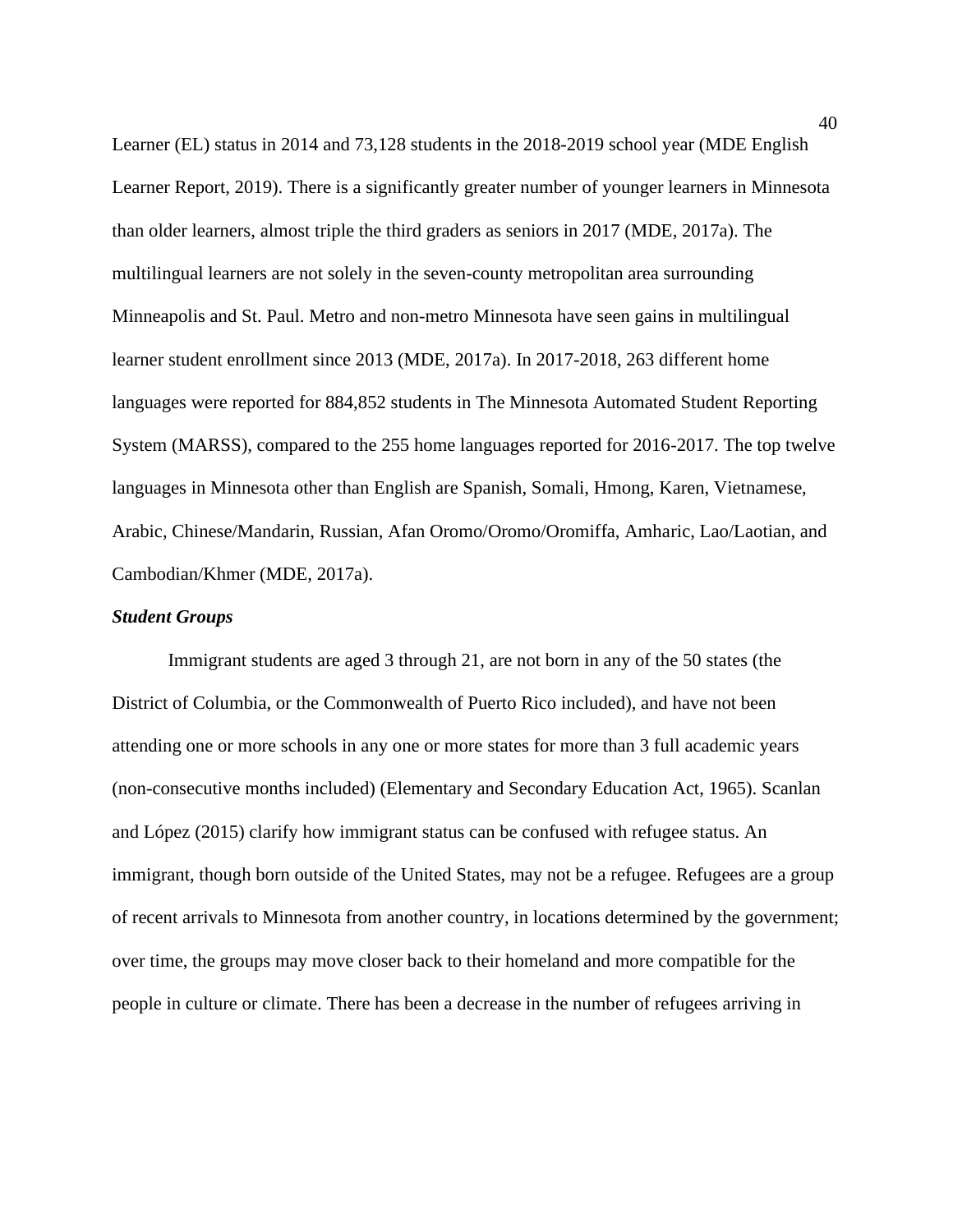Learner (EL) status in 2014 and 73,128 students in the 2018-2019 school year (MDE English Learner Report, 2019). There is a significantly greater number of younger learners in Minnesota than older learners, almost triple the third graders as seniors in 2017 (MDE, 2017a). The multilingual learners are not solely in the seven-county metropolitan area surrounding Minneapolis and St. Paul. Metro and non-metro Minnesota have seen gains in multilingual learner student enrollment since 2013 (MDE, 2017a). In 2017-2018, 263 different home languages were reported for 884,852 students in The Minnesota Automated Student Reporting System (MARSS), compared to the 255 home languages reported for 2016-2017. The top twelve languages in Minnesota other than English are Spanish, Somali, Hmong, Karen, Vietnamese, Arabic, Chinese/Mandarin, Russian, Afan Oromo/Oromo/Oromiffa, Amharic, Lao/Laotian, and Cambodian/Khmer (MDE, 2017a).

### ***Student Groups***

Immigrant students are aged 3 through 21, are not born in any of the 50 states (the District of Columbia, or the Commonwealth of Puerto Rico included), and have not been attending one or more schools in any one or more states for more than 3 full academic years (non-consecutive months included) (Elementary and Secondary Education Act, 1965). Scanlan and López (2015) clarify how immigrant status can be confused with refugee status. An immigrant, though born outside of the United States, may not be a refugee. Refugees are a group of recent arrivals to Minnesota from another country, in locations determined by the government; over time, the groups may move closer back to their homeland and more compatible for the people in culture or climate. There has been a decrease in the number of refugees arriving in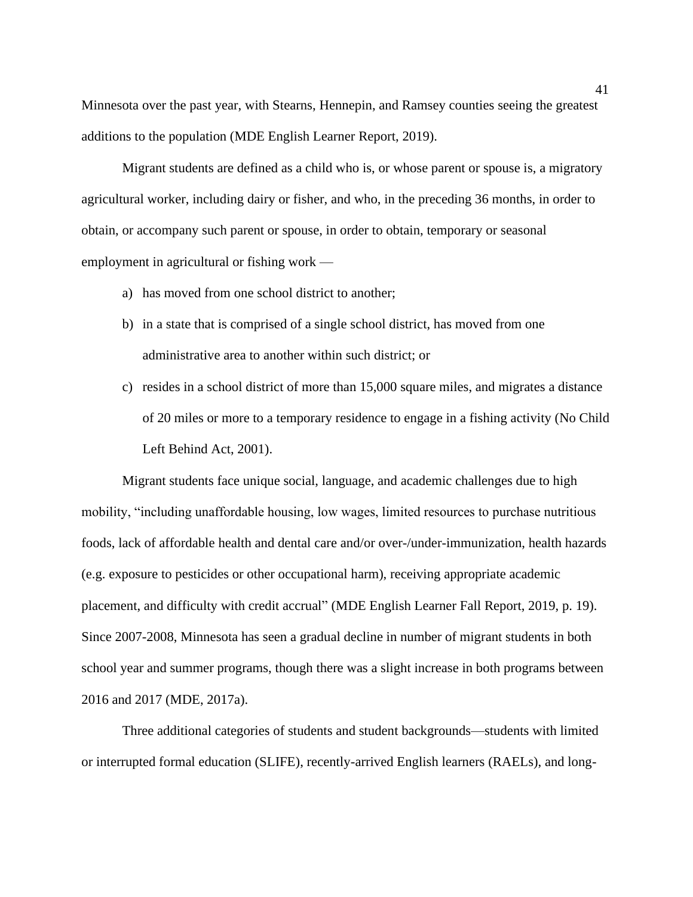Minnesota over the past year, with Stearns, Hennepin, and Ramsey counties seeing the greatest additions to the population (MDE English Learner Report, 2019).

Migrant students are defined as a child who is, or whose parent or spouse is, a migratory agricultural worker, including dairy or fisher, and who, in the preceding 36 months, in order to obtain, or accompany such parent or spouse, in order to obtain, temporary or seasonal employment in agricultural or fishing work —

a) has moved from one school district to another;
b) in a state that is comprised of a single school district, has moved from one administrative area to another within such district; or
c) resides in a school district of more than 15,000 square miles, and migrates a distance of 20 miles or more to a temporary residence to engage in a fishing activity (No Child Left Behind Act, 2001).

Migrant students face unique social, language, and academic challenges due to high mobility, "including unaffordable housing, low wages, limited resources to purchase nutritious foods, lack of affordable health and dental care and/or over-/under-immunization, health hazards (e.g. exposure to pesticides or other occupational harm), receiving appropriate academic placement, and difficulty with credit accrual" (MDE English Learner Fall Report, 2019, p. 19). Since 2007-2008, Minnesota has seen a gradual decline in number of migrant students in both school year and summer programs, though there was a slight increase in both programs between 2016 and 2017 (MDE, 2017a).

Three additional categories of students and student backgrounds—students with limited or interrupted formal education (SLIFE), recently-arrived English learners (RAELs), and long-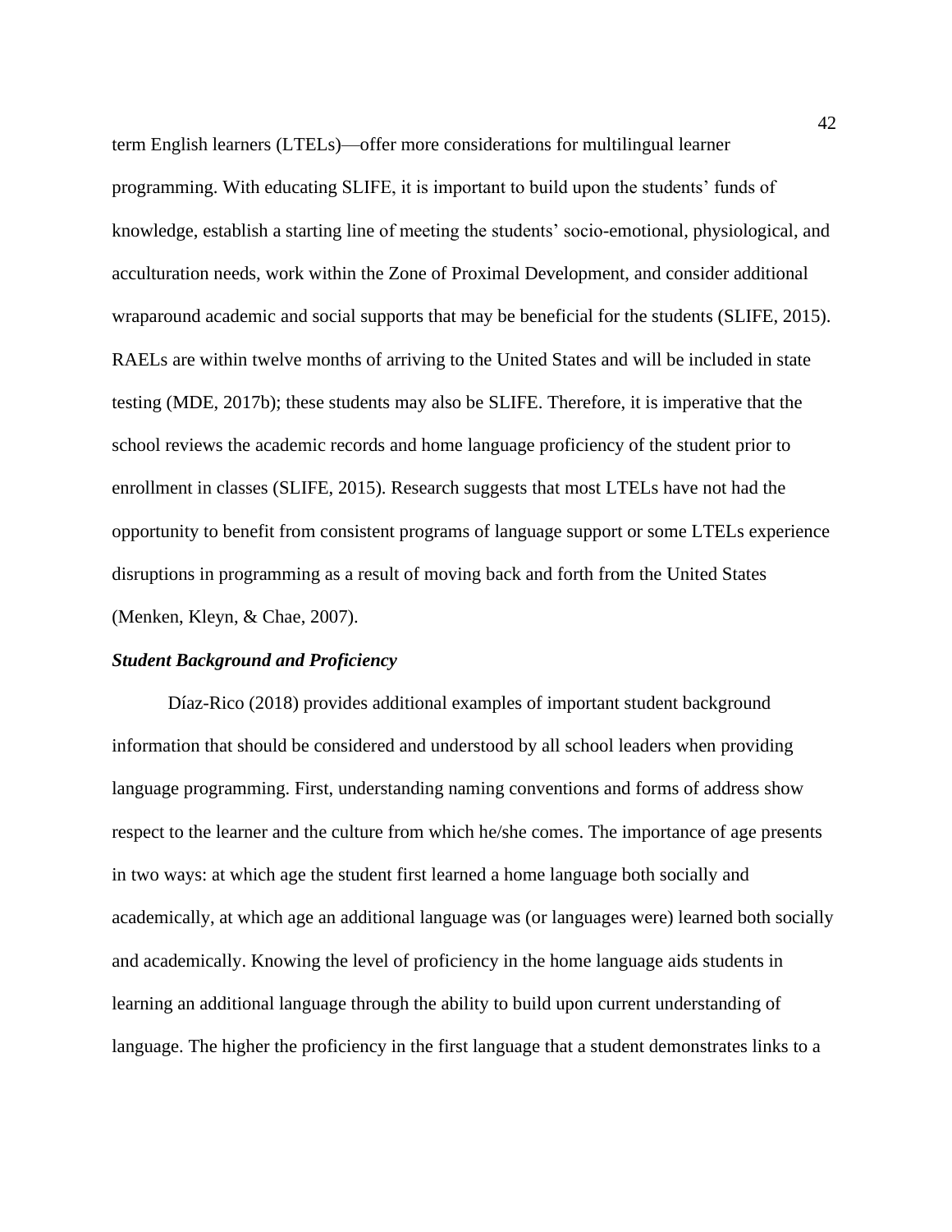term English learners (LTELs)—offer more considerations for multilingual learner programming. With educating SLIFE, it is important to build upon the students' funds of knowledge, establish a starting line of meeting the students' socio-emotional, physiological, and acculturation needs, work within the Zone of Proximal Development, and consider additional wraparound academic and social supports that may be beneficial for the students (SLIFE, 2015). RAELs are within twelve months of arriving to the United States and will be included in state testing (MDE, 2017b); these students may also be SLIFE. Therefore, it is imperative that the school reviews the academic records and home language proficiency of the student prior to enrollment in classes (SLIFE, 2015). Research suggests that most LTELs have not had the opportunity to benefit from consistent programs of language support or some LTELs experience disruptions in programming as a result of moving back and forth from the United States (Menken, Kleyn, & Chae, 2007).

### *Student Background and Proficiency*

Díaz-Rico (2018) provides additional examples of important student background information that should be considered and understood by all school leaders when providing language programming. First, understanding naming conventions and forms of address show respect to the learner and the culture from which he/she comes. The importance of age presents in two ways: at which age the student first learned a home language both socially and academically, at which age an additional language was (or languages were) learned both socially and academically. Knowing the level of proficiency in the home language aids students in learning an additional language through the ability to build upon current understanding of language. The higher the proficiency in the first language that a student demonstrates links to a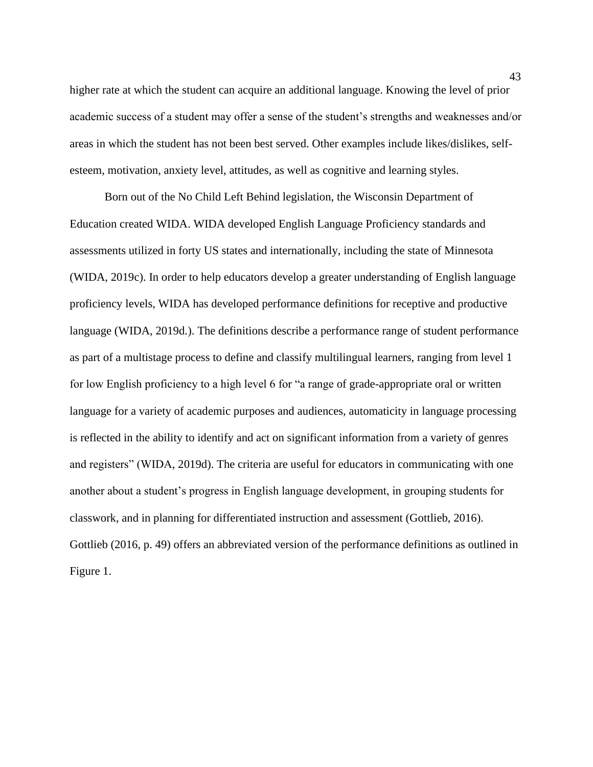higher rate at which the student can acquire an additional language. Knowing the level of prior academic success of a student may offer a sense of the student's strengths and weaknesses and/or areas in which the student has not been best served. Other examples include likes/dislikes, self-esteem, motivation, anxiety level, attitudes, as well as cognitive and learning styles.

Born out of the No Child Left Behind legislation, the Wisconsin Department of Education created WIDA. WIDA developed English Language Proficiency standards and assessments utilized in forty US states and internationally, including the state of Minnesota (WIDA, 2019c). In order to help educators develop a greater understanding of English language proficiency levels, WIDA has developed performance definitions for receptive and productive language (WIDA, 2019d.). The definitions describe a performance range of student performance as part of a multistage process to define and classify multilingual learners, ranging from level 1 for low English proficiency to a high level 6 for "a range of grade-appropriate oral or written language for a variety of academic purposes and audiences, automaticity in language processing is reflected in the ability to identify and act on significant information from a variety of genres and registers" (WIDA, 2019d). The criteria are useful for educators in communicating with one another about a student's progress in English language development, in grouping students for classwork, and in planning for differentiated instruction and assessment (Gottlieb, 2016). Gottlieb (2016, p. 49) offers an abbreviated version of the performance definitions as outlined in Figure 1.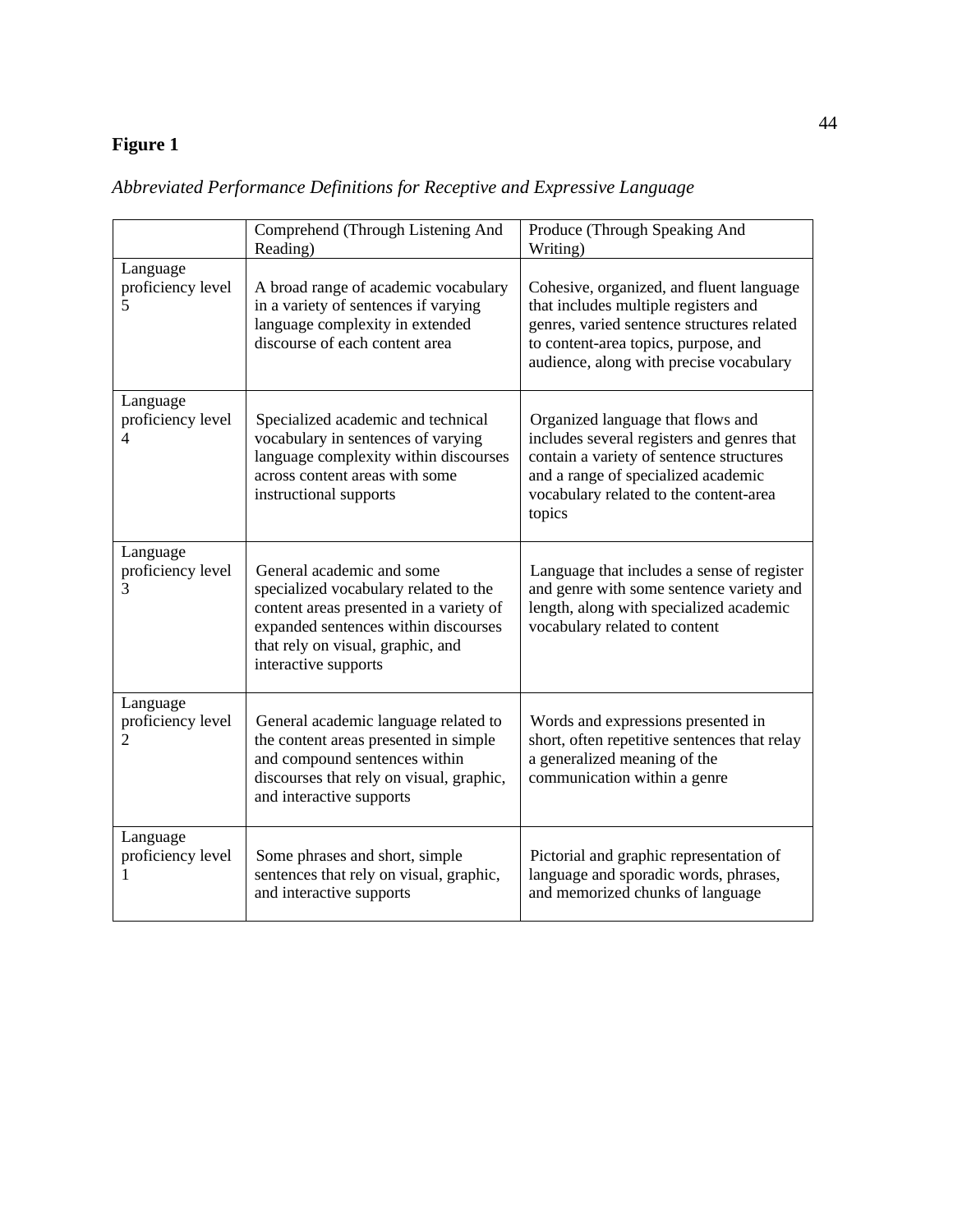**Figure 1**

*Abbreviated Performance Definitions for Receptive and Expressive Language*

| | Comprehend (Through Listening And Reading) | Produce (Through Speaking And Writing) |
|---|---|---|
| Language proficiency level 5 | A broad range of academic vocabulary in a variety of sentences if varying language complexity in extended discourse of each content area | Cohesive, organized, and fluent language that includes multiple registers and genres, varied sentence structures related to content-area topics, purpose, and audience, along with precise vocabulary |
| Language proficiency level 4 | Specialized academic and technical vocabulary in sentences of varying language complexity within discourses across content areas with some instructional supports | Organized language that flows and includes several registers and genres that contain a variety of sentence structures and a range of specialized academic vocabulary related to the content-area topics |
| Language proficiency level 3 | General academic and some specialized vocabulary related to the content areas presented in a variety of expanded sentences within discourses that rely on visual, graphic, and interactive supports | Language that includes a sense of register and genre with some sentence variety and length, along with specialized academic vocabulary related to content |
| Language proficiency level 2 | General academic language related to the content areas presented in simple and compound sentences within discourses that rely on visual, graphic, and interactive supports | Words and expressions presented in short, often repetitive sentences that relay a generalized meaning of the communication within a genre |
| Language proficiency level 1 | Some phrases and short, simple sentences that rely on visual, graphic, and interactive supports | Pictorial and graphic representation of language and sporadic words, phrases, and memorized chunks of language |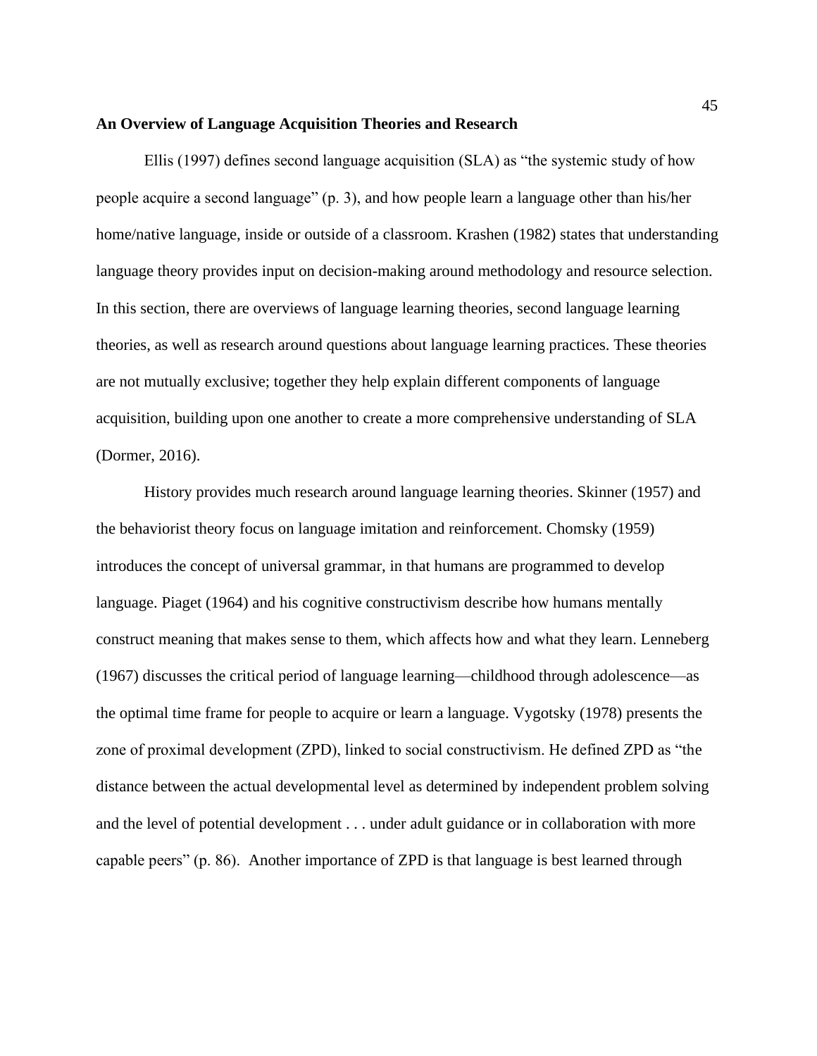**An Overview of Language Acquisition Theories and Research**

Ellis (1997) defines second language acquisition (SLA) as "the systemic study of how people acquire a second language" (p. 3), and how people learn a language other than his/her home/native language, inside or outside of a classroom. Krashen (1982) states that understanding language theory provides input on decision-making around methodology and resource selection. In this section, there are overviews of language learning theories, second language learning theories, as well as research around questions about language learning practices. These theories are not mutually exclusive; together they help explain different components of language acquisition, building upon one another to create a more comprehensive understanding of SLA (Dormer, 2016).

History provides much research around language learning theories. Skinner (1957) and the behaviorist theory focus on language imitation and reinforcement. Chomsky (1959) introduces the concept of universal grammar, in that humans are programmed to develop language. Piaget (1964) and his cognitive constructivism describe how humans mentally construct meaning that makes sense to them, which affects how and what they learn. Lenneberg (1967) discusses the critical period of language learning—childhood through adolescence—as the optimal time frame for people to acquire or learn a language. Vygotsky (1978) presents the zone of proximal development (ZPD), linked to social constructivism. He defined ZPD as "the distance between the actual developmental level as determined by independent problem solving and the level of potential development . . . under adult guidance or in collaboration with more capable peers" (p. 86). Another importance of ZPD is that language is best learned through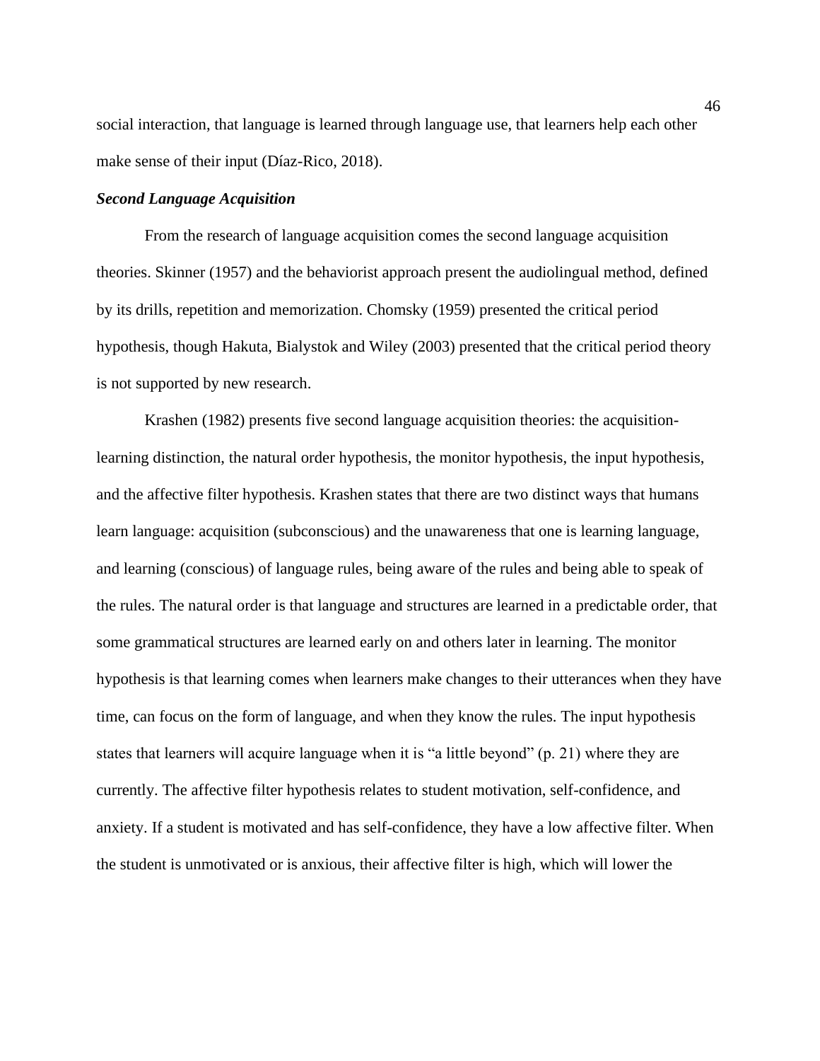social interaction, that language is learned through language use, that learners help each other make sense of their input (Díaz-Rico, 2018).

### *Second Language Acquisition*

From the research of language acquisition comes the second language acquisition theories. Skinner (1957) and the behaviorist approach present the audiolingual method, defined by its drills, repetition and memorization. Chomsky (1959) presented the critical period hypothesis, though Hakuta, Bialystok and Wiley (2003) presented that the critical period theory is not supported by new research.

Krashen (1982) presents five second language acquisition theories: the acquisition-learning distinction, the natural order hypothesis, the monitor hypothesis, the input hypothesis, and the affective filter hypothesis. Krashen states that there are two distinct ways that humans learn language: acquisition (subconscious) and the unawareness that one is learning language, and learning (conscious) of language rules, being aware of the rules and being able to speak of the rules. The natural order is that language and structures are learned in a predictable order, that some grammatical structures are learned early on and others later in learning. The monitor hypothesis is that learning comes when learners make changes to their utterances when they have time, can focus on the form of language, and when they know the rules. The input hypothesis states that learners will acquire language when it is "a little beyond" (p. 21) where they are currently. The affective filter hypothesis relates to student motivation, self-confidence, and anxiety. If a student is motivated and has self-confidence, they have a low affective filter. When the student is unmotivated or is anxious, their affective filter is high, which will lower the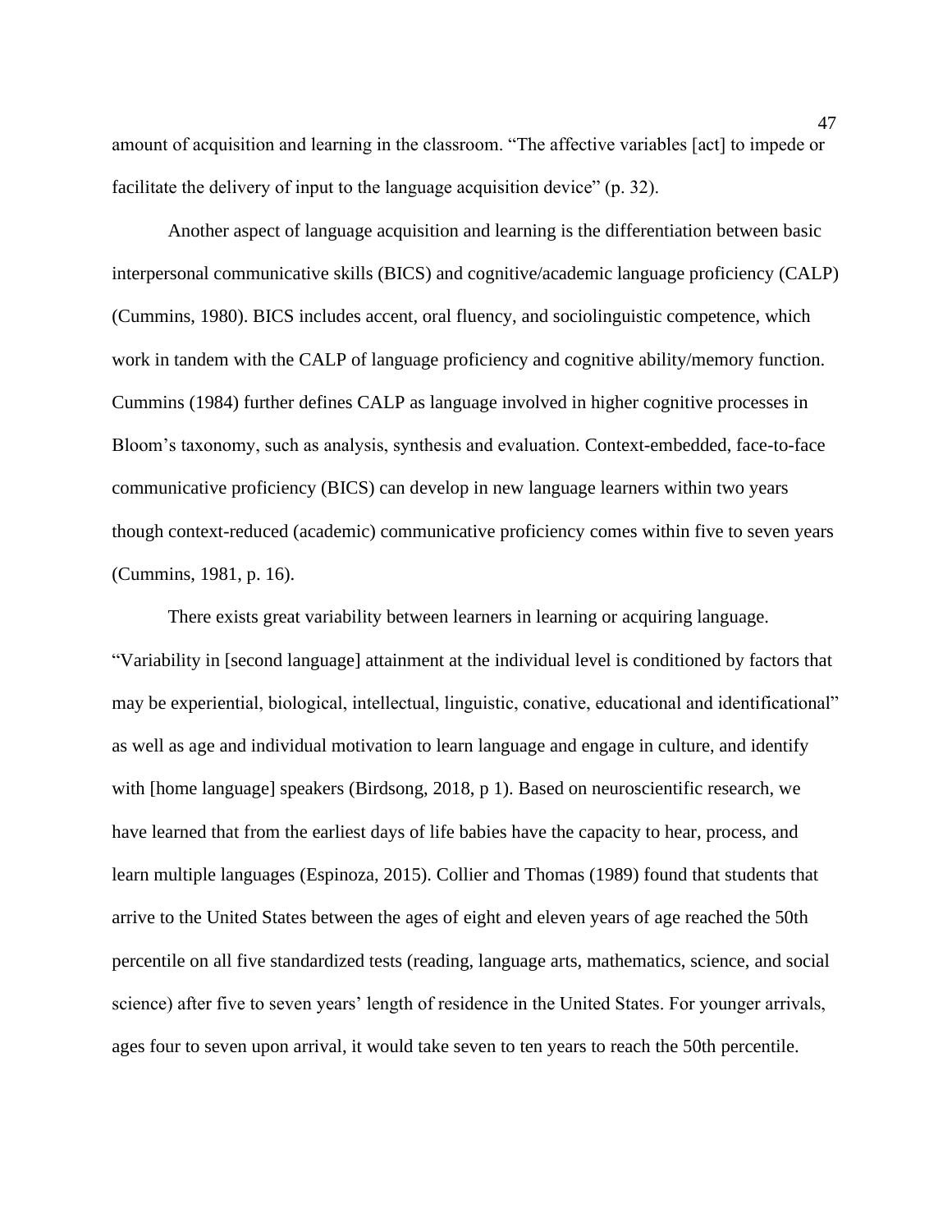amount of acquisition and learning in the classroom. "The affective variables [act] to impede or facilitate the delivery of input to the language acquisition device" (p. 32).

Another aspect of language acquisition and learning is the differentiation between basic interpersonal communicative skills (BICS) and cognitive/academic language proficiency (CALP) (Cummins, 1980). BICS includes accent, oral fluency, and sociolinguistic competence, which work in tandem with the CALP of language proficiency and cognitive ability/memory function. Cummins (1984) further defines CALP as language involved in higher cognitive processes in Bloom's taxonomy, such as analysis, synthesis and evaluation. Context-embedded, face-to-face communicative proficiency (BICS) can develop in new language learners within two years though context-reduced (academic) communicative proficiency comes within five to seven years (Cummins, 1981, p. 16).

There exists great variability between learners in learning or acquiring language. "Variability in [second language] attainment at the individual level is conditioned by factors that may be experiential, biological, intellectual, linguistic, conative, educational and identificational" as well as age and individual motivation to learn language and engage in culture, and identify with [home language] speakers (Birdsong, 2018, p 1). Based on neuroscientific research, we have learned that from the earliest days of life babies have the capacity to hear, process, and learn multiple languages (Espinoza, 2015). Collier and Thomas (1989) found that students that arrive to the United States between the ages of eight and eleven years of age reached the 50th percentile on all five standardized tests (reading, language arts, mathematics, science, and social science) after five to seven years' length of residence in the United States. For younger arrivals, ages four to seven upon arrival, it would take seven to ten years to reach the 50th percentile.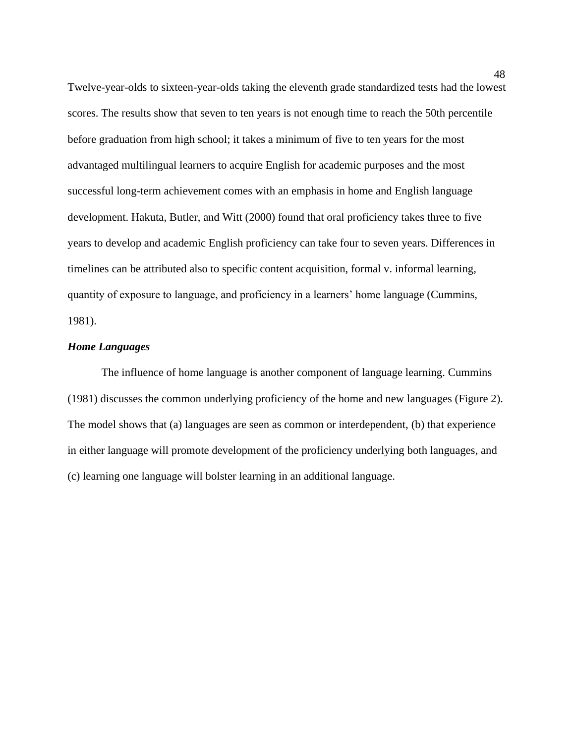Twelve-year-olds to sixteen-year-olds taking the eleventh grade standardized tests had the lowest scores. The results show that seven to ten years is not enough time to reach the 50th percentile before graduation from high school; it takes a minimum of five to ten years for the most advantaged multilingual learners to acquire English for academic purposes and the most successful long-term achievement comes with an emphasis in home and English language development. Hakuta, Butler, and Witt (2000) found that oral proficiency takes three to five years to develop and academic English proficiency can take four to seven years. Differences in timelines can be attributed also to specific content acquisition, formal v. informal learning, quantity of exposure to language, and proficiency in a learners' home language (Cummins, 1981).

### ***Home Languages***

The influence of home language is another component of language learning. Cummins (1981) discusses the common underlying proficiency of the home and new languages (Figure 2). The model shows that (a) languages are seen as common or interdependent, (b) that experience in either language will promote development of the proficiency underlying both languages, and (c) learning one language will bolster learning in an additional language.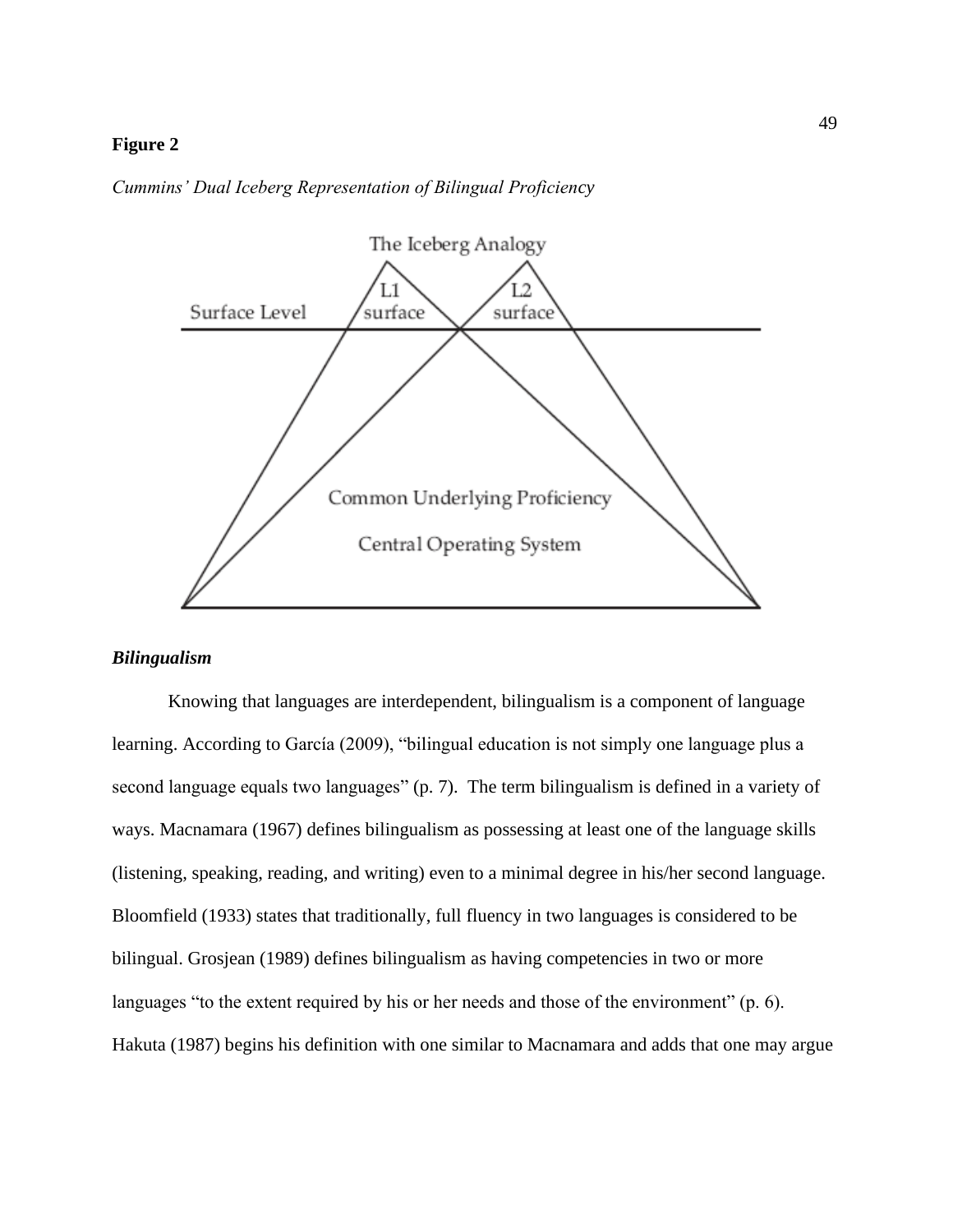**Figure 2**

*Cummins' Dual Iceberg Representation of Bilingual Proficiency*

### *Bilingualism*

Knowing that languages are interdependent, bilingualism is a component of language learning. According to García (2009), "bilingual education is not simply one language plus a second language equals two languages" (p. 7). The term bilingualism is defined in a variety of ways. Macnamara (1967) defines bilingualism as possessing at least one of the language skills (listening, speaking, reading, and writing) even to a minimal degree in his/her second language. Bloomfield (1933) states that traditionally, full fluency in two languages is considered to be bilingual. Grosjean (1989) defines bilingualism as having competencies in two or more languages "to the extent required by his or her needs and those of the environment" (p. 6). Hakuta (1987) begins his definition with one similar to Macnamara and adds that one may argue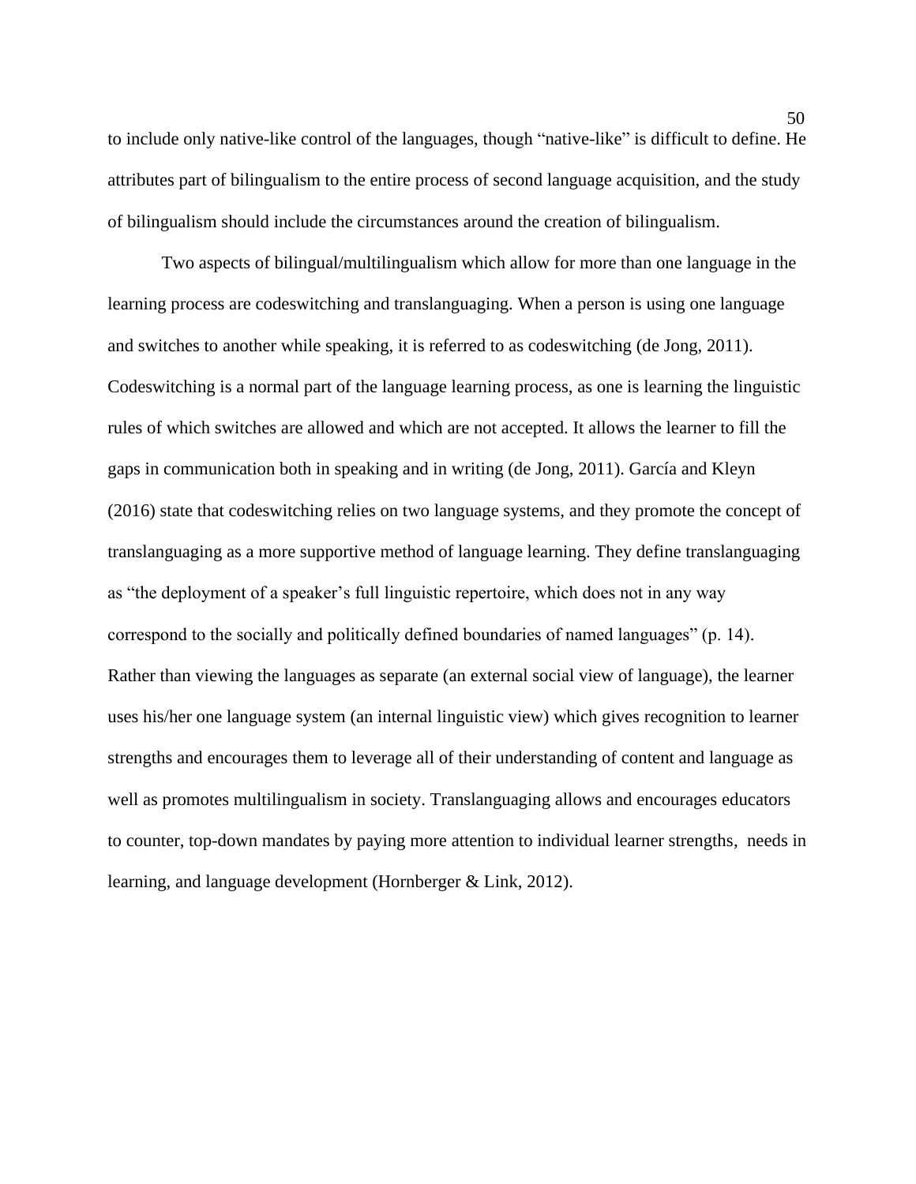to include only native-like control of the languages, though “native-like” is difficult to define. He attributes part of bilingualism to the entire process of second language acquisition, and the study of bilingualism should include the circumstances around the creation of bilingualism.

Two aspects of bilingual/multilingualism which allow for more than one language in the learning process are codeswitching and translanguaging. When a person is using one language and switches to another while speaking, it is referred to as codeswitching (de Jong, 2011). Codeswitching is a normal part of the language learning process, as one is learning the linguistic rules of which switches are allowed and which are not accepted. It allows the learner to fill the gaps in communication both in speaking and in writing (de Jong, 2011). García and Kleyn (2016) state that codeswitching relies on two language systems, and they promote the concept of translanguaging as a more supportive method of language learning. They define translanguaging as “the deployment of a speaker’s full linguistic repertoire, which does not in any way correspond to the socially and politically defined boundaries of named languages” (p. 14). Rather than viewing the languages as separate (an external social view of language), the learner uses his/her one language system (an internal linguistic view) which gives recognition to learner strengths and encourages them to leverage all of their understanding of content and language as well as promotes multilingualism in society. Translanguaging allows and encourages educators to counter, top-down mandates by paying more attention to individual learner strengths, needs in learning, and language development (Hornberger & Link, 2012).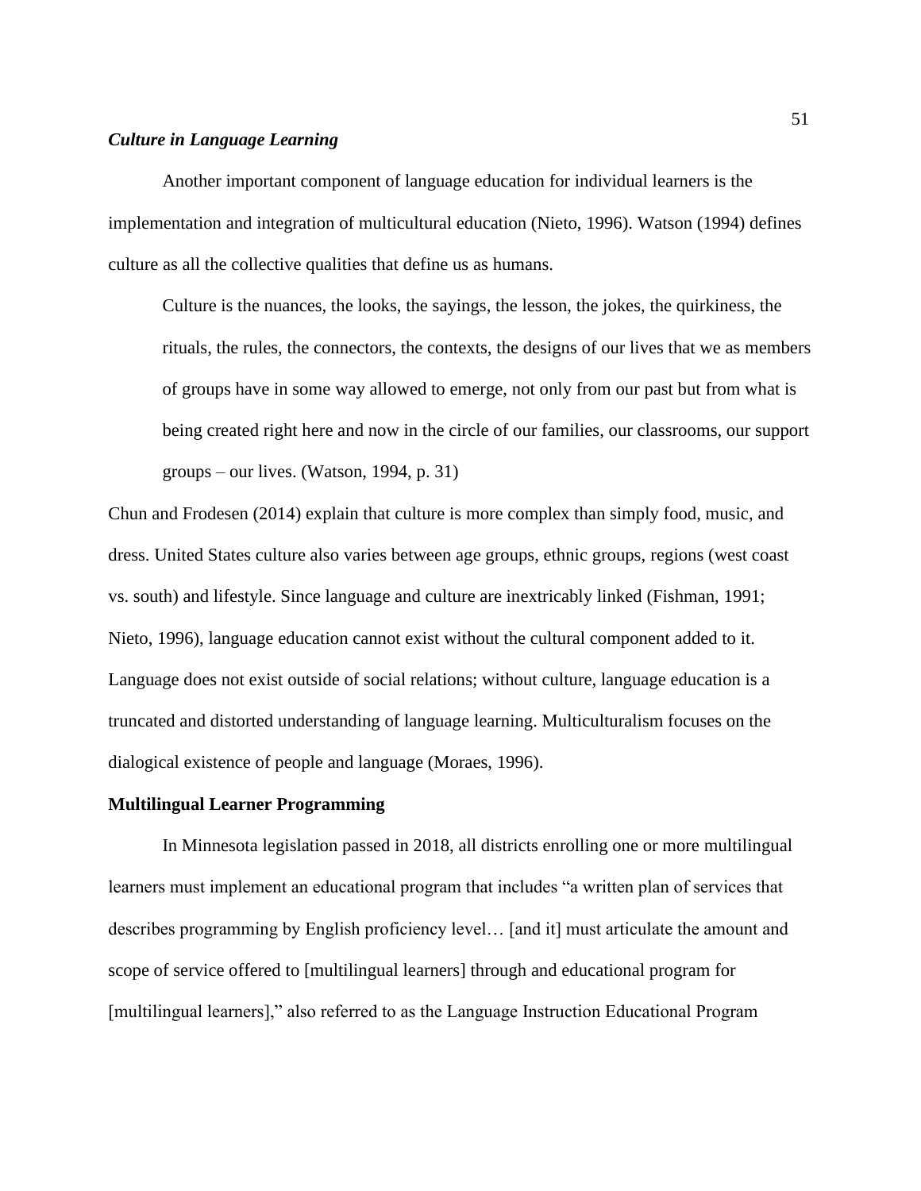### *Culture in Language Learning*

Another important component of language education for individual learners is the implementation and integration of multicultural education (Nieto, 1996). Watson (1994) defines culture as all the collective qualities that define us as humans.

> Culture is the nuances, the looks, the sayings, the lesson, the jokes, the quirkiness, the rituals, the rules, the connectors, the contexts, the designs of our lives that we as members of groups have in some way allowed to emerge, not only from our past but from what is being created right here and now in the circle of our families, our classrooms, our support groups – our lives. (Watson, 1994, p. 31)

Chun and Frodesen (2014) explain that culture is more complex than simply food, music, and dress. United States culture also varies between age groups, ethnic groups, regions (west coast vs. south) and lifestyle. Since language and culture are inextricably linked (Fishman, 1991; Nieto, 1996), language education cannot exist without the cultural component added to it. Language does not exist outside of social relations; without culture, language education is a truncated and distorted understanding of language learning. Multiculturalism focuses on the dialogical existence of people and language (Moraes, 1996).

## Multilingual Learner Programming

In Minnesota legislation passed in 2018, all districts enrolling one or more multilingual learners must implement an educational program that includes "a written plan of services that describes programming by English proficiency level… [and it] must articulate the amount and scope of service offered to [multilingual learners] through and educational program for [multilingual learners]," also referred to as the Language Instruction Educational Program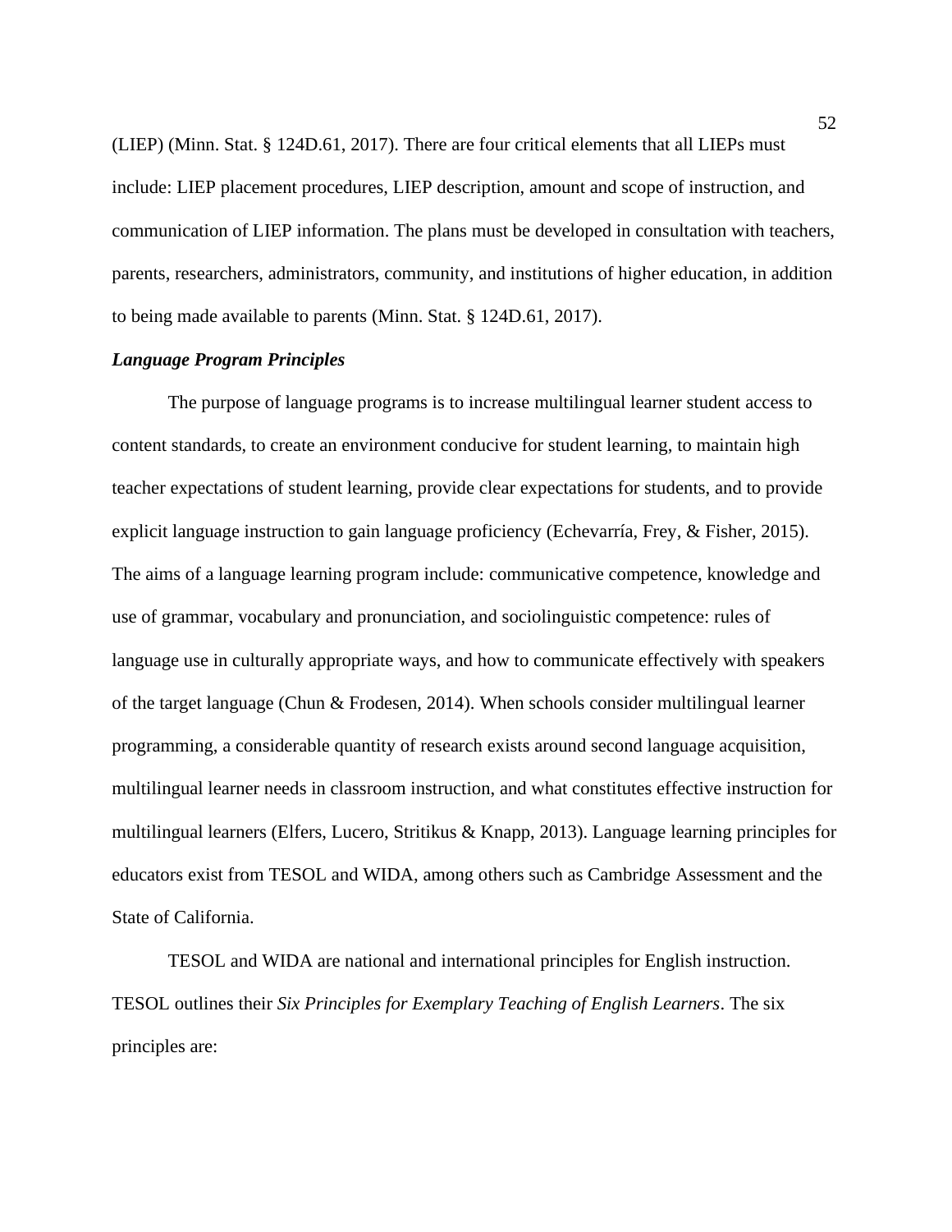(LIEP) (Minn. Stat. § 124D.61, 2017). There are four critical elements that all LIEPs must include: LIEP placement procedures, LIEP description, amount and scope of instruction, and communication of LIEP information. The plans must be developed in consultation with teachers, parents, researchers, administrators, community, and institutions of higher education, in addition to being made available to parents (Minn. Stat. § 124D.61, 2017).

***Language Program Principles***

The purpose of language programs is to increase multilingual learner student access to content standards, to create an environment conducive for student learning, to maintain high teacher expectations of student learning, provide clear expectations for students, and to provide explicit language instruction to gain language proficiency (Echevarría, Frey, & Fisher, 2015). The aims of a language learning program include: communicative competence, knowledge and use of grammar, vocabulary and pronunciation, and sociolinguistic competence: rules of language use in culturally appropriate ways, and how to communicate effectively with speakers of the target language (Chun & Frodesen, 2014). When schools consider multilingual learner programming, a considerable quantity of research exists around second language acquisition, multilingual learner needs in classroom instruction, and what constitutes effective instruction for multilingual learners (Elfers, Lucero, Stritikus & Knapp, 2013). Language learning principles for educators exist from TESOL and WIDA, among others such as Cambridge Assessment and the State of California.

TESOL and WIDA are national and international principles for English instruction. TESOL outlines their *Six Principles for Exemplary Teaching of English Learners*. The six principles are: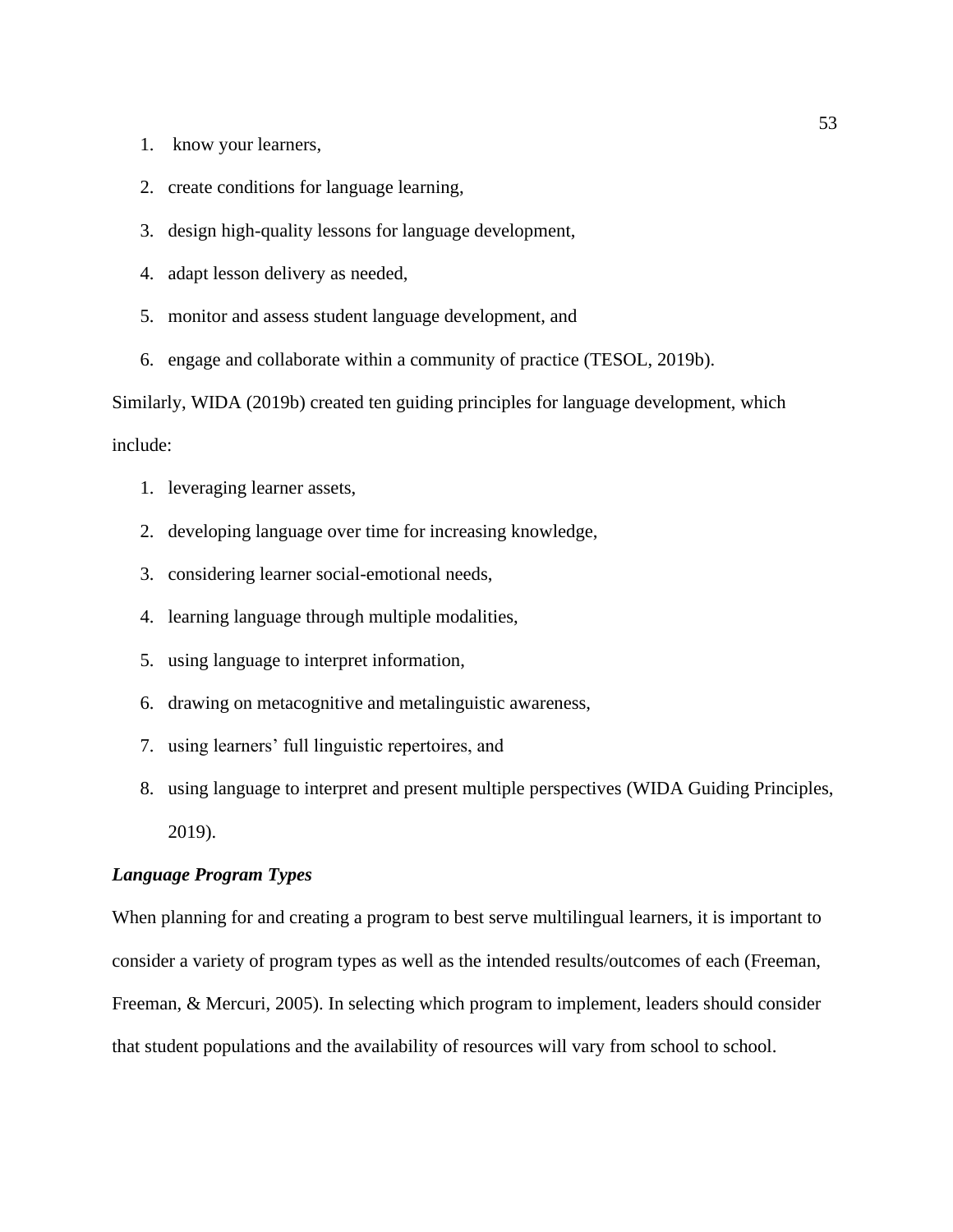1. know your learners,
2. create conditions for language learning,
3. design high-quality lessons for language development,
4. adapt lesson delivery as needed,
5. monitor and assess student language development, and
6. engage and collaborate within a community of practice (TESOL, 2019b).

Similarly, WIDA (2019b) created ten guiding principles for language development, which include:

1. leveraging learner assets,
2. developing language over time for increasing knowledge,
3. considering learner social-emotional needs,
4. learning language through multiple modalities,
5. using language to interpret information,
6. drawing on metacognitive and metalinguistic awareness,
7. using learners' full linguistic repertoires, and
8. using language to interpret and present multiple perspectives (WIDA Guiding Principles, 2019).

***Language Program Types***

When planning for and creating a program to best serve multilingual learners, it is important to consider a variety of program types as well as the intended results/outcomes of each (Freeman, Freeman, & Mercuri, 2005). In selecting which program to implement, leaders should consider that student populations and the availability of resources will vary from school to school.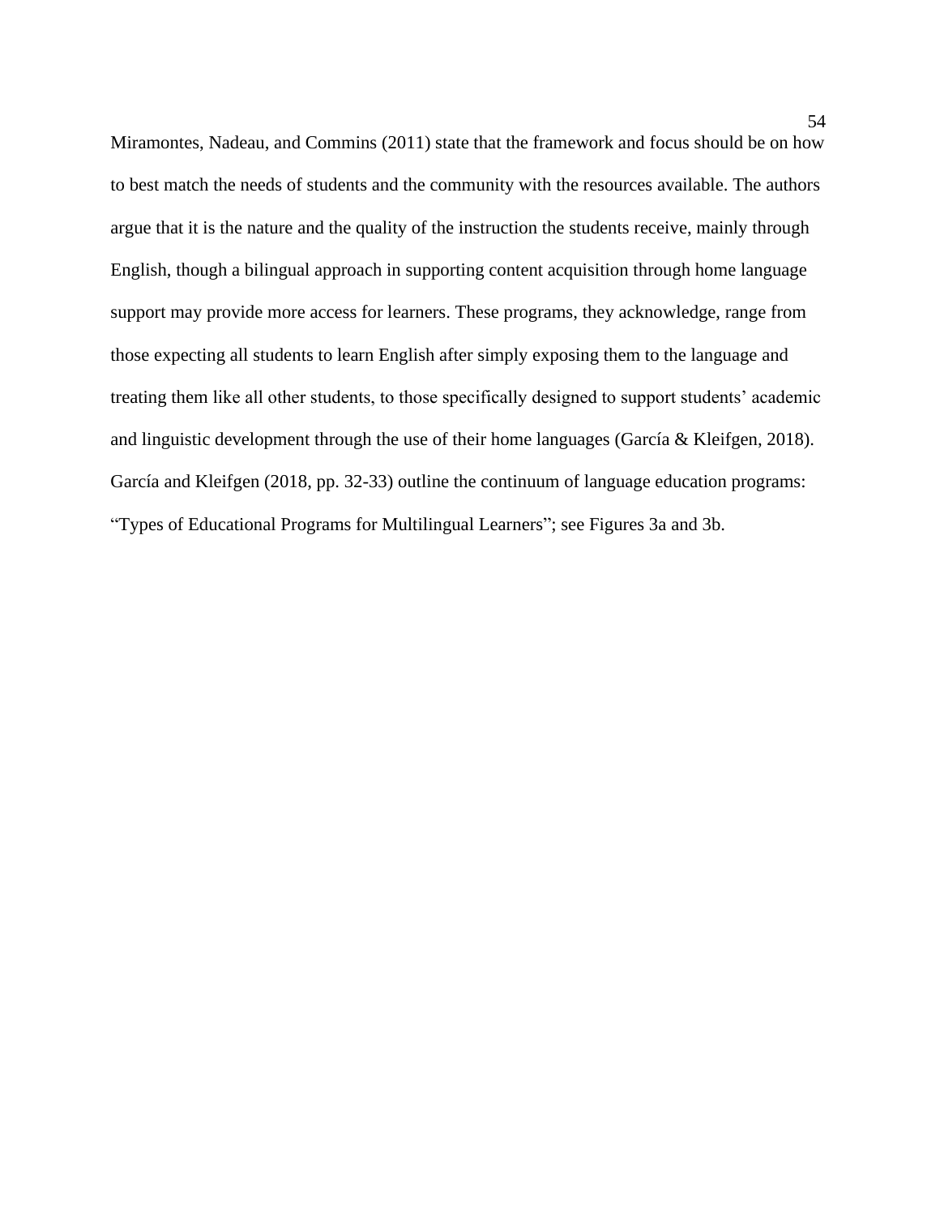Miramontes, Nadeau, and Commins (2011) state that the framework and focus should be on how to best match the needs of students and the community with the resources available. The authors argue that it is the nature and the quality of the instruction the students receive, mainly through English, though a bilingual approach in supporting content acquisition through home language support may provide more access for learners. These programs, they acknowledge, range from those expecting all students to learn English after simply exposing them to the language and treating them like all other students, to those specifically designed to support students' academic and linguistic development through the use of their home languages (García & Kleifgen, 2018). García and Kleifgen (2018, pp. 32-33) outline the continuum of language education programs: "Types of Educational Programs for Multilingual Learners"; see Figures 3a and 3b.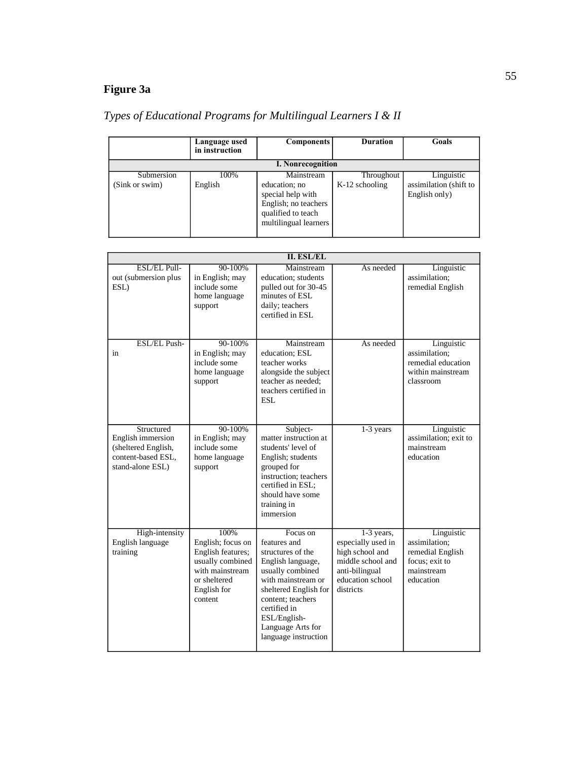**Figure 3a**

*Types of Educational Programs for Multilingual Learners I & II*

| | Language used in instruction | Components | Duration | Goals |
|---|---|---|---|---|
| **I. Nonrecognition** | | | | |
| Submersion (Sink or swim) | 100% English | Mainstream education; no special help with English; no teachers qualified to teach multilingual learners | Throughout K-12 schooling | Linguistic assimilation (shift to English only) |

| **II. ESL/EL** | | | | |
|---|---|---|---|---|
| ESL/EL Pull-out (submersion plus ESL) | 90-100% in English; may include some home language support | Mainstream education; students pulled out for 30-45 minutes of ESL daily; teachers certified in ESL | As needed | Linguistic assimilation; remedial English |
| ESL/EL Push-in | 90-100% in English; may include some home language support | Mainstream education; ESL teacher works alongside the subject teacher as needed; teachers certified in ESL | As needed | Linguistic assimilation; remedial education within mainstream classroom |
| Structured English immersion (sheltered English, content-based ESL, stand-alone ESL) | 90-100% in English; may include some home language support | Subject-matter instruction at students' level of English; students grouped for instruction; teachers certified in ESL; should have some training in immersion | 1-3 years | Linguistic assimilation; exit to mainstream education |
| High-intensity English language training | 100% English; focus on English features; usually combined with mainstream or sheltered English for content | Focus on features and structures of the English language, usually combined with mainstream or sheltered English for content; teachers certified in ESL/English-Language Arts for language instruction | 1-3 years, especially used in high school and middle school and anti-bilingual education school districts | Linguistic assimilation; remedial English focus; exit to mainstream education |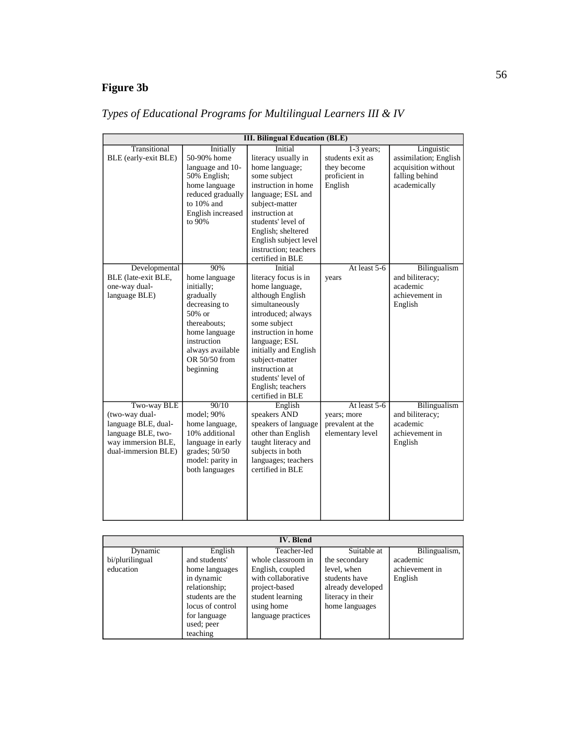**Figure 3b**

*Types of Educational Programs for Multilingual Learners III & IV*

| III. Bilingual Education (BLE) | | | | |
|---|---|---|---|---|
| Transitional BLE (early-exit BLE) | Initially 50-90% home language and 10-50% English; home language reduced gradually to 10% and English increased to 90% | Initial literacy usually in home language; some subject instruction in home language; ESL and subject-matter instruction at students' level of English; sheltered English subject level instruction; teachers certified in BLE | 1-3 years; students exit as they become proficient in English | Linguistic assimilation; English acquisition without falling behind academically |
| Developmental BLE (late-exit BLE, one-way dual-language BLE) | 90% home language initially; gradually decreasing to 50% or thereabouts; home language instruction always available OR 50/50 from beginning | Initial literacy focus is in home language, although English simultaneously introduced; always some subject instruction in home language; ESL initially and English subject-matter instruction at students' level of English; teachers certified in BLE | At least 5-6 years | Bilingualism and biliteracy; academic achievement in English |
| Two-way BLE (two-way dual-language BLE, dual-language BLE, two-way immersion BLE, dual-immersion BLE) | 90/10 model; 90% home language, 10% additional language in early grades; 50/50 model: parity in both languages | English speakers AND speakers of language other than English taught literacy and subjects in both languages; teachers certified in BLE | At least 5-6 years; more prevalent at the elementary level | Bilingualism and biliteracy; academic achievement in English |

| IV. Blend | | | | |
|---|---|---|---|---|
| Dynamic bi/plurilingual education | English and students' home languages in dynamic relationship; students are the locus of control for language used; peer teaching | Teacher-led whole classroom in English, coupled with collaborative project-based student learning using home language practices | Suitable at the secondary level, when students have already developed literacy in their home languages | Bilingualism, academic achievement in English |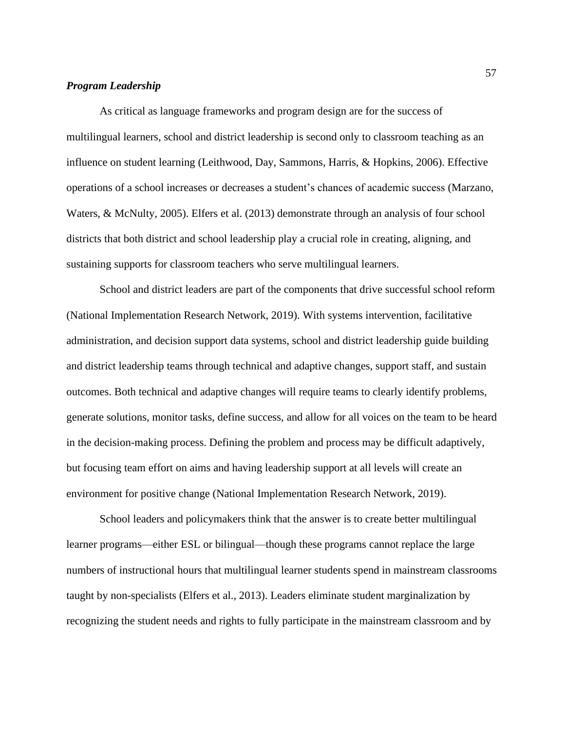### ***Program Leadership***

As critical as language frameworks and program design are for the success of multilingual learners, school and district leadership is second only to classroom teaching as an influence on student learning (Leithwood, Day, Sammons, Harris, & Hopkins, 2006). Effective operations of a school increases or decreases a student's chances of academic success (Marzano, Waters, & McNulty, 2005). Elfers et al. (2013) demonstrate through an analysis of four school districts that both district and school leadership play a crucial role in creating, aligning, and sustaining supports for classroom teachers who serve multilingual learners.

School and district leaders are part of the components that drive successful school reform (National Implementation Research Network, 2019). With systems intervention, facilitative administration, and decision support data systems, school and district leadership guide building and district leadership teams through technical and adaptive changes, support staff, and sustain outcomes. Both technical and adaptive changes will require teams to clearly identify problems, generate solutions, monitor tasks, define success, and allow for all voices on the team to be heard in the decision-making process. Defining the problem and process may be difficult adaptively, but focusing team effort on aims and having leadership support at all levels will create an environment for positive change (National Implementation Research Network, 2019).

School leaders and policymakers think that the answer is to create better multilingual learner programs—either ESL or bilingual—though these programs cannot replace the large numbers of instructional hours that multilingual learner students spend in mainstream classrooms taught by non-specialists (Elfers et al., 2013). Leaders eliminate student marginalization by recognizing the student needs and rights to fully participate in the mainstream classroom and by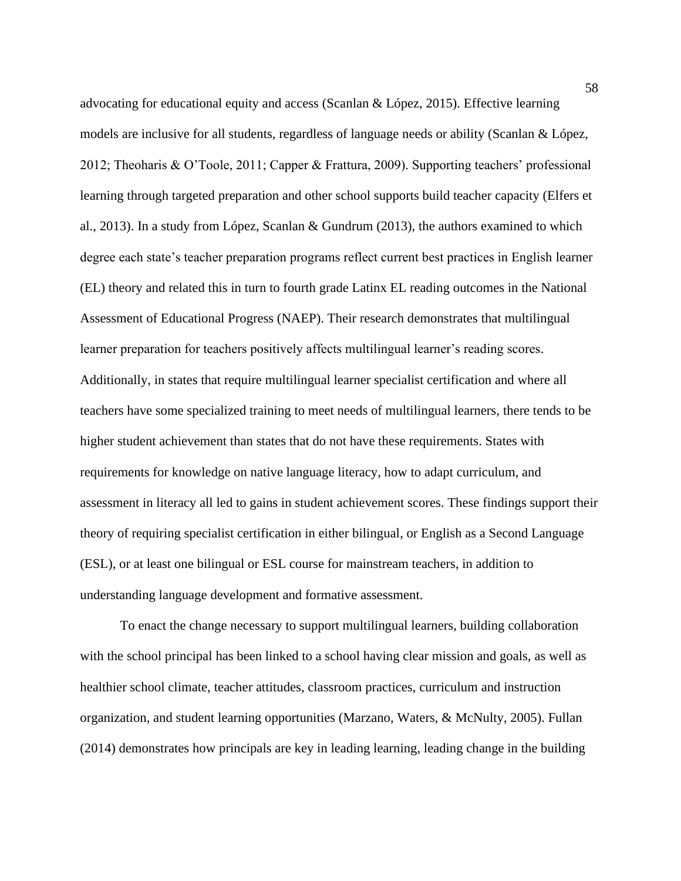advocating for educational equity and access (Scanlan & López, 2015). Effective learning models are inclusive for all students, regardless of language needs or ability (Scanlan & López, 2012; Theoharis & O'Toole, 2011; Capper & Frattura, 2009). Supporting teachers' professional learning through targeted preparation and other school supports build teacher capacity (Elfers et al., 2013). In a study from López, Scanlan & Gundrum (2013), the authors examined to which degree each state's teacher preparation programs reflect current best practices in English learner (EL) theory and related this in turn to fourth grade Latinx EL reading outcomes in the National Assessment of Educational Progress (NAEP). Their research demonstrates that multilingual learner preparation for teachers positively affects multilingual learner's reading scores. Additionally, in states that require multilingual learner specialist certification and where all teachers have some specialized training to meet needs of multilingual learners, there tends to be higher student achievement than states that do not have these requirements. States with requirements for knowledge on native language literacy, how to adapt curriculum, and assessment in literacy all led to gains in student achievement scores. These findings support their theory of requiring specialist certification in either bilingual, or English as a Second Language (ESL), or at least one bilingual or ESL course for mainstream teachers, in addition to understanding language development and formative assessment.

To enact the change necessary to support multilingual learners, building collaboration with the school principal has been linked to a school having clear mission and goals, as well as healthier school climate, teacher attitudes, classroom practices, curriculum and instruction organization, and student learning opportunities (Marzano, Waters, & McNulty, 2005). Fullan (2014) demonstrates how principals are key in leading learning, leading change in the building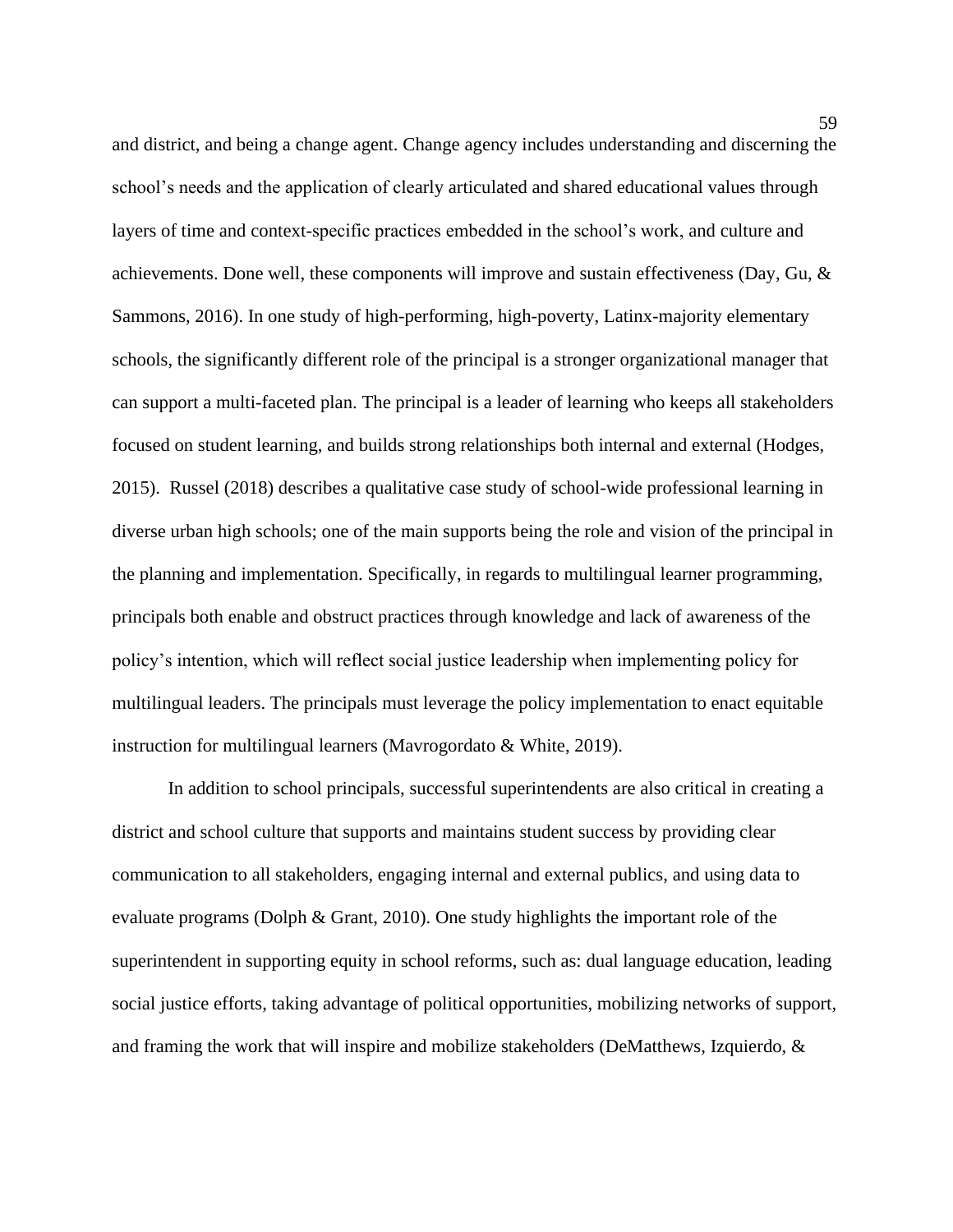and district, and being a change agent. Change agency includes understanding and discerning the school's needs and the application of clearly articulated and shared educational values through layers of time and context-specific practices embedded in the school's work, and culture and achievements. Done well, these components will improve and sustain effectiveness (Day, Gu, & Sammons, 2016). In one study of high-performing, high-poverty, Latinx-majority elementary schools, the significantly different role of the principal is a stronger organizational manager that can support a multi-faceted plan. The principal is a leader of learning who keeps all stakeholders focused on student learning, and builds strong relationships both internal and external (Hodges, 2015). Russel (2018) describes a qualitative case study of school-wide professional learning in diverse urban high schools; one of the main supports being the role and vision of the principal in the planning and implementation. Specifically, in regards to multilingual learner programming, principals both enable and obstruct practices through knowledge and lack of awareness of the policy's intention, which will reflect social justice leadership when implementing policy for multilingual leaders. The principals must leverage the policy implementation to enact equitable instruction for multilingual learners (Mavrogordato & White, 2019).

In addition to school principals, successful superintendents are also critical in creating a district and school culture that supports and maintains student success by providing clear communication to all stakeholders, engaging internal and external publics, and using data to evaluate programs (Dolph & Grant, 2010). One study highlights the important role of the superintendent in supporting equity in school reforms, such as: dual language education, leading social justice efforts, taking advantage of political opportunities, mobilizing networks of support, and framing the work that will inspire and mobilize stakeholders (DeMatthews, Izquierdo, &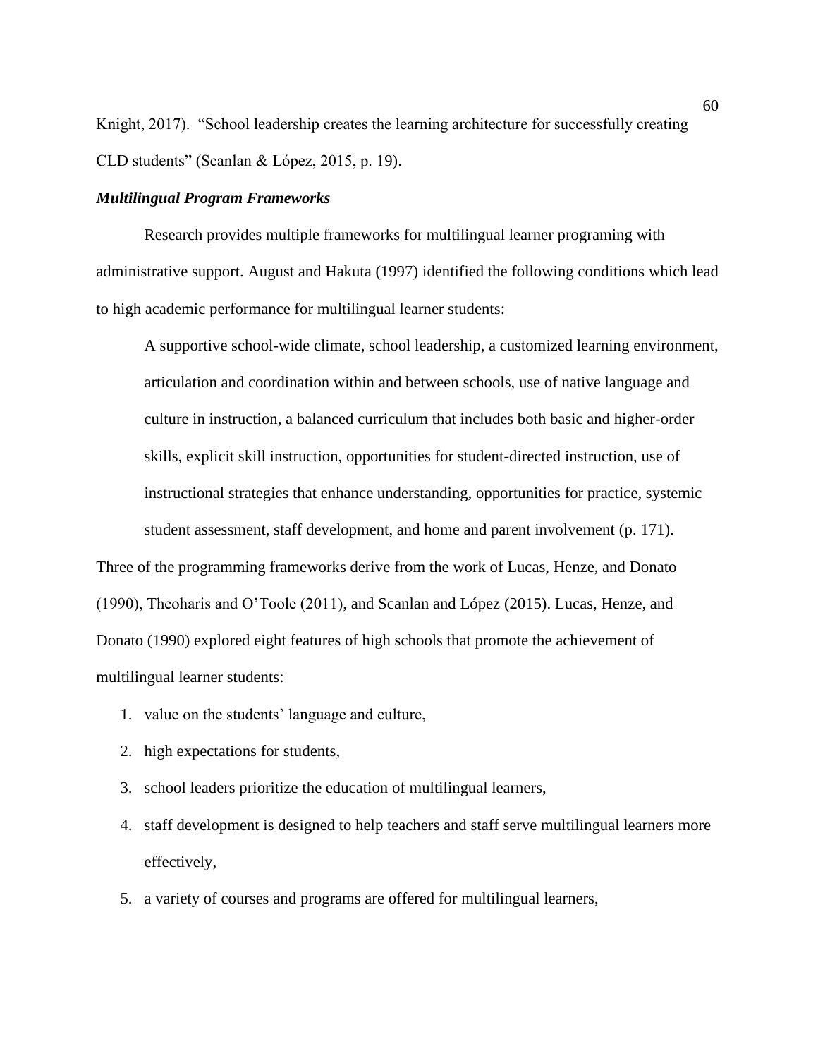Knight, 2017). "School leadership creates the learning architecture for successfully creating CLD students" (Scanlan & López, 2015, p. 19).

### *Multilingual Program Frameworks*

Research provides multiple frameworks for multilingual learner programing with administrative support. August and Hakuta (1997) identified the following conditions which lead to high academic performance for multilingual learner students:

> A supportive school-wide climate, school leadership, a customized learning environment, articulation and coordination within and between schools, use of native language and culture in instruction, a balanced curriculum that includes both basic and higher-order skills, explicit skill instruction, opportunities for student-directed instruction, use of instructional strategies that enhance understanding, opportunities for practice, systemic student assessment, staff development, and home and parent involvement (p. 171).

Three of the programming frameworks derive from the work of Lucas, Henze, and Donato (1990), Theoharis and O'Toole (2011), and Scanlan and López (2015). Lucas, Henze, and Donato (1990) explored eight features of high schools that promote the achievement of multilingual learner students:

1. value on the students' language and culture,
2. high expectations for students,
3. school leaders prioritize the education of multilingual learners,
4. staff development is designed to help teachers and staff serve multilingual learners more effectively,
5. a variety of courses and programs are offered for multilingual learners,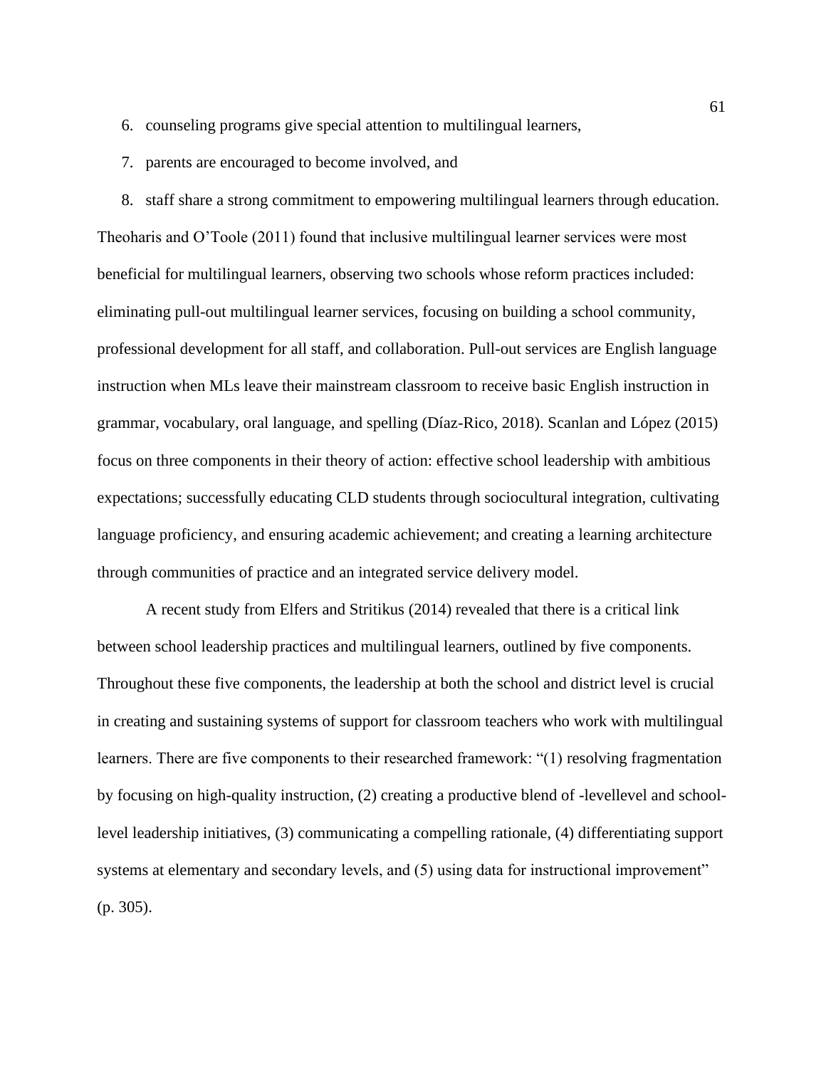6. counseling programs give special attention to multilingual learners,
7. parents are encouraged to become involved, and
8. staff share a strong commitment to empowering multilingual learners through education.

Theoharis and O'Toole (2011) found that inclusive multilingual learner services were most beneficial for multilingual learners, observing two schools whose reform practices included: eliminating pull-out multilingual learner services, focusing on building a school community, professional development for all staff, and collaboration. Pull-out services are English language instruction when MLs leave their mainstream classroom to receive basic English instruction in grammar, vocabulary, oral language, and spelling (Díaz-Rico, 2018). Scanlan and López (2015) focus on three components in their theory of action: effective school leadership with ambitious expectations; successfully educating CLD students through sociocultural integration, cultivating language proficiency, and ensuring academic achievement; and creating a learning architecture through communities of practice and an integrated service delivery model.

A recent study from Elfers and Stritikus (2014) revealed that there is a critical link between school leadership practices and multilingual learners, outlined by five components. Throughout these five components, the leadership at both the school and district level is crucial in creating and sustaining systems of support for classroom teachers who work with multilingual learners. There are five components to their researched framework: "(1) resolving fragmentation by focusing on high-quality instruction, (2) creating a productive blend of -levellevel and school-level leadership initiatives, (3) communicating a compelling rationale, (4) differentiating support systems at elementary and secondary levels, and (5) using data for instructional improvement" (p. 305).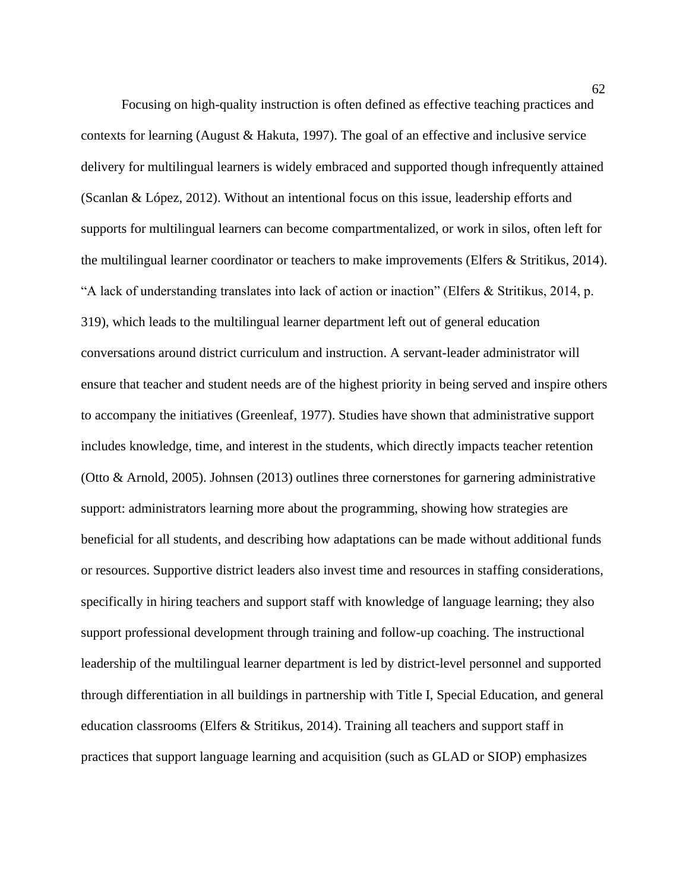Focusing on high-quality instruction is often defined as effective teaching practices and contexts for learning (August & Hakuta, 1997). The goal of an effective and inclusive service delivery for multilingual learners is widely embraced and supported though infrequently attained (Scanlan & López, 2012). Without an intentional focus on this issue, leadership efforts and supports for multilingual learners can become compartmentalized, or work in silos, often left for the multilingual learner coordinator or teachers to make improvements (Elfers & Stritikus, 2014). "A lack of understanding translates into lack of action or inaction" (Elfers & Stritikus, 2014, p. 319), which leads to the multilingual learner department left out of general education conversations around district curriculum and instruction. A servant-leader administrator will ensure that teacher and student needs are of the highest priority in being served and inspire others to accompany the initiatives (Greenleaf, 1977). Studies have shown that administrative support includes knowledge, time, and interest in the students, which directly impacts teacher retention (Otto & Arnold, 2005). Johnsen (2013) outlines three cornerstones for garnering administrative support: administrators learning more about the programming, showing how strategies are beneficial for all students, and describing how adaptations can be made without additional funds or resources. Supportive district leaders also invest time and resources in staffing considerations, specifically in hiring teachers and support staff with knowledge of language learning; they also support professional development through training and follow-up coaching. The instructional leadership of the multilingual learner department is led by district-level personnel and supported through differentiation in all buildings in partnership with Title I, Special Education, and general education classrooms (Elfers & Stritikus, 2014). Training all teachers and support staff in practices that support language learning and acquisition (such as GLAD or SIOP) emphasizes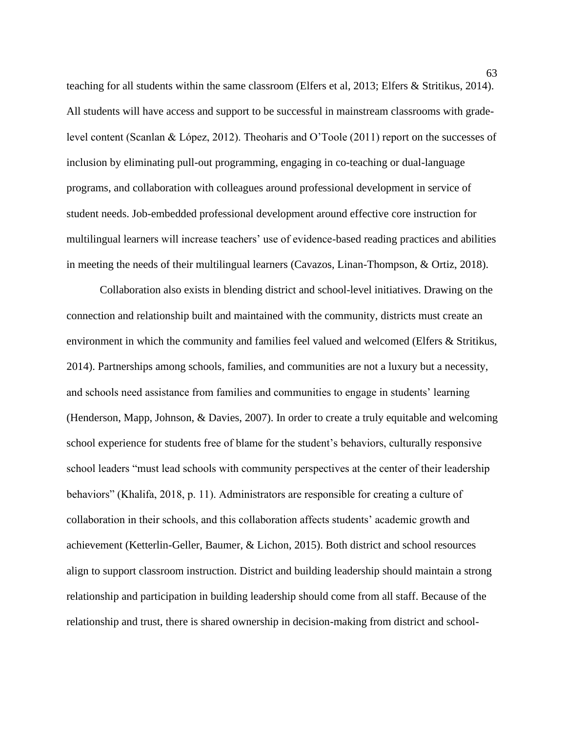teaching for all students within the same classroom (Elfers et al, 2013; Elfers & Stritikus, 2014). All students will have access and support to be successful in mainstream classrooms with grade-level content (Scanlan & López, 2012). Theoharis and O'Toole (2011) report on the successes of inclusion by eliminating pull-out programming, engaging in co-teaching or dual-language programs, and collaboration with colleagues around professional development in service of student needs. Job-embedded professional development around effective core instruction for multilingual learners will increase teachers' use of evidence-based reading practices and abilities in meeting the needs of their multilingual learners (Cavazos, Linan-Thompson, & Ortiz, 2018).

Collaboration also exists in blending district and school-level initiatives. Drawing on the connection and relationship built and maintained with the community, districts must create an environment in which the community and families feel valued and welcomed (Elfers & Stritikus, 2014). Partnerships among schools, families, and communities are not a luxury but a necessity, and schools need assistance from families and communities to engage in students' learning (Henderson, Mapp, Johnson, & Davies, 2007). In order to create a truly equitable and welcoming school experience for students free of blame for the student's behaviors, culturally responsive school leaders "must lead schools with community perspectives at the center of their leadership behaviors" (Khalifa, 2018, p. 11). Administrators are responsible for creating a culture of collaboration in their schools, and this collaboration affects students' academic growth and achievement (Ketterlin-Geller, Baumer, & Lichon, 2015). Both district and school resources align to support classroom instruction. District and building leadership should maintain a strong relationship and participation in building leadership should come from all staff. Because of the relationship and trust, there is shared ownership in decision-making from district and school-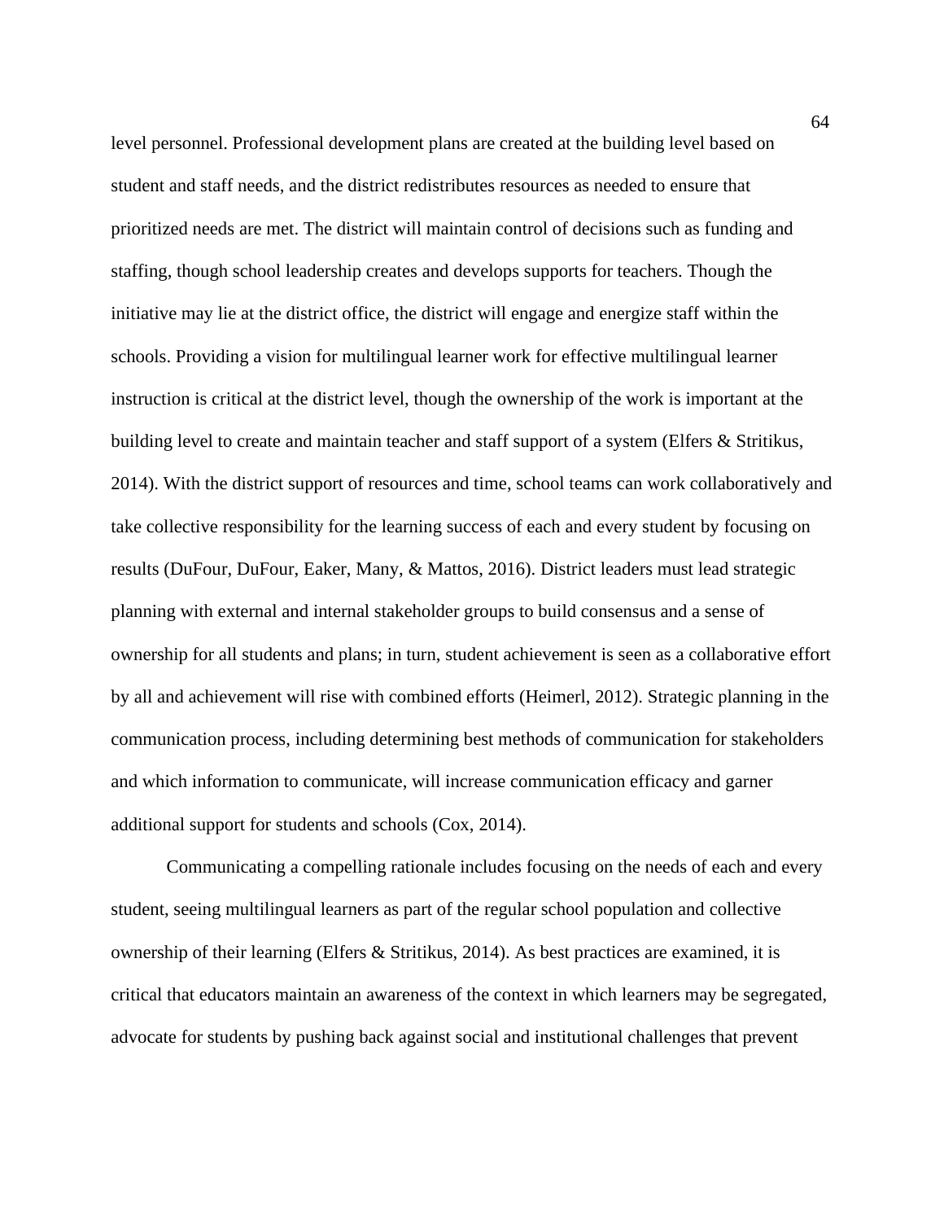level personnel. Professional development plans are created at the building level based on student and staff needs, and the district redistributes resources as needed to ensure that prioritized needs are met. The district will maintain control of decisions such as funding and staffing, though school leadership creates and develops supports for teachers. Though the initiative may lie at the district office, the district will engage and energize staff within the schools. Providing a vision for multilingual learner work for effective multilingual learner instruction is critical at the district level, though the ownership of the work is important at the building level to create and maintain teacher and staff support of a system (Elfers & Stritikus, 2014). With the district support of resources and time, school teams can work collaboratively and take collective responsibility for the learning success of each and every student by focusing on results (DuFour, DuFour, Eaker, Many, & Mattos, 2016). District leaders must lead strategic planning with external and internal stakeholder groups to build consensus and a sense of ownership for all students and plans; in turn, student achievement is seen as a collaborative effort by all and achievement will rise with combined efforts (Heimerl, 2012). Strategic planning in the communication process, including determining best methods of communication for stakeholders and which information to communicate, will increase communication efficacy and garner additional support for students and schools (Cox, 2014).

Communicating a compelling rationale includes focusing on the needs of each and every student, seeing multilingual learners as part of the regular school population and collective ownership of their learning (Elfers & Stritikus, 2014). As best practices are examined, it is critical that educators maintain an awareness of the context in which learners may be segregated, advocate for students by pushing back against social and institutional challenges that prevent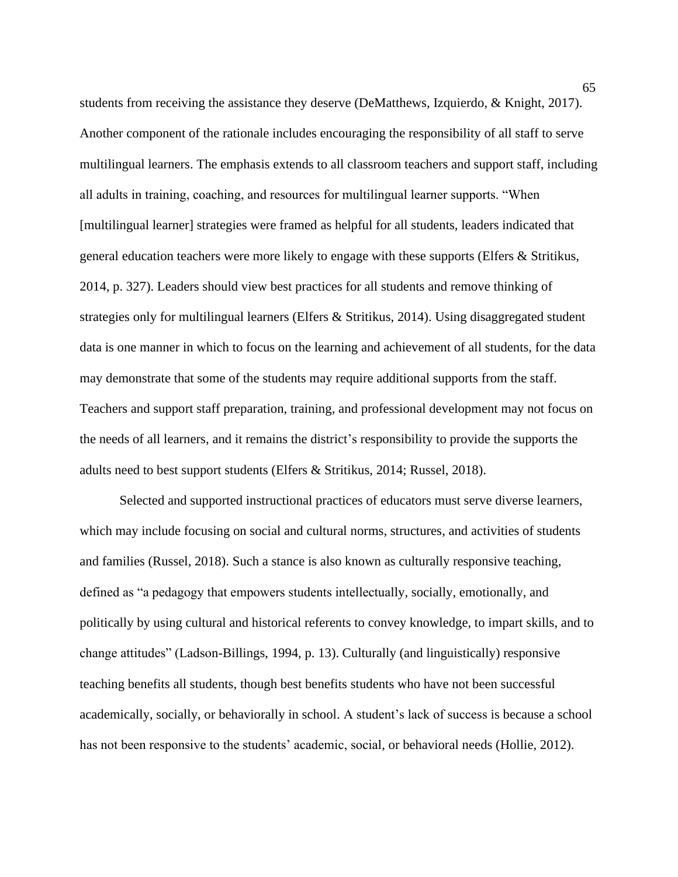students from receiving the assistance they deserve (DeMatthews, Izquierdo, & Knight, 2017). Another component of the rationale includes encouraging the responsibility of all staff to serve multilingual learners. The emphasis extends to all classroom teachers and support staff, including all adults in training, coaching, and resources for multilingual learner supports. "When [multilingual learner] strategies were framed as helpful for all students, leaders indicated that general education teachers were more likely to engage with these supports (Elfers & Stritikus, 2014, p. 327). Leaders should view best practices for all students and remove thinking of strategies only for multilingual learners (Elfers & Stritikus, 2014). Using disaggregated student data is one manner in which to focus on the learning and achievement of all students, for the data may demonstrate that some of the students may require additional supports from the staff. Teachers and support staff preparation, training, and professional development may not focus on the needs of all learners, and it remains the district's responsibility to provide the supports the adults need to best support students (Elfers & Stritikus, 2014; Russel, 2018).

Selected and supported instructional practices of educators must serve diverse learners, which may include focusing on social and cultural norms, structures, and activities of students and families (Russel, 2018). Such a stance is also known as culturally responsive teaching, defined as "a pedagogy that empowers students intellectually, socially, emotionally, and politically by using cultural and historical referents to convey knowledge, to impart skills, and to change attitudes" (Ladson-Billings, 1994, p. 13). Culturally (and linguistically) responsive teaching benefits all students, though best benefits students who have not been successful academically, socially, or behaviorally in school. A student's lack of success is because a school has not been responsive to the students' academic, social, or behavioral needs (Hollie, 2012).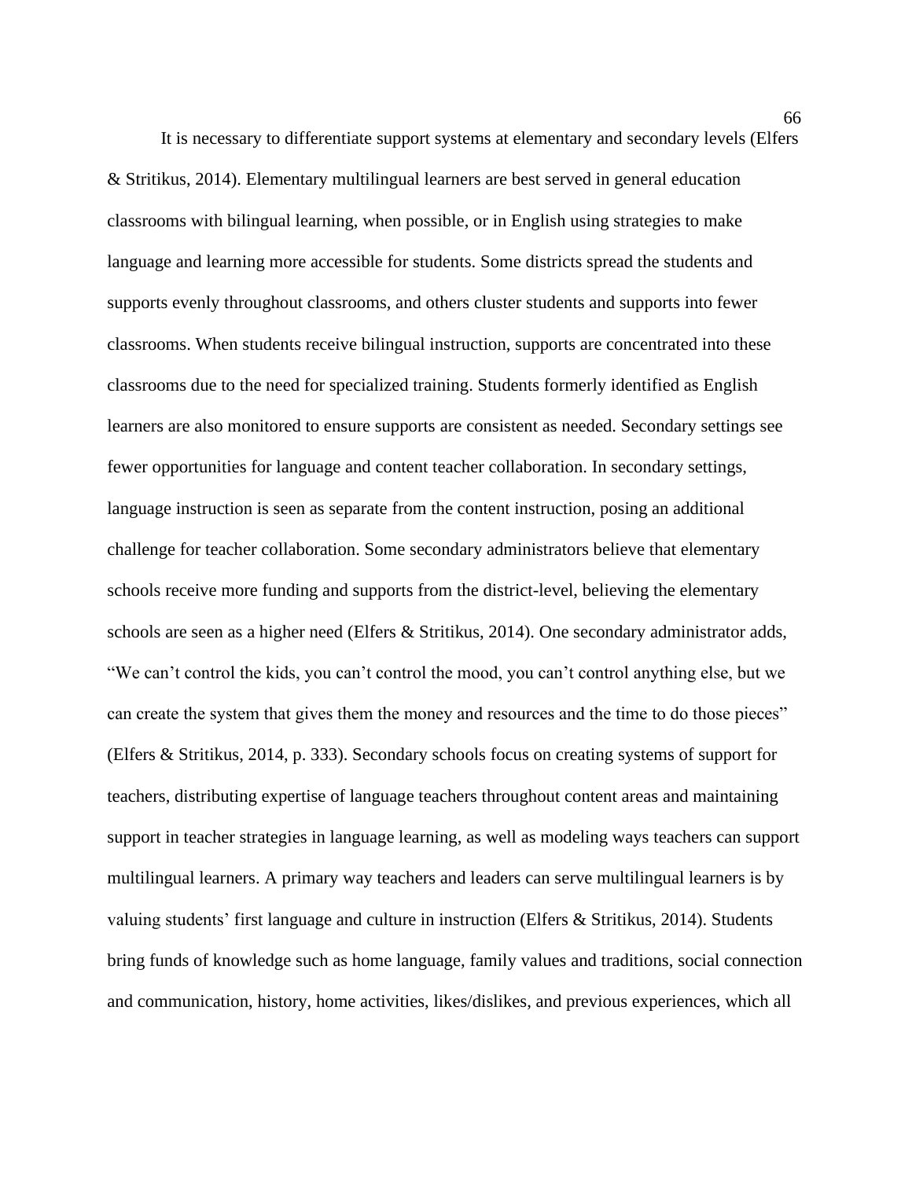It is necessary to differentiate support systems at elementary and secondary levels (Elfers & Stritikus, 2014). Elementary multilingual learners are best served in general education classrooms with bilingual learning, when possible, or in English using strategies to make language and learning more accessible for students. Some districts spread the students and supports evenly throughout classrooms, and others cluster students and supports into fewer classrooms. When students receive bilingual instruction, supports are concentrated into these classrooms due to the need for specialized training. Students formerly identified as English learners are also monitored to ensure supports are consistent as needed. Secondary settings see fewer opportunities for language and content teacher collaboration. In secondary settings, language instruction is seen as separate from the content instruction, posing an additional challenge for teacher collaboration. Some secondary administrators believe that elementary schools receive more funding and supports from the district-level, believing the elementary schools are seen as a higher need (Elfers & Stritikus, 2014). One secondary administrator adds, "We can't control the kids, you can't control the mood, you can't control anything else, but we can create the system that gives them the money and resources and the time to do those pieces" (Elfers & Stritikus, 2014, p. 333). Secondary schools focus on creating systems of support for teachers, distributing expertise of language teachers throughout content areas and maintaining support in teacher strategies in language learning, as well as modeling ways teachers can support multilingual learners. A primary way teachers and leaders can serve multilingual learners is by valuing students' first language and culture in instruction (Elfers & Stritikus, 2014). Students bring funds of knowledge such as home language, family values and traditions, social connection and communication, history, home activities, likes/dislikes, and previous experiences, which all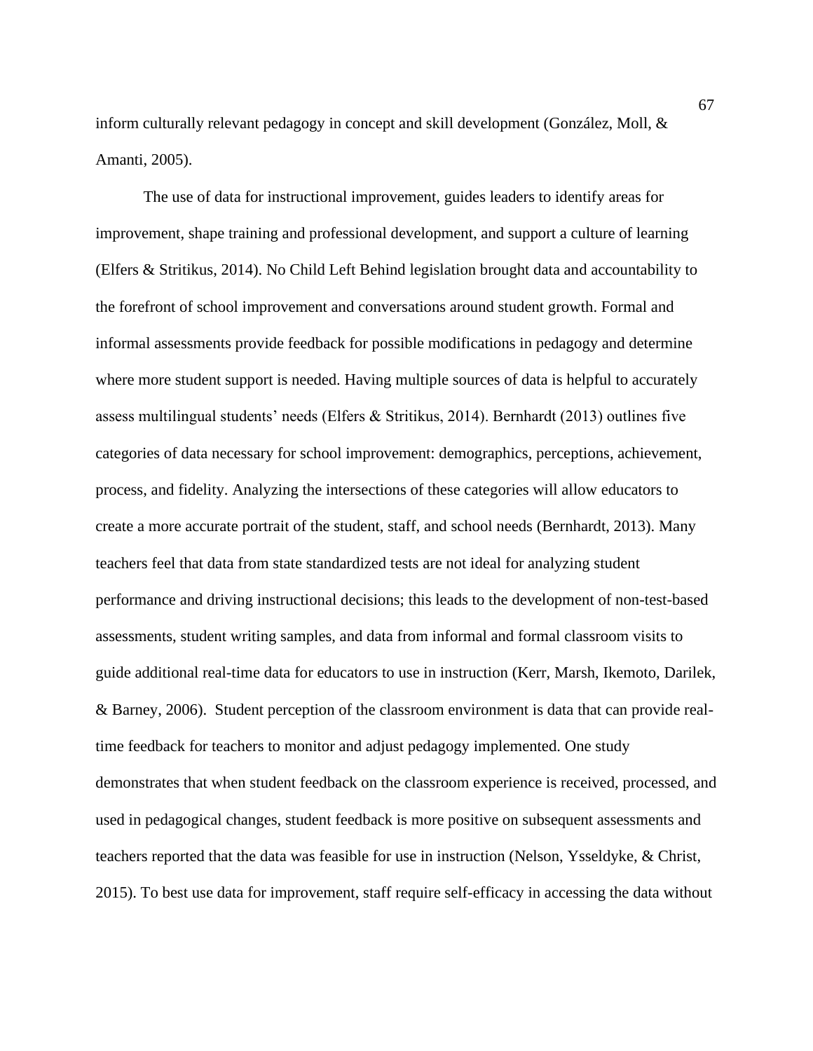inform culturally relevant pedagogy in concept and skill development (González, Moll, & Amanti, 2005).

The use of data for instructional improvement, guides leaders to identify areas for improvement, shape training and professional development, and support a culture of learning (Elfers & Stritikus, 2014). No Child Left Behind legislation brought data and accountability to the forefront of school improvement and conversations around student growth. Formal and informal assessments provide feedback for possible modifications in pedagogy and determine where more student support is needed. Having multiple sources of data is helpful to accurately assess multilingual students' needs (Elfers & Stritikus, 2014). Bernhardt (2013) outlines five categories of data necessary for school improvement: demographics, perceptions, achievement, process, and fidelity. Analyzing the intersections of these categories will allow educators to create a more accurate portrait of the student, staff, and school needs (Bernhardt, 2013). Many teachers feel that data from state standardized tests are not ideal for analyzing student performance and driving instructional decisions; this leads to the development of non-test-based assessments, student writing samples, and data from informal and formal classroom visits to guide additional real-time data for educators to use in instruction (Kerr, Marsh, Ikemoto, Darilek, & Barney, 2006). Student perception of the classroom environment is data that can provide real-time feedback for teachers to monitor and adjust pedagogy implemented. One study demonstrates that when student feedback on the classroom experience is received, processed, and used in pedagogical changes, student feedback is more positive on subsequent assessments and teachers reported that the data was feasible for use in instruction (Nelson, Ysseldyke, & Christ, 2015). To best use data for improvement, staff require self-efficacy in accessing the data without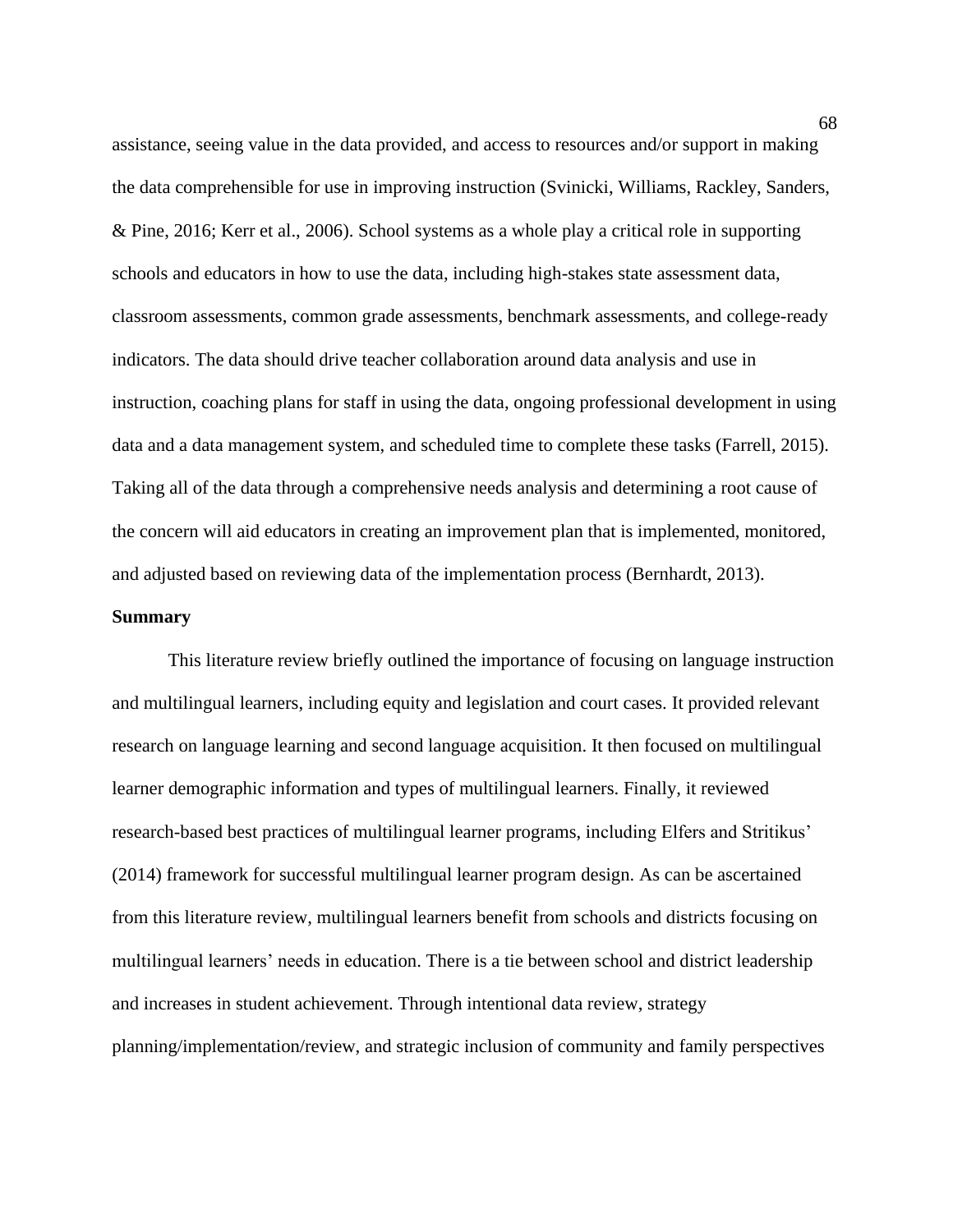assistance, seeing value in the data provided, and access to resources and/or support in making the data comprehensible for use in improving instruction (Svinicki, Williams, Rackley, Sanders, & Pine, 2016; Kerr et al., 2006). School systems as a whole play a critical role in supporting schools and educators in how to use the data, including high-stakes state assessment data, classroom assessments, common grade assessments, benchmark assessments, and college-ready indicators. The data should drive teacher collaboration around data analysis and use in instruction, coaching plans for staff in using the data, ongoing professional development in using data and a data management system, and scheduled time to complete these tasks (Farrell, 2015). Taking all of the data through a comprehensive needs analysis and determining a root cause of the concern will aid educators in creating an improvement plan that is implemented, monitored, and adjusted based on reviewing data of the implementation process (Bernhardt, 2013).

**Summary**

This literature review briefly outlined the importance of focusing on language instruction and multilingual learners, including equity and legislation and court cases. It provided relevant research on language learning and second language acquisition. It then focused on multilingual learner demographic information and types of multilingual learners. Finally, it reviewed research-based best practices of multilingual learner programs, including Elfers and Stritikus' (2014) framework for successful multilingual learner program design. As can be ascertained from this literature review, multilingual learners benefit from schools and districts focusing on multilingual learners' needs in education. There is a tie between school and district leadership and increases in student achievement. Through intentional data review, strategy planning/implementation/review, and strategic inclusion of community and family perspectives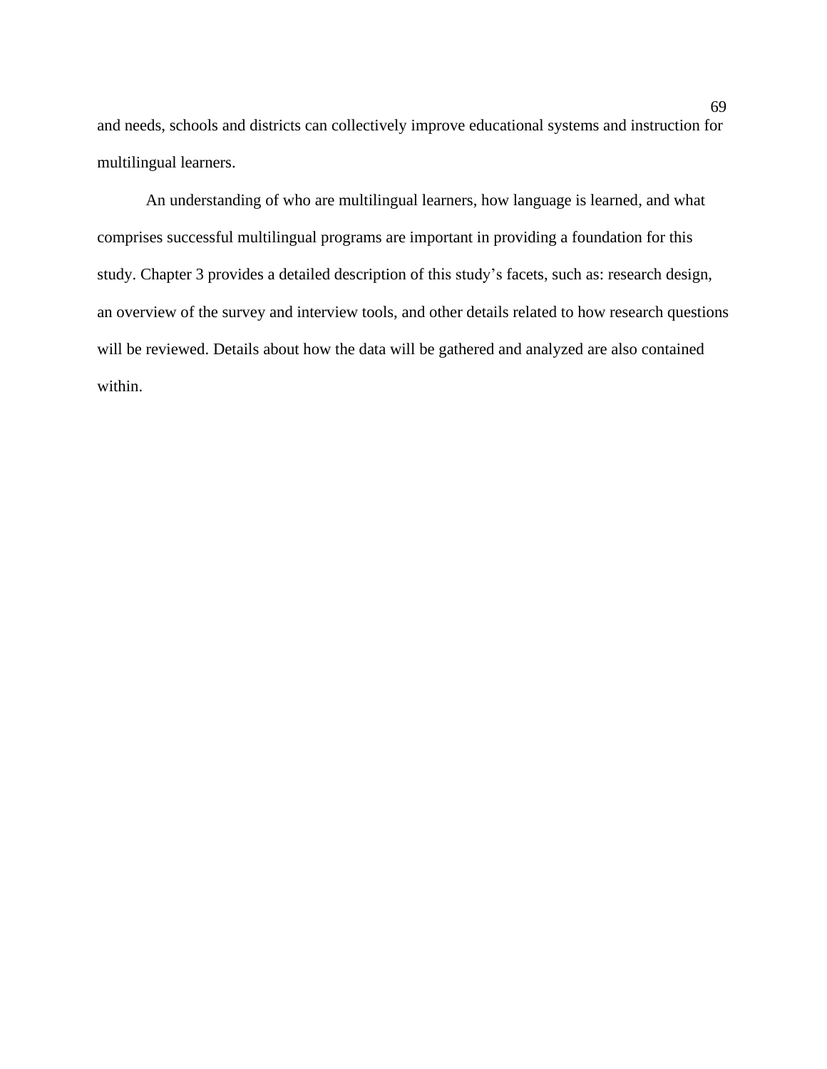and needs, schools and districts can collectively improve educational systems and instruction for multilingual learners.

An understanding of who are multilingual learners, how language is learned, and what comprises successful multilingual programs are important in providing a foundation for this study. Chapter 3 provides a detailed description of this study's facets, such as: research design, an overview of the survey and interview tools, and other details related to how research questions will be reviewed. Details about how the data will be gathered and analyzed are also contained within.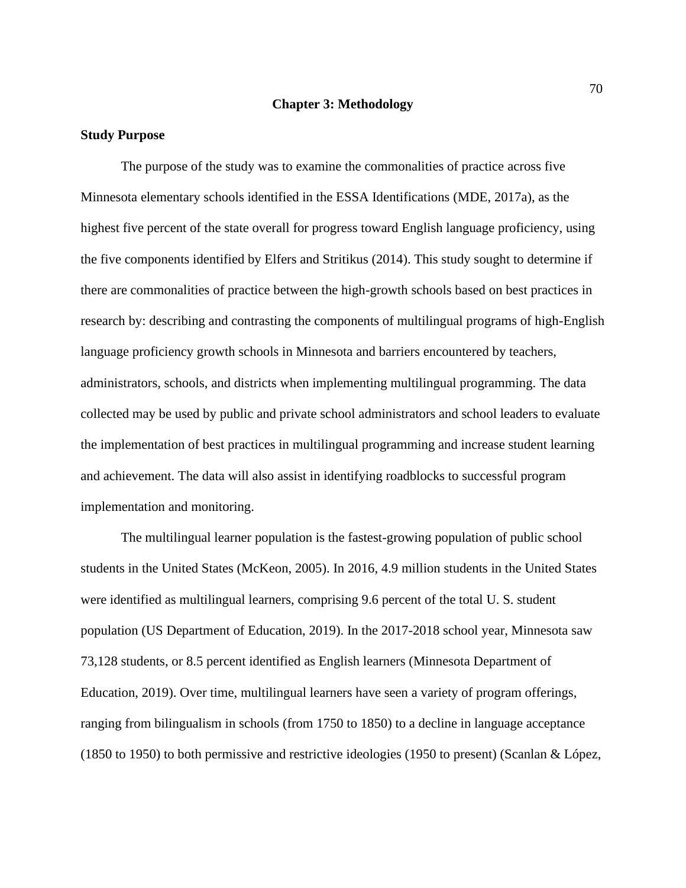# Chapter 3: Methodology

## Study Purpose

The purpose of the study was to examine the commonalities of practice across five Minnesota elementary schools identified in the ESSA Identifications (MDE, 2017a), as the highest five percent of the state overall for progress toward English language proficiency, using the five components identified by Elfers and Stritikus (2014). This study sought to determine if there are commonalities of practice between the high-growth schools based on best practices in research by: describing and contrasting the components of multilingual programs of high-English language proficiency growth schools in Minnesota and barriers encountered by teachers, administrators, schools, and districts when implementing multilingual programming. The data collected may be used by public and private school administrators and school leaders to evaluate the implementation of best practices in multilingual programming and increase student learning and achievement. The data will also assist in identifying roadblocks to successful program implementation and monitoring.

The multilingual learner population is the fastest-growing population of public school students in the United States (McKeon, 2005). In 2016, 4.9 million students in the United States were identified as multilingual learners, comprising 9.6 percent of the total U. S. student population (US Department of Education, 2019). In the 2017-2018 school year, Minnesota saw 73,128 students, or 8.5 percent identified as English learners (Minnesota Department of Education, 2019). Over time, multilingual learners have seen a variety of program offerings, ranging from bilingualism in schools (from 1750 to 1850) to a decline in language acceptance (1850 to 1950) to both permissive and restrictive ideologies (1950 to present) (Scanlan & López,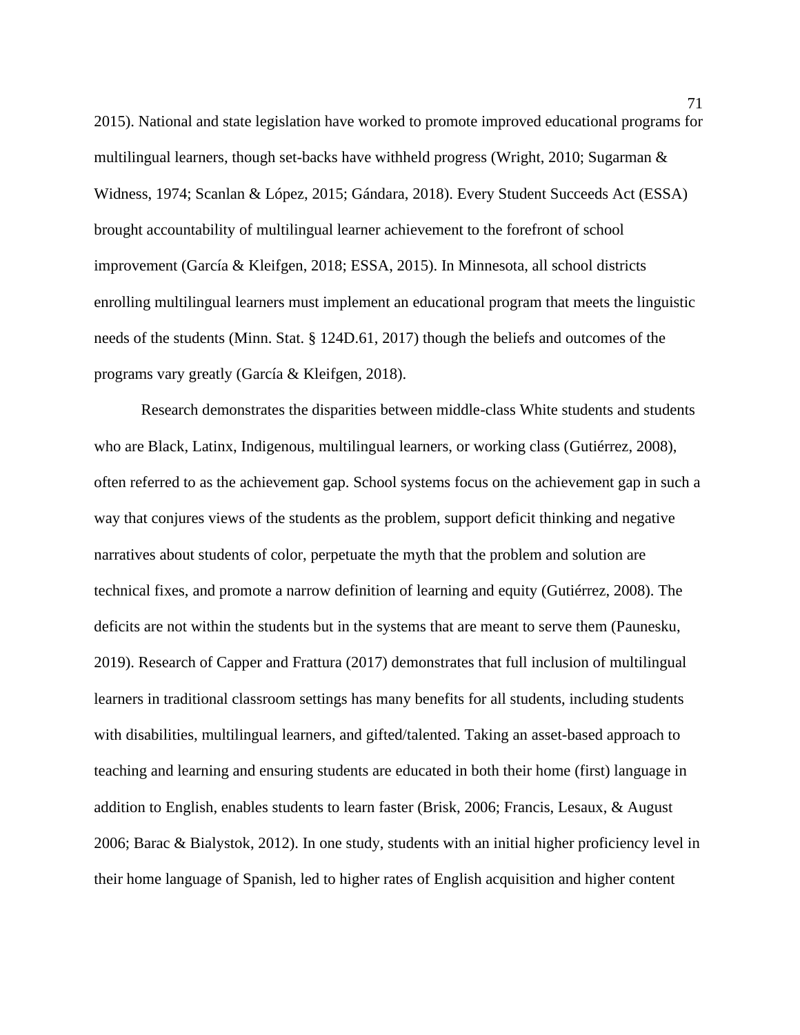2015). National and state legislation have worked to promote improved educational programs for multilingual learners, though set-backs have withheld progress (Wright, 2010; Sugarman & Widness, 1974; Scanlan & López, 2015; Gándara, 2018). Every Student Succeeds Act (ESSA) brought accountability of multilingual learner achievement to the forefront of school improvement (García & Kleifgen, 2018; ESSA, 2015). In Minnesota, all school districts enrolling multilingual learners must implement an educational program that meets the linguistic needs of the students (Minn. Stat. § 124D.61, 2017) though the beliefs and outcomes of the programs vary greatly (García & Kleifgen, 2018).

Research demonstrates the disparities between middle-class White students and students who are Black, Latinx, Indigenous, multilingual learners, or working class (Gutiérrez, 2008), often referred to as the achievement gap. School systems focus on the achievement gap in such a way that conjures views of the students as the problem, support deficit thinking and negative narratives about students of color, perpetuate the myth that the problem and solution are technical fixes, and promote a narrow definition of learning and equity (Gutiérrez, 2008). The deficits are not within the students but in the systems that are meant to serve them (Paunesku, 2019). Research of Capper and Frattura (2017) demonstrates that full inclusion of multilingual learners in traditional classroom settings has many benefits for all students, including students with disabilities, multilingual learners, and gifted/talented. Taking an asset-based approach to teaching and learning and ensuring students are educated in both their home (first) language in addition to English, enables students to learn faster (Brisk, 2006; Francis, Lesaux, & August 2006; Barac & Bialystok, 2012). In one study, students with an initial higher proficiency level in their home language of Spanish, led to higher rates of English acquisition and higher content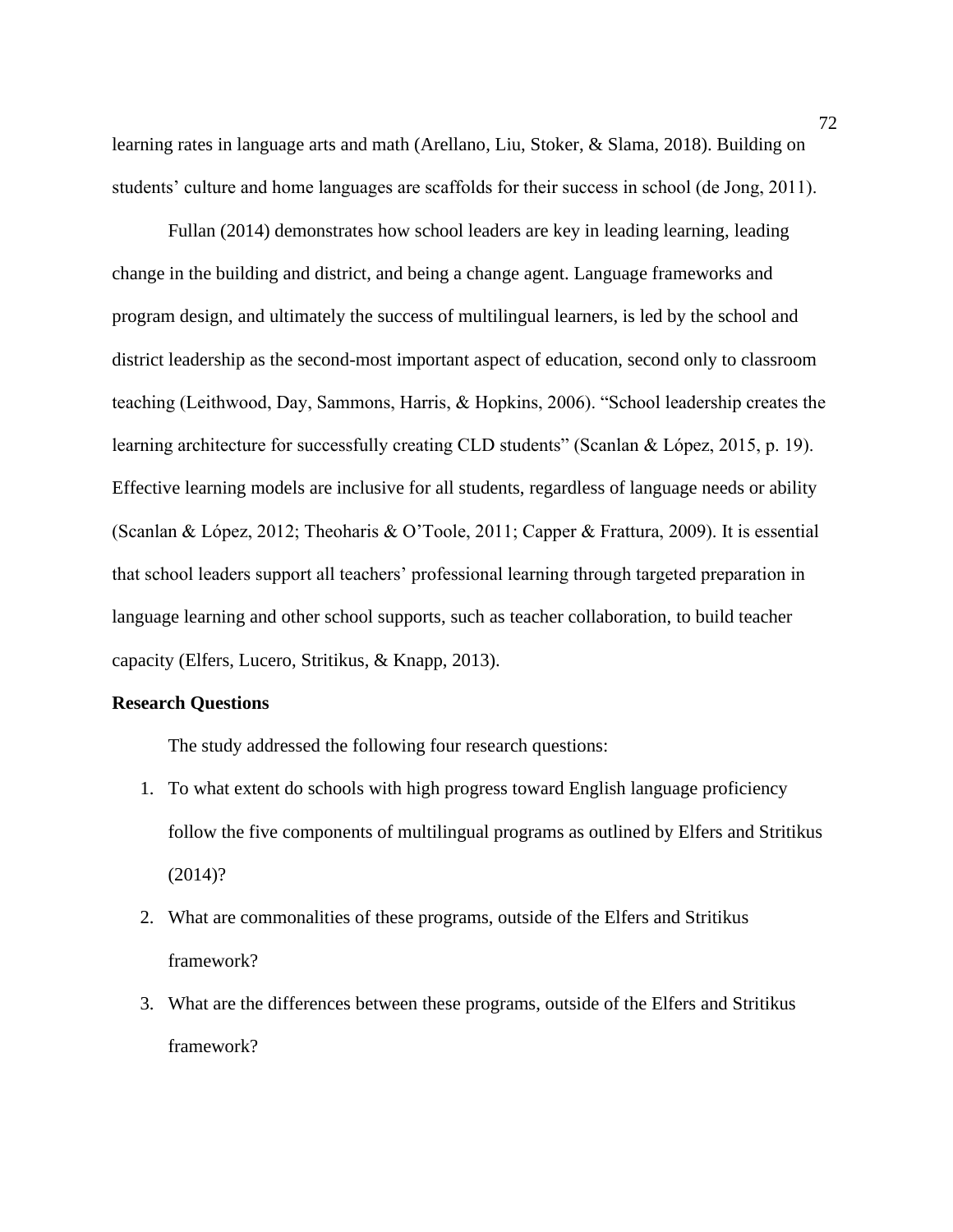learning rates in language arts and math (Arellano, Liu, Stoker, & Slama, 2018). Building on students' culture and home languages are scaffolds for their success in school (de Jong, 2011).

Fullan (2014) demonstrates how school leaders are key in leading learning, leading change in the building and district, and being a change agent. Language frameworks and program design, and ultimately the success of multilingual learners, is led by the school and district leadership as the second-most important aspect of education, second only to classroom teaching (Leithwood, Day, Sammons, Harris, & Hopkins, 2006). "School leadership creates the learning architecture for successfully creating CLD students" (Scanlan & López, 2015, p. 19). Effective learning models are inclusive for all students, regardless of language needs or ability (Scanlan & López, 2012; Theoharis & O'Toole, 2011; Capper & Frattura, 2009). It is essential that school leaders support all teachers' professional learning through targeted preparation in language learning and other school supports, such as teacher collaboration, to build teacher capacity (Elfers, Lucero, Stritikus, & Knapp, 2013).

**Research Questions**

The study addressed the following four research questions:

1. To what extent do schools with high progress toward English language proficiency follow the five components of multilingual programs as outlined by Elfers and Stritikus (2014)?
2. What are commonalities of these programs, outside of the Elfers and Stritikus framework?
3. What are the differences between these programs, outside of the Elfers and Stritikus framework?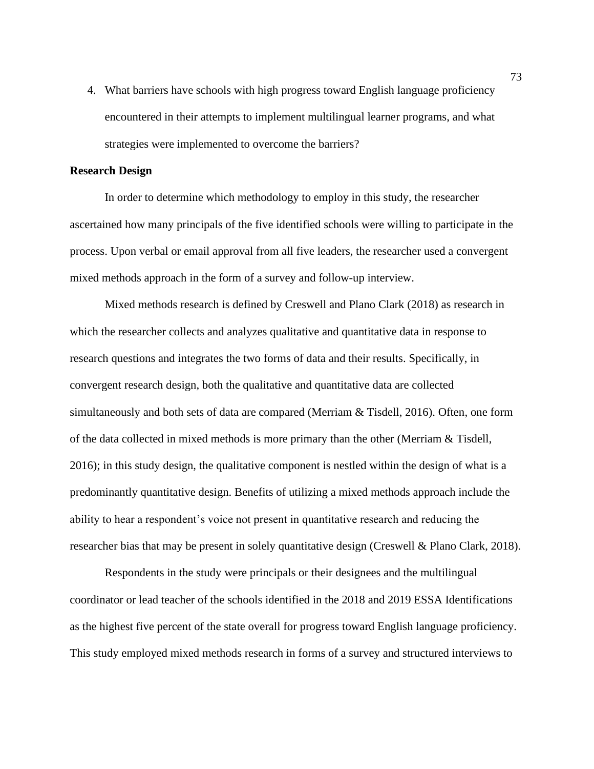4. What barriers have schools with high progress toward English language proficiency encountered in their attempts to implement multilingual learner programs, and what strategies were implemented to overcome the barriers?

**Research Design**

In order to determine which methodology to employ in this study, the researcher ascertained how many principals of the five identified schools were willing to participate in the process. Upon verbal or email approval from all five leaders, the researcher used a convergent mixed methods approach in the form of a survey and follow-up interview.

Mixed methods research is defined by Creswell and Plano Clark (2018) as research in which the researcher collects and analyzes qualitative and quantitative data in response to research questions and integrates the two forms of data and their results. Specifically, in convergent research design, both the qualitative and quantitative data are collected simultaneously and both sets of data are compared (Merriam & Tisdell, 2016). Often, one form of the data collected in mixed methods is more primary than the other (Merriam & Tisdell, 2016); in this study design, the qualitative component is nestled within the design of what is a predominantly quantitative design. Benefits of utilizing a mixed methods approach include the ability to hear a respondent's voice not present in quantitative research and reducing the researcher bias that may be present in solely quantitative design (Creswell & Plano Clark, 2018).

Respondents in the study were principals or their designees and the multilingual coordinator or lead teacher of the schools identified in the 2018 and 2019 ESSA Identifications as the highest five percent of the state overall for progress toward English language proficiency. This study employed mixed methods research in forms of a survey and structured interviews to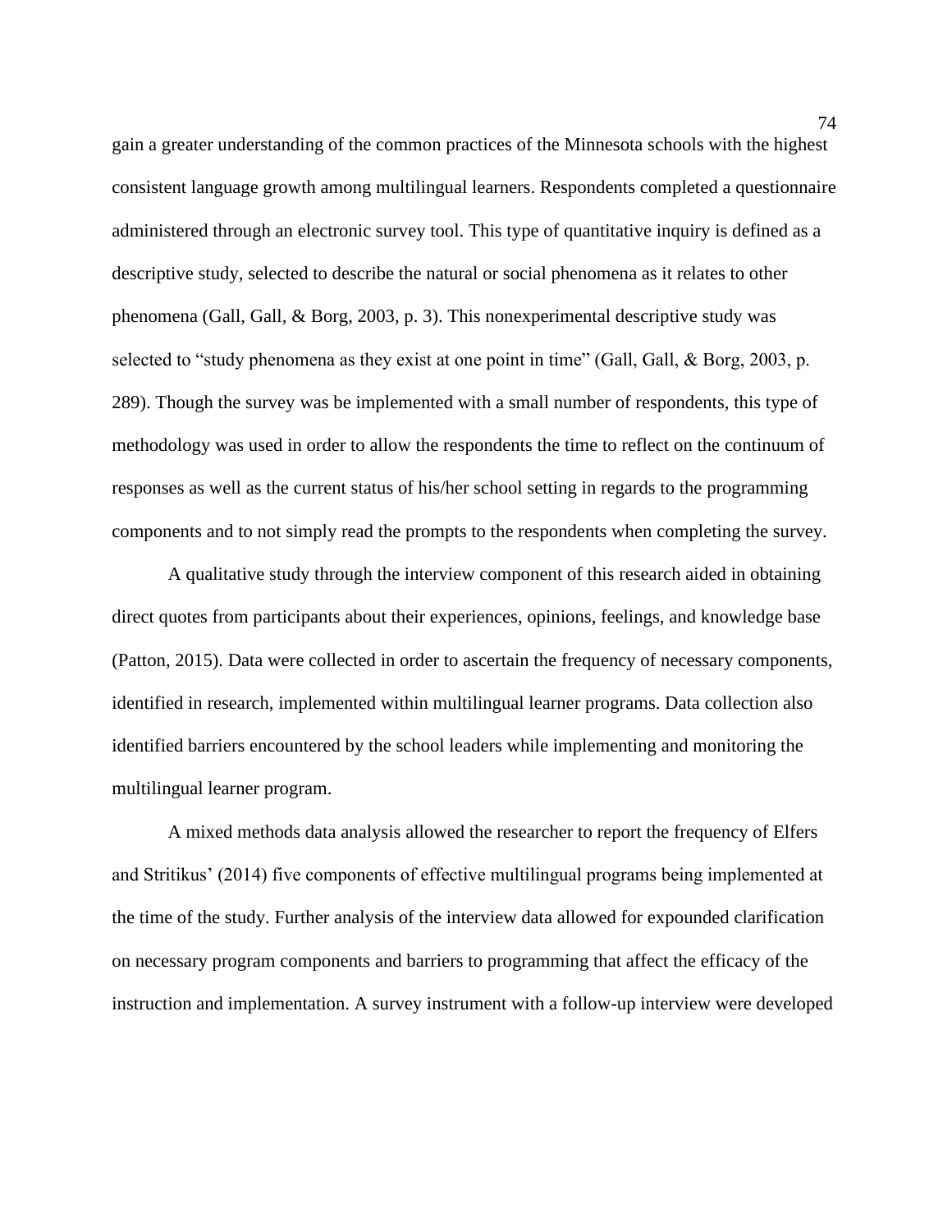gain a greater understanding of the common practices of the Minnesota schools with the highest consistent language growth among multilingual learners. Respondents completed a questionnaire administered through an electronic survey tool. This type of quantitative inquiry is defined as a descriptive study, selected to describe the natural or social phenomena as it relates to other phenomena (Gall, Gall, & Borg, 2003, p. 3). This nonexperimental descriptive study was selected to "study phenomena as they exist at one point in time" (Gall, Gall, & Borg, 2003, p. 289). Though the survey was be implemented with a small number of respondents, this type of methodology was used in order to allow the respondents the time to reflect on the continuum of responses as well as the current status of his/her school setting in regards to the programming components and to not simply read the prompts to the respondents when completing the survey.

A qualitative study through the interview component of this research aided in obtaining direct quotes from participants about their experiences, opinions, feelings, and knowledge base (Patton, 2015). Data were collected in order to ascertain the frequency of necessary components, identified in research, implemented within multilingual learner programs. Data collection also identified barriers encountered by the school leaders while implementing and monitoring the multilingual learner program.

A mixed methods data analysis allowed the researcher to report the frequency of Elfers and Stritikus' (2014) five components of effective multilingual programs being implemented at the time of the study. Further analysis of the interview data allowed for expounded clarification on necessary program components and barriers to programming that affect the efficacy of the instruction and implementation. A survey instrument with a follow-up interview were developed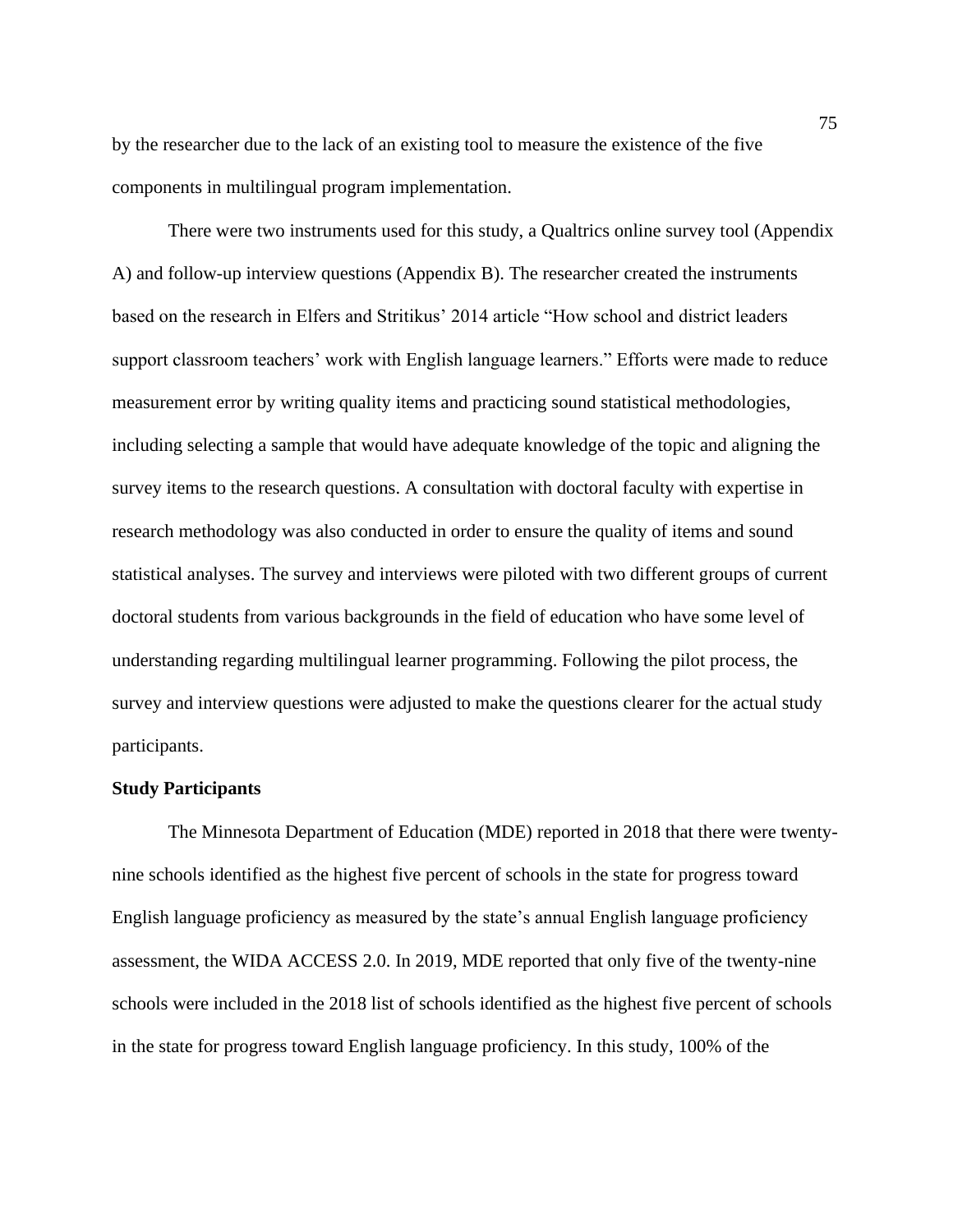by the researcher due to the lack of an existing tool to measure the existence of the five components in multilingual program implementation.

There were two instruments used for this study, a Qualtrics online survey tool (Appendix A) and follow-up interview questions (Appendix B). The researcher created the instruments based on the research in Elfers and Stritikus' 2014 article "How school and district leaders support classroom teachers' work with English language learners." Efforts were made to reduce measurement error by writing quality items and practicing sound statistical methodologies, including selecting a sample that would have adequate knowledge of the topic and aligning the survey items to the research questions. A consultation with doctoral faculty with expertise in research methodology was also conducted in order to ensure the quality of items and sound statistical analyses. The survey and interviews were piloted with two different groups of current doctoral students from various backgrounds in the field of education who have some level of understanding regarding multilingual learner programming. Following the pilot process, the survey and interview questions were adjusted to make the questions clearer for the actual study participants.

**Study Participants**

The Minnesota Department of Education (MDE) reported in 2018 that there were twenty-nine schools identified as the highest five percent of schools in the state for progress toward English language proficiency as measured by the state's annual English language proficiency assessment, the WIDA ACCESS 2.0. In 2019, MDE reported that only five of the twenty-nine schools were included in the 2018 list of schools identified as the highest five percent of schools in the state for progress toward English language proficiency. In this study, 100% of the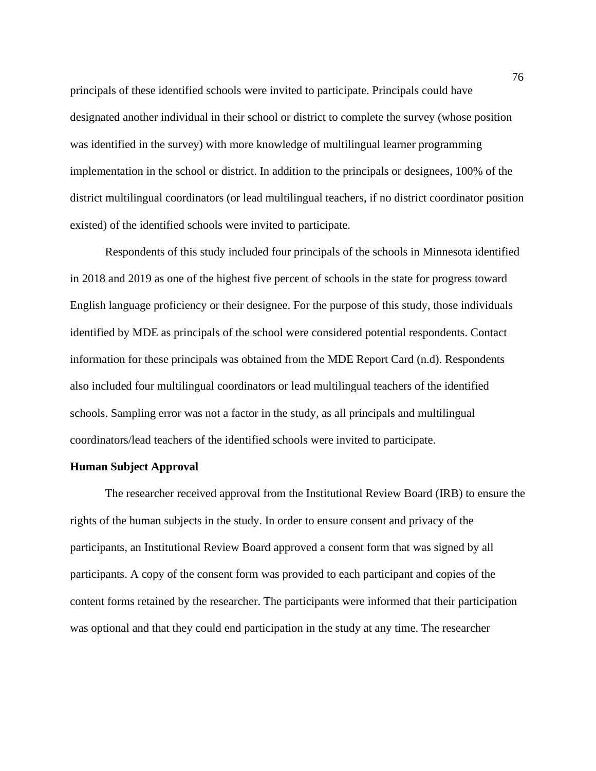principals of these identified schools were invited to participate. Principals could have designated another individual in their school or district to complete the survey (whose position was identified in the survey) with more knowledge of multilingual learner programming implementation in the school or district. In addition to the principals or designees, 100% of the district multilingual coordinators (or lead multilingual teachers, if no district coordinator position existed) of the identified schools were invited to participate.

Respondents of this study included four principals of the schools in Minnesota identified in 2018 and 2019 as one of the highest five percent of schools in the state for progress toward English language proficiency or their designee. For the purpose of this study, those individuals identified by MDE as principals of the school were considered potential respondents. Contact information for these principals was obtained from the MDE Report Card (n.d). Respondents also included four multilingual coordinators or lead multilingual teachers of the identified schools. Sampling error was not a factor in the study, as all principals and multilingual coordinators/lead teachers of the identified schools were invited to participate.

**Human Subject Approval**

The researcher received approval from the Institutional Review Board (IRB) to ensure the rights of the human subjects in the study. In order to ensure consent and privacy of the participants, an Institutional Review Board approved a consent form that was signed by all participants. A copy of the consent form was provided to each participant and copies of the content forms retained by the researcher. The participants were informed that their participation was optional and that they could end participation in the study at any time. The researcher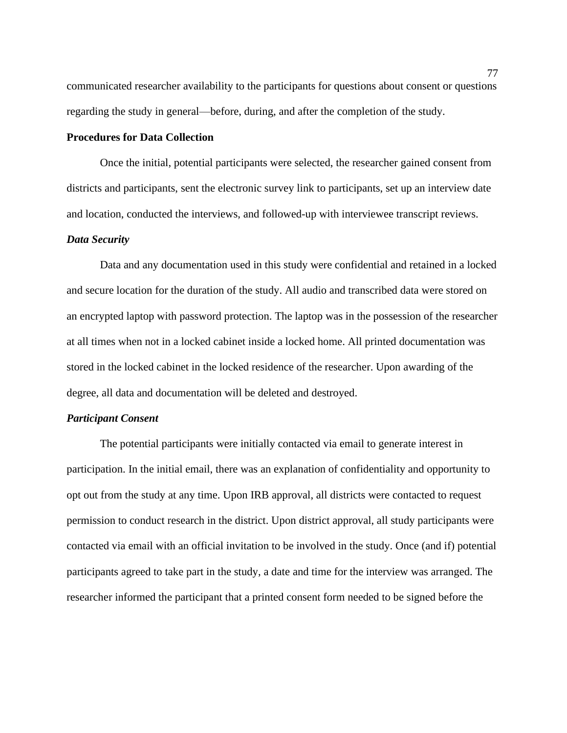communicated researcher availability to the participants for questions about consent or questions regarding the study in general—before, during, and after the completion of the study.

## Procedures for Data Collection

Once the initial, potential participants were selected, the researcher gained consent from districts and participants, sent the electronic survey link to participants, set up an interview date and location, conducted the interviews, and followed-up with interviewee transcript reviews.

### *Data Security*

Data and any documentation used in this study were confidential and retained in a locked and secure location for the duration of the study. All audio and transcribed data were stored on an encrypted laptop with password protection. The laptop was in the possession of the researcher at all times when not in a locked cabinet inside a locked home. All printed documentation was stored in the locked cabinet in the locked residence of the researcher. Upon awarding of the degree, all data and documentation will be deleted and destroyed.

### *Participant Consent*

The potential participants were initially contacted via email to generate interest in participation. In the initial email, there was an explanation of confidentiality and opportunity to opt out from the study at any time. Upon IRB approval, all districts were contacted to request permission to conduct research in the district. Upon district approval, all study participants were contacted via email with an official invitation to be involved in the study. Once (and if) potential participants agreed to take part in the study, a date and time for the interview was arranged. The researcher informed the participant that a printed consent form needed to be signed before the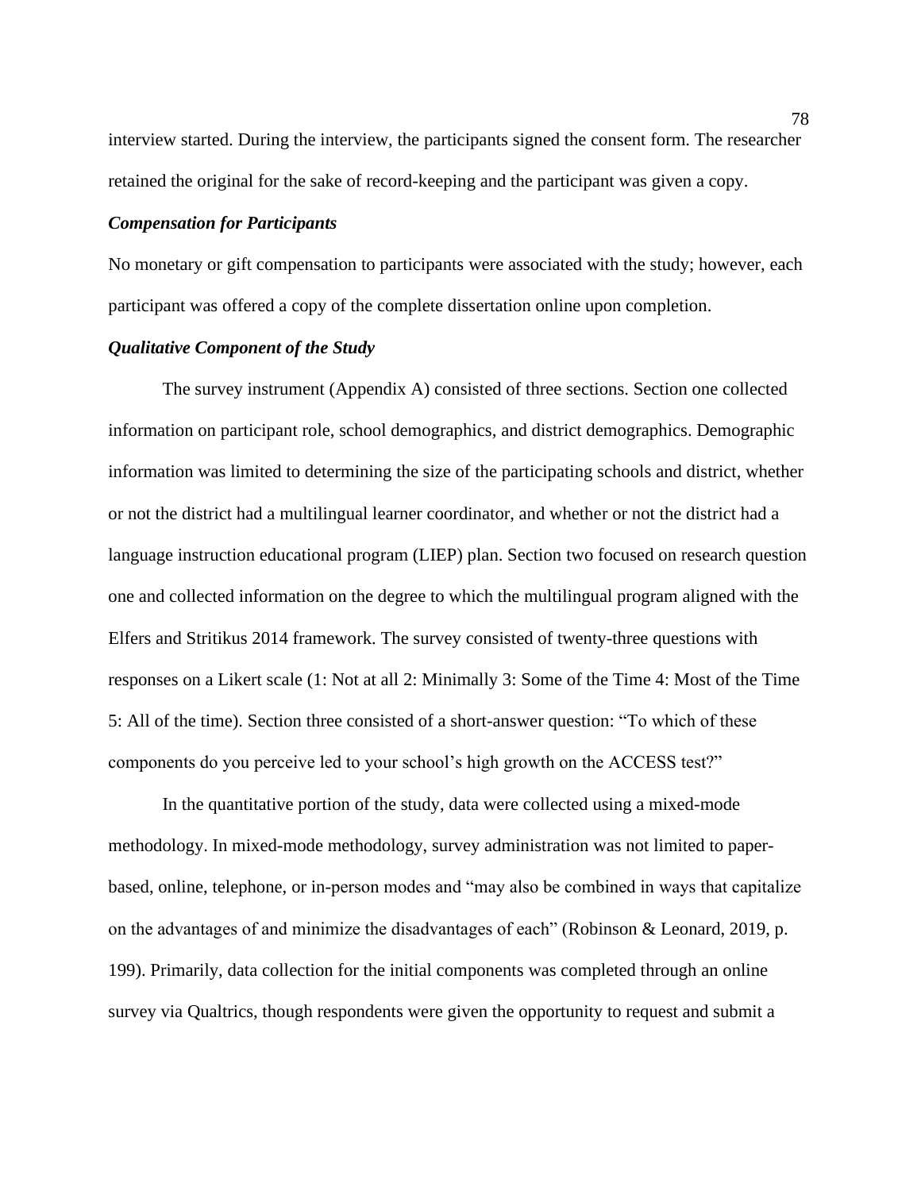interview started. During the interview, the participants signed the consent form. The researcher retained the original for the sake of record-keeping and the participant was given a copy.

### *Compensation for Participants*

No monetary or gift compensation to participants were associated with the study; however, each participant was offered a copy of the complete dissertation online upon completion.

### *Qualitative Component of the Study*

The survey instrument (Appendix A) consisted of three sections. Section one collected information on participant role, school demographics, and district demographics. Demographic information was limited to determining the size of the participating schools and district, whether or not the district had a multilingual learner coordinator, and whether or not the district had a language instruction educational program (LIEP) plan. Section two focused on research question one and collected information on the degree to which the multilingual program aligned with the Elfers and Stritikus 2014 framework. The survey consisted of twenty-three questions with responses on a Likert scale (1: Not at all 2: Minimally 3: Some of the Time 4: Most of the Time 5: All of the time). Section three consisted of a short-answer question: "To which of these components do you perceive led to your school's high growth on the ACCESS test?"

In the quantitative portion of the study, data were collected using a mixed-mode methodology. In mixed-mode methodology, survey administration was not limited to paper-based, online, telephone, or in-person modes and "may also be combined in ways that capitalize on the advantages of and minimize the disadvantages of each" (Robinson & Leonard, 2019, p. 199). Primarily, data collection for the initial components was completed through an online survey via Qualtrics, though respondents were given the opportunity to request and submit a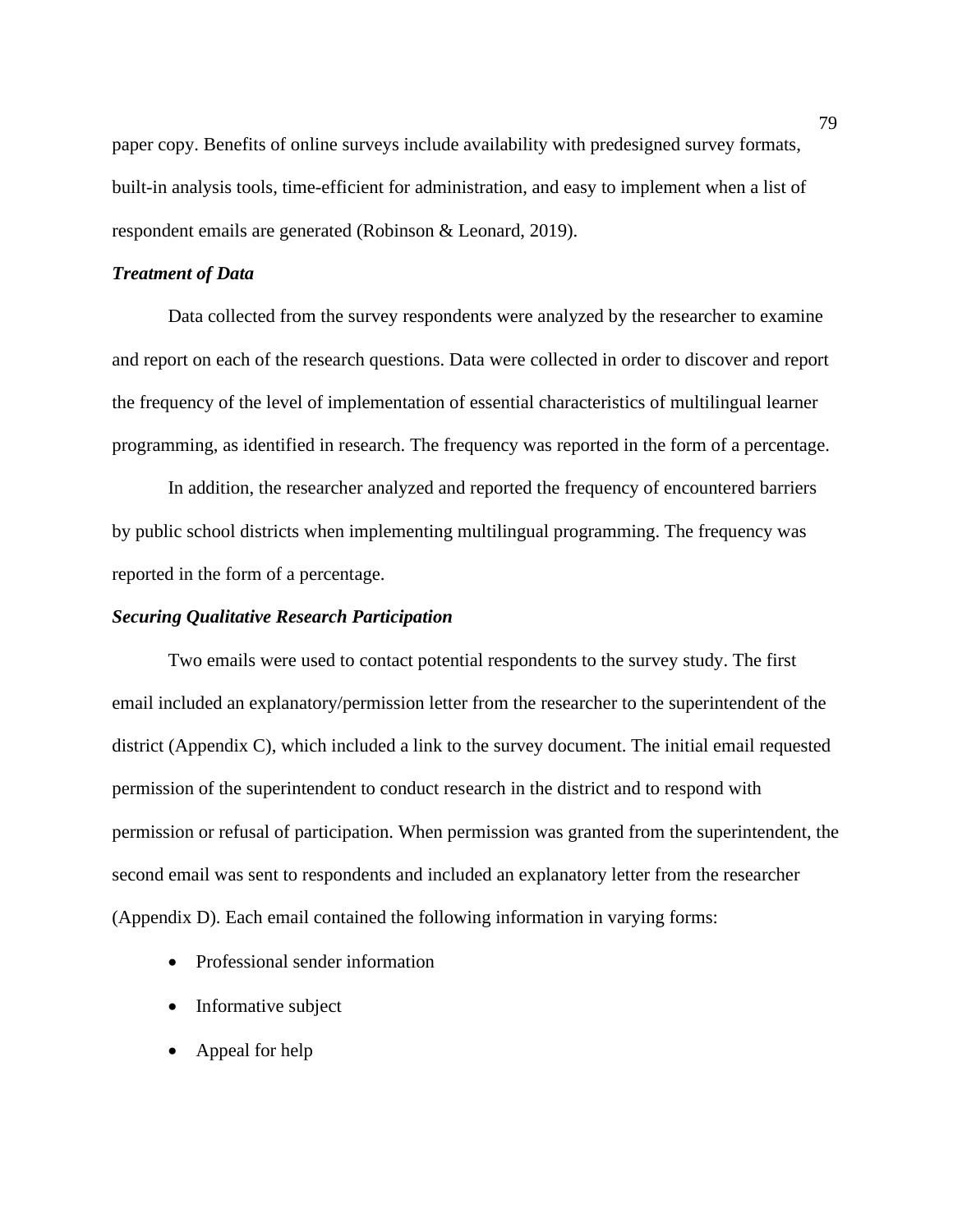paper copy. Benefits of online surveys include availability with predesigned survey formats, built-in analysis tools, time-efficient for administration, and easy to implement when a list of respondent emails are generated (Robinson & Leonard, 2019).

### *Treatment of Data*

Data collected from the survey respondents were analyzed by the researcher to examine and report on each of the research questions. Data were collected in order to discover and report the frequency of the level of implementation of essential characteristics of multilingual learner programming, as identified in research. The frequency was reported in the form of a percentage.

In addition, the researcher analyzed and reported the frequency of encountered barriers by public school districts when implementing multilingual programming. The frequency was reported in the form of a percentage.

### *Securing Qualitative Research Participation*

Two emails were used to contact potential respondents to the survey study. The first email included an explanatory/permission letter from the researcher to the superintendent of the district (Appendix C), which included a link to the survey document. The initial email requested permission of the superintendent to conduct research in the district and to respond with permission or refusal of participation. When permission was granted from the superintendent, the second email was sent to respondents and included an explanatory letter from the researcher (Appendix D). Each email contained the following information in varying forms:

- Professional sender information
- Informative subject
- Appeal for help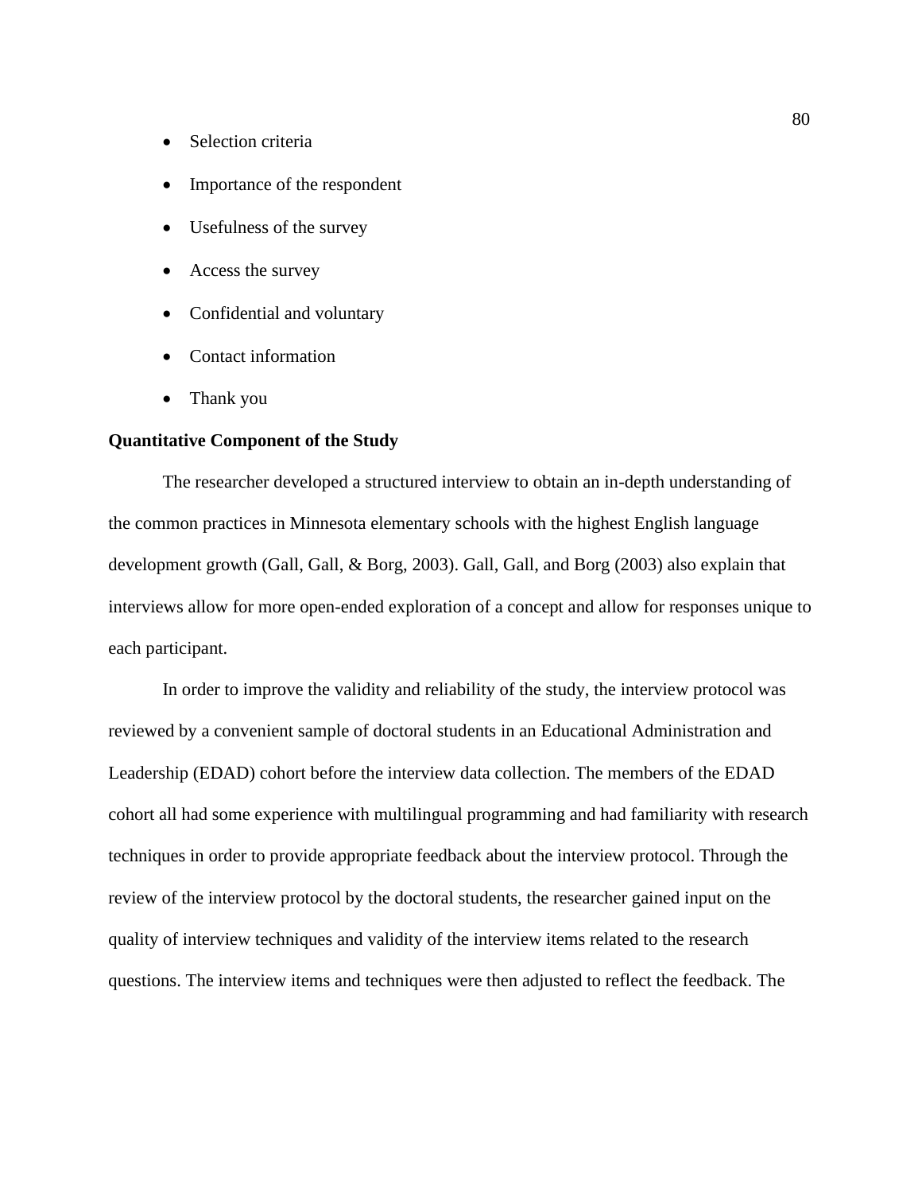- Selection criteria
- Importance of the respondent
- Usefulness of the survey
- Access the survey
- Confidential and voluntary
- Contact information
- Thank you

**Quantitative Component of the Study**

The researcher developed a structured interview to obtain an in-depth understanding of the common practices in Minnesota elementary schools with the highest English language development growth (Gall, Gall, & Borg, 2003). Gall, Gall, and Borg (2003) also explain that interviews allow for more open-ended exploration of a concept and allow for responses unique to each participant.

In order to improve the validity and reliability of the study, the interview protocol was reviewed by a convenient sample of doctoral students in an Educational Administration and Leadership (EDAD) cohort before the interview data collection. The members of the EDAD cohort all had some experience with multilingual programming and had familiarity with research techniques in order to provide appropriate feedback about the interview protocol. Through the review of the interview protocol by the doctoral students, the researcher gained input on the quality of interview techniques and validity of the interview items related to the research questions. The interview items and techniques were then adjusted to reflect the feedback. The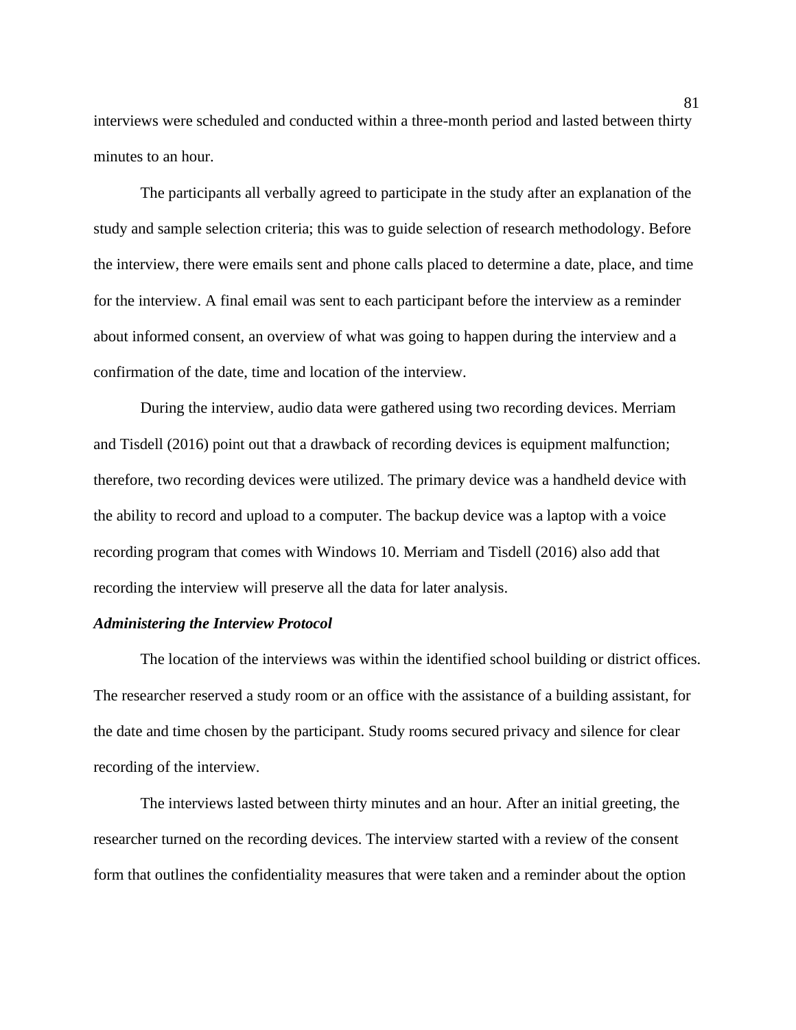interviews were scheduled and conducted within a three-month period and lasted between thirty minutes to an hour.

The participants all verbally agreed to participate in the study after an explanation of the study and sample selection criteria; this was to guide selection of research methodology. Before the interview, there were emails sent and phone calls placed to determine a date, place, and time for the interview. A final email was sent to each participant before the interview as a reminder about informed consent, an overview of what was going to happen during the interview and a confirmation of the date, time and location of the interview.

During the interview, audio data were gathered using two recording devices. Merriam and Tisdell (2016) point out that a drawback of recording devices is equipment malfunction; therefore, two recording devices were utilized. The primary device was a handheld device with the ability to record and upload to a computer. The backup device was a laptop with a voice recording program that comes with Windows 10. Merriam and Tisdell (2016) also add that recording the interview will preserve all the data for later analysis.

***Administering the Interview Protocol***

The location of the interviews was within the identified school building or district offices. The researcher reserved a study room or an office with the assistance of a building assistant, for the date and time chosen by the participant. Study rooms secured privacy and silence for clear recording of the interview.

The interviews lasted between thirty minutes and an hour. After an initial greeting, the researcher turned on the recording devices. The interview started with a review of the consent form that outlines the confidentiality measures that were taken and a reminder about the option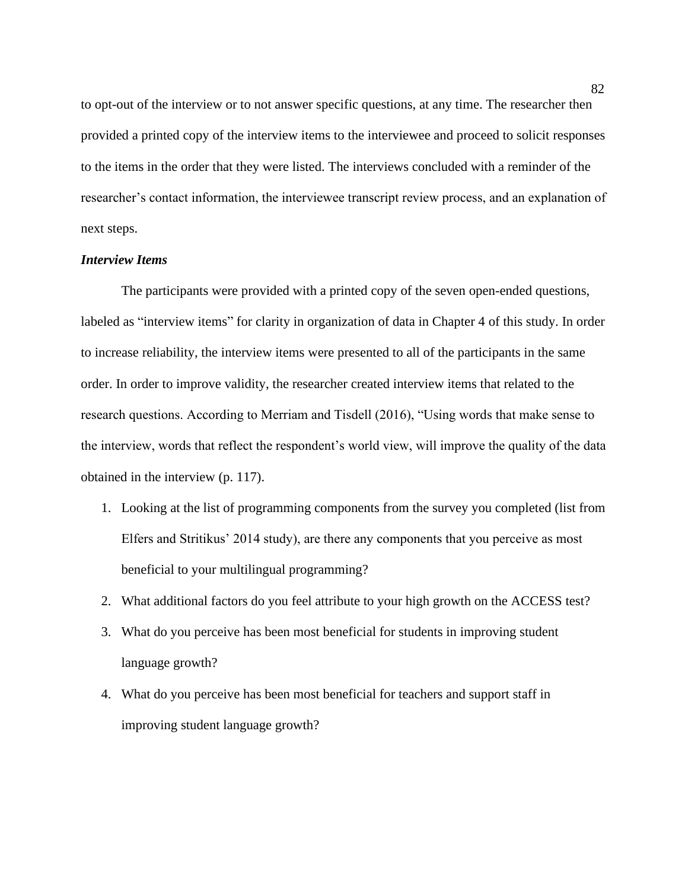to opt-out of the interview or to not answer specific questions, at any time. The researcher then provided a printed copy of the interview items to the interviewee and proceed to solicit responses to the items in the order that they were listed. The interviews concluded with a reminder of the researcher's contact information, the interviewee transcript review process, and an explanation of next steps.

***Interview Items***

The participants were provided with a printed copy of the seven open-ended questions, labeled as "interview items" for clarity in organization of data in Chapter 4 of this study. In order to increase reliability, the interview items were presented to all of the participants in the same order. In order to improve validity, the researcher created interview items that related to the research questions. According to Merriam and Tisdell (2016), "Using words that make sense to the interview, words that reflect the respondent's world view, will improve the quality of the data obtained in the interview (p. 117).

1. Looking at the list of programming components from the survey you completed (list from Elfers and Stritikus' 2014 study), are there any components that you perceive as most beneficial to your multilingual programming?
2. What additional factors do you feel attribute to your high growth on the ACCESS test?
3. What do you perceive has been most beneficial for students in improving student language growth?
4. What do you perceive has been most beneficial for teachers and support staff in improving student language growth?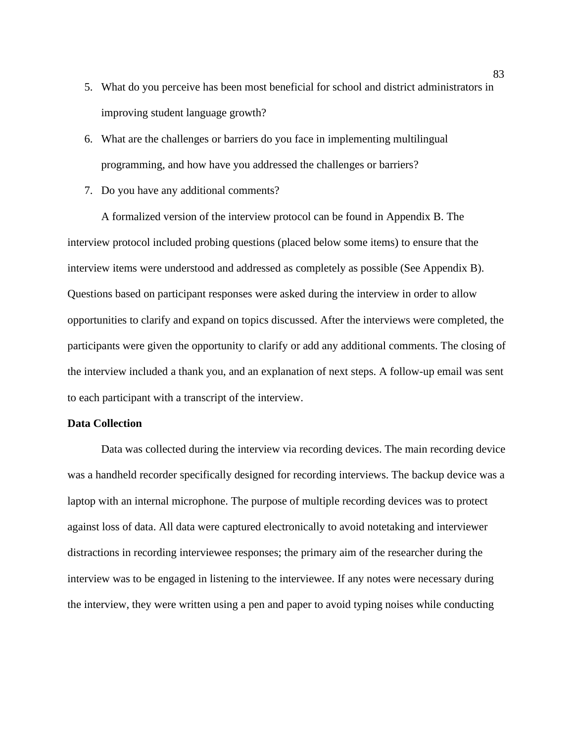5. What do you perceive has been most beneficial for school and district administrators in improving student language growth?
6. What are the challenges or barriers do you face in implementing multilingual programming, and how have you addressed the challenges or barriers?
7. Do you have any additional comments?

A formalized version of the interview protocol can be found in Appendix B. The interview protocol included probing questions (placed below some items) to ensure that the interview items were understood and addressed as completely as possible (See Appendix B). Questions based on participant responses were asked during the interview in order to allow opportunities to clarify and expand on topics discussed. After the interviews were completed, the participants were given the opportunity to clarify or add any additional comments. The closing of the interview included a thank you, and an explanation of next steps. A follow-up email was sent to each participant with a transcript of the interview.

**Data Collection**

Data was collected during the interview via recording devices. The main recording device was a handheld recorder specifically designed for recording interviews. The backup device was a laptop with an internal microphone. The purpose of multiple recording devices was to protect against loss of data. All data were captured electronically to avoid notetaking and interviewer distractions in recording interviewee responses; the primary aim of the researcher during the interview was to be engaged in listening to the interviewee. If any notes were necessary during the interview, they were written using a pen and paper to avoid typing noises while conducting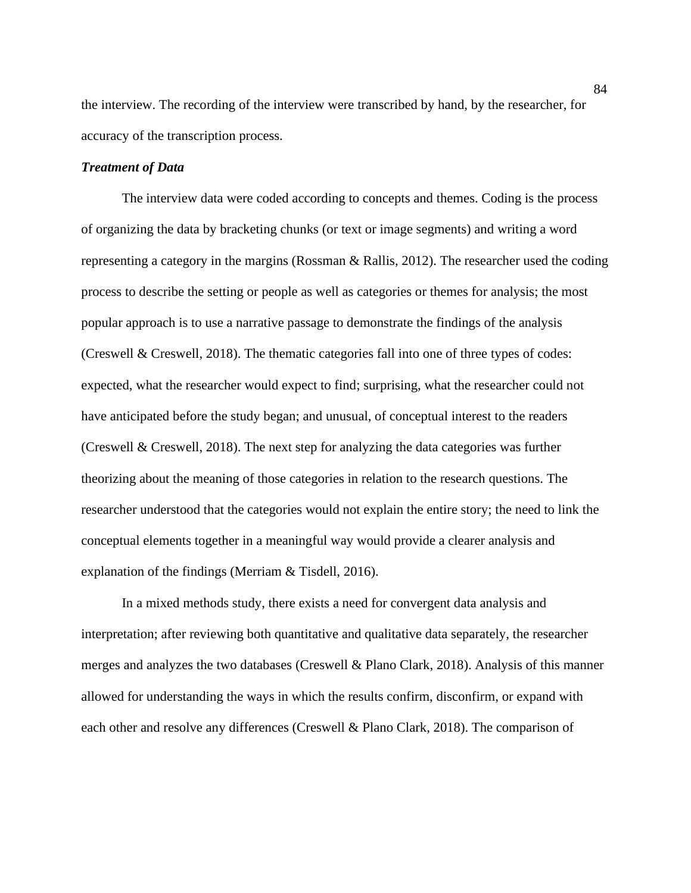the interview. The recording of the interview were transcribed by hand, by the researcher, for accuracy of the transcription process.

### *Treatment of Data*

The interview data were coded according to concepts and themes. Coding is the process of organizing the data by bracketing chunks (or text or image segments) and writing a word representing a category in the margins (Rossman & Rallis, 2012). The researcher used the coding process to describe the setting or people as well as categories or themes for analysis; the most popular approach is to use a narrative passage to demonstrate the findings of the analysis (Creswell & Creswell, 2018). The thematic categories fall into one of three types of codes: expected, what the researcher would expect to find; surprising, what the researcher could not have anticipated before the study began; and unusual, of conceptual interest to the readers (Creswell & Creswell, 2018). The next step for analyzing the data categories was further theorizing about the meaning of those categories in relation to the research questions. The researcher understood that the categories would not explain the entire story; the need to link the conceptual elements together in a meaningful way would provide a clearer analysis and explanation of the findings (Merriam & Tisdell, 2016).

In a mixed methods study, there exists a need for convergent data analysis and interpretation; after reviewing both quantitative and qualitative data separately, the researcher merges and analyzes the two databases (Creswell & Plano Clark, 2018). Analysis of this manner allowed for understanding the ways in which the results confirm, disconfirm, or expand with each other and resolve any differences (Creswell & Plano Clark, 2018). The comparison of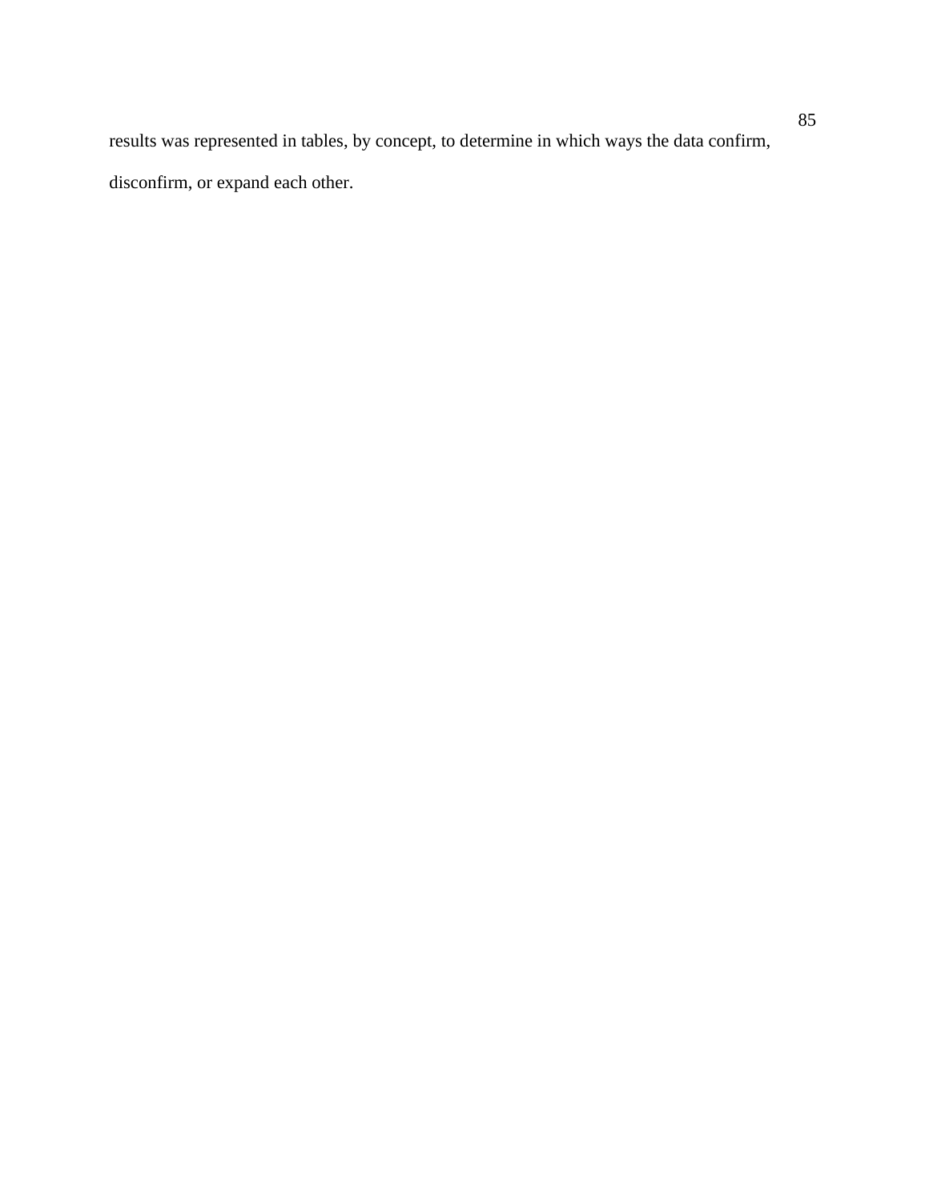results was represented in tables, by concept, to determine in which ways the data confirm, disconfirm, or expand each other.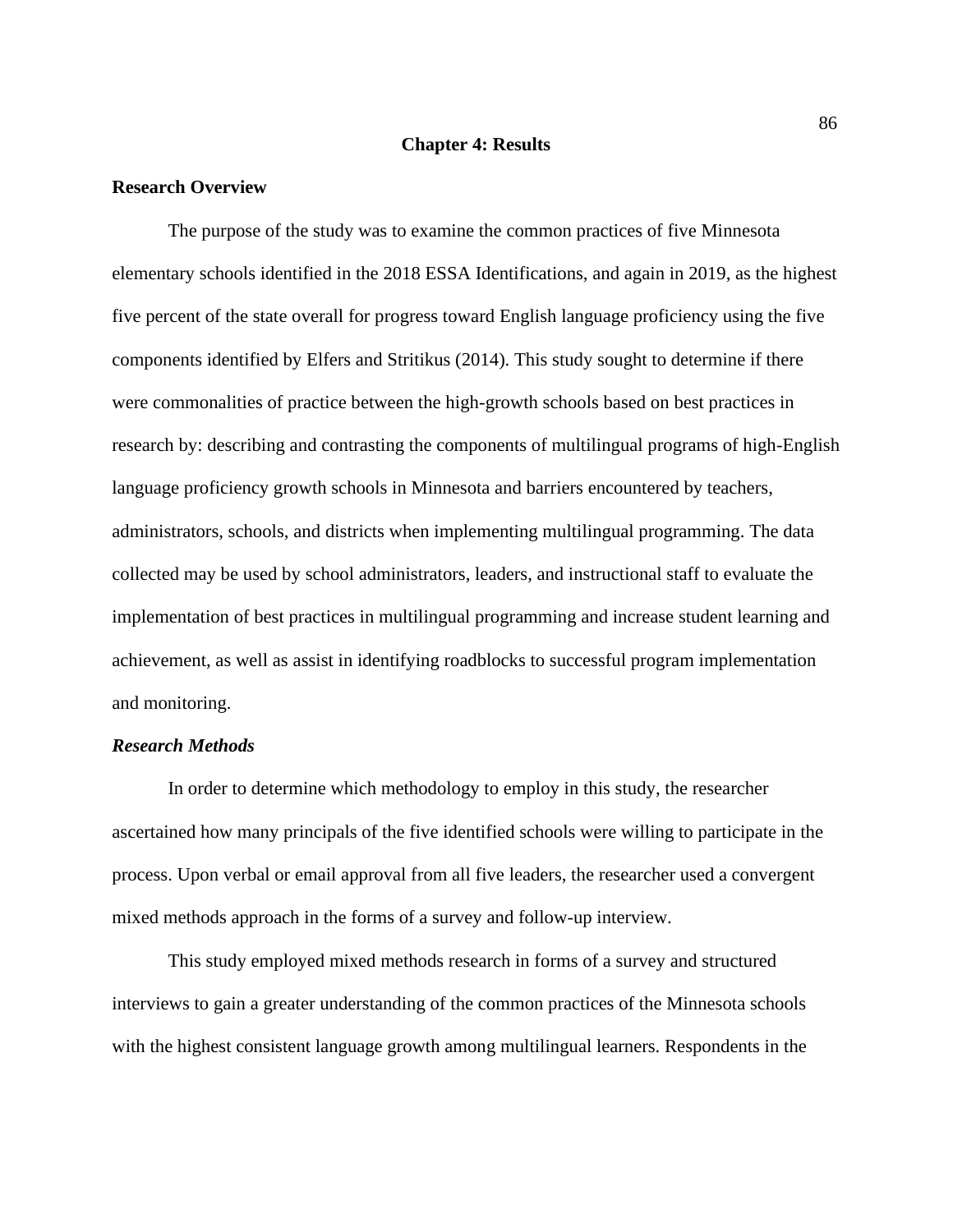# Chapter 4: Results

## Research Overview

The purpose of the study was to examine the common practices of five Minnesota elementary schools identified in the 2018 ESSA Identifications, and again in 2019, as the highest five percent of the state overall for progress toward English language proficiency using the five components identified by Elfers and Stritikus (2014). This study sought to determine if there were commonalities of practice between the high-growth schools based on best practices in research by: describing and contrasting the components of multilingual programs of high-English language proficiency growth schools in Minnesota and barriers encountered by teachers, administrators, schools, and districts when implementing multilingual programming. The data collected may be used by school administrators, leaders, and instructional staff to evaluate the implementation of best practices in multilingual programming and increase student learning and achievement, as well as assist in identifying roadblocks to successful program implementation and monitoring.

### *Research Methods*

In order to determine which methodology to employ in this study, the researcher ascertained how many principals of the five identified schools were willing to participate in the process. Upon verbal or email approval from all five leaders, the researcher used a convergent mixed methods approach in the forms of a survey and follow-up interview.

This study employed mixed methods research in forms of a survey and structured interviews to gain a greater understanding of the common practices of the Minnesota schools with the highest consistent language growth among multilingual learners. Respondents in the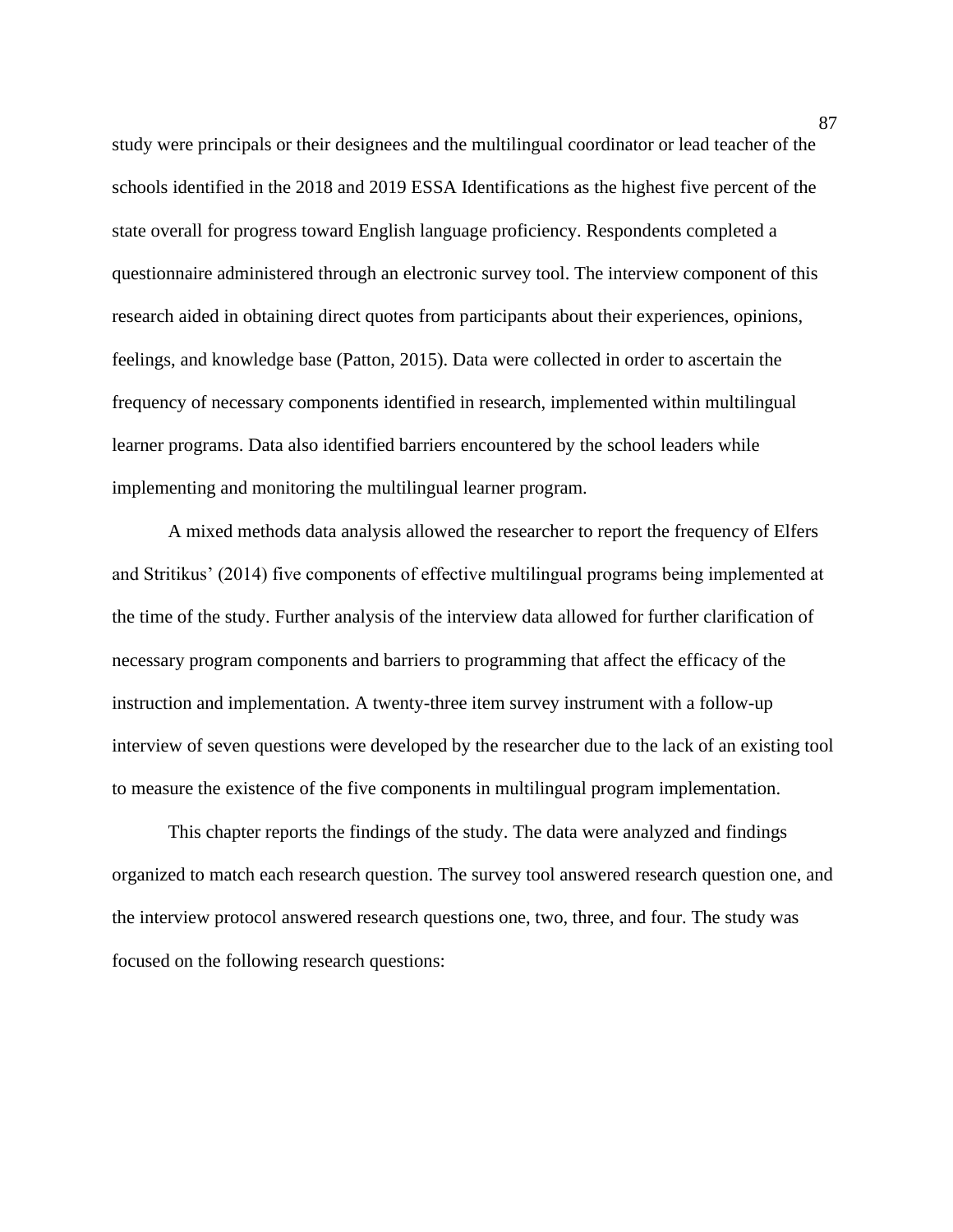study were principals or their designees and the multilingual coordinator or lead teacher of the schools identified in the 2018 and 2019 ESSA Identifications as the highest five percent of the state overall for progress toward English language proficiency. Respondents completed a questionnaire administered through an electronic survey tool. The interview component of this research aided in obtaining direct quotes from participants about their experiences, opinions, feelings, and knowledge base (Patton, 2015). Data were collected in order to ascertain the frequency of necessary components identified in research, implemented within multilingual learner programs. Data also identified barriers encountered by the school leaders while implementing and monitoring the multilingual learner program.

A mixed methods data analysis allowed the researcher to report the frequency of Elfers and Stritikus' (2014) five components of effective multilingual programs being implemented at the time of the study. Further analysis of the interview data allowed for further clarification of necessary program components and barriers to programming that affect the efficacy of the instruction and implementation. A twenty-three item survey instrument with a follow-up interview of seven questions were developed by the researcher due to the lack of an existing tool to measure the existence of the five components in multilingual program implementation.

This chapter reports the findings of the study. The data were analyzed and findings organized to match each research question. The survey tool answered research question one, and the interview protocol answered research questions one, two, three, and four. The study was focused on the following research questions: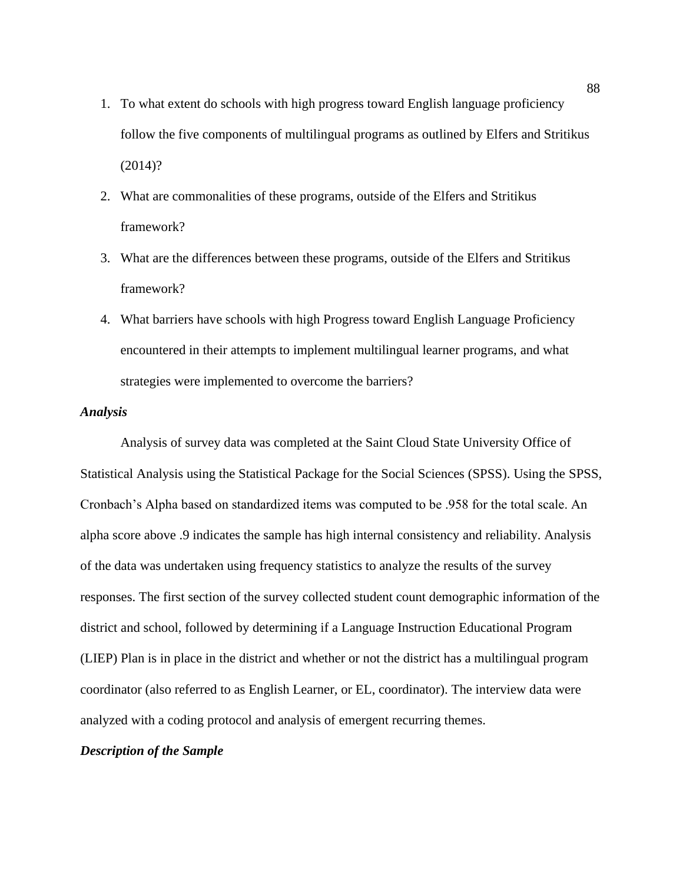1. To what extent do schools with high progress toward English language proficiency follow the five components of multilingual programs as outlined by Elfers and Stritikus (2014)?
2. What are commonalities of these programs, outside of the Elfers and Stritikus framework?
3. What are the differences between these programs, outside of the Elfers and Stritikus framework?
4. What barriers have schools with high Progress toward English Language Proficiency encountered in their attempts to implement multilingual learner programs, and what strategies were implemented to overcome the barriers?

### *Analysis*

Analysis of survey data was completed at the Saint Cloud State University Office of Statistical Analysis using the Statistical Package for the Social Sciences (SPSS). Using the SPSS, Cronbach's Alpha based on standardized items was computed to be .958 for the total scale. An alpha score above .9 indicates the sample has high internal consistency and reliability. Analysis of the data was undertaken using frequency statistics to analyze the results of the survey responses. The first section of the survey collected student count demographic information of the district and school, followed by determining if a Language Instruction Educational Program (LIEP) Plan is in place in the district and whether or not the district has a multilingual program coordinator (also referred to as English Learner, or EL, coordinator). The interview data were analyzed with a coding protocol and analysis of emergent recurring themes.

### *Description of the Sample*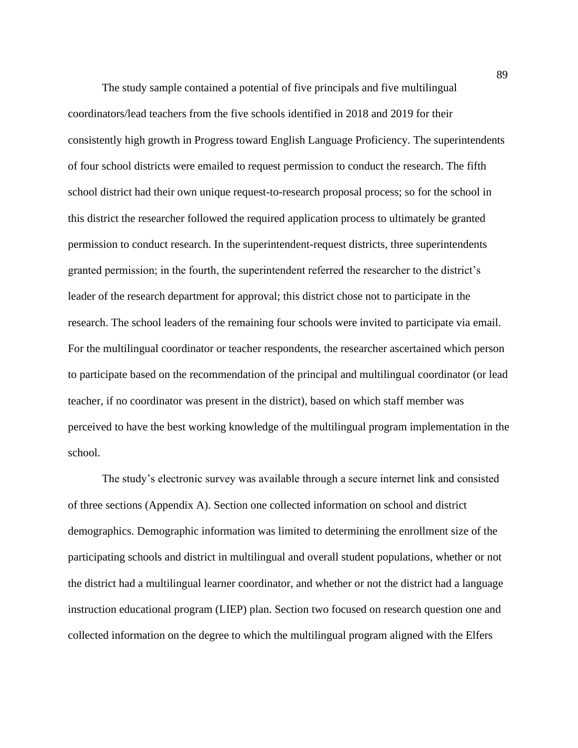The study sample contained a potential of five principals and five multilingual coordinators/lead teachers from the five schools identified in 2018 and 2019 for their consistently high growth in Progress toward English Language Proficiency. The superintendents of four school districts were emailed to request permission to conduct the research. The fifth school district had their own unique request-to-research proposal process; so for the school in this district the researcher followed the required application process to ultimately be granted permission to conduct research. In the superintendent-request districts, three superintendents granted permission; in the fourth, the superintendent referred the researcher to the district's leader of the research department for approval; this district chose not to participate in the research. The school leaders of the remaining four schools were invited to participate via email. For the multilingual coordinator or teacher respondents, the researcher ascertained which person to participate based on the recommendation of the principal and multilingual coordinator (or lead teacher, if no coordinator was present in the district), based on which staff member was perceived to have the best working knowledge of the multilingual program implementation in the school.

The study's electronic survey was available through a secure internet link and consisted of three sections (Appendix A). Section one collected information on school and district demographics. Demographic information was limited to determining the enrollment size of the participating schools and district in multilingual and overall student populations, whether or not the district had a multilingual learner coordinator, and whether or not the district had a language instruction educational program (LIEP) plan. Section two focused on research question one and collected information on the degree to which the multilingual program aligned with the Elfers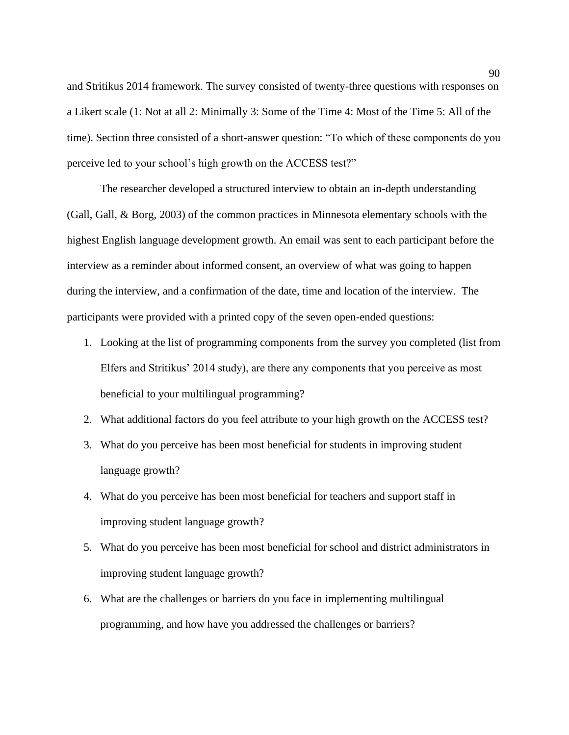and Stritikus 2014 framework. The survey consisted of twenty-three questions with responses on a Likert scale (1: Not at all 2: Minimally 3: Some of the Time 4: Most of the Time 5: All of the time). Section three consisted of a short-answer question: "To which of these components do you perceive led to your school's high growth on the ACCESS test?"

The researcher developed a structured interview to obtain an in-depth understanding (Gall, Gall, & Borg, 2003) of the common practices in Minnesota elementary schools with the highest English language development growth. An email was sent to each participant before the interview as a reminder about informed consent, an overview of what was going to happen during the interview, and a confirmation of the date, time and location of the interview. The participants were provided with a printed copy of the seven open-ended questions:

1. Looking at the list of programming components from the survey you completed (list from Elfers and Stritikus' 2014 study), are there any components that you perceive as most beneficial to your multilingual programming?
2. What additional factors do you feel attribute to your high growth on the ACCESS test?
3. What do you perceive has been most beneficial for students in improving student language growth?
4. What do you perceive has been most beneficial for teachers and support staff in improving student language growth?
5. What do you perceive has been most beneficial for school and district administrators in improving student language growth?
6. What are the challenges or barriers do you face in implementing multilingual programming, and how have you addressed the challenges or barriers?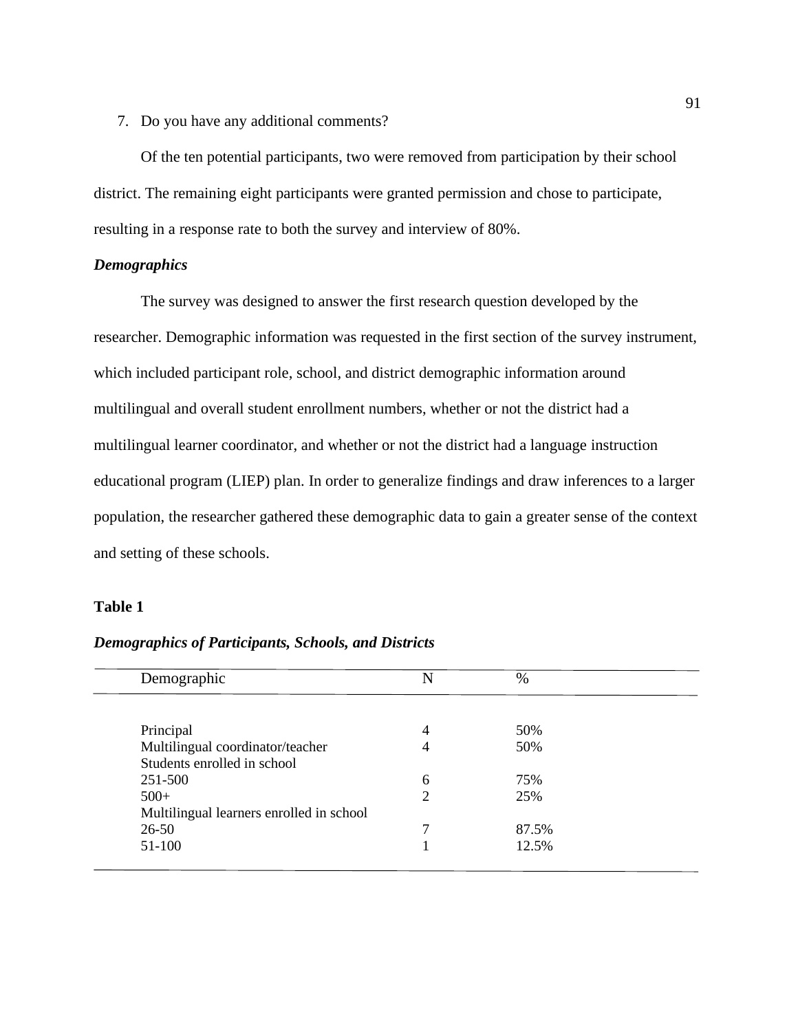7. Do you have any additional comments?

Of the ten potential participants, two were removed from participation by their school district. The remaining eight participants were granted permission and chose to participate, resulting in a response rate to both the survey and interview of 80%.

### *Demographics*

The survey was designed to answer the first research question developed by the researcher. Demographic information was requested in the first section of the survey instrument, which included participant role, school, and district demographic information around multilingual and overall student enrollment numbers, whether or not the district had a multilingual learner coordinator, and whether or not the district had a language instruction educational program (LIEP) plan. In order to generalize findings and draw inferences to a larger population, the researcher gathered these demographic data to gain a greater sense of the context and setting of these schools.

**Table 1**

***Demographics of Participants, Schools, and Districts***

| Demographic | N | % |
|---|---|---|
| Principal | 4 | 50% |
| Multilingual coordinator/teacher | 4 | 50% |
| Students enrolled in school | | |
| 251-500 | 6 | 75% |
| 500+ | 2 | 25% |
| Multilingual learners enrolled in school | | |
| 26-50 | 7 | 87.5% |
| 51-100 | 1 | 12.5% |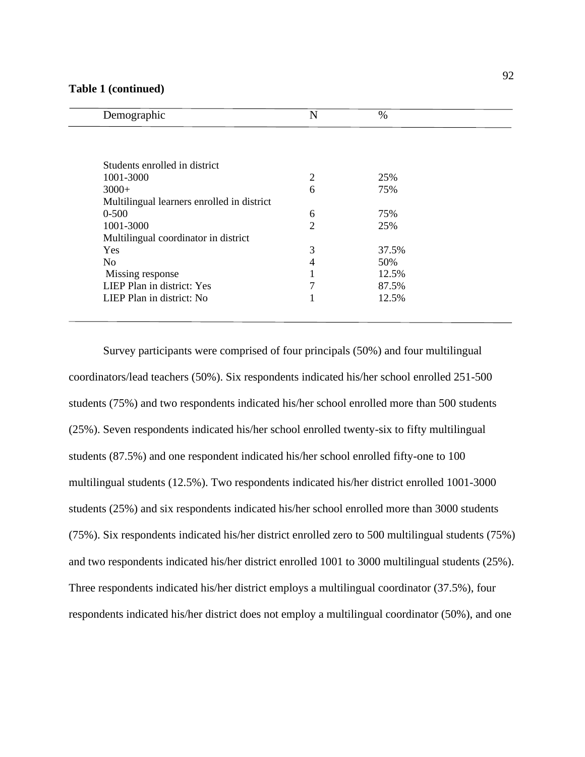**Table 1 (continued)**

| Demographic | N | % |
|---|---|---|
| Students enrolled in district | | |
| 1001-3000 | 2 | 25% |
| 3000+ | 6 | 75% |
| Multilingual learners enrolled in district | | |
| 0-500 | 6 | 75% |
| 1001-3000 | 2 | 25% |
| Multilingual coordinator in district | | |
| Yes | 3 | 37.5% |
| No | 4 | 50% |
| Missing response | 1 | 12.5% |
| LIEP Plan in district: Yes | 7 | 87.5% |
| LIEP Plan in district: No | 1 | 12.5% |

Survey participants were comprised of four principals (50%) and four multilingual coordinators/lead teachers (50%). Six respondents indicated his/her school enrolled 251-500 students (75%) and two respondents indicated his/her school enrolled more than 500 students (25%). Seven respondents indicated his/her school enrolled twenty-six to fifty multilingual students (87.5%) and one respondent indicated his/her school enrolled fifty-one to 100 multilingual students (12.5%). Two respondents indicated his/her district enrolled 1001-3000 students (25%) and six respondents indicated his/her school enrolled more than 3000 students (75%). Six respondents indicated his/her district enrolled zero to 500 multilingual students (75%) and two respondents indicated his/her district enrolled 1001 to 3000 multilingual students (25%). Three respondents indicated his/her district employs a multilingual coordinator (37.5%), four respondents indicated his/her district does not employ a multilingual coordinator (50%), and one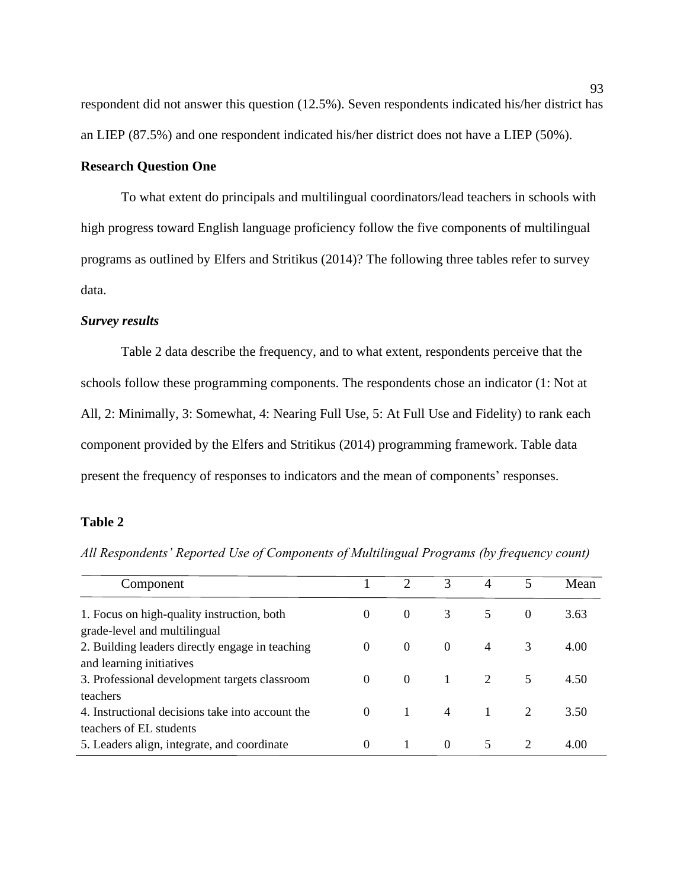respondent did not answer this question (12.5%). Seven respondents indicated his/her district has an LIEP (87.5%) and one respondent indicated his/her district does not have a LIEP (50%).

**Research Question One**

To what extent do principals and multilingual coordinators/lead teachers in schools with high progress toward English language proficiency follow the five components of multilingual programs as outlined by Elfers and Stritikus (2014)? The following three tables refer to survey data.

***Survey results***

Table 2 data describe the frequency, and to what extent, respondents perceive that the schools follow these programming components. The respondents chose an indicator (1: Not at All, 2: Minimally, 3: Somewhat, 4: Nearing Full Use, 5: At Full Use and Fidelity) to rank each component provided by the Elfers and Stritikus (2014) programming framework. Table data present the frequency of responses to indicators and the mean of components' responses.

**Table 2**

*All Respondents' Reported Use of Components of Multilingual Programs (by frequency count)*

| Component | 1 | 2 | 3 | 4 | 5 | Mean |
|---|---|---|---|---|---|---|
| 1. Focus on high-quality instruction, both grade-level and multilingual | 0 | 0 | 3 | 5 | 0 | 3.63 |
| 2. Building leaders directly engage in teaching and learning initiatives | 0 | 0 | 0 | 4 | 3 | 4.00 |
| 3. Professional development targets classroom teachers | 0 | 0 | 1 | 2 | 5 | 4.50 |
| 4. Instructional decisions take into account the teachers of EL students | 0 | 1 | 4 | 1 | 2 | 3.50 |
| 5. Leaders align, integrate, and coordinate | 0 | 1 | 0 | 5 | 2 | 4.00 |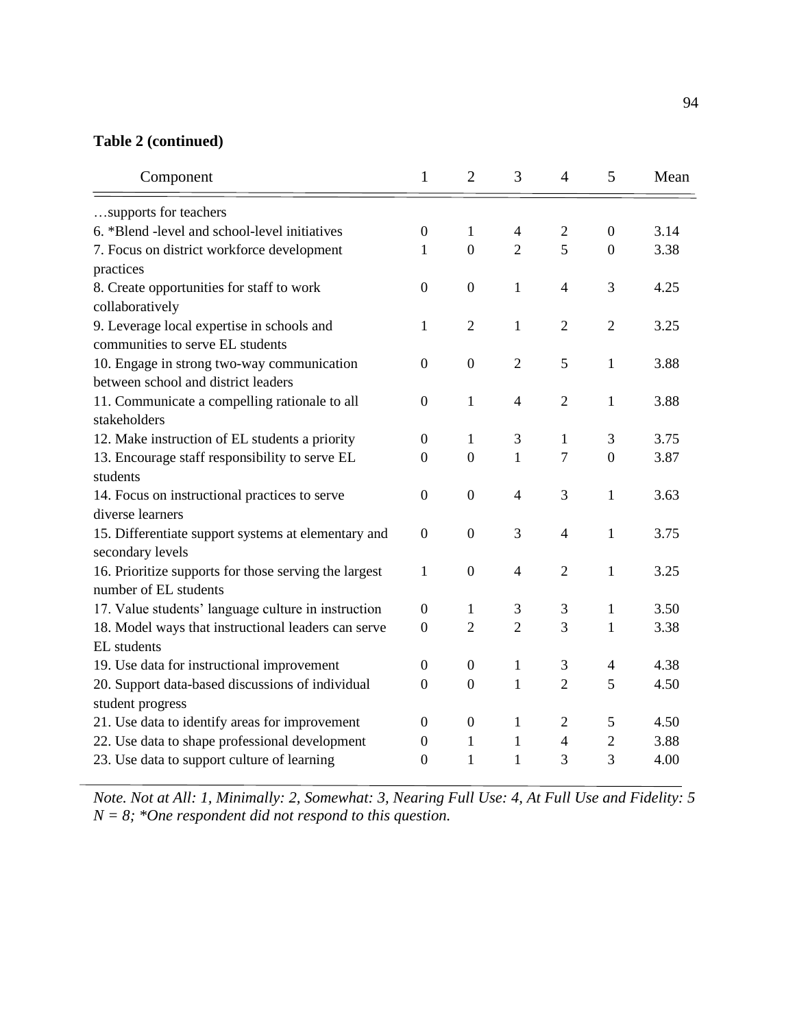**Table 2 (continued)**

| Component | 1 | 2 | 3 | 4 | 5 | Mean |
|---|---|---|---|---|---|---|
| …supports for teachers | | | | | | |
| 6. *Blend -level and school-level initiatives | 0 | 1 | 4 | 2 | 0 | 3.14 |
| 7. Focus on district workforce development practices | 1 | 0 | 2 | 5 | 0 | 3.38 |
| 8. Create opportunities for staff to work collaboratively | 0 | 0 | 1 | 4 | 3 | 4.25 |
| 9. Leverage local expertise in schools and communities to serve EL students | 1 | 2 | 1 | 2 | 2 | 3.25 |
| 10. Engage in strong two-way communication between school and district leaders | 0 | 0 | 2 | 5 | 1 | 3.88 |
| 11. Communicate a compelling rationale to all stakeholders | 0 | 1 | 4 | 2 | 1 | 3.88 |
| 12. Make instruction of EL students a priority | 0 | 1 | 3 | 1 | 3 | 3.75 |
| 13. Encourage staff responsibility to serve EL students | 0 | 0 | 1 | 7 | 0 | 3.87 |
| 14. Focus on instructional practices to serve diverse learners | 0 | 0 | 4 | 3 | 1 | 3.63 |
| 15. Differentiate support systems at elementary and secondary levels | 0 | 0 | 3 | 4 | 1 | 3.75 |
| 16. Prioritize supports for those serving the largest number of EL students | 1 | 0 | 4 | 2 | 1 | 3.25 |
| 17. Value students' language culture in instruction | 0 | 1 | 3 | 3 | 1 | 3.50 |
| 18. Model ways that instructional leaders can serve EL students | 0 | 2 | 2 | 3 | 1 | 3.38 |
| 19. Use data for instructional improvement | 0 | 0 | 1 | 3 | 4 | 4.38 |
| 20. Support data-based discussions of individual student progress | 0 | 0 | 1 | 2 | 5 | 4.50 |
| 21. Use data to identify areas for improvement | 0 | 0 | 1 | 2 | 5 | 4.50 |
| 22. Use data to shape professional development | 0 | 1 | 1 | 4 | 2 | 3.88 |
| 23. Use data to support culture of learning | 0 | 1 | 1 | 3 | 3 | 4.00 |

*Note. Not at All: 1, Minimally: 2, Somewhat: 3, Nearing Full Use: 4, At Full Use and Fidelity: 5*
*N = 8; *One respondent did not respond to this question.*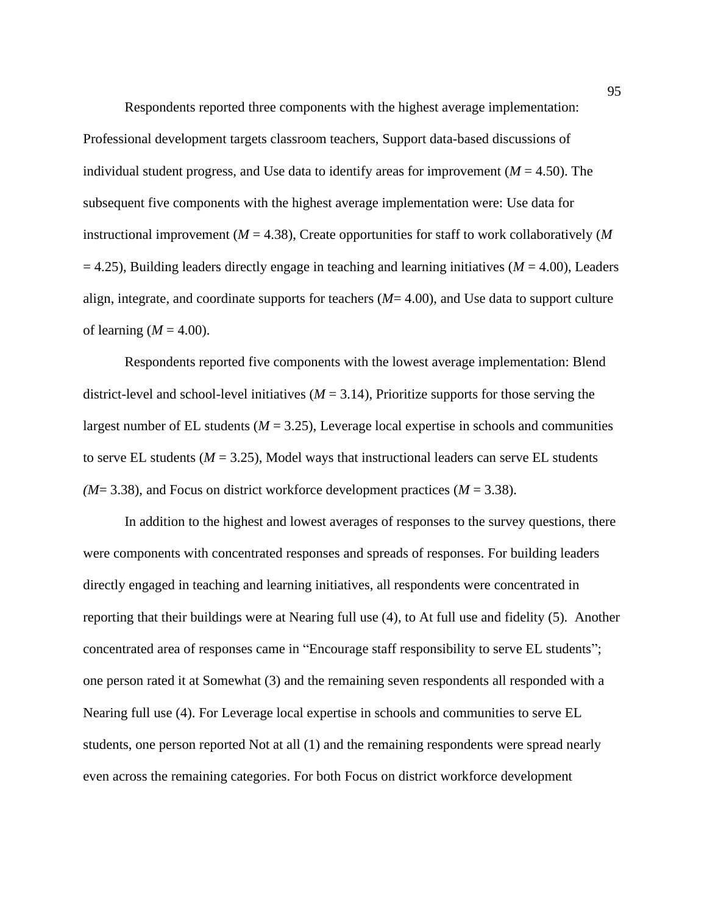Respondents reported three components with the highest average implementation: Professional development targets classroom teachers, Support data-based discussions of individual student progress, and Use data to identify areas for improvement ($M = 4.50$). The subsequent five components with the highest average implementation were: Use data for instructional improvement ($M = 4.38$), Create opportunities for staff to work collaboratively ($M = 4.25$), Building leaders directly engage in teaching and learning initiatives ($M = 4.00$), Leaders align, integrate, and coordinate supports for teachers ($M = 4.00$), and Use data to support culture of learning ($M = 4.00$).

Respondents reported five components with the lowest average implementation: Blend district-level and school-level initiatives ($M = 3.14$), Prioritize supports for those serving the largest number of EL students ($M = 3.25$), Leverage local expertise in schools and communities to serve EL students ($M = 3.25$), Model ways that instructional leaders can serve EL students ($M = 3.38$), and Focus on district workforce development practices ($M = 3.38$).

In addition to the highest and lowest averages of responses to the survey questions, there were components with concentrated responses and spreads of responses. For building leaders directly engaged in teaching and learning initiatives, all respondents were concentrated in reporting that their buildings were at Nearing full use (4), to At full use and fidelity (5). Another concentrated area of responses came in "Encourage staff responsibility to serve EL students"; one person rated it at Somewhat (3) and the remaining seven respondents all responded with a Nearing full use (4). For Leverage local expertise in schools and communities to serve EL students, one person reported Not at all (1) and the remaining respondents were spread nearly even across the remaining categories. For both Focus on district workforce development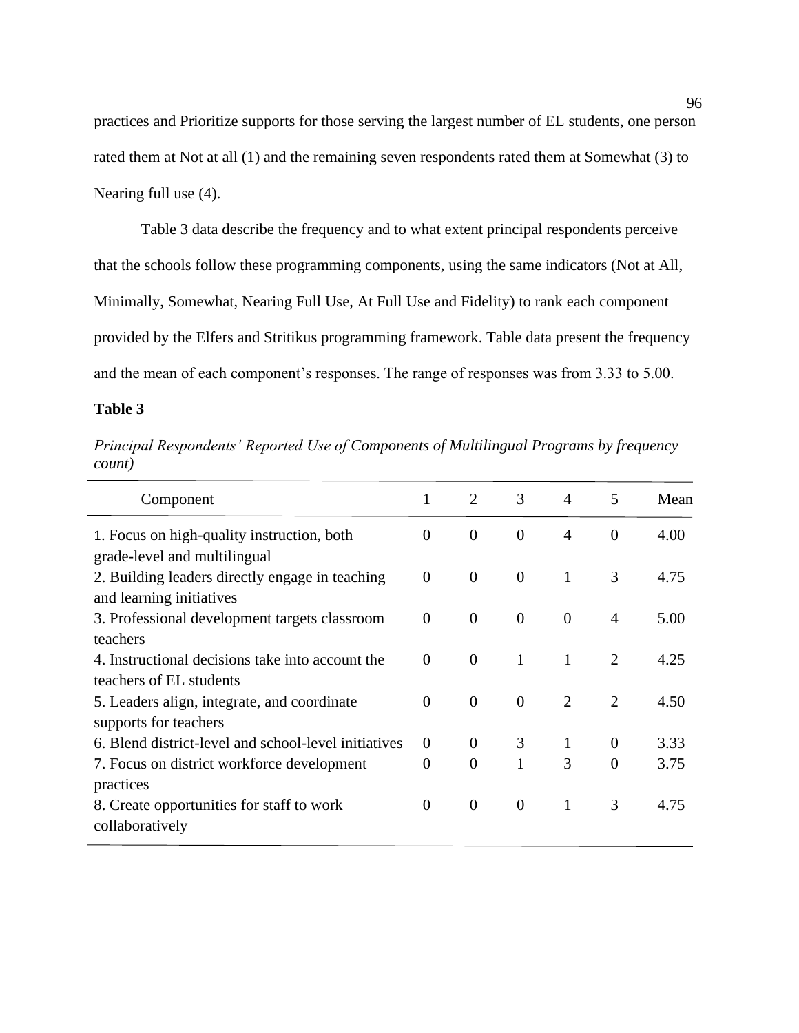practices and Prioritize supports for those serving the largest number of EL students, one person rated them at Not at all (1) and the remaining seven respondents rated them at Somewhat (3) to Nearing full use (4).

Table 3 data describe the frequency and to what extent principal respondents perceive that the schools follow these programming components, using the same indicators (Not at All, Minimally, Somewhat, Nearing Full Use, At Full Use and Fidelity) to rank each component provided by the Elfers and Stritikus programming framework. Table data present the frequency and the mean of each component's responses. The range of responses was from 3.33 to 5.00.

**Table 3**

*Principal Respondents' Reported Use of Components of Multilingual Programs by frequency count)*

| Component | 1 | 2 | 3 | 4 | 5 | Mean |
|---|---|---|---|---|---|---|
| 1. Focus on high-quality instruction, both grade-level and multilingual | 0 | 0 | 0 | 4 | 0 | 4.00 |
| 2. Building leaders directly engage in teaching and learning initiatives | 0 | 0 | 0 | 1 | 3 | 4.75 |
| 3. Professional development targets classroom teachers | 0 | 0 | 0 | 0 | 4 | 5.00 |
| 4. Instructional decisions take into account the teachers of EL students | 0 | 0 | 1 | 1 | 2 | 4.25 |
| 5. Leaders align, integrate, and coordinate supports for teachers | 0 | 0 | 0 | 2 | 2 | 4.50 |
| 6. Blend district-level and school-level initiatives | 0 | 0 | 3 | 1 | 0 | 3.33 |
| 7. Focus on district workforce development practices | 0 | 0 | 1 | 3 | 0 | 3.75 |
| 8. Create opportunities for staff to work collaboratively | 0 | 0 | 0 | 1 | 3 | 4.75 |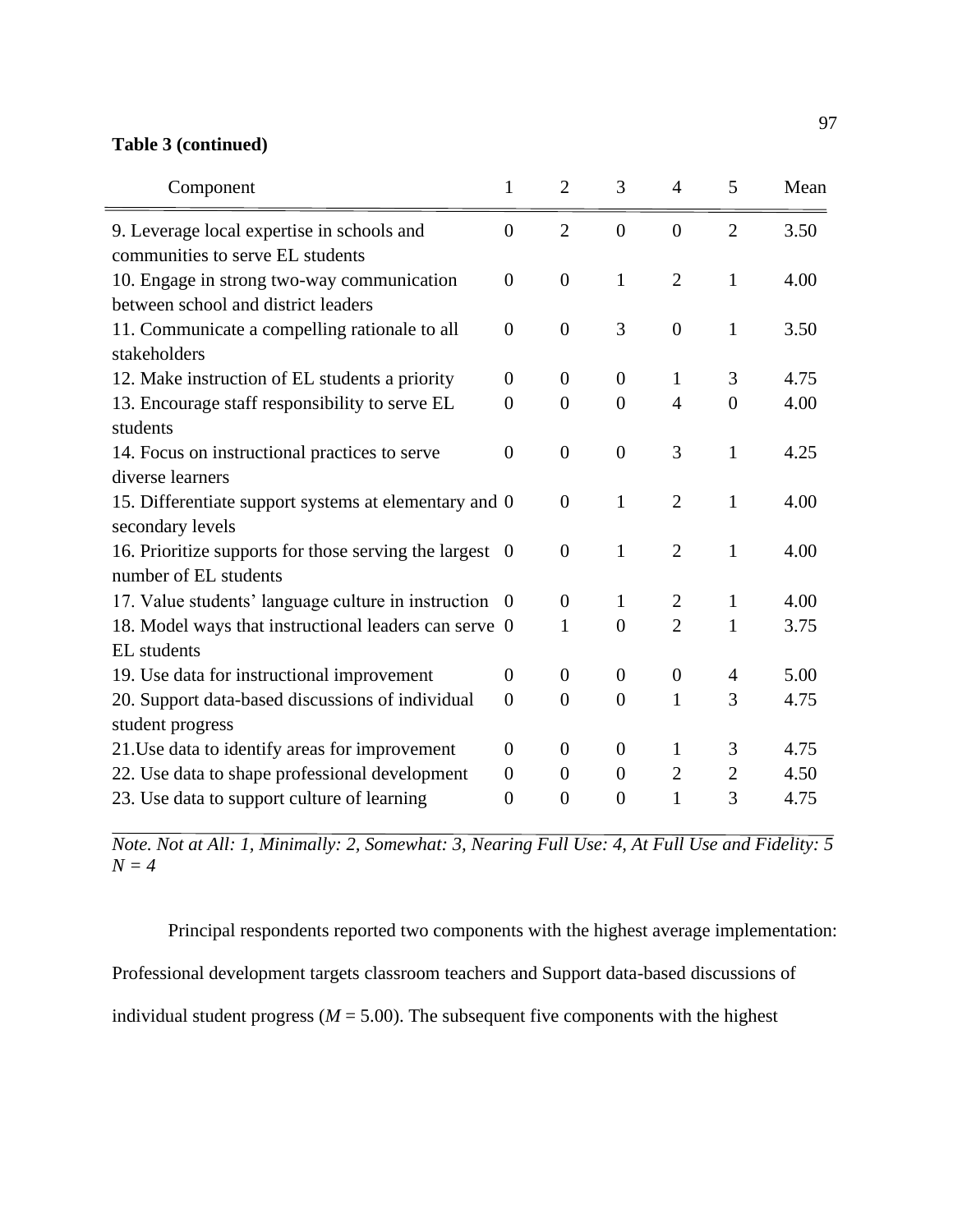**Table 3 (continued)**

| Component | 1 | 2 | 3 | 4 | 5 | Mean |
|---|---|---|---|---|---|---|
| 9. Leverage local expertise in schools and communities to serve EL students | 0 | 2 | 0 | 0 | 2 | 3.50 |
| 10. Engage in strong two-way communication between school and district leaders | 0 | 0 | 1 | 2 | 1 | 4.00 |
| 11. Communicate a compelling rationale to all stakeholders | 0 | 0 | 3 | 0 | 1 | 3.50 |
| 12. Make instruction of EL students a priority | 0 | 0 | 0 | 1 | 3 | 4.75 |
| 13. Encourage staff responsibility to serve EL students | 0 | 0 | 0 | 4 | 0 | 4.00 |
| 14. Focus on instructional practices to serve diverse learners | 0 | 0 | 0 | 3 | 1 | 4.25 |
| 15. Differentiate support systems at elementary and secondary levels | 0 | 0 | 1 | 2 | 1 | 4.00 |
| 16. Prioritize supports for those serving the largest number of EL students | 0 | 0 | 1 | 2 | 1 | 4.00 |
| 17. Value students' language culture in instruction | 0 | 0 | 1 | 2 | 1 | 4.00 |
| 18. Model ways that instructional leaders can serve EL students | 0 | 1 | 0 | 2 | 1 | 3.75 |
| 19. Use data for instructional improvement | 0 | 0 | 0 | 0 | 4 | 5.00 |
| 20. Support data-based discussions of individual student progress | 0 | 0 | 0 | 1 | 3 | 4.75 |
| 21.Use data to identify areas for improvement | 0 | 0 | 0 | 1 | 3 | 4.75 |
| 22. Use data to shape professional development | 0 | 0 | 0 | 2 | 2 | 4.50 |
| 23. Use data to support culture of learning | 0 | 0 | 0 | 1 | 3 | 4.75 |

*Note. Not at All: 1, Minimally: 2, Somewhat: 3, Nearing Full Use: 4, At Full Use and Fidelity: 5*
*N = 4*

Principal respondents reported two components with the highest average implementation: Professional development targets classroom teachers and Support data-based discussions of individual student progress (*M* = 5.00). The subsequent five components with the highest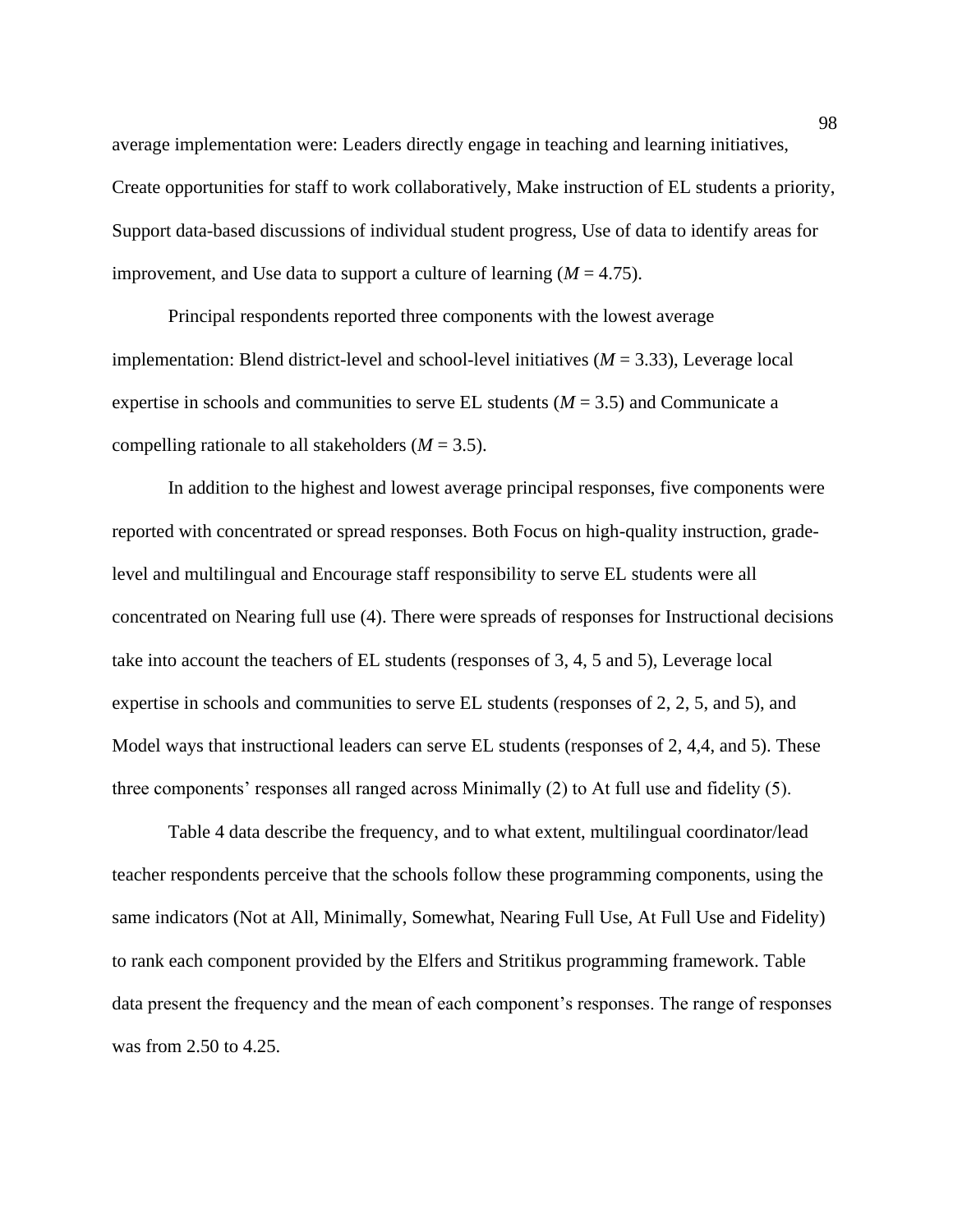average implementation were: Leaders directly engage in teaching and learning initiatives, Create opportunities for staff to work collaboratively, Make instruction of EL students a priority, Support data-based discussions of individual student progress, Use of data to identify areas for improvement, and Use data to support a culture of learning (*M* = 4.75).

Principal respondents reported three components with the lowest average implementation: Blend district-level and school-level initiatives (*M* = 3.33), Leverage local expertise in schools and communities to serve EL students (*M* = 3.5) and Communicate a compelling rationale to all stakeholders (*M* = 3.5).

In addition to the highest and lowest average principal responses, five components were reported with concentrated or spread responses. Both Focus on high-quality instruction, grade-level and multilingual and Encourage staff responsibility to serve EL students were all concentrated on Nearing full use (4). There were spreads of responses for Instructional decisions take into account the teachers of EL students (responses of 3, 4, 5 and 5), Leverage local expertise in schools and communities to serve EL students (responses of 2, 2, 5, and 5), and Model ways that instructional leaders can serve EL students (responses of 2, 4,4, and 5). These three components' responses all ranged across Minimally (2) to At full use and fidelity (5).

Table 4 data describe the frequency, and to what extent, multilingual coordinator/lead teacher respondents perceive that the schools follow these programming components, using the same indicators (Not at All, Minimally, Somewhat, Nearing Full Use, At Full Use and Fidelity) to rank each component provided by the Elfers and Stritikus programming framework. Table data present the frequency and the mean of each component's responses. The range of responses was from 2.50 to 4.25.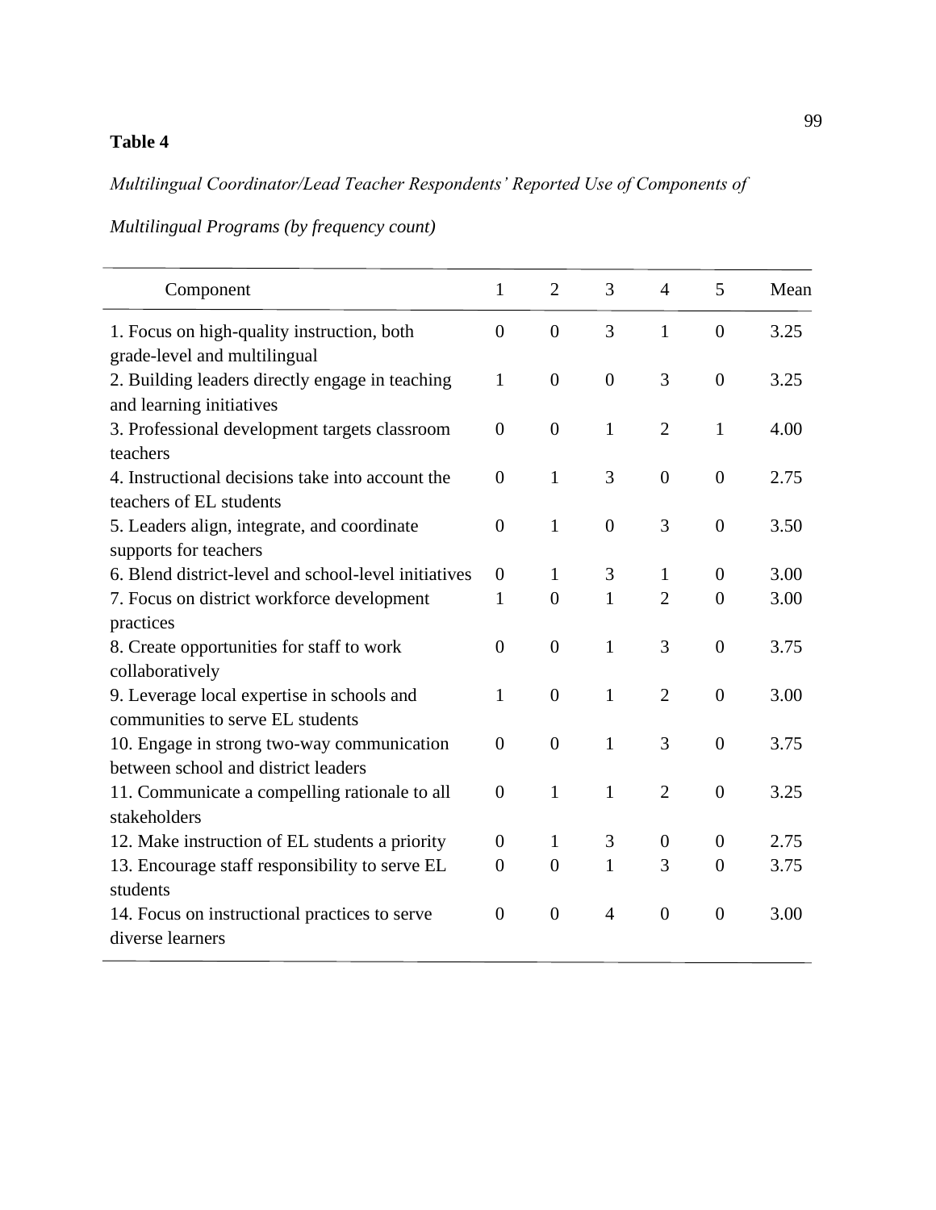**Table 4**

*Multilingual Coordinator/Lead Teacher Respondents' Reported Use of Components of Multilingual Programs (by frequency count)*

| Component | 1 | 2 | 3 | 4 | 5 | Mean |
|---|---|---|---|---|---|---|
| 1. Focus on high-quality instruction, both grade-level and multilingual | 0 | 0 | 3 | 1 | 0 | 3.25 |
| 2. Building leaders directly engage in teaching and learning initiatives | 1 | 0 | 0 | 3 | 0 | 3.25 |
| 3. Professional development targets classroom teachers | 0 | 0 | 1 | 2 | 1 | 4.00 |
| 4. Instructional decisions take into account the teachers of EL students | 0 | 1 | 3 | 0 | 0 | 2.75 |
| 5. Leaders align, integrate, and coordinate supports for teachers | 0 | 1 | 0 | 3 | 0 | 3.50 |
| 6. Blend district-level and school-level initiatives | 0 | 1 | 3 | 1 | 0 | 3.00 |
| 7. Focus on district workforce development practices | 1 | 0 | 1 | 2 | 0 | 3.00 |
| 8. Create opportunities for staff to work collaboratively | 0 | 0 | 1 | 3 | 0 | 3.75 |
| 9. Leverage local expertise in schools and communities to serve EL students | 1 | 0 | 1 | 2 | 0 | 3.00 |
| 10. Engage in strong two-way communication between school and district leaders | 0 | 0 | 1 | 3 | 0 | 3.75 |
| 11. Communicate a compelling rationale to all stakeholders | 0 | 1 | 1 | 2 | 0 | 3.25 |
| 12. Make instruction of EL students a priority | 0 | 1 | 3 | 0 | 0 | 2.75 |
| 13. Encourage staff responsibility to serve EL students | 0 | 0 | 1 | 3 | 0 | 3.75 |
| 14. Focus on instructional practices to serve diverse learners | 0 | 0 | 4 | 0 | 0 | 3.00 |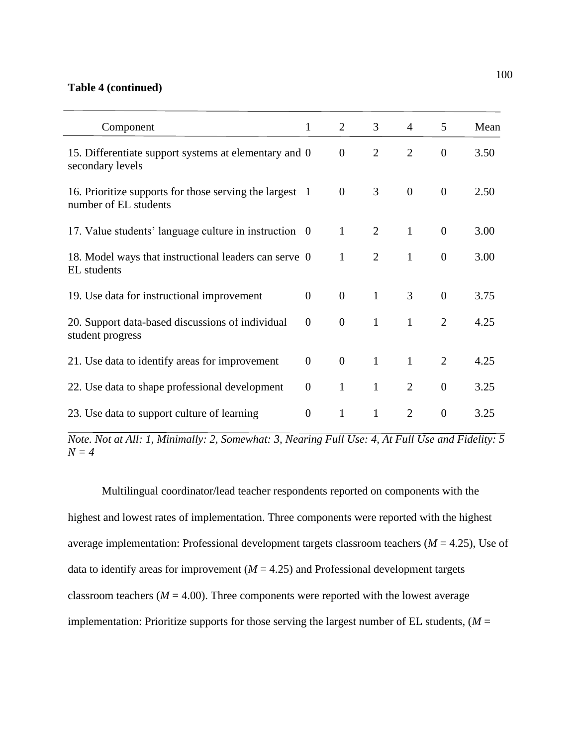**Table 4 (continued)**

| Component | 1 | 2 | 3 | 4 | 5 | Mean |
|---|---|---|---|---|---|---|
| 15. Differentiate support systems at elementary and secondary levels | 0 | 0 | 2 | 2 | 0 | 3.50 |
| 16. Prioritize supports for those serving the largest number of EL students | 1 | 0 | 3 | 0 | 0 | 2.50 |
| 17. Value students' language culture in instruction | 0 | 1 | 2 | 1 | 0 | 3.00 |
| 18. Model ways that instructional leaders can serve EL students | 0 | 1 | 2 | 1 | 0 | 3.00 |
| 19. Use data for instructional improvement | 0 | 0 | 1 | 3 | 0 | 3.75 |
| 20. Support data-based discussions of individual student progress | 0 | 0 | 1 | 1 | 2 | 4.25 |
| 21. Use data to identify areas for improvement | 0 | 0 | 1 | 1 | 2 | 4.25 |
| 22. Use data to shape professional development | 0 | 1 | 1 | 2 | 0 | 3.25 |
| 23. Use data to support culture of learning | 0 | 1 | 1 | 2 | 0 | 3.25 |

*Note. Not at All: 1, Minimally: 2, Somewhat: 3, Nearing Full Use: 4, At Full Use and Fidelity: 5*
*N = 4*

Multilingual coordinator/lead teacher respondents reported on components with the highest and lowest rates of implementation. Three components were reported with the highest average implementation: Professional development targets classroom teachers (*M* = 4.25), Use of data to identify areas for improvement (*M* = 4.25) and Professional development targets classroom teachers (*M* = 4.00). Three components were reported with the lowest average implementation: Prioritize supports for those serving the largest number of EL students, (*M* =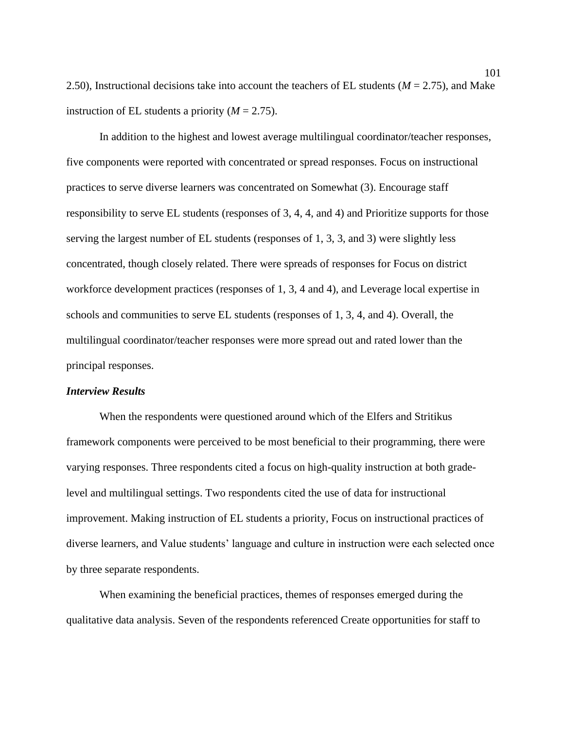2.50), Instructional decisions take into account the teachers of EL students ($M$ = 2.75), and Make instruction of EL students a priority ($M$ = 2.75).

In addition to the highest and lowest average multilingual coordinator/teacher responses, five components were reported with concentrated or spread responses. Focus on instructional practices to serve diverse learners was concentrated on Somewhat (3). Encourage staff responsibility to serve EL students (responses of 3, 4, 4, and 4) and Prioritize supports for those serving the largest number of EL students (responses of 1, 3, 3, and 3) were slightly less concentrated, though closely related. There were spreads of responses for Focus on district workforce development practices (responses of 1, 3, 4 and 4), and Leverage local expertise in schools and communities to serve EL students (responses of 1, 3, 4, and 4). Overall, the multilingual coordinator/teacher responses were more spread out and rated lower than the principal responses.

### *Interview Results*

When the respondents were questioned around which of the Elfers and Stritikus framework components were perceived to be most beneficial to their programming, there were varying responses. Three respondents cited a focus on high-quality instruction at both grade-level and multilingual settings. Two respondents cited the use of data for instructional improvement. Making instruction of EL students a priority, Focus on instructional practices of diverse learners, and Value students' language and culture in instruction were each selected once by three separate respondents.

When examining the beneficial practices, themes of responses emerged during the qualitative data analysis. Seven of the respondents referenced Create opportunities for staff to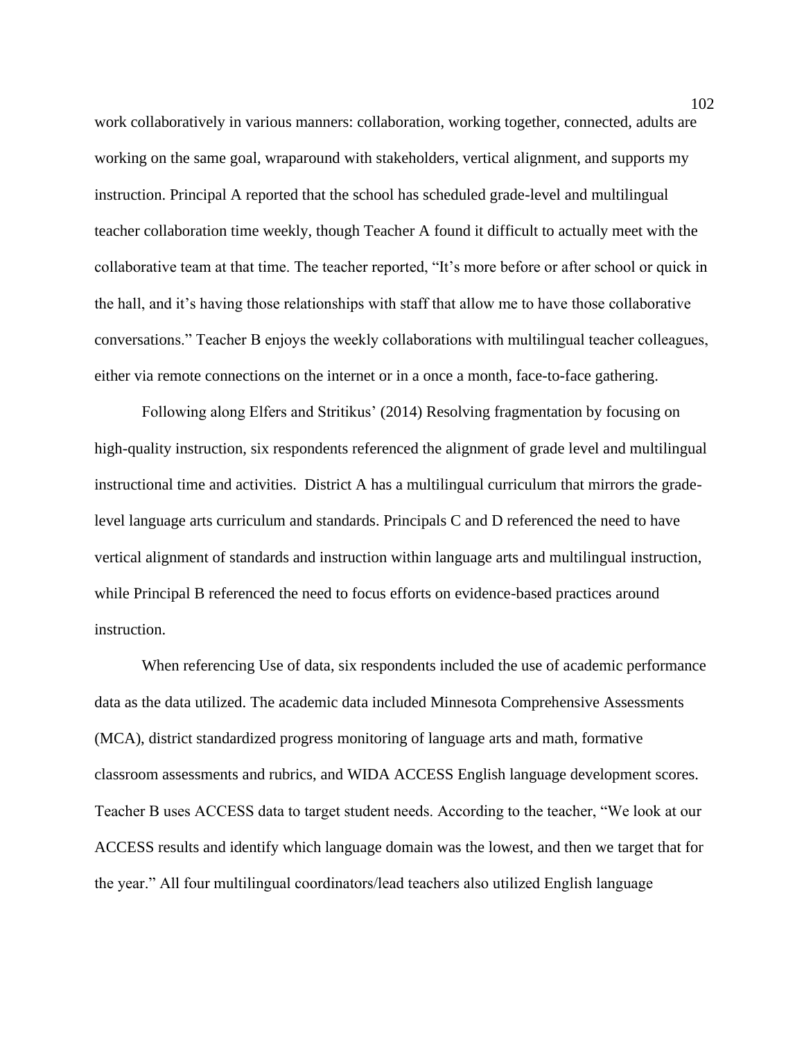work collaboratively in various manners: collaboration, working together, connected, adults are working on the same goal, wraparound with stakeholders, vertical alignment, and supports my instruction. Principal A reported that the school has scheduled grade-level and multilingual teacher collaboration time weekly, though Teacher A found it difficult to actually meet with the collaborative team at that time. The teacher reported, "It's more before or after school or quick in the hall, and it's having those relationships with staff that allow me to have those collaborative conversations." Teacher B enjoys the weekly collaborations with multilingual teacher colleagues, either via remote connections on the internet or in a once a month, face-to-face gathering.

Following along Elfers and Stritikus' (2014) Resolving fragmentation by focusing on high-quality instruction, six respondents referenced the alignment of grade level and multilingual instructional time and activities. District A has a multilingual curriculum that mirrors the grade-level language arts curriculum and standards. Principals C and D referenced the need to have vertical alignment of standards and instruction within language arts and multilingual instruction, while Principal B referenced the need to focus efforts on evidence-based practices around instruction.

When referencing Use of data, six respondents included the use of academic performance data as the data utilized. The academic data included Minnesota Comprehensive Assessments (MCA), district standardized progress monitoring of language arts and math, formative classroom assessments and rubrics, and WIDA ACCESS English language development scores. Teacher B uses ACCESS data to target student needs. According to the teacher, "We look at our ACCESS results and identify which language domain was the lowest, and then we target that for the year." All four multilingual coordinators/lead teachers also utilized English language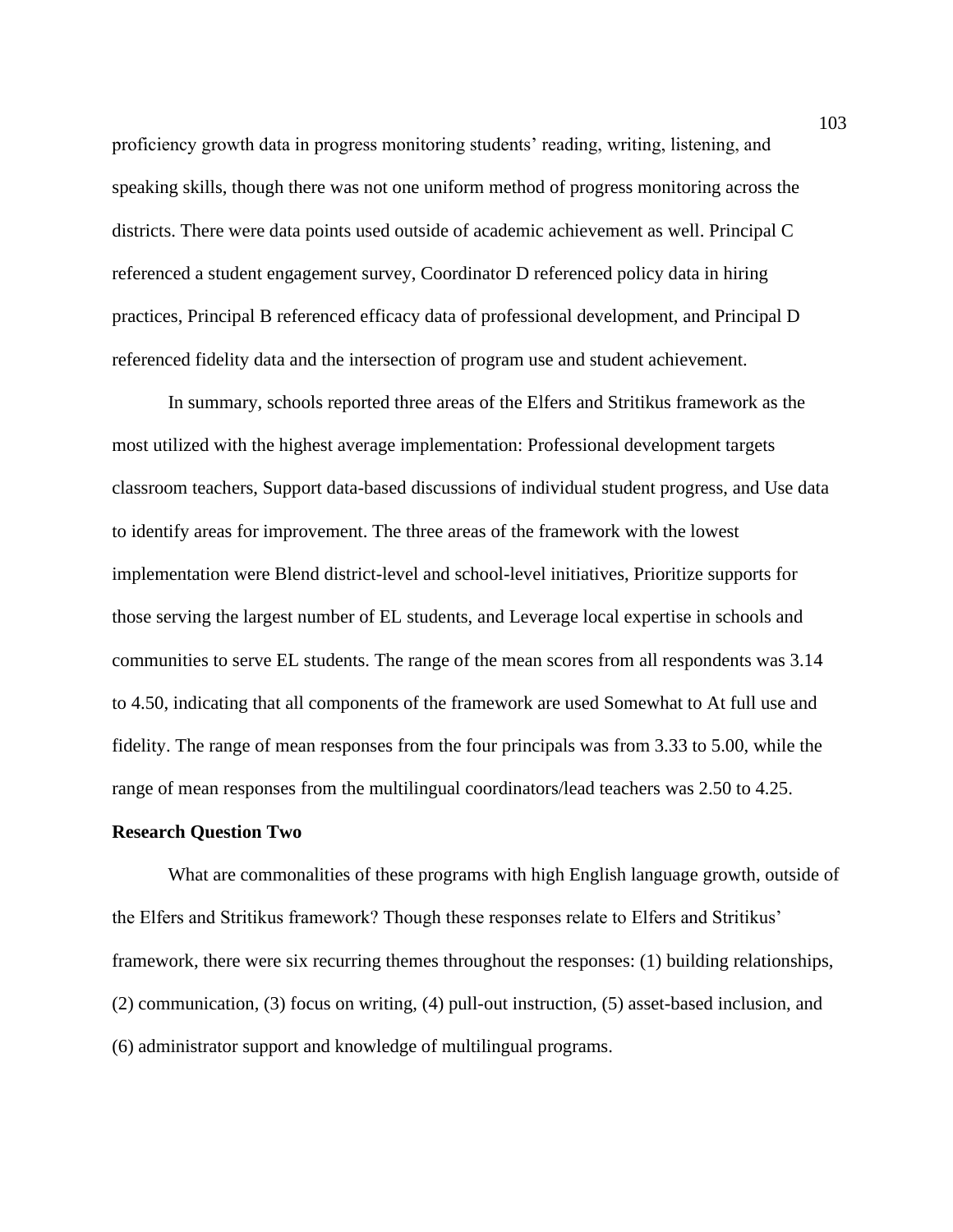proficiency growth data in progress monitoring students' reading, writing, listening, and speaking skills, though there was not one uniform method of progress monitoring across the districts. There were data points used outside of academic achievement as well. Principal C referenced a student engagement survey, Coordinator D referenced policy data in hiring practices, Principal B referenced efficacy data of professional development, and Principal D referenced fidelity data and the intersection of program use and student achievement.

In summary, schools reported three areas of the Elfers and Stritikus framework as the most utilized with the highest average implementation: Professional development targets classroom teachers, Support data-based discussions of individual student progress, and Use data to identify areas for improvement. The three areas of the framework with the lowest implementation were Blend district-level and school-level initiatives, Prioritize supports for those serving the largest number of EL students, and Leverage local expertise in schools and communities to serve EL students. The range of the mean scores from all respondents was 3.14 to 4.50, indicating that all components of the framework are used Somewhat to At full use and fidelity. The range of mean responses from the four principals was from 3.33 to 5.00, while the range of mean responses from the multilingual coordinators/lead teachers was 2.50 to 4.25.

**Research Question Two**

What are commonalities of these programs with high English language growth, outside of the Elfers and Stritikus framework? Though these responses relate to Elfers and Stritikus' framework, there were six recurring themes throughout the responses: (1) building relationships, (2) communication, (3) focus on writing, (4) pull-out instruction, (5) asset-based inclusion, and (6) administrator support and knowledge of multilingual programs.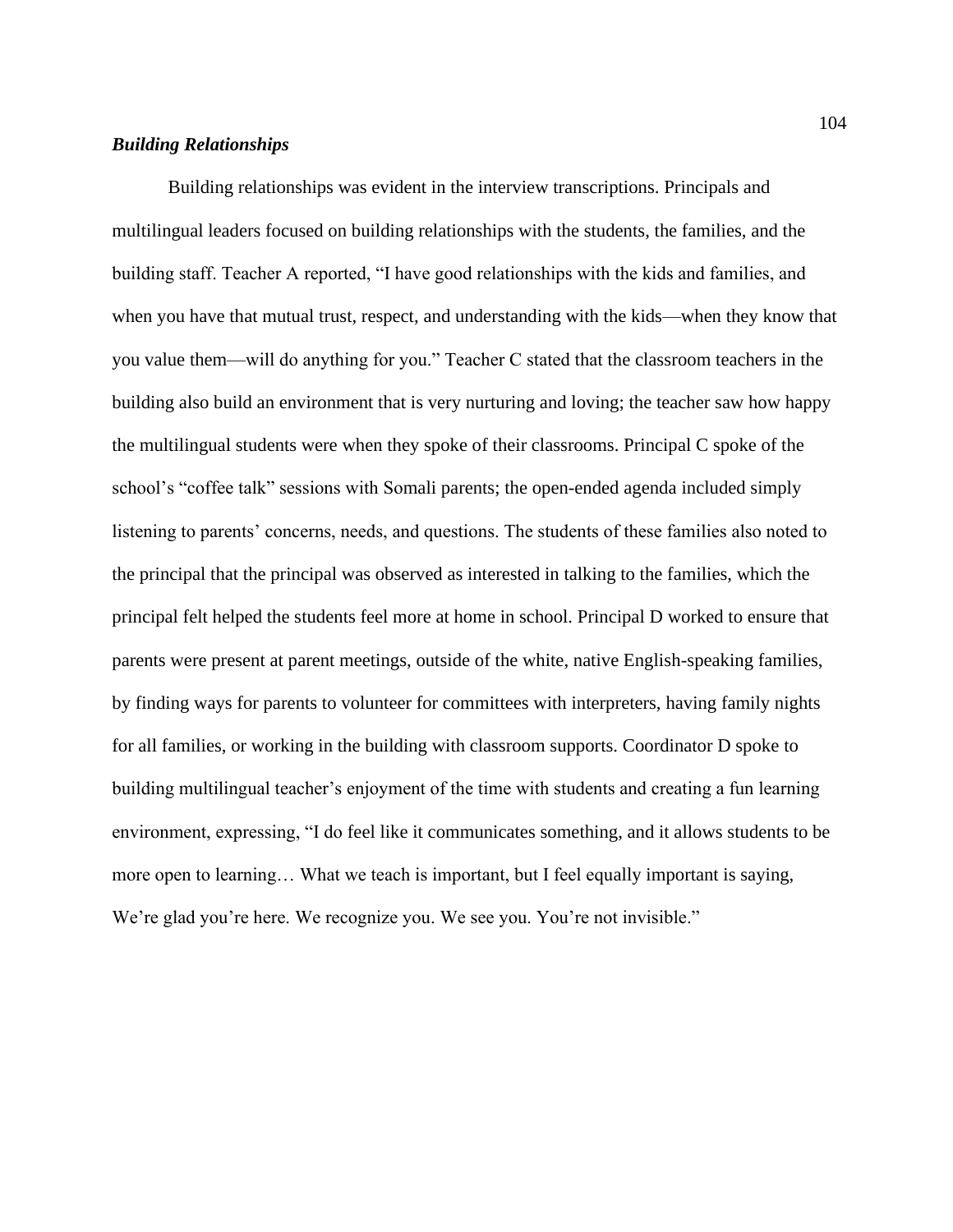### ***Building Relationships***

Building relationships was evident in the interview transcriptions. Principals and multilingual leaders focused on building relationships with the students, the families, and the building staff. Teacher A reported, "I have good relationships with the kids and families, and when you have that mutual trust, respect, and understanding with the kids—when they know that you value them—will do anything for you." Teacher C stated that the classroom teachers in the building also build an environment that is very nurturing and loving; the teacher saw how happy the multilingual students were when they spoke of their classrooms. Principal C spoke of the school's "coffee talk" sessions with Somali parents; the open-ended agenda included simply listening to parents' concerns, needs, and questions. The students of these families also noted to the principal that the principal was observed as interested in talking to the families, which the principal felt helped the students feel more at home in school. Principal D worked to ensure that parents were present at parent meetings, outside of the white, native English-speaking families, by finding ways for parents to volunteer for committees with interpreters, having family nights for all families, or working in the building with classroom supports. Coordinator D spoke to building multilingual teacher's enjoyment of the time with students and creating a fun learning environment, expressing, "I do feel like it communicates something, and it allows students to be more open to learning… What we teach is important, but I feel equally important is saying, We're glad you're here. We recognize you. We see you. You're not invisible."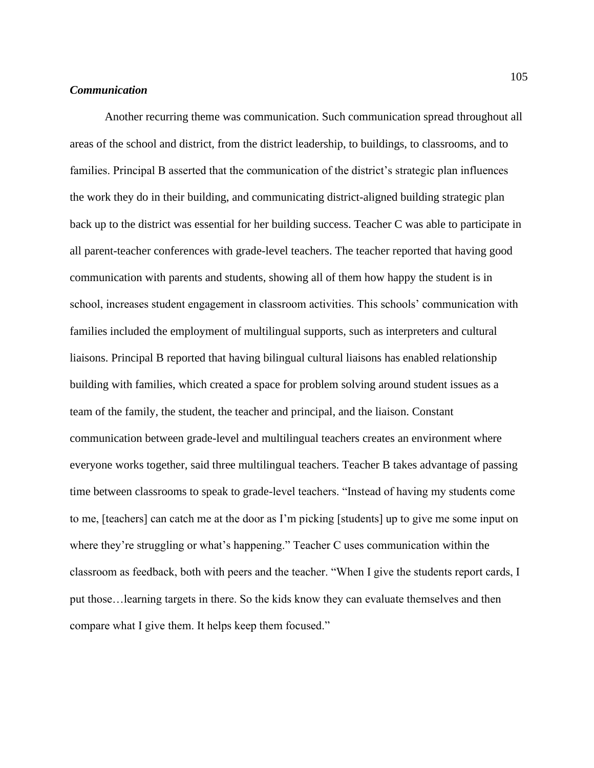### ***Communication***

Another recurring theme was communication. Such communication spread throughout all areas of the school and district, from the district leadership, to buildings, to classrooms, and to families. Principal B asserted that the communication of the district's strategic plan influences the work they do in their building, and communicating district-aligned building strategic plan back up to the district was essential for her building success. Teacher C was able to participate in all parent-teacher conferences with grade-level teachers. The teacher reported that having good communication with parents and students, showing all of them how happy the student is in school, increases student engagement in classroom activities. This schools' communication with families included the employment of multilingual supports, such as interpreters and cultural liaisons. Principal B reported that having bilingual cultural liaisons has enabled relationship building with families, which created a space for problem solving around student issues as a team of the family, the student, the teacher and principal, and the liaison. Constant communication between grade-level and multilingual teachers creates an environment where everyone works together, said three multilingual teachers. Teacher B takes advantage of passing time between classrooms to speak to grade-level teachers. "Instead of having my students come to me, [teachers] can catch me at the door as I'm picking [students] up to give me some input on where they're struggling or what's happening." Teacher C uses communication within the classroom as feedback, both with peers and the teacher. "When I give the students report cards, I put those…learning targets in there. So the kids know they can evaluate themselves and then compare what I give them. It helps keep them focused."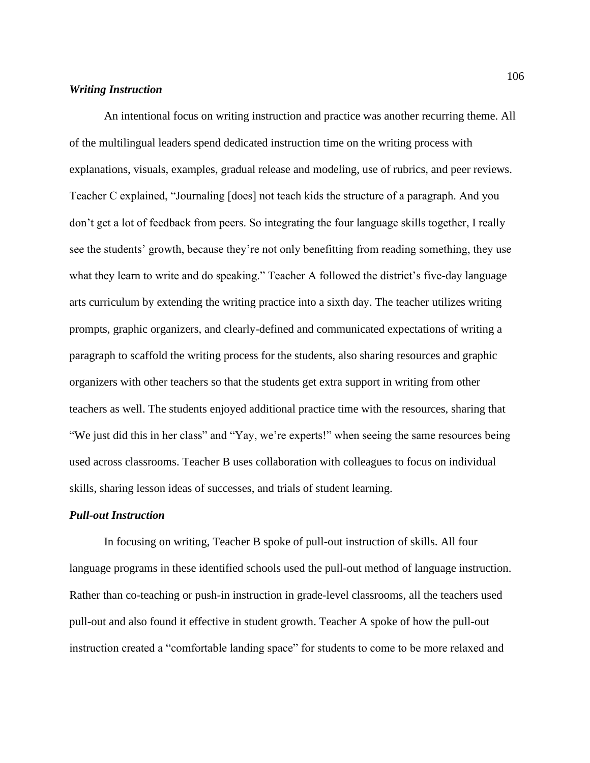### ***Writing Instruction***

An intentional focus on writing instruction and practice was another recurring theme. All of the multilingual leaders spend dedicated instruction time on the writing process with explanations, visuals, examples, gradual release and modeling, use of rubrics, and peer reviews. Teacher C explained, "Journaling [does] not teach kids the structure of a paragraph. And you don't get a lot of feedback from peers. So integrating the four language skills together, I really see the students' growth, because they're not only benefitting from reading something, they use what they learn to write and do speaking." Teacher A followed the district's five-day language arts curriculum by extending the writing practice into a sixth day. The teacher utilizes writing prompts, graphic organizers, and clearly-defined and communicated expectations of writing a paragraph to scaffold the writing process for the students, also sharing resources and graphic organizers with other teachers so that the students get extra support in writing from other teachers as well. The students enjoyed additional practice time with the resources, sharing that "We just did this in her class" and "Yay, we're experts!" when seeing the same resources being used across classrooms. Teacher B uses collaboration with colleagues to focus on individual skills, sharing lesson ideas of successes, and trials of student learning.

### ***Pull-out Instruction***

In focusing on writing, Teacher B spoke of pull-out instruction of skills. All four language programs in these identified schools used the pull-out method of language instruction. Rather than co-teaching or push-in instruction in grade-level classrooms, all the teachers used pull-out and also found it effective in student growth. Teacher A spoke of how the pull-out instruction created a "comfortable landing space" for students to come to be more relaxed and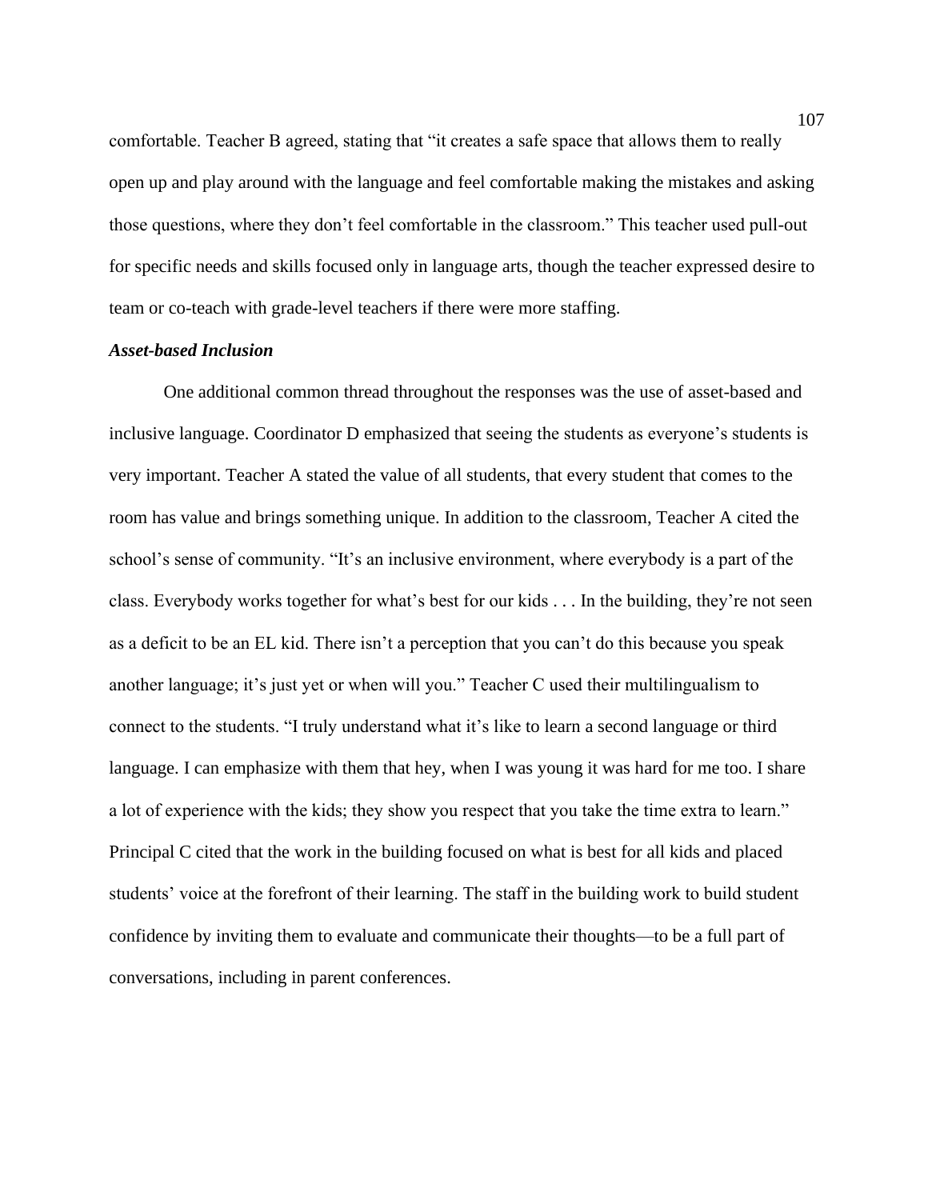comfortable. Teacher B agreed, stating that "it creates a safe space that allows them to really open up and play around with the language and feel comfortable making the mistakes and asking those questions, where they don't feel comfortable in the classroom." This teacher used pull-out for specific needs and skills focused only in language arts, though the teacher expressed desire to team or co-teach with grade-level teachers if there were more staffing.

### *Asset-based Inclusion*

One additional common thread throughout the responses was the use of asset-based and inclusive language. Coordinator D emphasized that seeing the students as everyone's students is very important. Teacher A stated the value of all students, that every student that comes to the room has value and brings something unique. In addition to the classroom, Teacher A cited the school's sense of community. "It's an inclusive environment, where everybody is a part of the class. Everybody works together for what's best for our kids . . . In the building, they're not seen as a deficit to be an EL kid. There isn't a perception that you can't do this because you speak another language; it's just yet or when will you." Teacher C used their multilingualism to connect to the students. "I truly understand what it's like to learn a second language or third language. I can emphasize with them that hey, when I was young it was hard for me too. I share a lot of experience with the kids; they show you respect that you take the time extra to learn." Principal C cited that the work in the building focused on what is best for all kids and placed students' voice at the forefront of their learning. The staff in the building work to build student confidence by inviting them to evaluate and communicate their thoughts—to be a full part of conversations, including in parent conferences.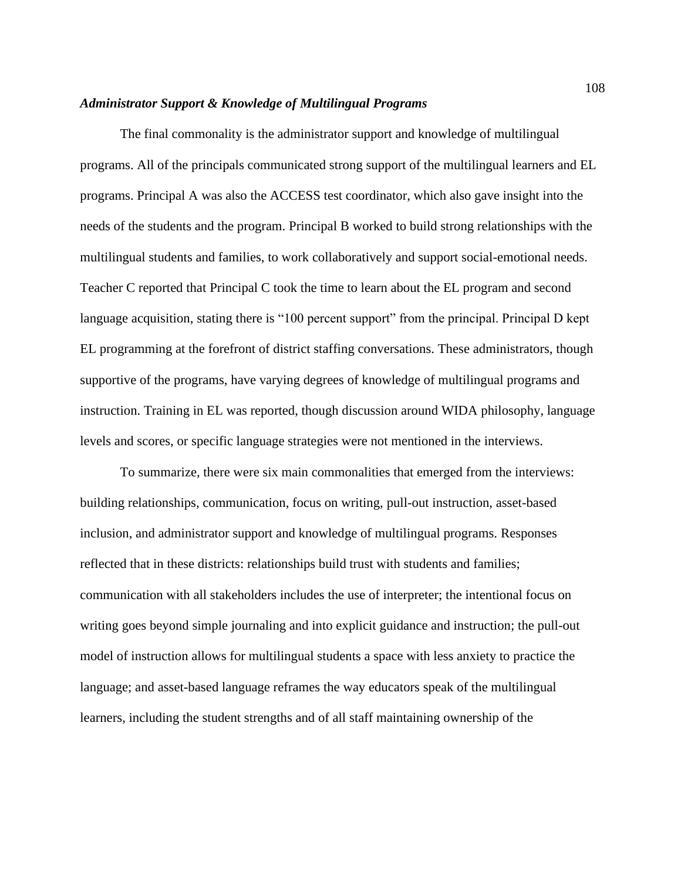### *Administrator Support & Knowledge of Multilingual Programs*

The final commonality is the administrator support and knowledge of multilingual programs. All of the principals communicated strong support of the multilingual learners and EL programs. Principal A was also the ACCESS test coordinator, which also gave insight into the needs of the students and the program. Principal B worked to build strong relationships with the multilingual students and families, to work collaboratively and support social-emotional needs. Teacher C reported that Principal C took the time to learn about the EL program and second language acquisition, stating there is "100 percent support" from the principal. Principal D kept EL programming at the forefront of district staffing conversations. These administrators, though supportive of the programs, have varying degrees of knowledge of multilingual programs and instruction. Training in EL was reported, though discussion around WIDA philosophy, language levels and scores, or specific language strategies were not mentioned in the interviews.

To summarize, there were six main commonalities that emerged from the interviews: building relationships, communication, focus on writing, pull-out instruction, asset-based inclusion, and administrator support and knowledge of multilingual programs. Responses reflected that in these districts: relationships build trust with students and families; communication with all stakeholders includes the use of interpreter; the intentional focus on writing goes beyond simple journaling and into explicit guidance and instruction; the pull-out model of instruction allows for multilingual students a space with less anxiety to practice the language; and asset-based language reframes the way educators speak of the multilingual learners, including the student strengths and of all staff maintaining ownership of the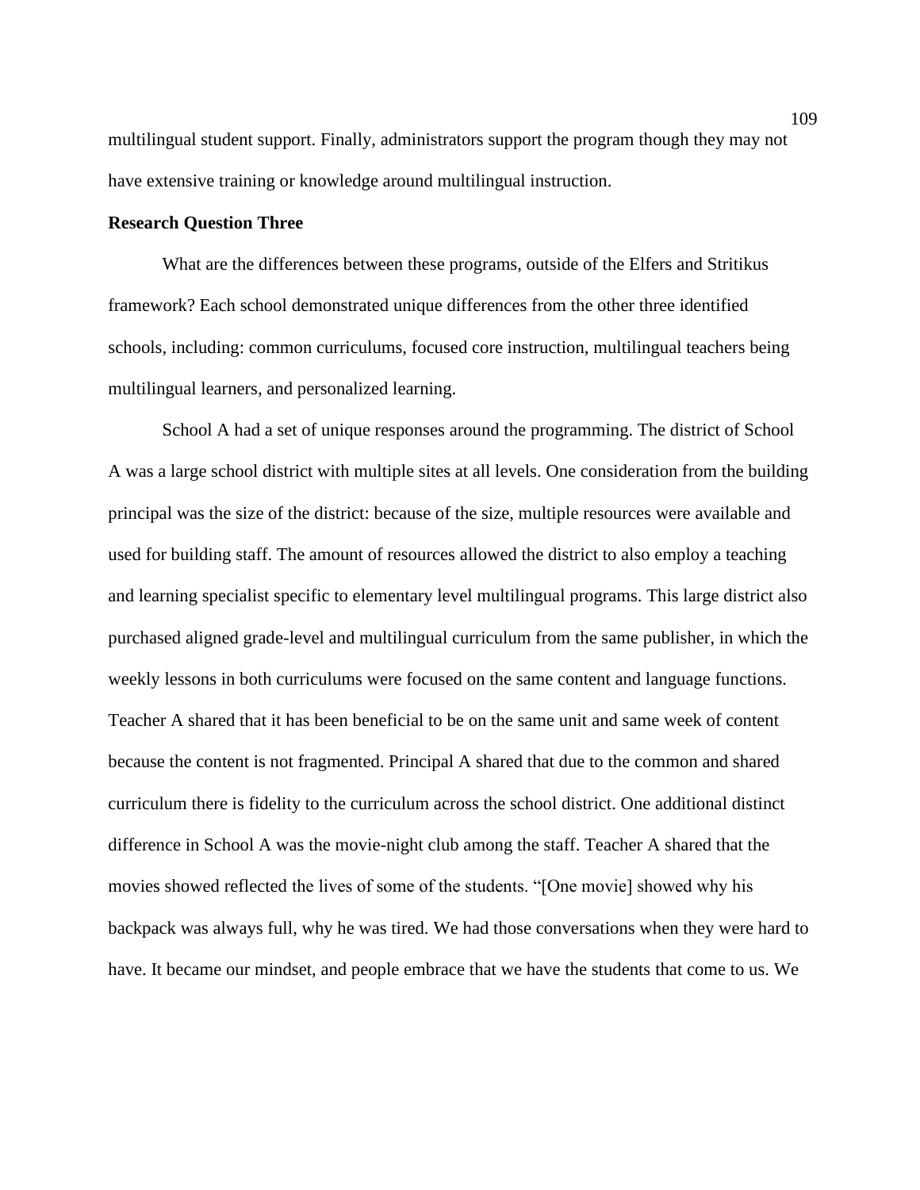multilingual student support. Finally, administrators support the program though they may not have extensive training or knowledge around multilingual instruction.

**Research Question Three**

What are the differences between these programs, outside of the Elfers and Stritikus framework? Each school demonstrated unique differences from the other three identified schools, including: common curriculums, focused core instruction, multilingual teachers being multilingual learners, and personalized learning.

School A had a set of unique responses around the programming. The district of School A was a large school district with multiple sites at all levels. One consideration from the building principal was the size of the district: because of the size, multiple resources were available and used for building staff. The amount of resources allowed the district to also employ a teaching and learning specialist specific to elementary level multilingual programs. This large district also purchased aligned grade-level and multilingual curriculum from the same publisher, in which the weekly lessons in both curriculums were focused on the same content and language functions. Teacher A shared that it has been beneficial to be on the same unit and same week of content because the content is not fragmented. Principal A shared that due to the common and shared curriculum there is fidelity to the curriculum across the school district. One additional distinct difference in School A was the movie-night club among the staff. Teacher A shared that the movies showed reflected the lives of some of the students. "[One movie] showed why his backpack was always full, why he was tired. We had those conversations when they were hard to have. It became our mindset, and people embrace that we have the students that come to us. We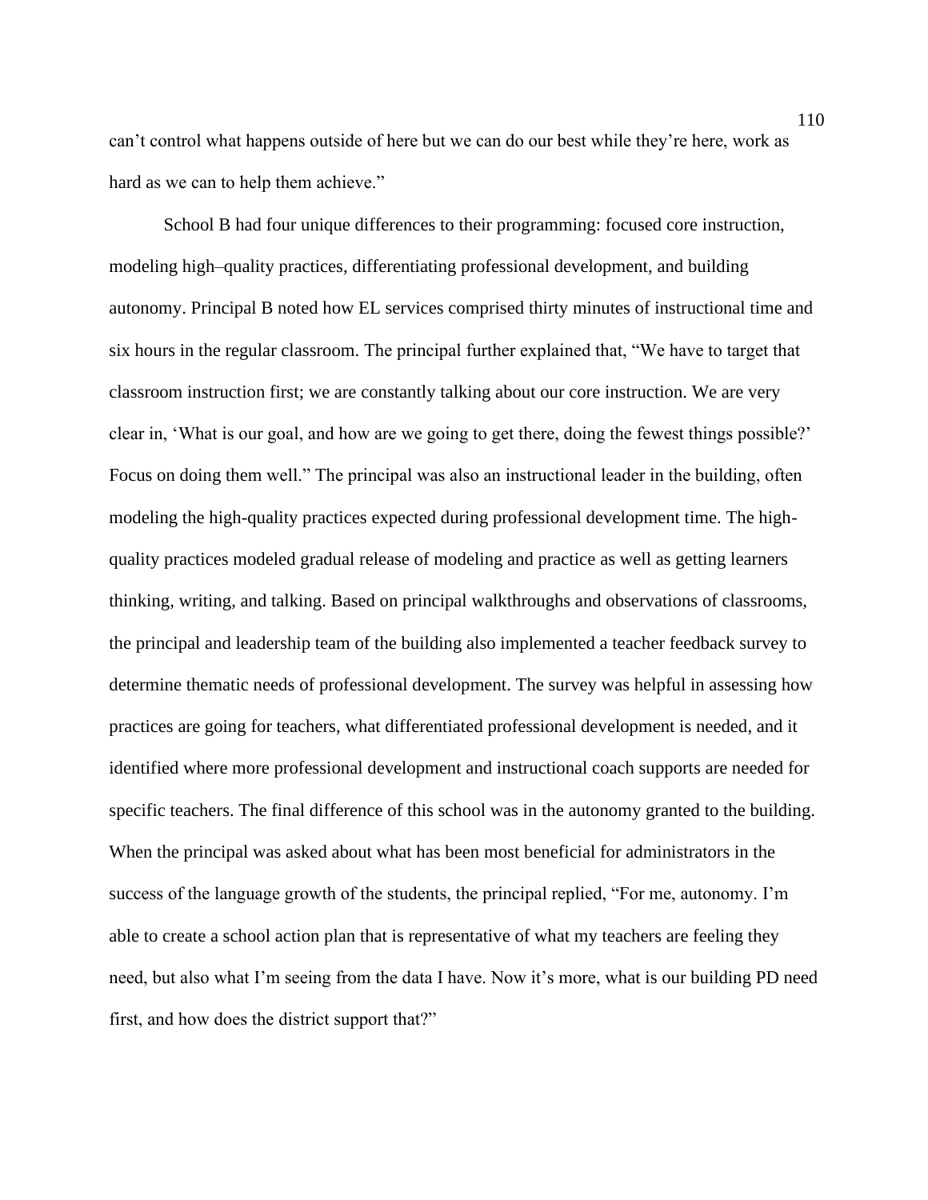can't control what happens outside of here but we can do our best while they're here, work as hard as we can to help them achieve."

School B had four unique differences to their programming: focused core instruction, modeling high–quality practices, differentiating professional development, and building autonomy. Principal B noted how EL services comprised thirty minutes of instructional time and six hours in the regular classroom. The principal further explained that, "We have to target that classroom instruction first; we are constantly talking about our core instruction. We are very clear in, 'What is our goal, and how are we going to get there, doing the fewest things possible?' Focus on doing them well." The principal was also an instructional leader in the building, often modeling the high-quality practices expected during professional development time. The high-quality practices modeled gradual release of modeling and practice as well as getting learners thinking, writing, and talking. Based on principal walkthroughs and observations of classrooms, the principal and leadership team of the building also implemented a teacher feedback survey to determine thematic needs of professional development. The survey was helpful in assessing how practices are going for teachers, what differentiated professional development is needed, and it identified where more professional development and instructional coach supports are needed for specific teachers. The final difference of this school was in the autonomy granted to the building. When the principal was asked about what has been most beneficial for administrators in the success of the language growth of the students, the principal replied, "For me, autonomy. I'm able to create a school action plan that is representative of what my teachers are feeling they need, but also what I'm seeing from the data I have. Now it's more, what is our building PD need first, and how does the district support that?"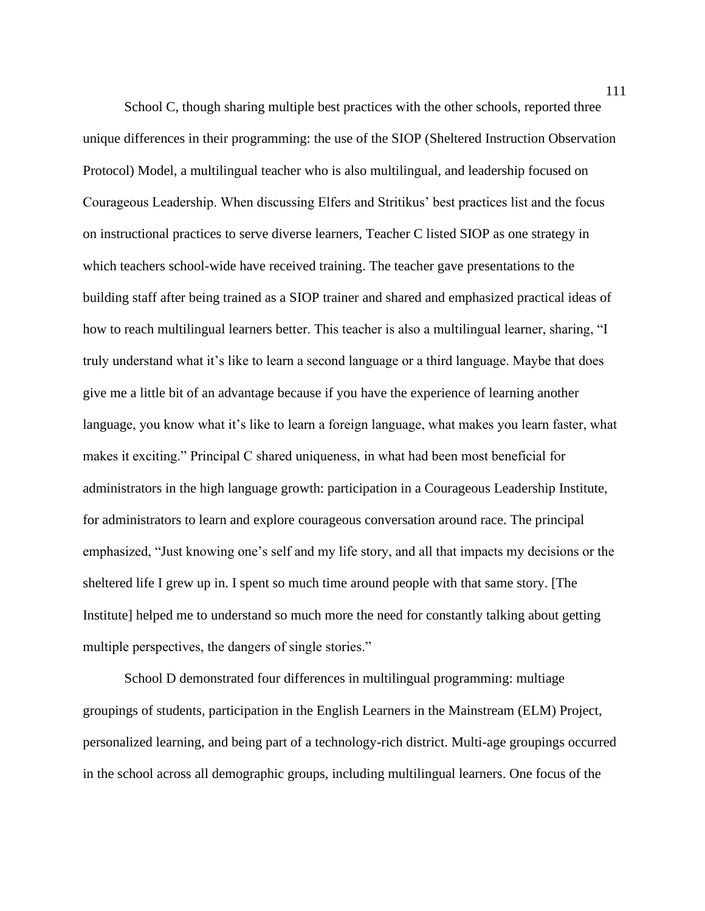School C, though sharing multiple best practices with the other schools, reported three unique differences in their programming: the use of the SIOP (Sheltered Instruction Observation Protocol) Model, a multilingual teacher who is also multilingual, and leadership focused on Courageous Leadership. When discussing Elfers and Stritikus' best practices list and the focus on instructional practices to serve diverse learners, Teacher C listed SIOP as one strategy in which teachers school-wide have received training. The teacher gave presentations to the building staff after being trained as a SIOP trainer and shared and emphasized practical ideas of how to reach multilingual learners better. This teacher is also a multilingual learner, sharing, "I truly understand what it's like to learn a second language or a third language. Maybe that does give me a little bit of an advantage because if you have the experience of learning another language, you know what it's like to learn a foreign language, what makes you learn faster, what makes it exciting." Principal C shared uniqueness, in what had been most beneficial for administrators in the high language growth: participation in a Courageous Leadership Institute, for administrators to learn and explore courageous conversation around race. The principal emphasized, "Just knowing one's self and my life story, and all that impacts my decisions or the sheltered life I grew up in. I spent so much time around people with that same story. [The Institute] helped me to understand so much more the need for constantly talking about getting multiple perspectives, the dangers of single stories."

School D demonstrated four differences in multilingual programming: multiage groupings of students, participation in the English Learners in the Mainstream (ELM) Project, personalized learning, and being part of a technology-rich district. Multi-age groupings occurred in the school across all demographic groups, including multilingual learners. One focus of the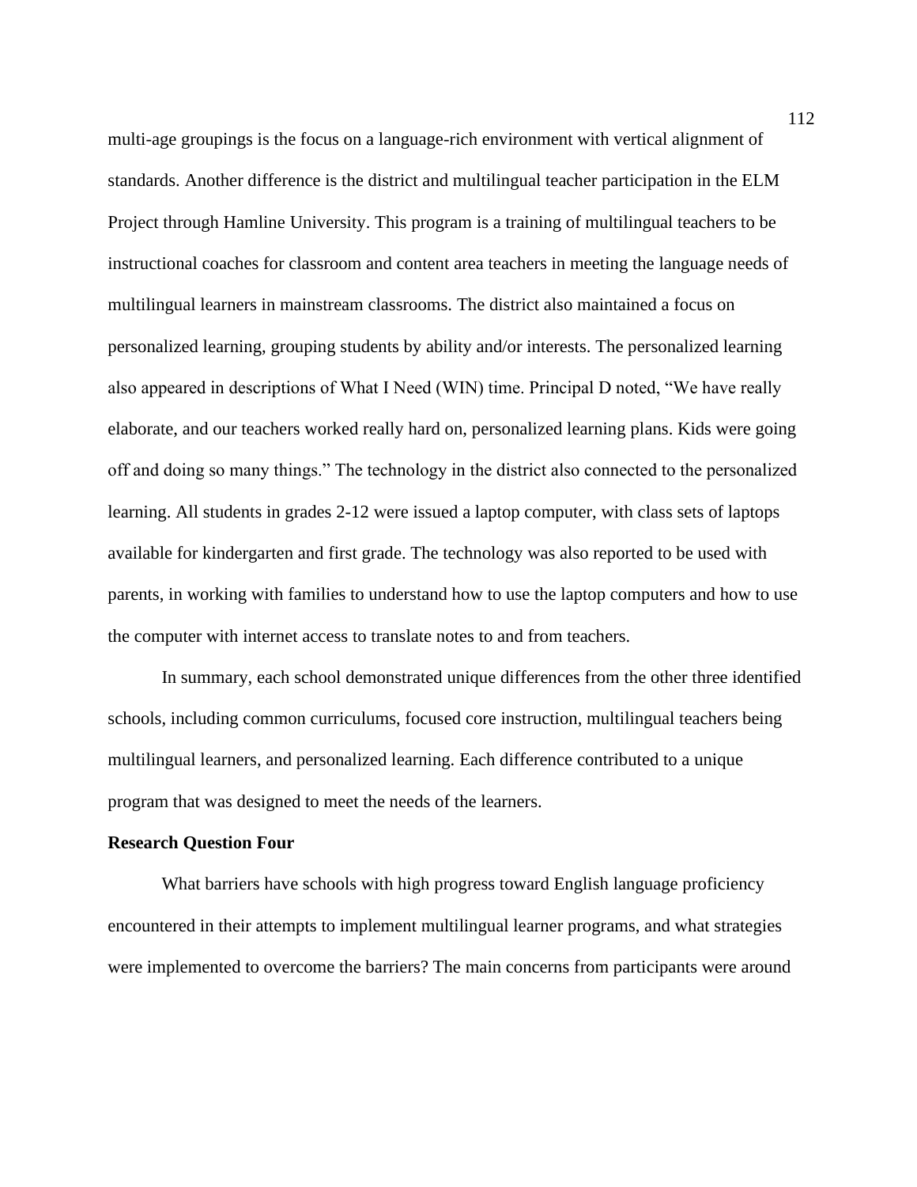multi-age groupings is the focus on a language-rich environment with vertical alignment of standards. Another difference is the district and multilingual teacher participation in the ELM Project through Hamline University. This program is a training of multilingual teachers to be instructional coaches for classroom and content area teachers in meeting the language needs of multilingual learners in mainstream classrooms. The district also maintained a focus on personalized learning, grouping students by ability and/or interests. The personalized learning also appeared in descriptions of What I Need (WIN) time. Principal D noted, "We have really elaborate, and our teachers worked really hard on, personalized learning plans. Kids were going off and doing so many things." The technology in the district also connected to the personalized learning. All students in grades 2-12 were issued a laptop computer, with class sets of laptops available for kindergarten and first grade. The technology was also reported to be used with parents, in working with families to understand how to use the laptop computers and how to use the computer with internet access to translate notes to and from teachers.

In summary, each school demonstrated unique differences from the other three identified schools, including common curriculums, focused core instruction, multilingual teachers being multilingual learners, and personalized learning. Each difference contributed to a unique program that was designed to meet the needs of the learners.

**Research Question Four**

What barriers have schools with high progress toward English language proficiency encountered in their attempts to implement multilingual learner programs, and what strategies were implemented to overcome the barriers? The main concerns from participants were around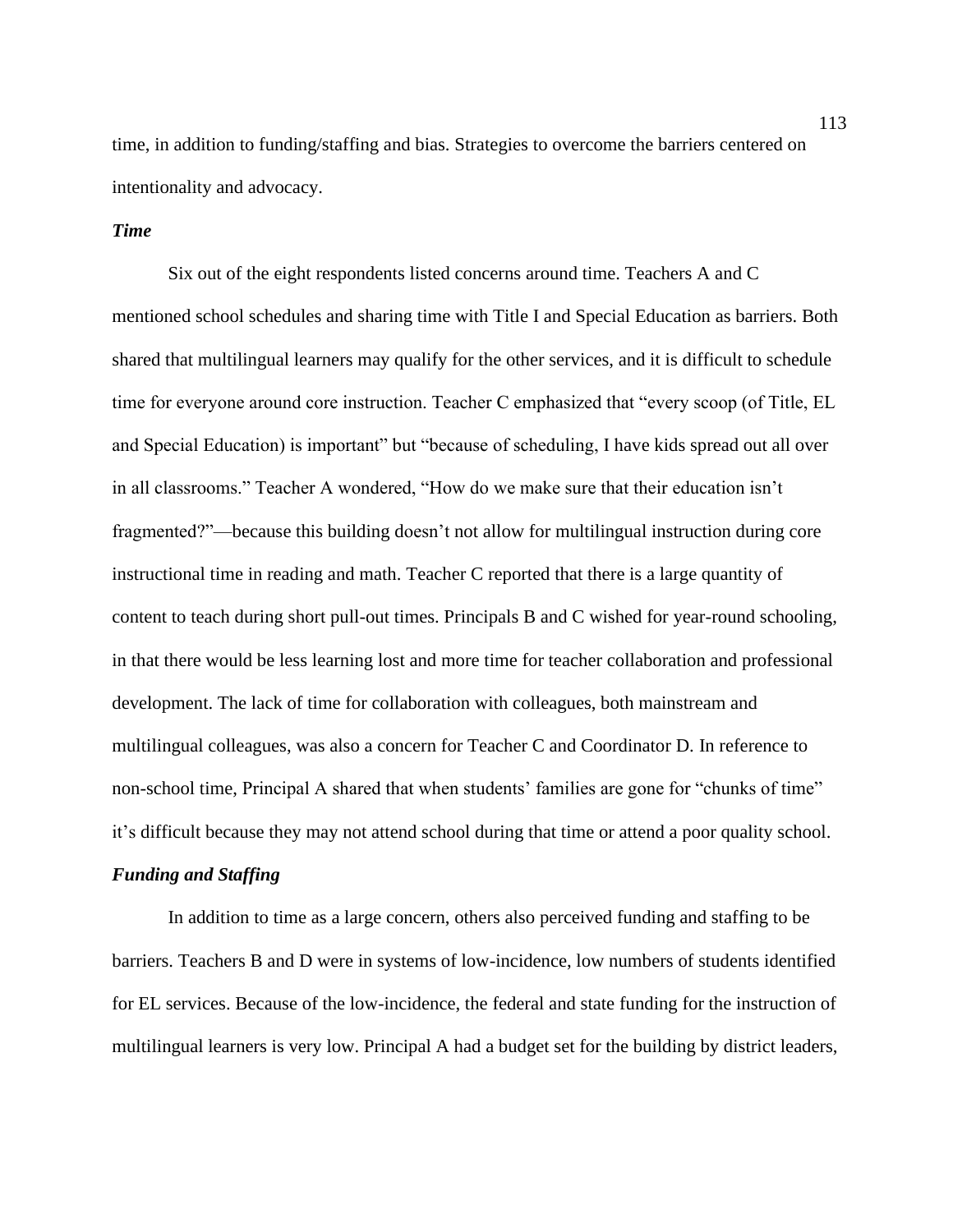time, in addition to funding/staffing and bias. Strategies to overcome the barriers centered on intentionality and advocacy.

### *Time*

Six out of the eight respondents listed concerns around time. Teachers A and C mentioned school schedules and sharing time with Title I and Special Education as barriers. Both shared that multilingual learners may qualify for the other services, and it is difficult to schedule time for everyone around core instruction. Teacher C emphasized that "every scoop (of Title, EL and Special Education) is important" but "because of scheduling, I have kids spread out all over in all classrooms." Teacher A wondered, "How do we make sure that their education isn't fragmented?"—because this building doesn't not allow for multilingual instruction during core instructional time in reading and math. Teacher C reported that there is a large quantity of content to teach during short pull-out times. Principals B and C wished for year-round schooling, in that there would be less learning lost and more time for teacher collaboration and professional development. The lack of time for collaboration with colleagues, both mainstream and multilingual colleagues, was also a concern for Teacher C and Coordinator D. In reference to non-school time, Principal A shared that when students' families are gone for "chunks of time" it's difficult because they may not attend school during that time or attend a poor quality school.

### *Funding and Staffing*

In addition to time as a large concern, others also perceived funding and staffing to be barriers. Teachers B and D were in systems of low-incidence, low numbers of students identified for EL services. Because of the low-incidence, the federal and state funding for the instruction of multilingual learners is very low. Principal A had a budget set for the building by district leaders,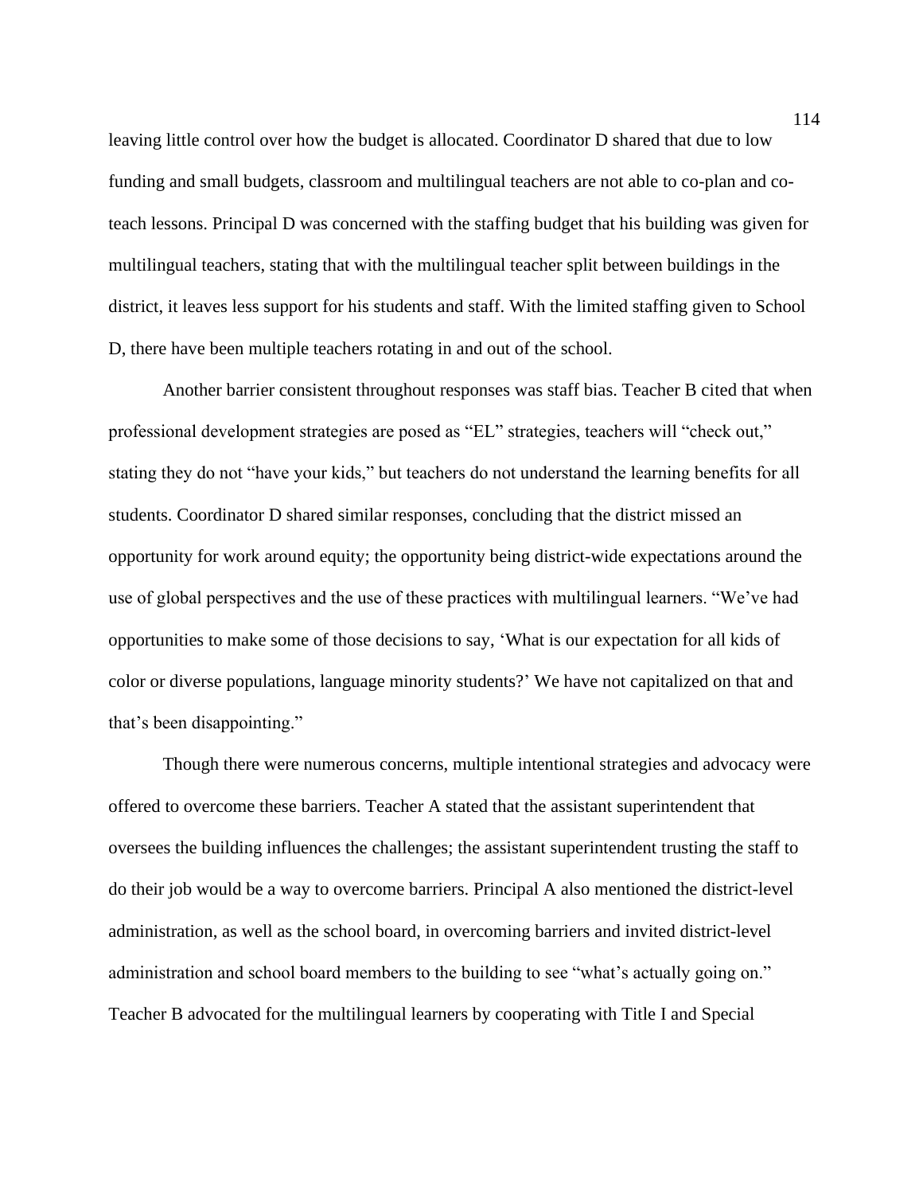leaving little control over how the budget is allocated. Coordinator D shared that due to low funding and small budgets, classroom and multilingual teachers are not able to co-plan and co-teach lessons. Principal D was concerned with the staffing budget that his building was given for multilingual teachers, stating that with the multilingual teacher split between buildings in the district, it leaves less support for his students and staff. With the limited staffing given to School D, there have been multiple teachers rotating in and out of the school.

Another barrier consistent throughout responses was staff bias. Teacher B cited that when professional development strategies are posed as "EL" strategies, teachers will "check out," stating they do not "have your kids," but teachers do not understand the learning benefits for all students. Coordinator D shared similar responses, concluding that the district missed an opportunity for work around equity; the opportunity being district-wide expectations around the use of global perspectives and the use of these practices with multilingual learners. "We've had opportunities to make some of those decisions to say, 'What is our expectation for all kids of color or diverse populations, language minority students?' We have not capitalized on that and that's been disappointing."

Though there were numerous concerns, multiple intentional strategies and advocacy were offered to overcome these barriers. Teacher A stated that the assistant superintendent that oversees the building influences the challenges; the assistant superintendent trusting the staff to do their job would be a way to overcome barriers. Principal A also mentioned the district-level administration, as well as the school board, in overcoming barriers and invited district-level administration and school board members to the building to see "what's actually going on." Teacher B advocated for the multilingual learners by cooperating with Title I and Special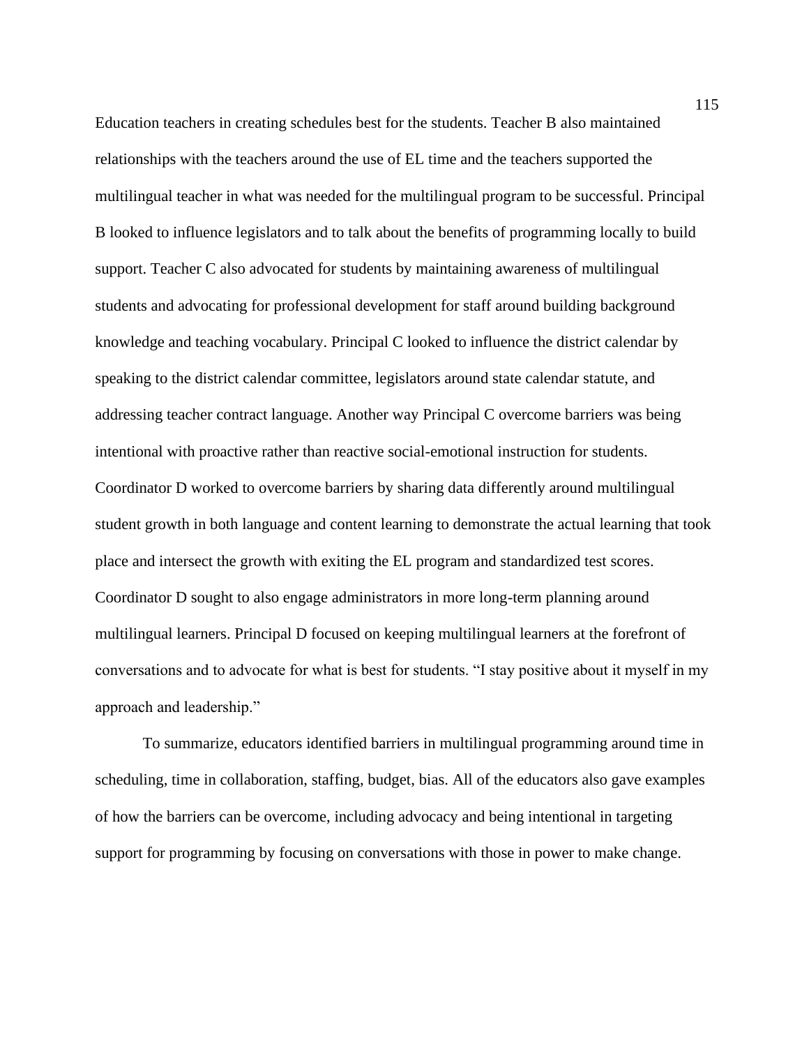Education teachers in creating schedules best for the students. Teacher B also maintained relationships with the teachers around the use of EL time and the teachers supported the multilingual teacher in what was needed for the multilingual program to be successful. Principal B looked to influence legislators and to talk about the benefits of programming locally to build support. Teacher C also advocated for students by maintaining awareness of multilingual students and advocating for professional development for staff around building background knowledge and teaching vocabulary. Principal C looked to influence the district calendar by speaking to the district calendar committee, legislators around state calendar statute, and addressing teacher contract language. Another way Principal C overcome barriers was being intentional with proactive rather than reactive social-emotional instruction for students. Coordinator D worked to overcome barriers by sharing data differently around multilingual student growth in both language and content learning to demonstrate the actual learning that took place and intersect the growth with exiting the EL program and standardized test scores. Coordinator D sought to also engage administrators in more long-term planning around multilingual learners. Principal D focused on keeping multilingual learners at the forefront of conversations and to advocate for what is best for students. "I stay positive about it myself in my approach and leadership."

To summarize, educators identified barriers in multilingual programming around time in scheduling, time in collaboration, staffing, budget, bias. All of the educators also gave examples of how the barriers can be overcome, including advocacy and being intentional in targeting support for programming by focusing on conversations with those in power to make change.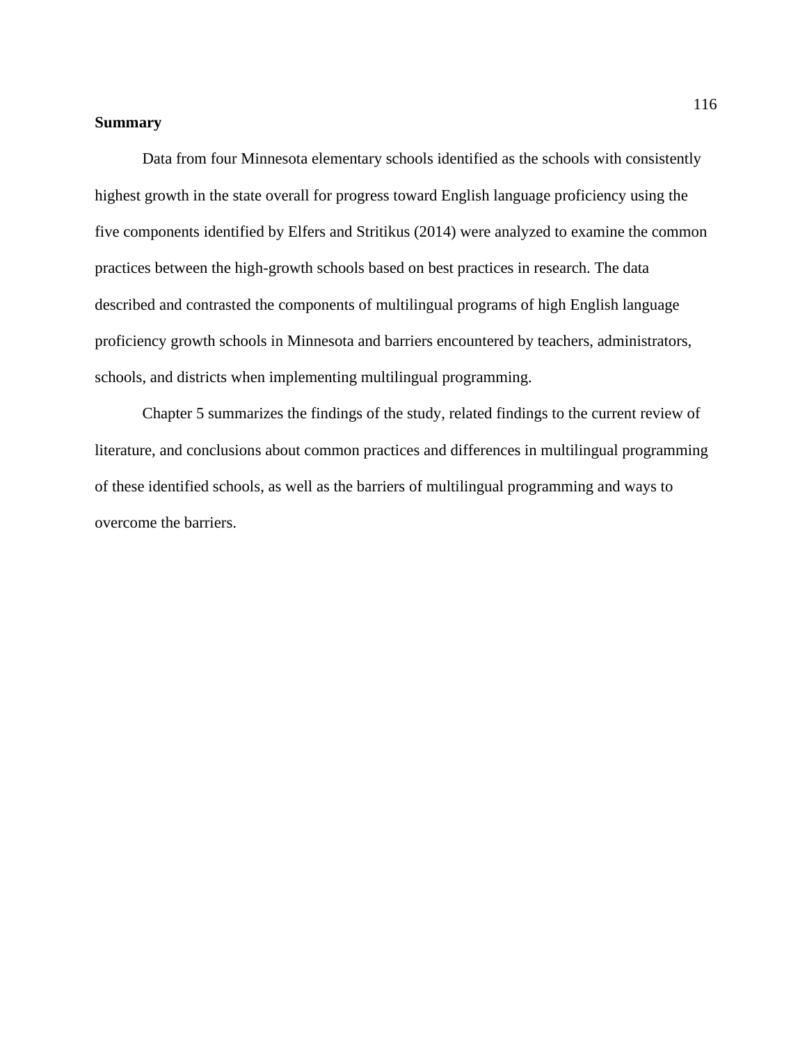**Summary**

Data from four Minnesota elementary schools identified as the schools with consistently highest growth in the state overall for progress toward English language proficiency using the five components identified by Elfers and Stritikus (2014) were analyzed to examine the common practices between the high-growth schools based on best practices in research. The data described and contrasted the components of multilingual programs of high English language proficiency growth schools in Minnesota and barriers encountered by teachers, administrators, schools, and districts when implementing multilingual programming.

Chapter 5 summarizes the findings of the study, related findings to the current review of literature, and conclusions about common practices and differences in multilingual programming of these identified schools, as well as the barriers of multilingual programming and ways to overcome the barriers.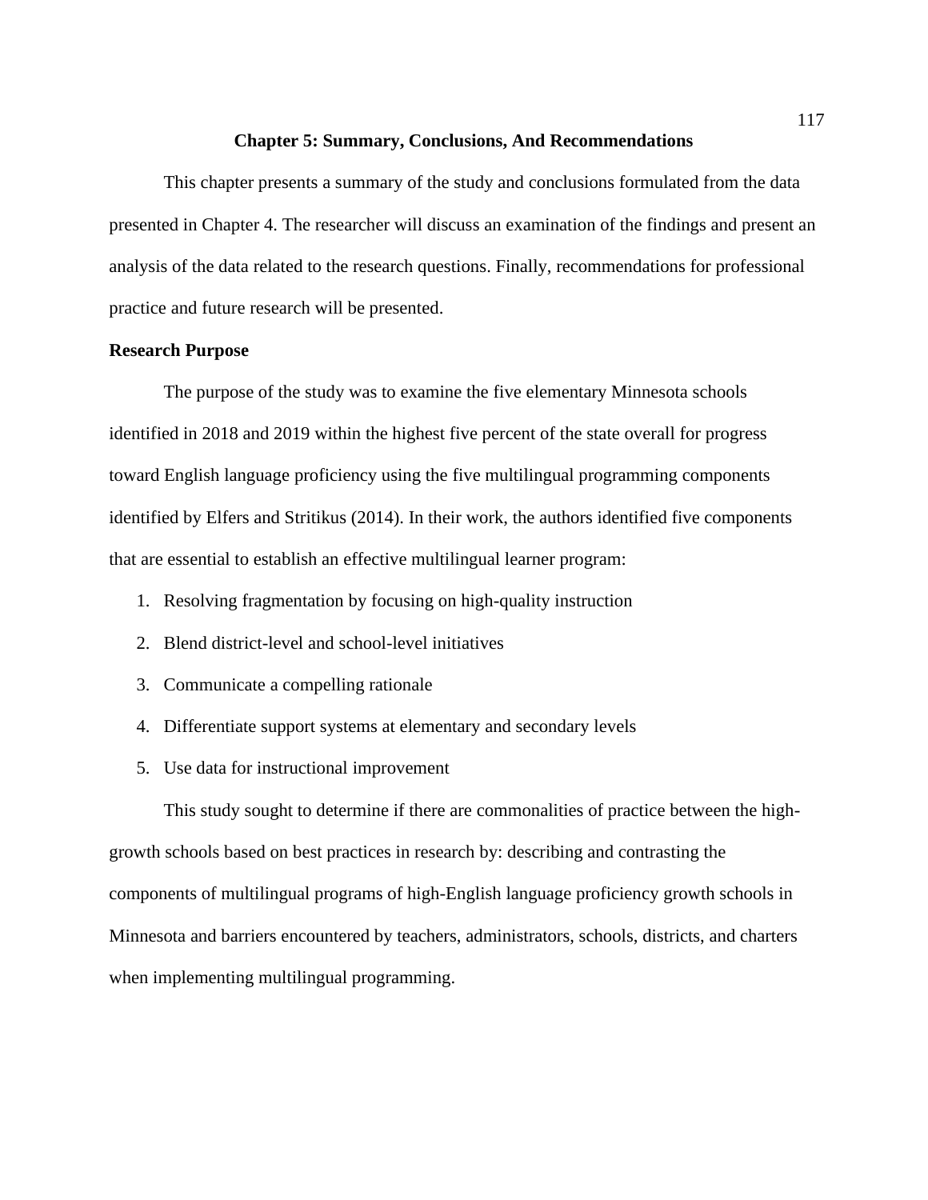# Chapter 5: Summary, Conclusions, And Recommendations

This chapter presents a summary of the study and conclusions formulated from the data presented in Chapter 4. The researcher will discuss an examination of the findings and present an analysis of the data related to the research questions. Finally, recommendations for professional practice and future research will be presented.

## Research Purpose

The purpose of the study was to examine the five elementary Minnesota schools identified in 2018 and 2019 within the highest five percent of the state overall for progress toward English language proficiency using the five multilingual programming components identified by Elfers and Stritikus (2014). In their work, the authors identified five components that are essential to establish an effective multilingual learner program:

1. Resolving fragmentation by focusing on high-quality instruction
2. Blend district-level and school-level initiatives
3. Communicate a compelling rationale
4. Differentiate support systems at elementary and secondary levels
5. Use data for instructional improvement

This study sought to determine if there are commonalities of practice between the high-growth schools based on best practices in research by: describing and contrasting the components of multilingual programs of high-English language proficiency growth schools in Minnesota and barriers encountered by teachers, administrators, schools, districts, and charters when implementing multilingual programming.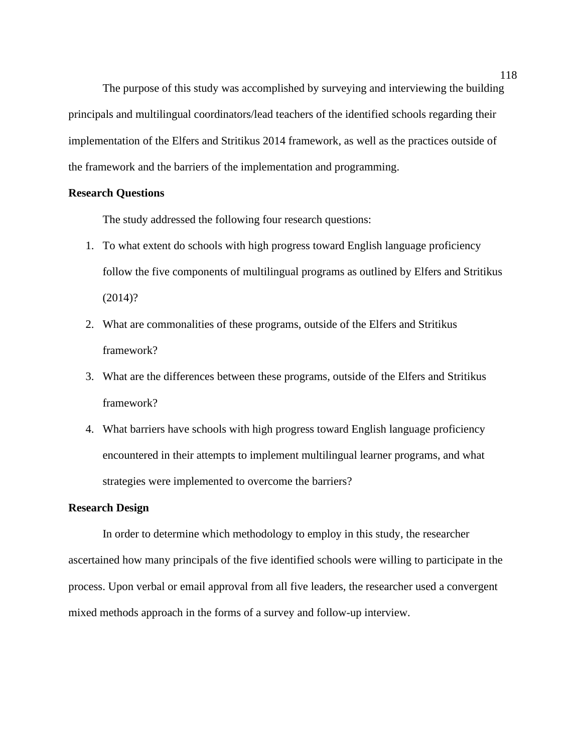The purpose of this study was accomplished by surveying and interviewing the building principals and multilingual coordinators/lead teachers of the identified schools regarding their implementation of the Elfers and Stritikus 2014 framework, as well as the practices outside of the framework and the barriers of the implementation and programming.

**Research Questions**

The study addressed the following four research questions:

1. To what extent do schools with high progress toward English language proficiency follow the five components of multilingual programs as outlined by Elfers and Stritikus (2014)?
2. What are commonalities of these programs, outside of the Elfers and Stritikus framework?
3. What are the differences between these programs, outside of the Elfers and Stritikus framework?
4. What barriers have schools with high progress toward English language proficiency encountered in their attempts to implement multilingual learner programs, and what strategies were implemented to overcome the barriers?

**Research Design**

In order to determine which methodology to employ in this study, the researcher ascertained how many principals of the five identified schools were willing to participate in the process. Upon verbal or email approval from all five leaders, the researcher used a convergent mixed methods approach in the forms of a survey and follow-up interview.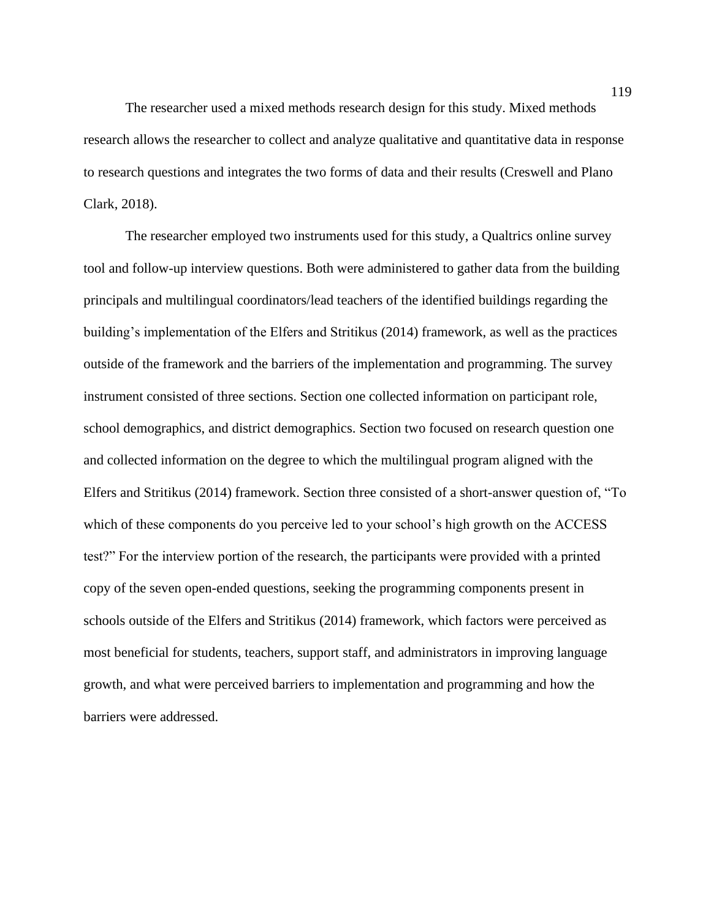The researcher used a mixed methods research design for this study. Mixed methods research allows the researcher to collect and analyze qualitative and quantitative data in response to research questions and integrates the two forms of data and their results (Creswell and Plano Clark, 2018).

The researcher employed two instruments used for this study, a Qualtrics online survey tool and follow-up interview questions. Both were administered to gather data from the building principals and multilingual coordinators/lead teachers of the identified buildings regarding the building's implementation of the Elfers and Stritikus (2014) framework, as well as the practices outside of the framework and the barriers of the implementation and programming. The survey instrument consisted of three sections. Section one collected information on participant role, school demographics, and district demographics. Section two focused on research question one and collected information on the degree to which the multilingual program aligned with the Elfers and Stritikus (2014) framework. Section three consisted of a short-answer question of, "To which of these components do you perceive led to your school's high growth on the ACCESS test?" For the interview portion of the research, the participants were provided with a printed copy of the seven open-ended questions, seeking the programming components present in schools outside of the Elfers and Stritikus (2014) framework, which factors were perceived as most beneficial for students, teachers, support staff, and administrators in improving language growth, and what were perceived barriers to implementation and programming and how the barriers were addressed.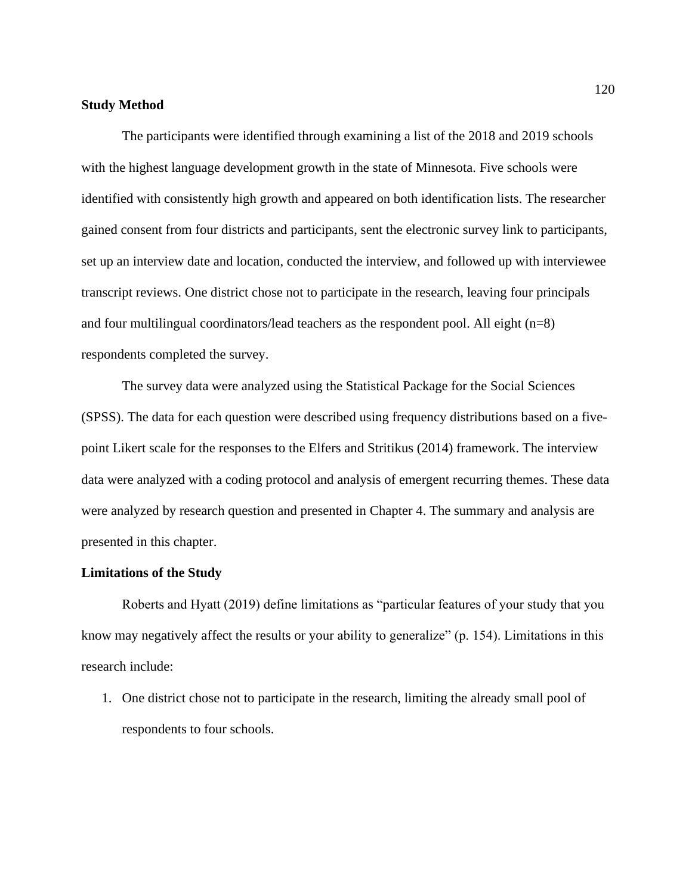## Study Method

The participants were identified through examining a list of the 2018 and 2019 schools with the highest language development growth in the state of Minnesota. Five schools were identified with consistently high growth and appeared on both identification lists. The researcher gained consent from four districts and participants, sent the electronic survey link to participants, set up an interview date and location, conducted the interview, and followed up with interviewee transcript reviews. One district chose not to participate in the research, leaving four principals and four multilingual coordinators/lead teachers as the respondent pool. All eight (n=8) respondents completed the survey.

The survey data were analyzed using the Statistical Package for the Social Sciences (SPSS). The data for each question were described using frequency distributions based on a five-point Likert scale for the responses to the Elfers and Stritikus (2014) framework. The interview data were analyzed with a coding protocol and analysis of emergent recurring themes. These data were analyzed by research question and presented in Chapter 4. The summary and analysis are presented in this chapter.

## Limitations of the Study

Roberts and Hyatt (2019) define limitations as "particular features of your study that you know may negatively affect the results or your ability to generalize" (p. 154). Limitations in this research include:

1. One district chose not to participate in the research, limiting the already small pool of respondents to four schools.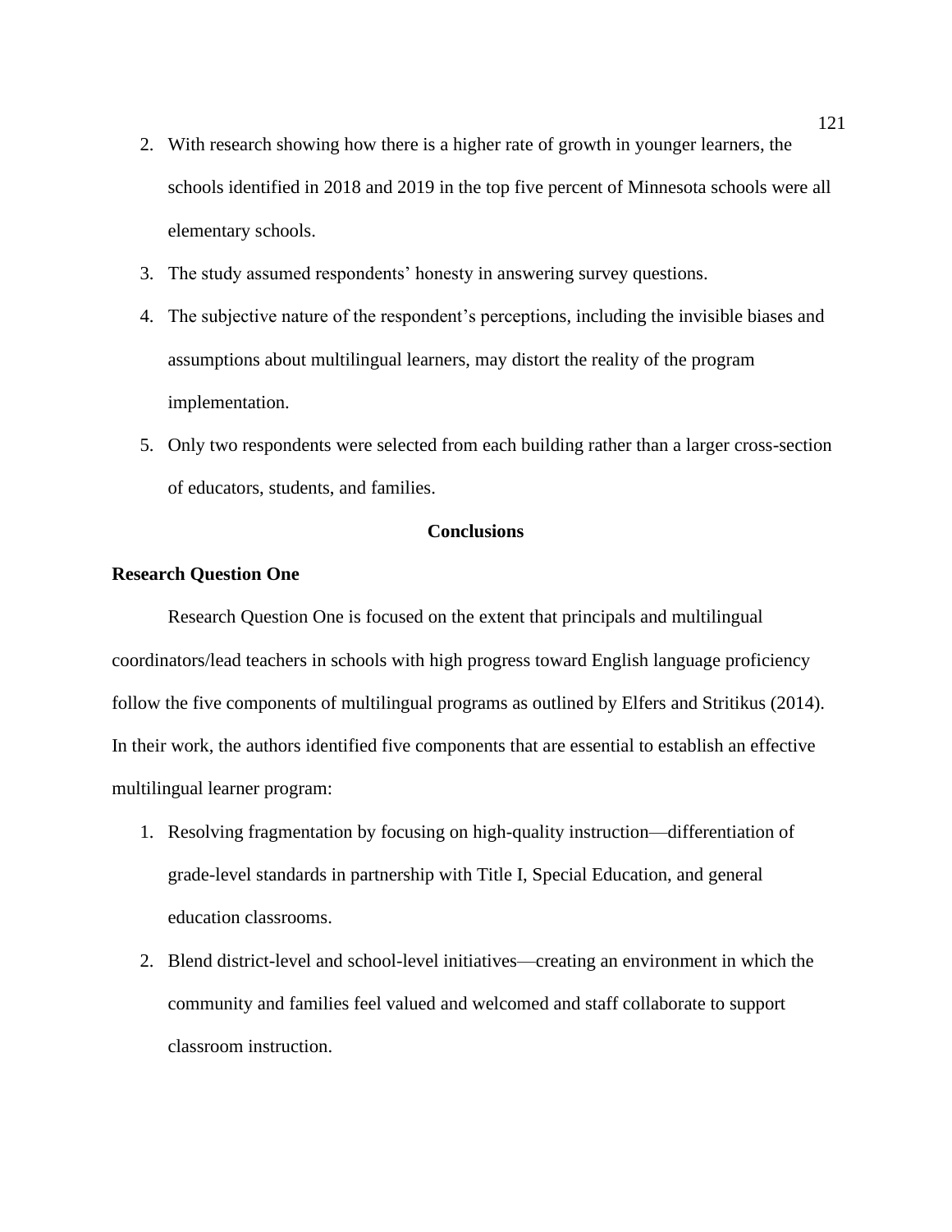2. With research showing how there is a higher rate of growth in younger learners, the schools identified in 2018 and 2019 in the top five percent of Minnesota schools were all elementary schools.
3. The study assumed respondents' honesty in answering survey questions.
4. The subjective nature of the respondent's perceptions, including the invisible biases and assumptions about multilingual learners, may distort the reality of the program implementation.
5. Only two respondents were selected from each building rather than a larger cross-section of educators, students, and families.

## Conclusions

### Research Question One

Research Question One is focused on the extent that principals and multilingual coordinators/lead teachers in schools with high progress toward English language proficiency follow the five components of multilingual programs as outlined by Elfers and Stritikus (2014). In their work, the authors identified five components that are essential to establish an effective multilingual learner program:

1. Resolving fragmentation by focusing on high-quality instruction—differentiation of grade-level standards in partnership with Title I, Special Education, and general education classrooms.
2. Blend district-level and school-level initiatives—creating an environment in which the community and families feel valued and welcomed and staff collaborate to support classroom instruction.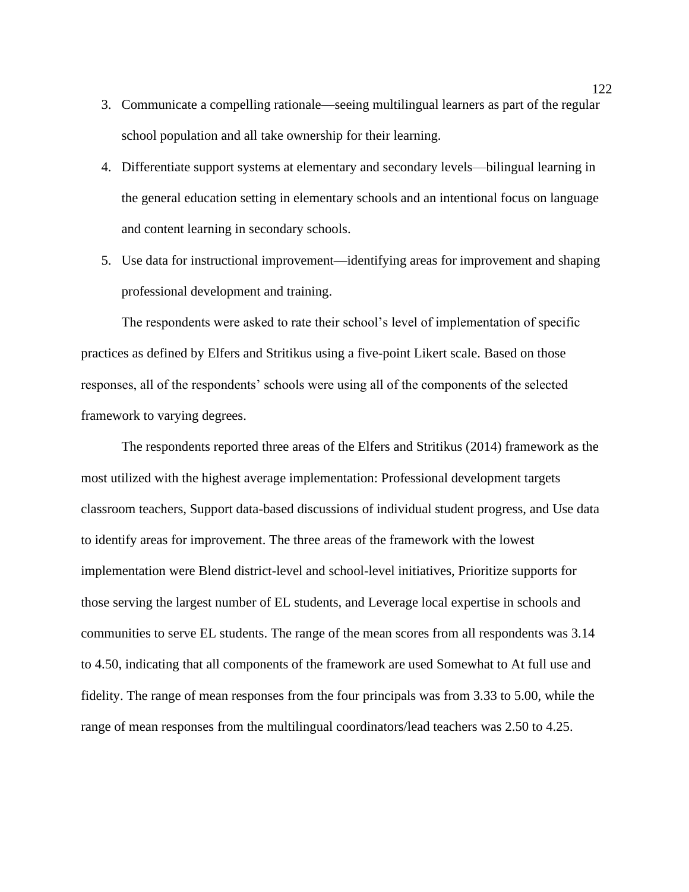3. Communicate a compelling rationale—seeing multilingual learners as part of the regular school population and all take ownership for their learning.
4. Differentiate support systems at elementary and secondary levels—bilingual learning in the general education setting in elementary schools and an intentional focus on language and content learning in secondary schools.
5. Use data for instructional improvement—identifying areas for improvement and shaping professional development and training.

The respondents were asked to rate their school's level of implementation of specific practices as defined by Elfers and Stritikus using a five-point Likert scale. Based on those responses, all of the respondents' schools were using all of the components of the selected framework to varying degrees.

The respondents reported three areas of the Elfers and Stritikus (2014) framework as the most utilized with the highest average implementation: Professional development targets classroom teachers, Support data-based discussions of individual student progress, and Use data to identify areas for improvement. The three areas of the framework with the lowest implementation were Blend district-level and school-level initiatives, Prioritize supports for those serving the largest number of EL students, and Leverage local expertise in schools and communities to serve EL students. The range of the mean scores from all respondents was 3.14 to 4.50, indicating that all components of the framework are used Somewhat to At full use and fidelity. The range of mean responses from the four principals was from 3.33 to 5.00, while the range of mean responses from the multilingual coordinators/lead teachers was 2.50 to 4.25.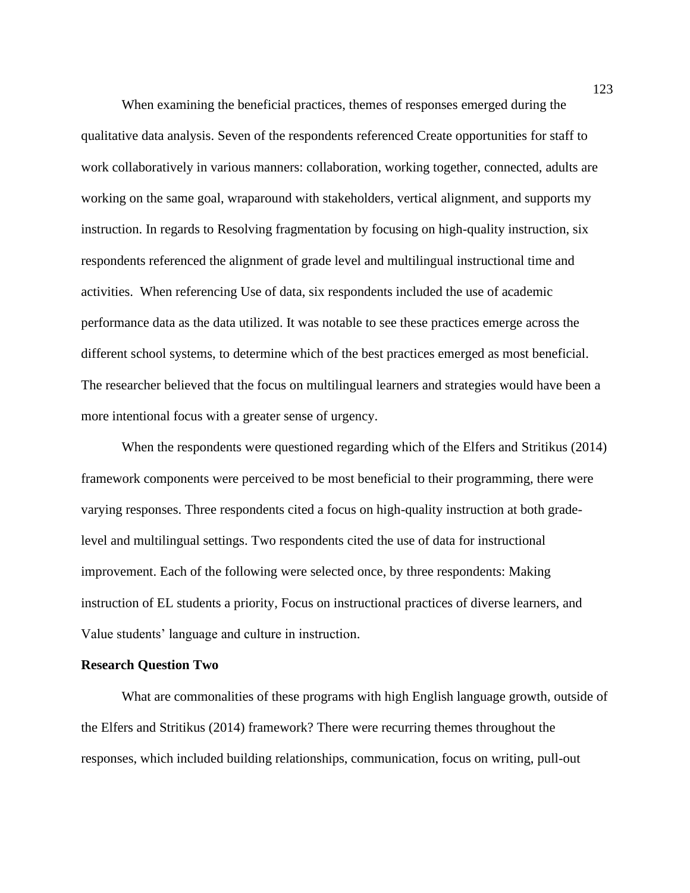When examining the beneficial practices, themes of responses emerged during the qualitative data analysis. Seven of the respondents referenced Create opportunities for staff to work collaboratively in various manners: collaboration, working together, connected, adults are working on the same goal, wraparound with stakeholders, vertical alignment, and supports my instruction. In regards to Resolving fragmentation by focusing on high-quality instruction, six respondents referenced the alignment of grade level and multilingual instructional time and activities. When referencing Use of data, six respondents included the use of academic performance data as the data utilized. It was notable to see these practices emerge across the different school systems, to determine which of the best practices emerged as most beneficial. The researcher believed that the focus on multilingual learners and strategies would have been a more intentional focus with a greater sense of urgency.

When the respondents were questioned regarding which of the Elfers and Stritikus (2014) framework components were perceived to be most beneficial to their programming, there were varying responses. Three respondents cited a focus on high-quality instruction at both grade-level and multilingual settings. Two respondents cited the use of data for instructional improvement. Each of the following were selected once, by three respondents: Making instruction of EL students a priority, Focus on instructional practices of diverse learners, and Value students' language and culture in instruction.

**Research Question Two**

What are commonalities of these programs with high English language growth, outside of the Elfers and Stritikus (2014) framework? There were recurring themes throughout the responses, which included building relationships, communication, focus on writing, pull-out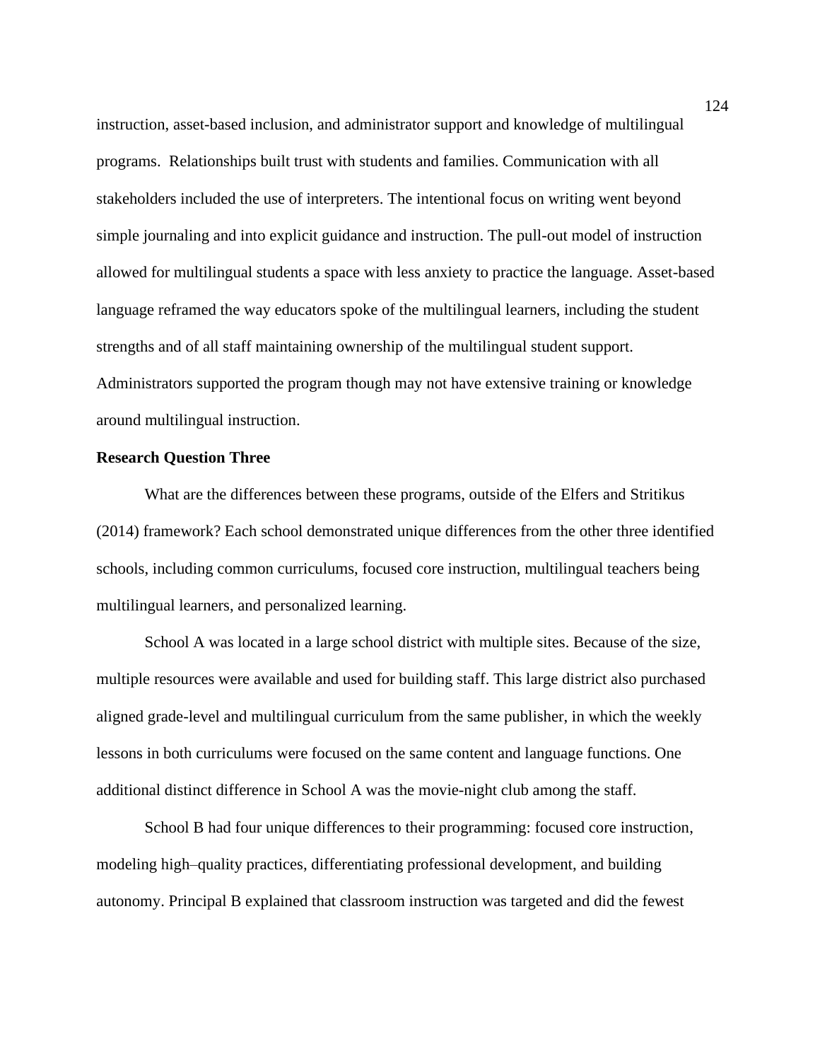instruction, asset-based inclusion, and administrator support and knowledge of multilingual programs.  Relationships built trust with students and families. Communication with all stakeholders included the use of interpreters. The intentional focus on writing went beyond simple journaling and into explicit guidance and instruction. The pull-out model of instruction allowed for multilingual students a space with less anxiety to practice the language. Asset-based language reframed the way educators spoke of the multilingual learners, including the student strengths and of all staff maintaining ownership of the multilingual student support. Administrators supported the program though may not have extensive training or knowledge around multilingual instruction.

**Research Question Three**

What are the differences between these programs, outside of the Elfers and Stritikus (2014) framework? Each school demonstrated unique differences from the other three identified schools, including common curriculums, focused core instruction, multilingual teachers being multilingual learners, and personalized learning.

School A was located in a large school district with multiple sites. Because of the size, multiple resources were available and used for building staff. This large district also purchased aligned grade-level and multilingual curriculum from the same publisher, in which the weekly lessons in both curriculums were focused on the same content and language functions. One additional distinct difference in School A was the movie-night club among the staff.

School B had four unique differences to their programming: focused core instruction, modeling high–quality practices, differentiating professional development, and building autonomy. Principal B explained that classroom instruction was targeted and did the fewest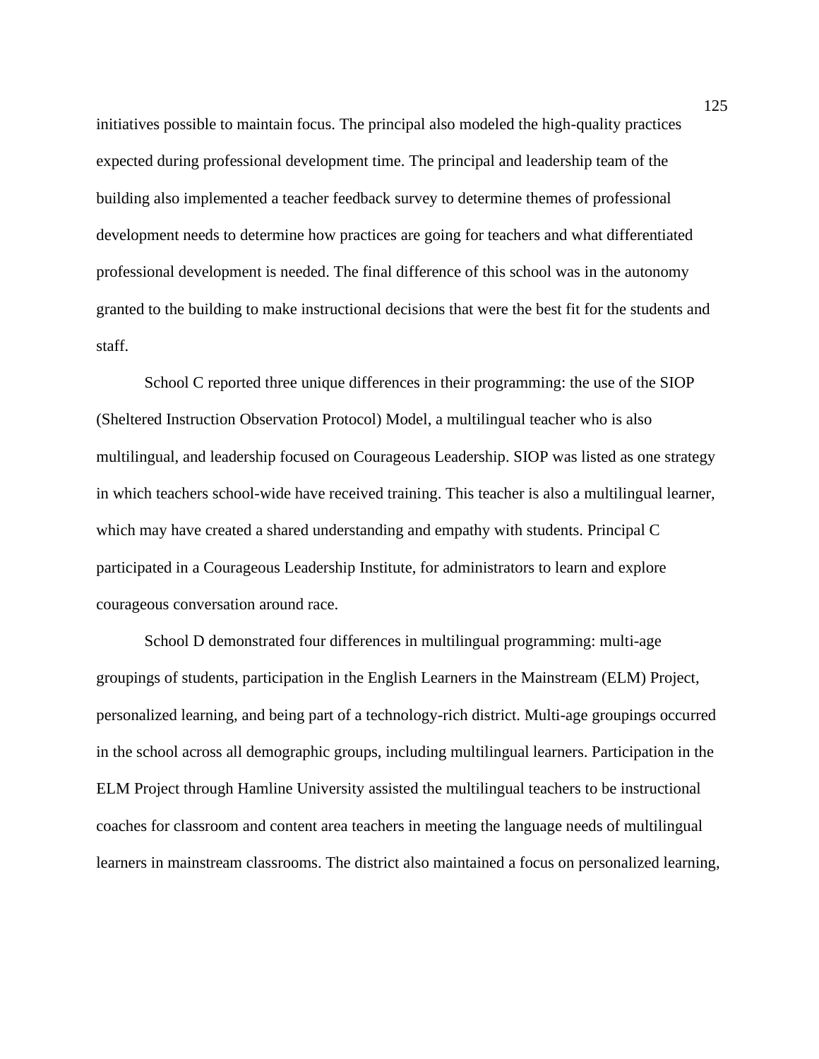initiatives possible to maintain focus. The principal also modeled the high-quality practices expected during professional development time. The principal and leadership team of the building also implemented a teacher feedback survey to determine themes of professional development needs to determine how practices are going for teachers and what differentiated professional development is needed. The final difference of this school was in the autonomy granted to the building to make instructional decisions that were the best fit for the students and staff.

School C reported three unique differences in their programming: the use of the SIOP (Sheltered Instruction Observation Protocol) Model, a multilingual teacher who is also multilingual, and leadership focused on Courageous Leadership. SIOP was listed as one strategy in which teachers school-wide have received training. This teacher is also a multilingual learner, which may have created a shared understanding and empathy with students. Principal C participated in a Courageous Leadership Institute, for administrators to learn and explore courageous conversation around race.

School D demonstrated four differences in multilingual programming: multi-age groupings of students, participation in the English Learners in the Mainstream (ELM) Project, personalized learning, and being part of a technology-rich district. Multi-age groupings occurred in the school across all demographic groups, including multilingual learners. Participation in the ELM Project through Hamline University assisted the multilingual teachers to be instructional coaches for classroom and content area teachers in meeting the language needs of multilingual learners in mainstream classrooms. The district also maintained a focus on personalized learning,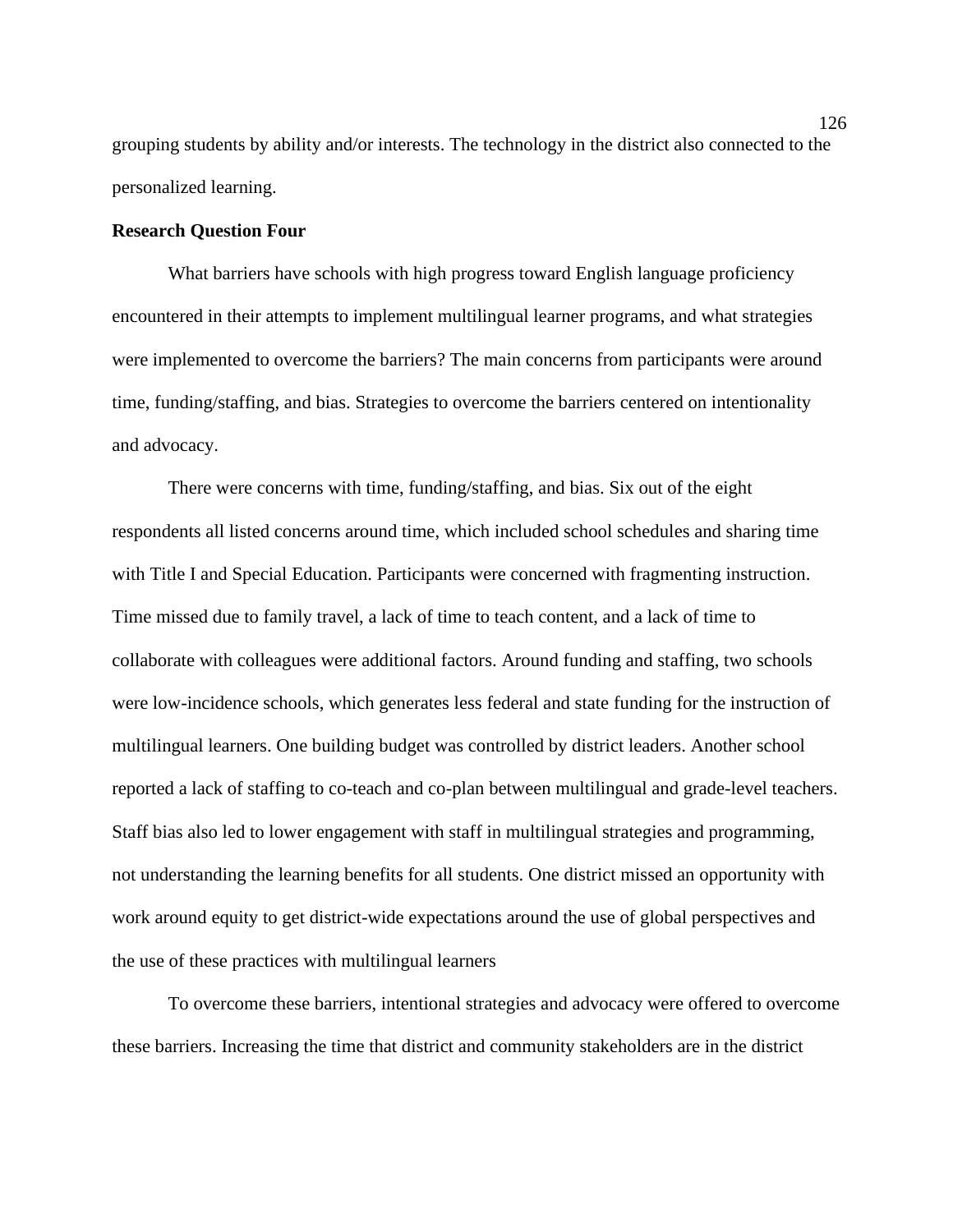grouping students by ability and/or interests. The technology in the district also connected to the personalized learning.

**Research Question Four**

What barriers have schools with high progress toward English language proficiency encountered in their attempts to implement multilingual learner programs, and what strategies were implemented to overcome the barriers? The main concerns from participants were around time, funding/staffing, and bias. Strategies to overcome the barriers centered on intentionality and advocacy.

There were concerns with time, funding/staffing, and bias. Six out of the eight respondents all listed concerns around time, which included school schedules and sharing time with Title I and Special Education. Participants were concerned with fragmenting instruction. Time missed due to family travel, a lack of time to teach content, and a lack of time to collaborate with colleagues were additional factors. Around funding and staffing, two schools were low-incidence schools, which generates less federal and state funding for the instruction of multilingual learners. One building budget was controlled by district leaders. Another school reported a lack of staffing to co-teach and co-plan between multilingual and grade-level teachers. Staff bias also led to lower engagement with staff in multilingual strategies and programming, not understanding the learning benefits for all students. One district missed an opportunity with work around equity to get district-wide expectations around the use of global perspectives and the use of these practices with multilingual learners

To overcome these barriers, intentional strategies and advocacy were offered to overcome these barriers. Increasing the time that district and community stakeholders are in the district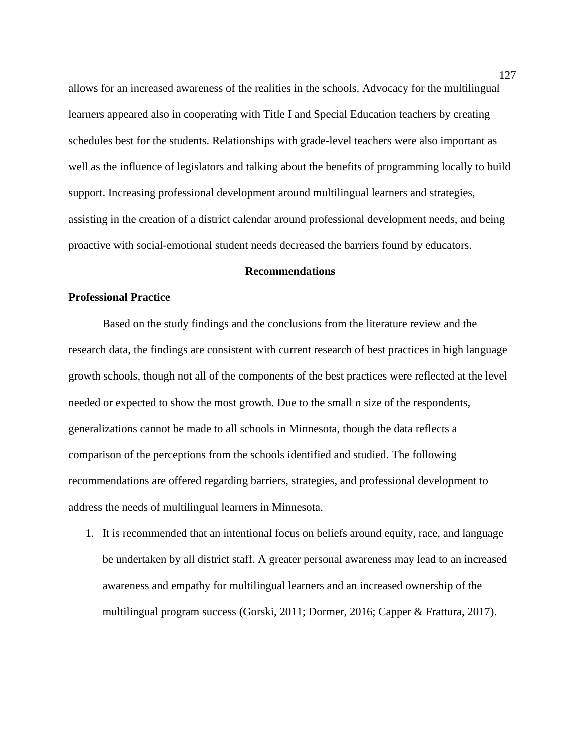allows for an increased awareness of the realities in the schools. Advocacy for the multilingual learners appeared also in cooperating with Title I and Special Education teachers by creating schedules best for the students. Relationships with grade-level teachers were also important as well as the influence of legislators and talking about the benefits of programming locally to build support. Increasing professional development around multilingual learners and strategies, assisting in the creation of a district calendar around professional development needs, and being proactive with social-emotional student needs decreased the barriers found by educators.

## Recommendations

### Professional Practice

Based on the study findings and the conclusions from the literature review and the research data, the findings are consistent with current research of best practices in high language growth schools, though not all of the components of the best practices were reflected at the level needed or expected to show the most growth. Due to the small *n* size of the respondents, generalizations cannot be made to all schools in Minnesota, though the data reflects a comparison of the perceptions from the schools identified and studied. The following recommendations are offered regarding barriers, strategies, and professional development to address the needs of multilingual learners in Minnesota.

1. It is recommended that an intentional focus on beliefs around equity, race, and language be undertaken by all district staff. A greater personal awareness may lead to an increased awareness and empathy for multilingual learners and an increased ownership of the multilingual program success (Gorski, 2011; Dormer, 2016; Capper & Frattura, 2017).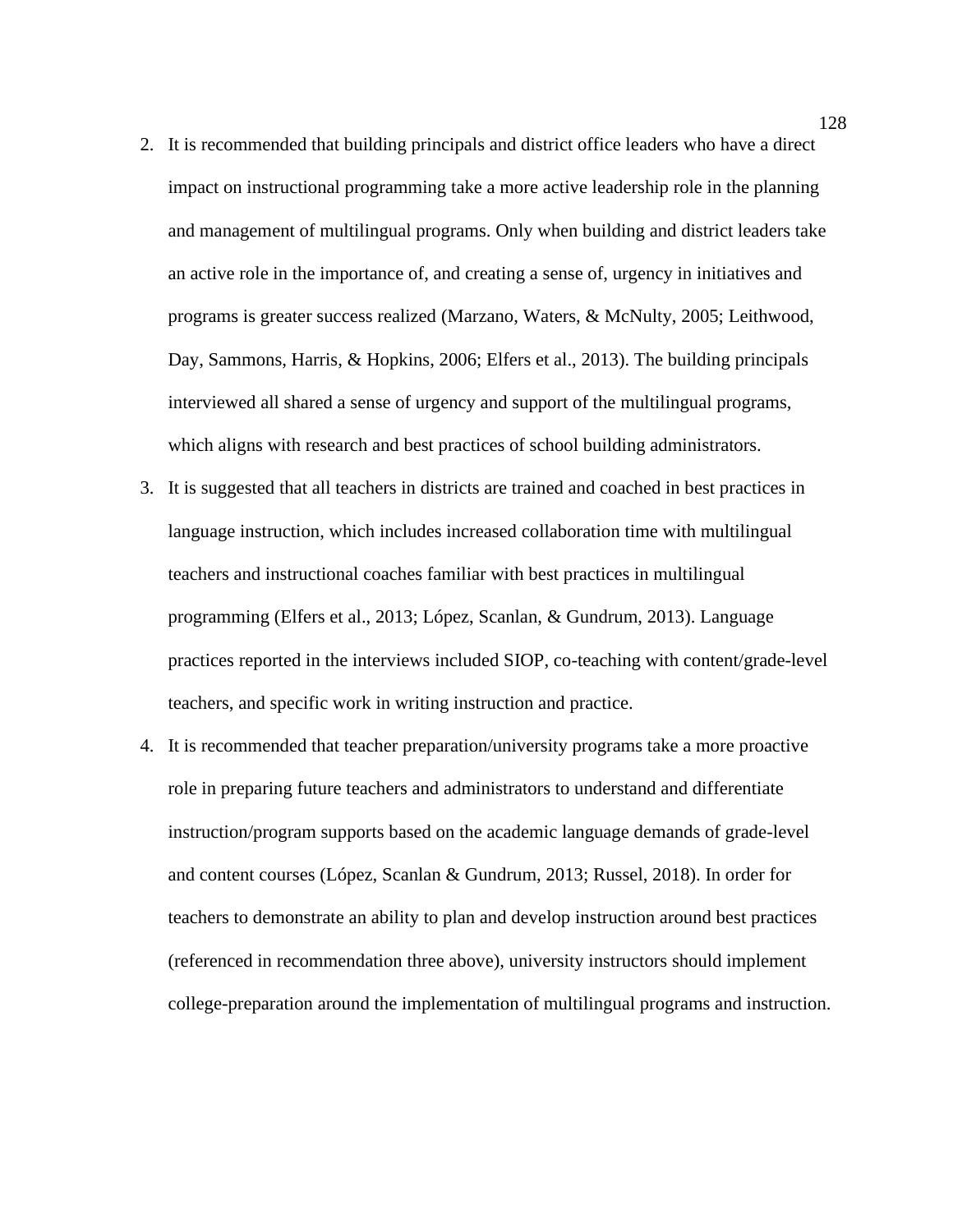2. It is recommended that building principals and district office leaders who have a direct impact on instructional programming take a more active leadership role in the planning and management of multilingual programs. Only when building and district leaders take an active role in the importance of, and creating a sense of, urgency in initiatives and programs is greater success realized (Marzano, Waters, & McNulty, 2005; Leithwood, Day, Sammons, Harris, & Hopkins, 2006; Elfers et al., 2013). The building principals interviewed all shared a sense of urgency and support of the multilingual programs, which aligns with research and best practices of school building administrators.
3. It is suggested that all teachers in districts are trained and coached in best practices in language instruction, which includes increased collaboration time with multilingual teachers and instructional coaches familiar with best practices in multilingual programming (Elfers et al., 2013; López, Scanlan, & Gundrum, 2013). Language practices reported in the interviews included SIOP, co-teaching with content/grade-level teachers, and specific work in writing instruction and practice.
4. It is recommended that teacher preparation/university programs take a more proactive role in preparing future teachers and administrators to understand and differentiate instruction/program supports based on the academic language demands of grade-level and content courses (López, Scanlan & Gundrum, 2013; Russel, 2018). In order for teachers to demonstrate an ability to plan and develop instruction around best practices (referenced in recommendation three above), university instructors should implement college-preparation around the implementation of multilingual programs and instruction.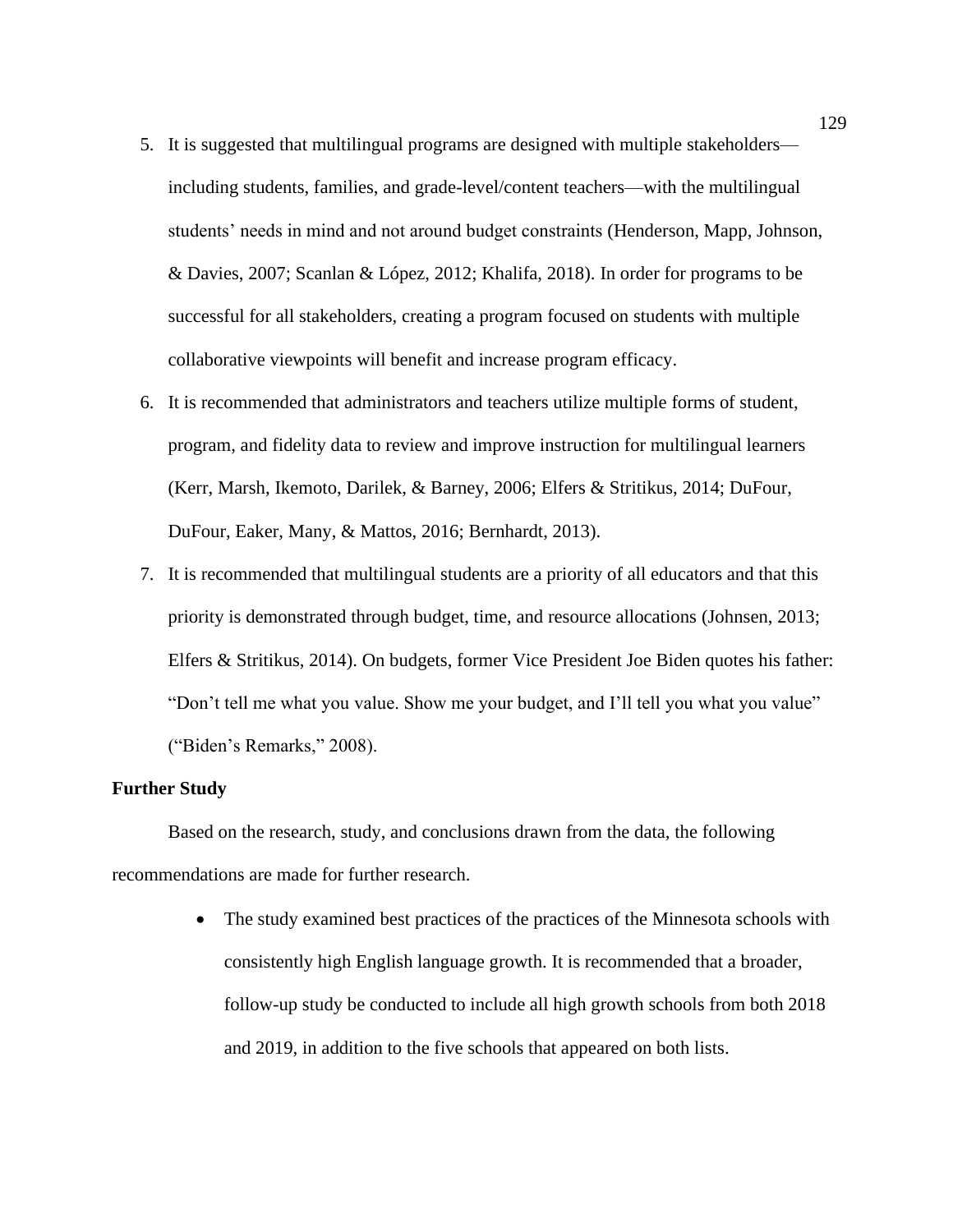5. It is suggested that multilingual programs are designed with multiple stakeholders—including students, families, and grade-level/content teachers—with the multilingual students' needs in mind and not around budget constraints (Henderson, Mapp, Johnson, & Davies, 2007; Scanlan & López, 2012; Khalifa, 2018). In order for programs to be successful for all stakeholders, creating a program focused on students with multiple collaborative viewpoints will benefit and increase program efficacy.
6. It is recommended that administrators and teachers utilize multiple forms of student, program, and fidelity data to review and improve instruction for multilingual learners (Kerr, Marsh, Ikemoto, Darilek, & Barney, 2006; Elfers & Stritikus, 2014; DuFour, DuFour, Eaker, Many, & Mattos, 2016; Bernhardt, 2013).
7. It is recommended that multilingual students are a priority of all educators and that this priority is demonstrated through budget, time, and resource allocations (Johnsen, 2013; Elfers & Stritikus, 2014). On budgets, former Vice President Joe Biden quotes his father: "Don't tell me what you value. Show me your budget, and I'll tell you what you value" ("Biden's Remarks," 2008).

**Further Study**

Based on the research, study, and conclusions drawn from the data, the following recommendations are made for further research.

- The study examined best practices of the practices of the Minnesota schools with consistently high English language growth. It is recommended that a broader, follow-up study be conducted to include all high growth schools from both 2018 and 2019, in addition to the five schools that appeared on both lists.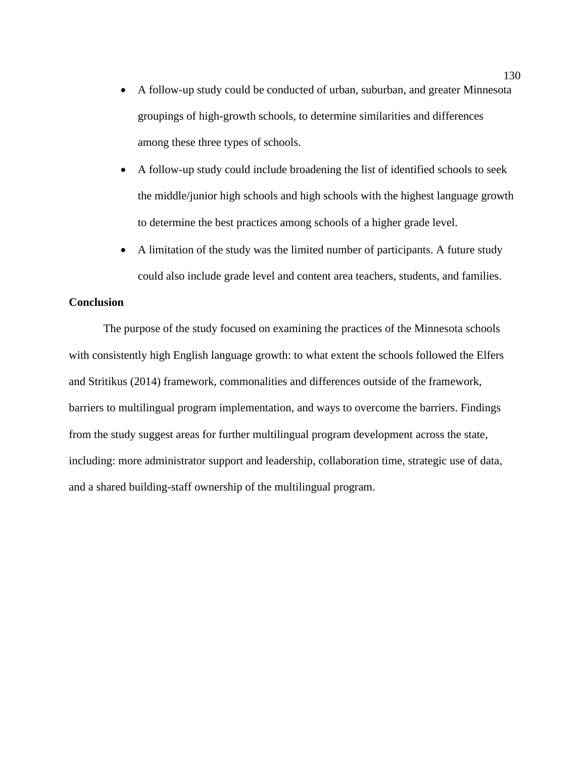- A follow-up study could be conducted of urban, suburban, and greater Minnesota groupings of high-growth schools, to determine similarities and differences among these three types of schools.
- A follow-up study could include broadening the list of identified schools to seek the middle/junior high schools and high schools with the highest language growth to determine the best practices among schools of a higher grade level.
- A limitation of the study was the limited number of participants. A future study could also include grade level and content area teachers, students, and families.

**Conclusion**

The purpose of the study focused on examining the practices of the Minnesota schools with consistently high English language growth: to what extent the schools followed the Elfers and Stritikus (2014) framework, commonalities and differences outside of the framework, barriers to multilingual program implementation, and ways to overcome the barriers. Findings from the study suggest areas for further multilingual program development across the state, including: more administrator support and leadership, collaboration time, strategic use of data, and a shared building-staff ownership of the multilingual program.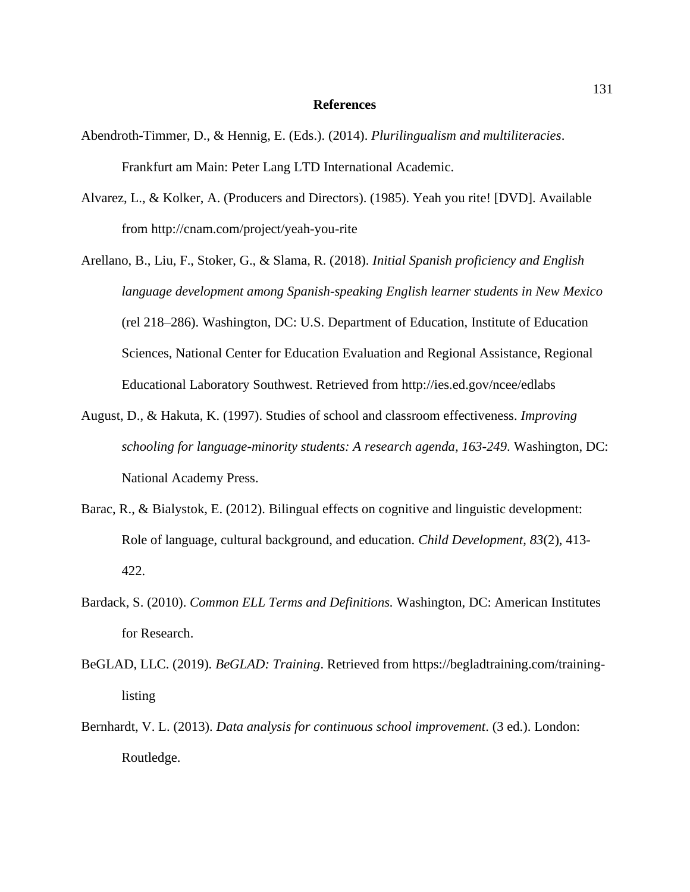# References

Abendroth-Timmer, D., & Hennig, E. (Eds.). (2014). *Plurilingualism and multiliteracies*. Frankfurt am Main: Peter Lang LTD International Academic.

Alvarez, L., & Kolker, A. (Producers and Directors). (1985). Yeah you rite! [DVD]. Available from http://cnam.com/project/yeah-you-rite

Arellano, B., Liu, F., Stoker, G., & Slama, R. (2018). *Initial Spanish proficiency and English language development among Spanish-speaking English learner students in New Mexico* (rel 218–286). Washington, DC: U.S. Department of Education, Institute of Education Sciences, National Center for Education Evaluation and Regional Assistance, Regional Educational Laboratory Southwest. Retrieved from http://ies.ed.gov/ncee/edlabs

August, D., & Hakuta, K. (1997). Studies of school and classroom effectiveness. *Improving schooling for language-minority students: A research agenda, 163-249*. Washington, DC: National Academy Press.

Barac, R., & Bialystok, E. (2012). Bilingual effects on cognitive and linguistic development: Role of language, cultural background, and education. *Child Development, 83*(2), 413-422.

Bardack, S. (2010). *Common ELL Terms and Definitions.* Washington, DC: American Institutes for Research.

BeGLAD, LLC. (2019). *BeGLAD: Training*. Retrieved from https://begladtraining.com/training-listing

Bernhardt, V. L. (2013). *Data analysis for continuous school improvement*. (3 ed.). London: Routledge.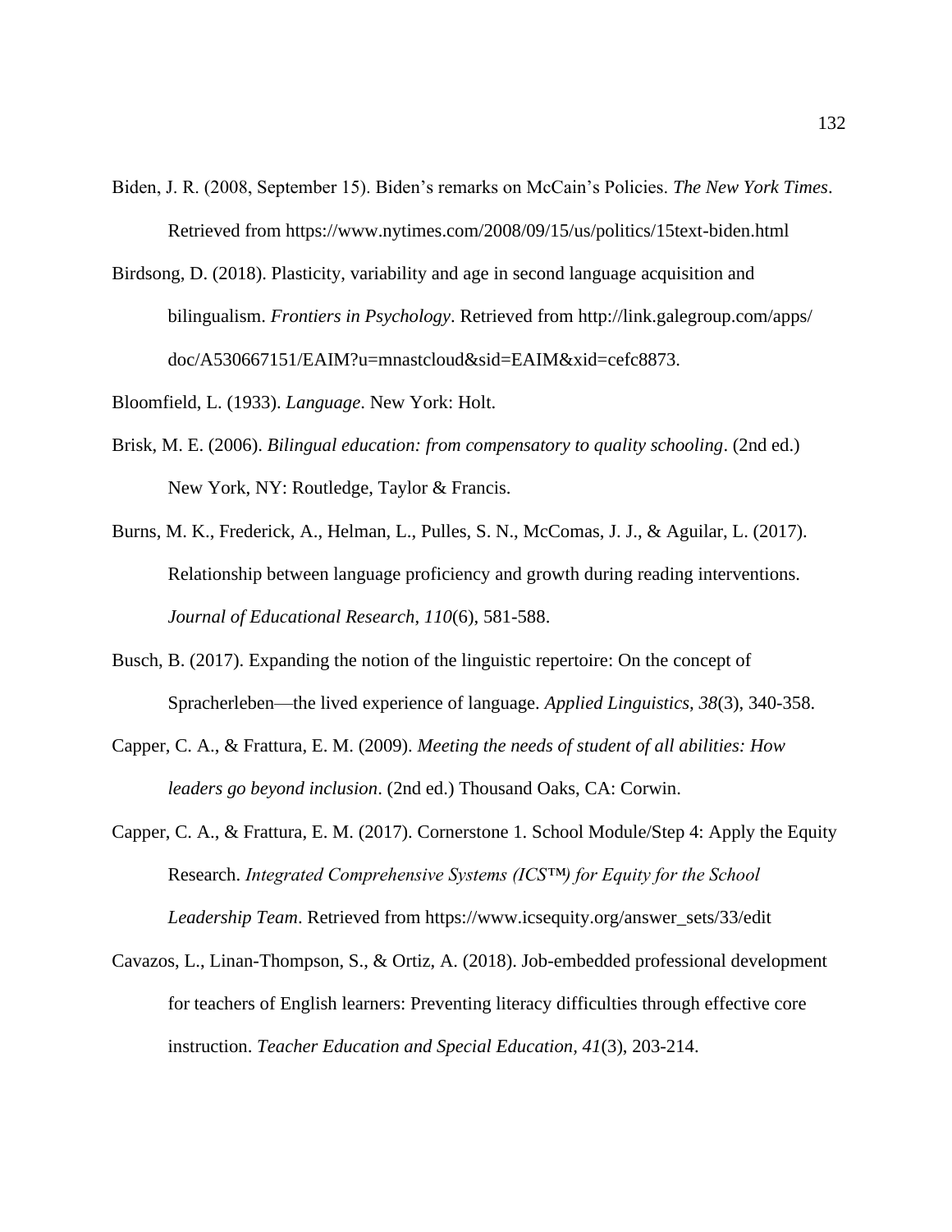Biden, J. R. (2008, September 15). Biden's remarks on McCain's Policies. *The New York Times*. Retrieved from https://www.nytimes.com/2008/09/15/us/politics/15text-biden.html

Birdsong, D. (2018). Plasticity, variability and age in second language acquisition and bilingualism. *Frontiers in Psychology*. Retrieved from http://link.galegroup.com/apps/doc/A530667151/EAIM?u=mnastcloud&sid=EAIM&xid=cefc8873.

Bloomfield, L. (1933). *Language*. New York: Holt.

Brisk, M. E. (2006). *Bilingual education: from compensatory to quality schooling*. (2nd ed.) New York, NY: Routledge, Taylor & Francis.

Burns, M. K., Frederick, A., Helman, L., Pulles, S. N., McComas, J. J., & Aguilar, L. (2017). Relationship between language proficiency and growth during reading interventions. *Journal of Educational Research*, *110*(6), 581-588.

Busch, B. (2017). Expanding the notion of the linguistic repertoire: On the concept of Spracherleben—the lived experience of language. *Applied Linguistics, 38*(3), 340-358.

Capper, C. A., & Frattura, E. M. (2009). *Meeting the needs of student of all abilities: How leaders go beyond inclusion*. (2nd ed.) Thousand Oaks, CA: Corwin.

Capper, C. A., & Frattura, E. M. (2017). Cornerstone 1. School Module/Step 4: Apply the Equity Research. *Integrated Comprehensive Systems (ICS™) for Equity for the School Leadership Team*. Retrieved from https://www.icsequity.org/answer_sets/33/edit

Cavazos, L., Linan-Thompson, S., & Ortiz, A. (2018). Job-embedded professional development for teachers of English learners: Preventing literacy difficulties through effective core instruction. *Teacher Education and Special Education, 41*(3), 203-214.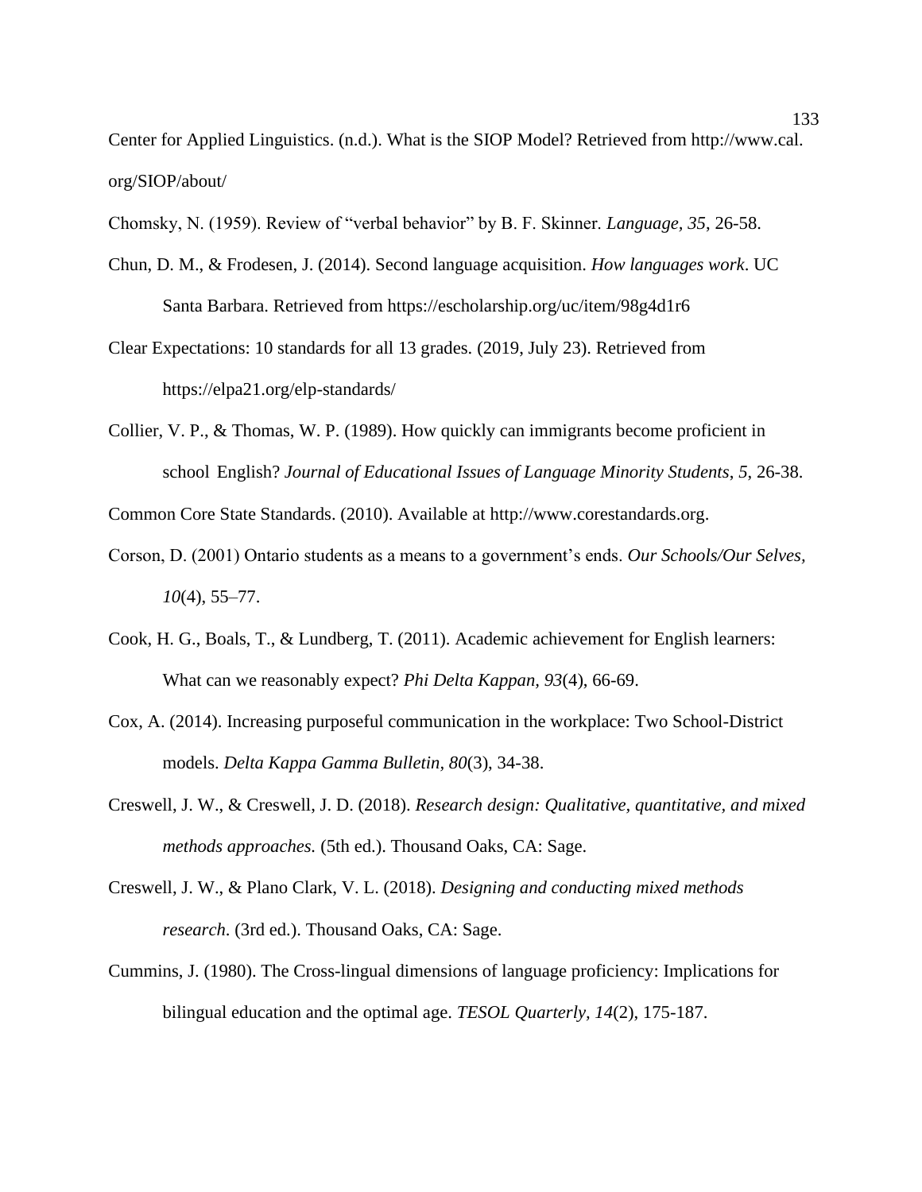Center for Applied Linguistics. (n.d.). What is the SIOP Model? Retrieved from http://www.cal.org/SIOP/about/

Chomsky, N. (1959). Review of "verbal behavior" by B. F. Skinner. *Language, 35*, 26-58.

Chun, D. M., & Frodesen, J. (2014). Second language acquisition. *How languages work*. UC Santa Barbara. Retrieved from https://escholarship.org/uc/item/98g4d1r6

Clear Expectations: 10 standards for all 13 grades. (2019, July 23). Retrieved from https://elpa21.org/elp-standards/

Collier, V. P., & Thomas, W. P. (1989). How quickly can immigrants become proficient in school English? *Journal of Educational Issues of Language Minority Students*, *5*, 26-38.

Common Core State Standards. (2010). Available at http://www.corestandards.org.

Corson, D. (2001) Ontario students as a means to a government's ends. *Our Schools/Our Selves, 10*(4), 55–77.

Cook, H. G., Boals, T., & Lundberg, T. (2011). Academic achievement for English learners: What can we reasonably expect? *Phi Delta Kappan, 93*(4), 66-69.

Cox, A. (2014). Increasing purposeful communication in the workplace: Two School-District models. *Delta Kappa Gamma Bulletin*, *80*(3), 34-38.

Creswell, J. W., & Creswell, J. D. (2018). *Research design: Qualitative, quantitative, and mixed methods approaches.* (5th ed.). Thousand Oaks, CA: Sage.

Creswell, J. W., & Plano Clark, V. L. (2018). *Designing and conducting mixed methods research.* (3rd ed.). Thousand Oaks, CA: Sage.

Cummins, J. (1980). The Cross-lingual dimensions of language proficiency: Implications for bilingual education and the optimal age. *TESOL Quarterly, 14*(2), 175-187.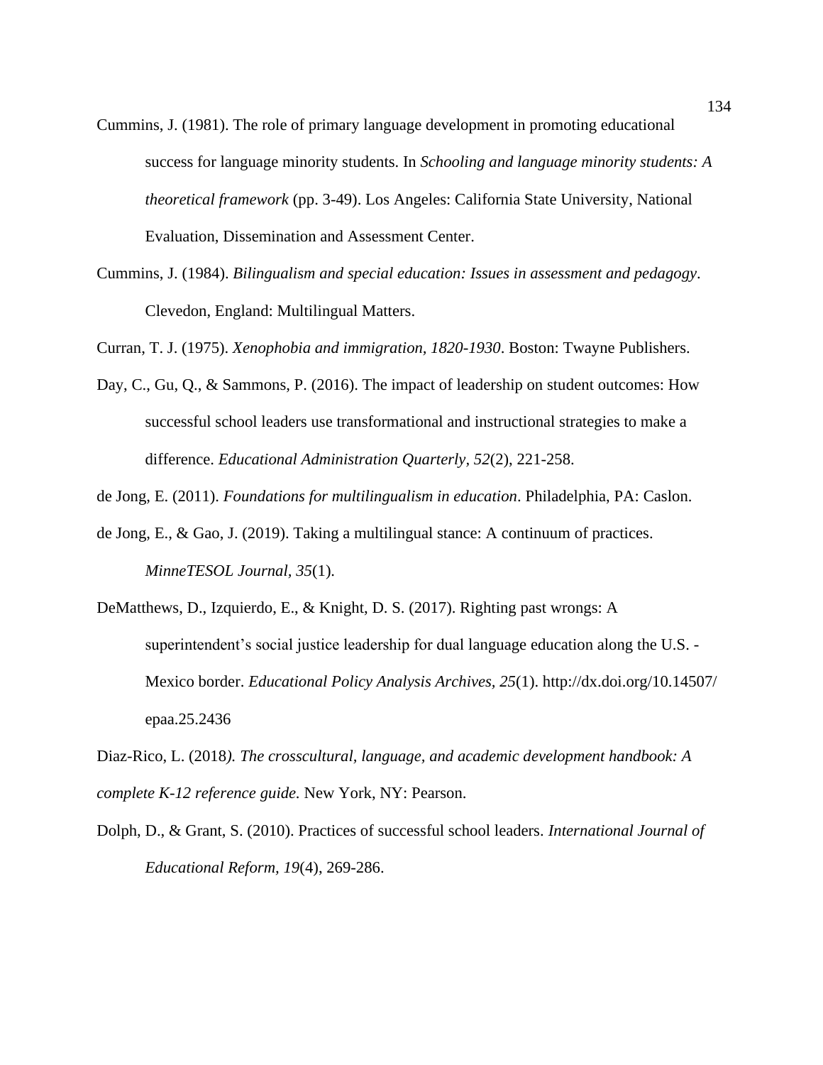Cummins, J. (1981). The role of primary language development in promoting educational success for language minority students. In *Schooling and language minority students: A theoretical framework* (pp. 3-49). Los Angeles: California State University, National Evaluation, Dissemination and Assessment Center.

Cummins, J. (1984). *Bilingualism and special education: Issues in assessment and pedagogy*. Clevedon, England: Multilingual Matters.

Curran, T. J. (1975). *Xenophobia and immigration, 1820-1930*. Boston: Twayne Publishers.

Day, C., Gu, Q., & Sammons, P. (2016). The impact of leadership on student outcomes: How successful school leaders use transformational and instructional strategies to make a difference. *Educational Administration Quarterly, 52*(2), 221-258.

de Jong, E. (2011). *Foundations for multilingualism in education*. Philadelphia, PA: Caslon.

de Jong, E., & Gao, J. (2019). Taking a multilingual stance: A continuum of practices. *MinneTESOL Journal, 35*(1).

DeMatthews, D., Izquierdo, E., & Knight, D. S. (2017). Righting past wrongs: A superintendent's social justice leadership for dual language education along the U.S. - Mexico border. *Educational Policy Analysis Archives, 25*(1). http://dx.doi.org/10.14507/epaa.25.2436

Diaz-Rico, L. (2018*). The crosscultural, language, and academic development handbook: A complete K-12 reference guide.* New York, NY: Pearson.

Dolph, D., & Grant, S. (2010). Practices of successful school leaders. *International Journal of Educational Reform, 19*(4), 269-286.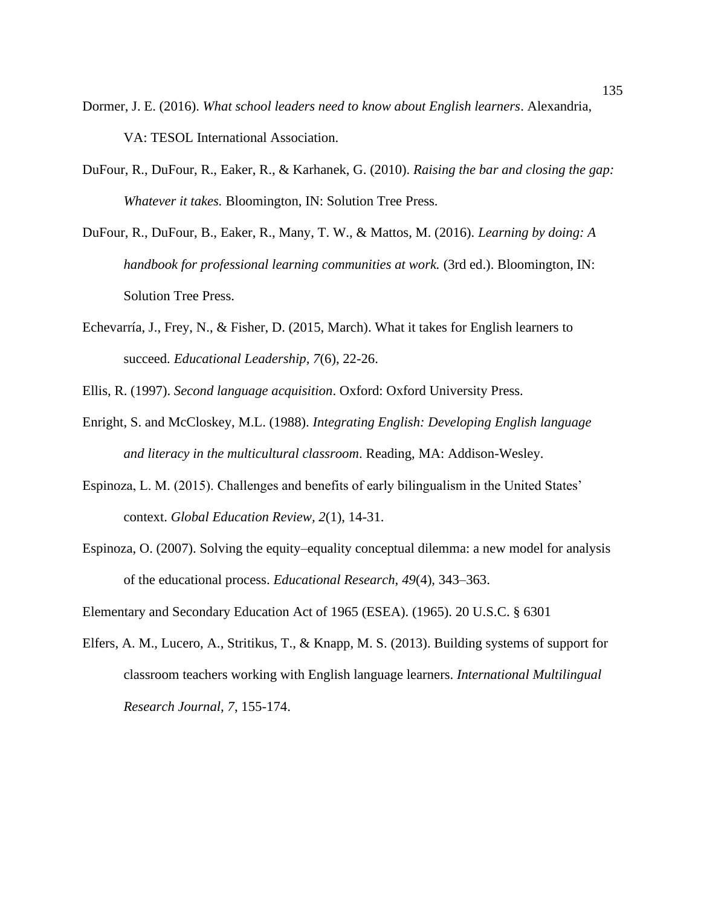Dormer, J. E. (2016). *What school leaders need to know about English learners*. Alexandria, VA: TESOL International Association.

DuFour, R., DuFour, R., Eaker, R., & Karhanek, G. (2010). *Raising the bar and closing the gap: Whatever it takes.* Bloomington, IN: Solution Tree Press.

DuFour, R., DuFour, B., Eaker, R., Many, T. W., & Mattos, M. (2016). *Learning by doing: A handbook for professional learning communities at work.* (3rd ed.). Bloomington, IN: Solution Tree Press.

Echevarría, J., Frey, N., & Fisher, D. (2015, March). What it takes for English learners to succeed. *Educational Leadership, 7*(6), 22-26.

Ellis, R. (1997). *Second language acquisition*. Oxford: Oxford University Press.

Enright, S. and McCloskey, M.L. (1988). *Integrating English: Developing English language and literacy in the multicultural classroom*. Reading, MA: Addison-Wesley.

Espinoza, L. M. (2015). Challenges and benefits of early bilingualism in the United States' context. *Global Education Review, 2*(1), 14-31.

Espinoza, O. (2007). Solving the equity–equality conceptual dilemma: a new model for analysis of the educational process. *Educational Research, 49*(4), 343–363.

Elementary and Secondary Education Act of 1965 (ESEA). (1965). 20 U.S.C. § 6301

Elfers, A. M., Lucero, A., Stritikus, T., & Knapp, M. S. (2013). Building systems of support for classroom teachers working with English language learners. *International Multilingual Research Journal, 7*, 155-174.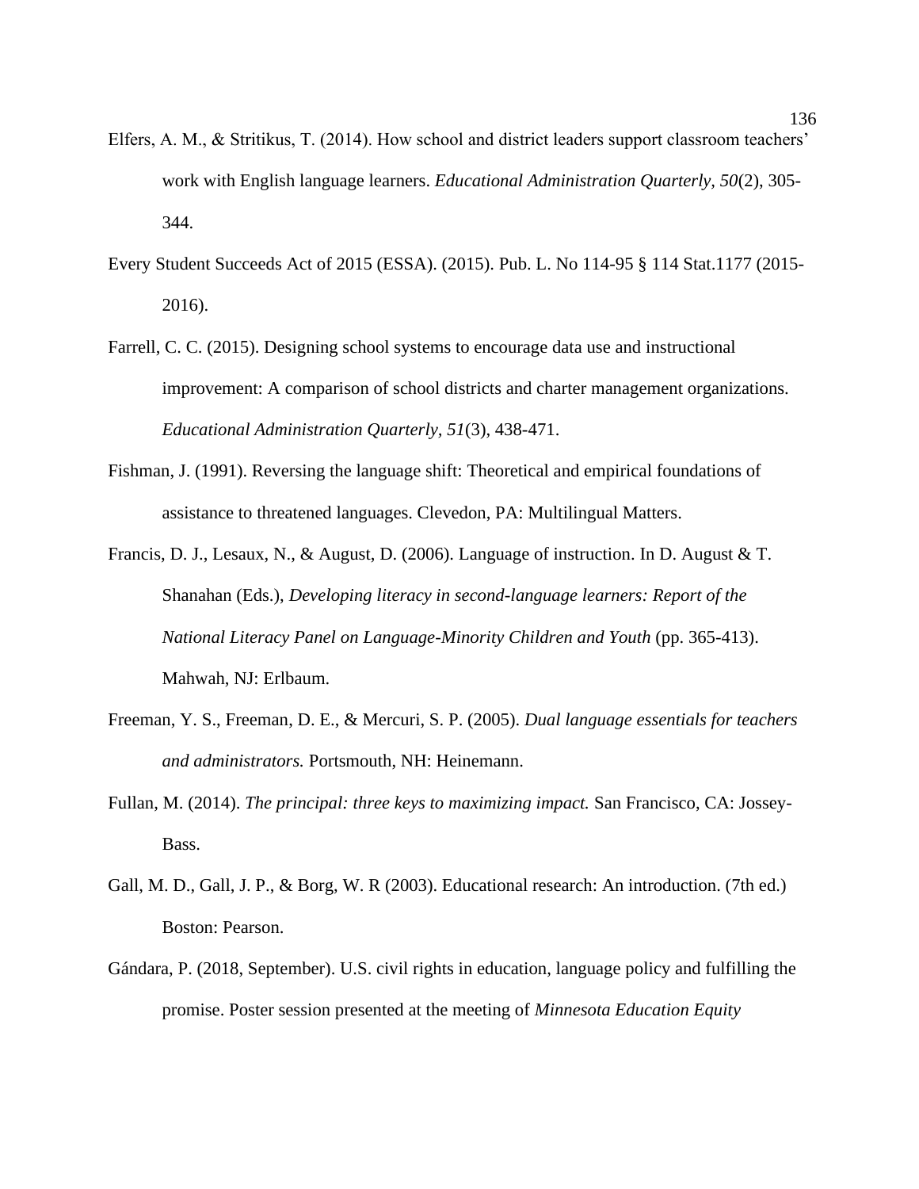Elfers, A. M., & Stritikus, T. (2014). How school and district leaders support classroom teachers' work with English language learners. *Educational Administration Quarterly*, *50*(2), 305-344.

Every Student Succeeds Act of 2015 (ESSA). (2015). Pub. L. No 114-95 § 114 Stat.1177 (2015-2016).

Farrell, C. C. (2015). Designing school systems to encourage data use and instructional improvement: A comparison of school districts and charter management organizations. *Educational Administration Quarterly*, *51*(3), 438-471.

Fishman, J. (1991). Reversing the language shift: Theoretical and empirical foundations of assistance to threatened languages. Clevedon, PA: Multilingual Matters.

Francis, D. J., Lesaux, N., & August, D. (2006). Language of instruction. In D. August & T. Shanahan (Eds.), *Developing literacy in second-language learners: Report of the National Literacy Panel on Language-Minority Children and Youth* (pp. 365-413). Mahwah, NJ: Erlbaum.

Freeman, Y. S., Freeman, D. E., & Mercuri, S. P. (2005). *Dual language essentials for teachers and administrators.* Portsmouth, NH: Heinemann.

Fullan, M. (2014). *The principal: three keys to maximizing impact.* San Francisco, CA: Jossey-Bass.

Gall, M. D., Gall, J. P., & Borg, W. R (2003). Educational research: An introduction. (7th ed.) Boston: Pearson.

Gándara, P. (2018, September). U.S. civil rights in education, language policy and fulfilling the promise. Poster session presented at the meeting of *Minnesota Education Equity*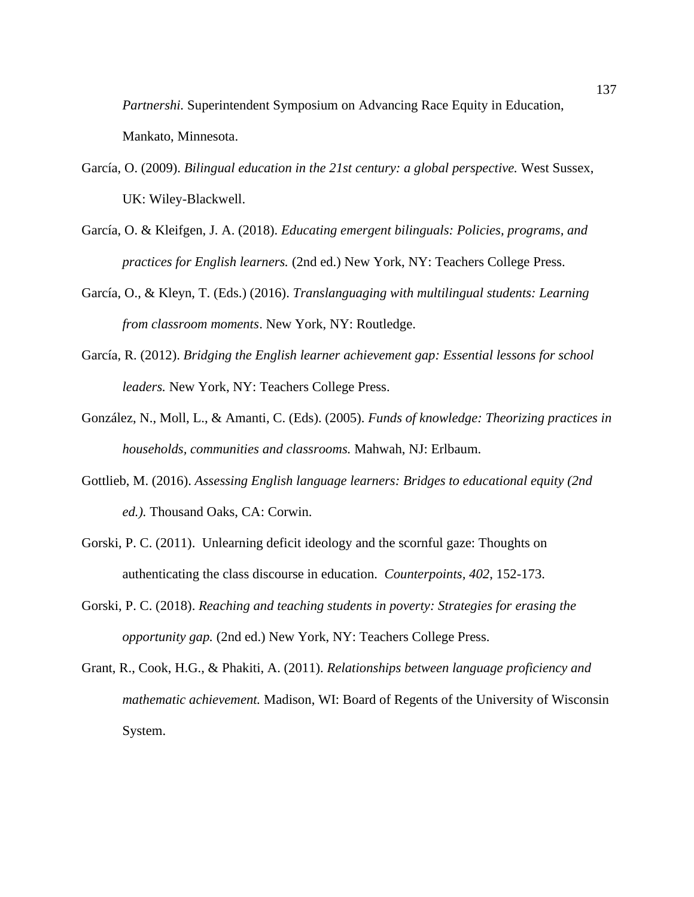*Partnershi*. Superintendent Symposium on Advancing Race Equity in Education, Mankato, Minnesota.

García, O. (2009). *Bilingual education in the 21st century: a global perspective.* West Sussex, UK: Wiley-Blackwell.

García, O. & Kleifgen, J. A. (2018). *Educating emergent bilinguals: Policies, programs, and practices for English learners.* (2nd ed.) New York, NY: Teachers College Press.

García, O., & Kleyn, T. (Eds.) (2016). *Translanguaging with multilingual students: Learning from classroom moments*. New York, NY: Routledge.

García, R. (2012). *Bridging the English learner achievement gap: Essential lessons for school leaders.* New York, NY: Teachers College Press.

González, N., Moll, L., & Amanti, C. (Eds). (2005). *Funds of knowledge: Theorizing practices in households, communities and classrooms.* Mahwah, NJ: Erlbaum.

Gottlieb, M. (2016). *Assessing English language learners: Bridges to educational equity (2nd ed.).* Thousand Oaks, CA: Corwin.

Gorski, P. C. (2011). Unlearning deficit ideology and the scornful gaze: Thoughts on authenticating the class discourse in education. *Counterpoints, 402*, 152-173.

Gorski, P. C. (2018). *Reaching and teaching students in poverty: Strategies for erasing the opportunity gap.* (2nd ed.) New York, NY: Teachers College Press.

Grant, R., Cook, H.G., & Phakiti, A. (2011). *Relationships between language proficiency and mathematic achievement.* Madison, WI: Board of Regents of the University of Wisconsin System.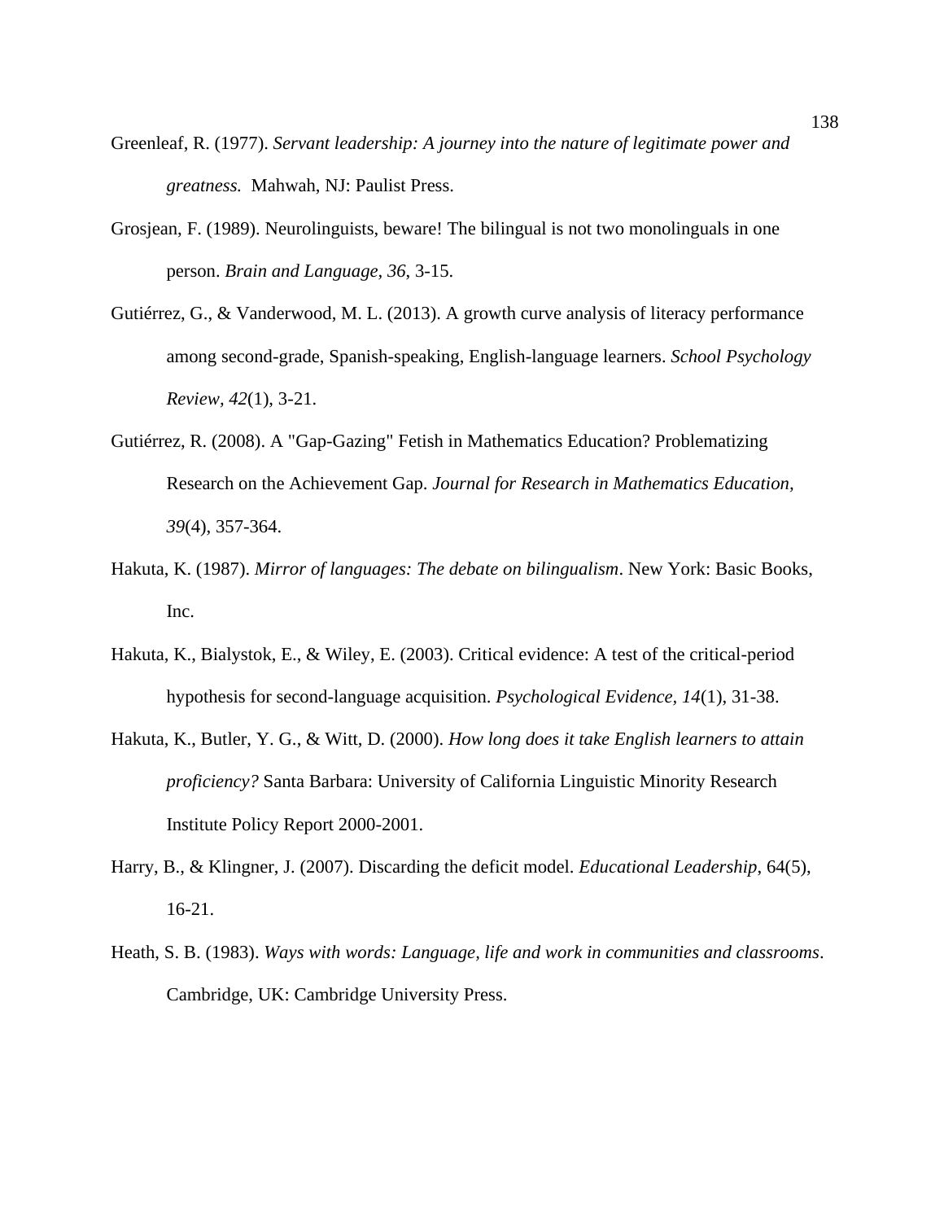Greenleaf, R. (1977). *Servant leadership: A journey into the nature of legitimate power and greatness.* Mahwah, NJ: Paulist Press.

Grosjean, F. (1989). Neurolinguists, beware! The bilingual is not two monolinguals in one person. *Brain and Language, 36*, 3-15.

Gutiérrez, G., & Vanderwood, M. L. (2013). A growth curve analysis of literacy performance among second-grade, Spanish-speaking, English-language learners. *School Psychology Review, 42*(1), 3-21.

Gutiérrez, R. (2008). A "Gap-Gazing" Fetish in Mathematics Education? Problematizing Research on the Achievement Gap. *Journal for Research in Mathematics Education, 39*(4), 357-364.

Hakuta, K. (1987). *Mirror of languages: The debate on bilingualism*. New York: Basic Books, Inc.

Hakuta, K., Bialystok, E., & Wiley, E. (2003). Critical evidence: A test of the critical-period hypothesis for second-language acquisition. *Psychological Evidence, 14*(1), 31-38.

Hakuta, K., Butler, Y. G., & Witt, D. (2000). *How long does it take English learners to attain proficiency?* Santa Barbara: University of California Linguistic Minority Research Institute Policy Report 2000-2001.

Harry, B., & Klingner, J. (2007). Discarding the deficit model. *Educational Leadership*, 64(5), 16-21.

Heath, S. B. (1983). *Ways with words: Language, life and work in communities and classrooms*. Cambridge, UK: Cambridge University Press.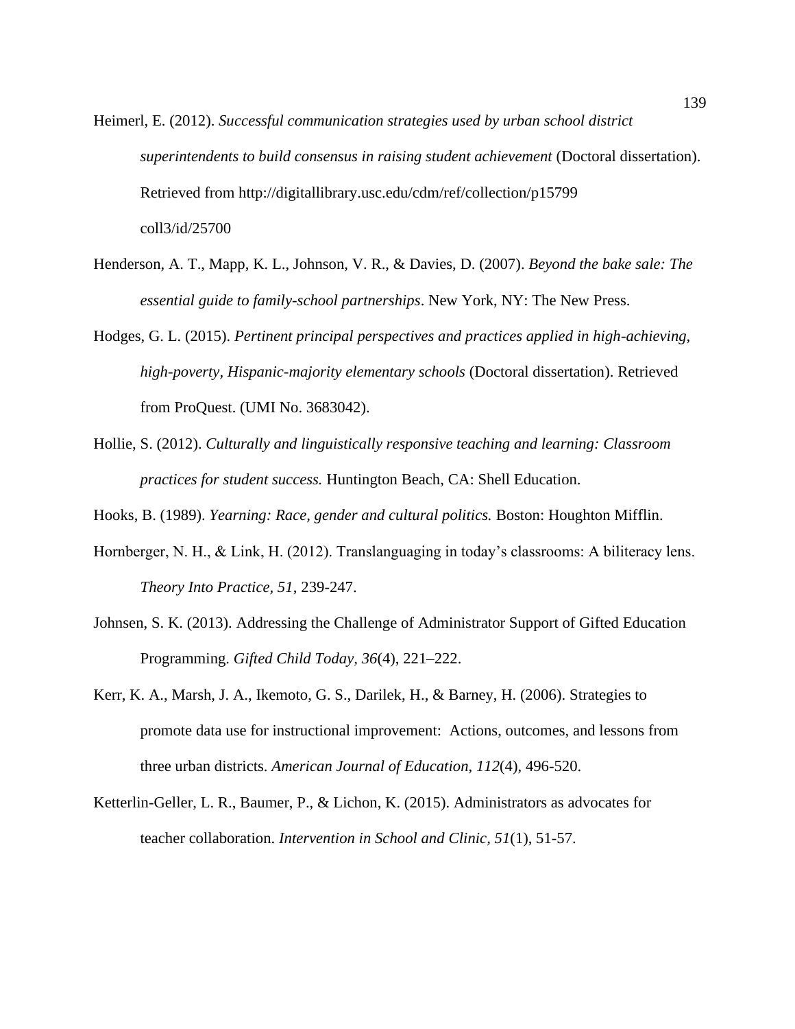Heimerl, E. (2012). *Successful communication strategies used by urban school district superintendents to build consensus in raising student achievement* (Doctoral dissertation). Retrieved from http://digitallibrary.usc.edu/cdm/ref/collection/p15799 coll3/id/25700

Henderson, A. T., Mapp, K. L., Johnson, V. R., & Davies, D. (2007). *Beyond the bake sale: The essential guide to family-school partnerships*. New York, NY: The New Press.

Hodges, G. L. (2015). *Pertinent principal perspectives and practices applied in high-achieving, high-poverty, Hispanic-majority elementary schools* (Doctoral dissertation). Retrieved from ProQuest. (UMI No. 3683042).

Hollie, S. (2012). *Culturally and linguistically responsive teaching and learning: Classroom practices for student success.* Huntington Beach, CA: Shell Education.

Hooks, B. (1989). *Yearning: Race, gender and cultural politics.* Boston: Houghton Mifflin.

Hornberger, N. H., & Link, H. (2012). Translanguaging in today's classrooms: A biliteracy lens. *Theory Into Practice, 51*, 239-247.

Johnsen, S. K. (2013). Addressing the Challenge of Administrator Support of Gifted Education Programming. *Gifted Child Today, 36*(4), 221–222.

Kerr, K. A., Marsh, J. A., Ikemoto, G. S., Darilek, H., & Barney, H. (2006). Strategies to promote data use for instructional improvement: Actions, outcomes, and lessons from three urban districts. *American Journal of Education, 112*(4), 496-520.

Ketterlin-Geller, L. R., Baumer, P., & Lichon, K. (2015). Administrators as advocates for teacher collaboration. *Intervention in School and Clinic, 51*(1), 51-57.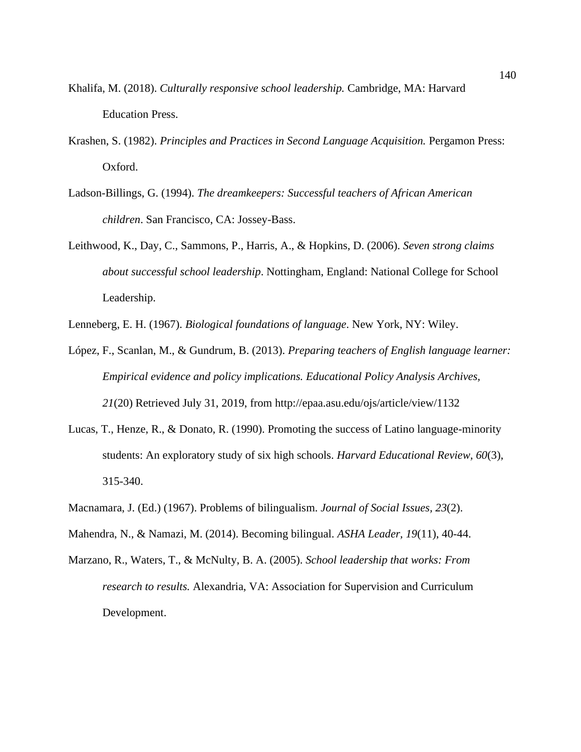Khalifa, M. (2018). *Culturally responsive school leadership.* Cambridge, MA: Harvard Education Press.

Krashen, S. (1982). *Principles and Practices in Second Language Acquisition.* Pergamon Press: Oxford.

Ladson-Billings, G. (1994). *The dreamkeepers: Successful teachers of African American children*. San Francisco, CA: Jossey-Bass.

Leithwood, K., Day, C., Sammons, P., Harris, A., & Hopkins, D. (2006). *Seven strong claims about successful school leadership*. Nottingham, England: National College for School Leadership.

Lenneberg, E. H. (1967). *Biological foundations of language*. New York, NY: Wiley.

López, F., Scanlan, M., & Gundrum, B. (2013). *Preparing teachers of English language learner: Empirical evidence and policy implications. Educational Policy Analysis Archives, 21*(20) Retrieved July 31, 2019, from http://epaa.asu.edu/ojs/article/view/1132

Lucas, T., Henze, R., & Donato, R. (1990). Promoting the success of Latino language-minority students: An exploratory study of six high schools. *Harvard Educational Review, 60*(3), 315-340.

Macnamara, J. (Ed.) (1967). Problems of bilingualism. *Journal of Social Issues, 23*(2).

Mahendra, N., & Namazi, M. (2014). Becoming bilingual. *ASHA Leader, 19*(11), 40-44.

Marzano, R., Waters, T., & McNulty, B. A. (2005). *School leadership that works: From research to results.* Alexandria, VA: Association for Supervision and Curriculum Development.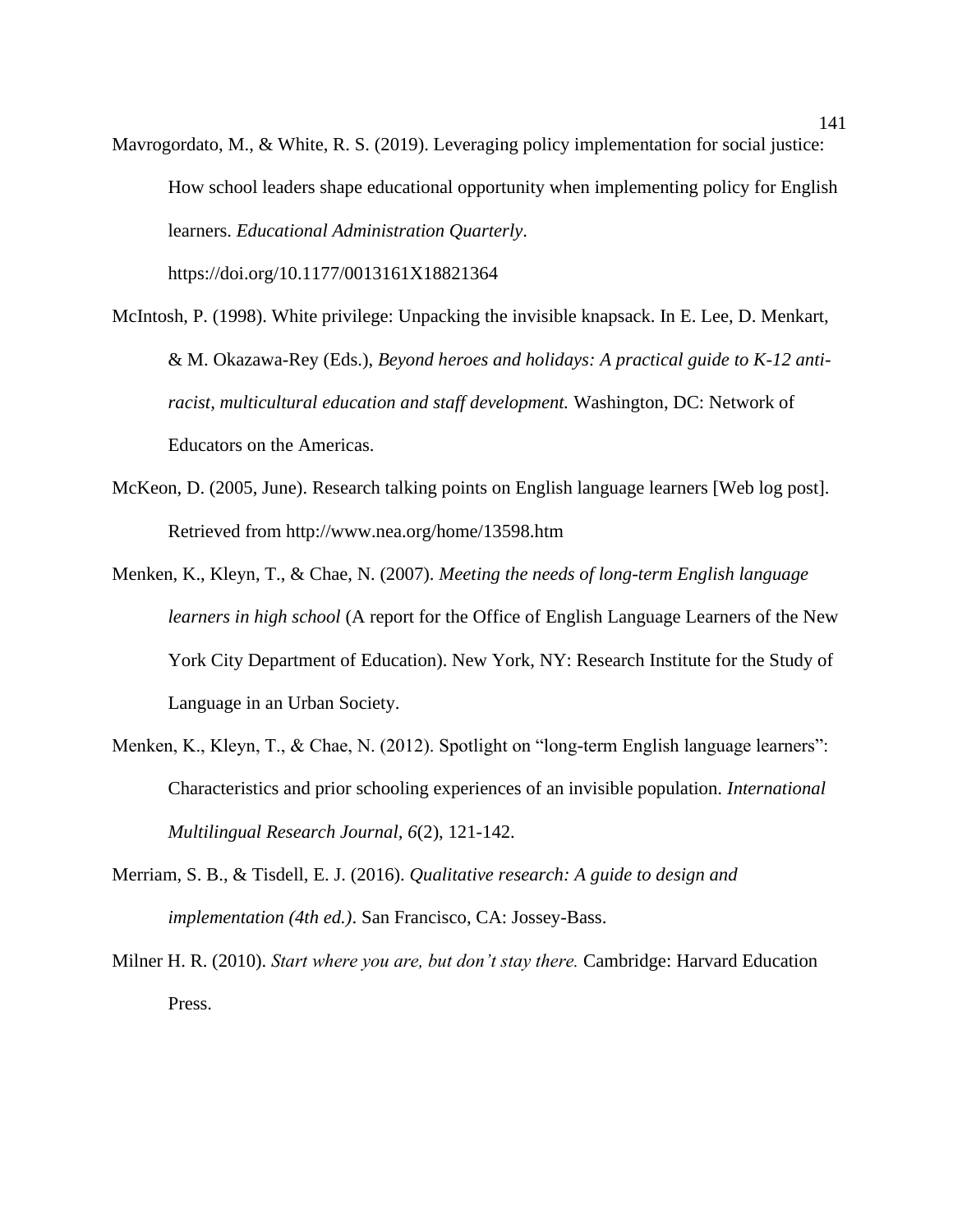Mavrogordato, M., & White, R. S. (2019). Leveraging policy implementation for social justice: How school leaders shape educational opportunity when implementing policy for English learners. *Educational Administration Quarterly*. https://doi.org/10.1177/0013161X18821364

McIntosh, P. (1998). White privilege: Unpacking the invisible knapsack. In E. Lee, D. Menkart, & M. Okazawa-Rey (Eds.), *Beyond heroes and holidays: A practical guide to K-12 anti-racist, multicultural education and staff development.* Washington, DC: Network of Educators on the Americas.

McKeon, D. (2005, June). Research talking points on English language learners [Web log post]. Retrieved from http://www.nea.org/home/13598.htm

Menken, K., Kleyn, T., & Chae, N. (2007). *Meeting the needs of long-term English language learners in high school* (A report for the Office of English Language Learners of the New York City Department of Education). New York, NY: Research Institute for the Study of Language in an Urban Society.

Menken, K., Kleyn, T., & Chae, N. (2012). Spotlight on "long-term English language learners": Characteristics and prior schooling experiences of an invisible population. *International Multilingual Research Journal, 6*(2), 121-142.

Merriam, S. B., & Tisdell, E. J. (2016). *Qualitative research: A guide to design and implementation (4th ed.)*. San Francisco, CA: Jossey-Bass.

Milner H. R. (2010). *Start where you are, but don't stay there.* Cambridge: Harvard Education Press.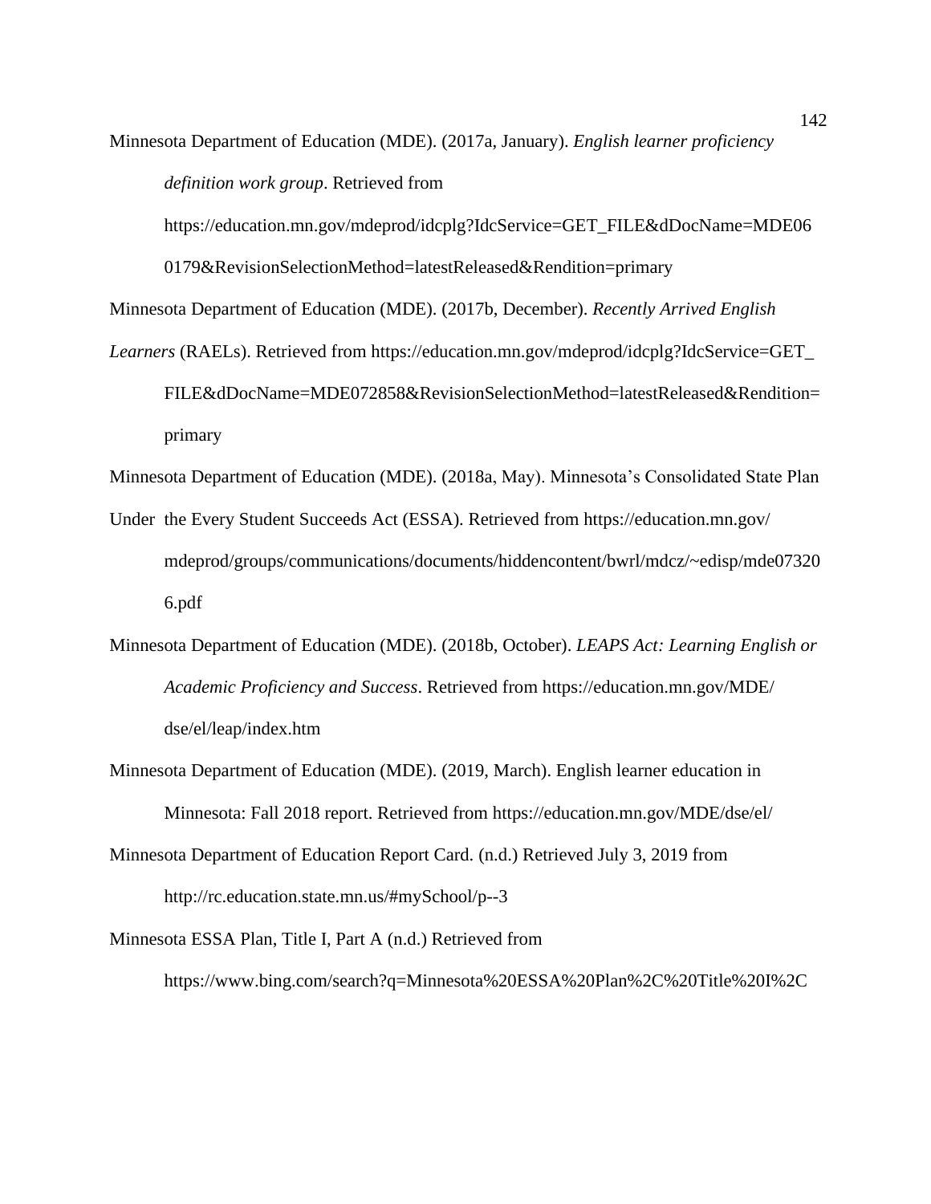Minnesota Department of Education (MDE). (2017a, January). *English learner proficiency definition work group*. Retrieved from https://education.mn.gov/mdeprod/idcplg?IdcService=GET_FILE&dDocName=MDE060179&RevisionSelectionMethod=latestReleased&Rendition=primary

Minnesota Department of Education (MDE). (2017b, December). *Recently Arrived English Learners* (RAELs). Retrieved from https://education.mn.gov/mdeprod/idcplg?IdcService=GET_FILE&dDocName=MDE072858&RevisionSelectionMethod=latestReleased&Rendition=primary

Minnesota Department of Education (MDE). (2018a, May). Minnesota's Consolidated State Plan Under the Every Student Succeeds Act (ESSA). Retrieved from https://education.mn.gov/mdeprod/groups/communications/documents/hiddencontent/bwrl/mdcz/~edisp/mde073206.pdf

Minnesota Department of Education (MDE). (2018b, October). *LEAPS Act: Learning English or Academic Proficiency and Success*. Retrieved from https://education.mn.gov/MDE/dse/el/leap/index.htm

Minnesota Department of Education (MDE). (2019, March). English learner education in Minnesota: Fall 2018 report. Retrieved from https://education.mn.gov/MDE/dse/el/

Minnesota Department of Education Report Card. (n.d.) Retrieved July 3, 2019 from http://rc.education.state.mn.us/#mySchool/p--3

Minnesota ESSA Plan, Title I, Part A (n.d.) Retrieved from https://www.bing.com/search?q=Minnesota%20ESSA%20Plan%2C%20Title%20I%2C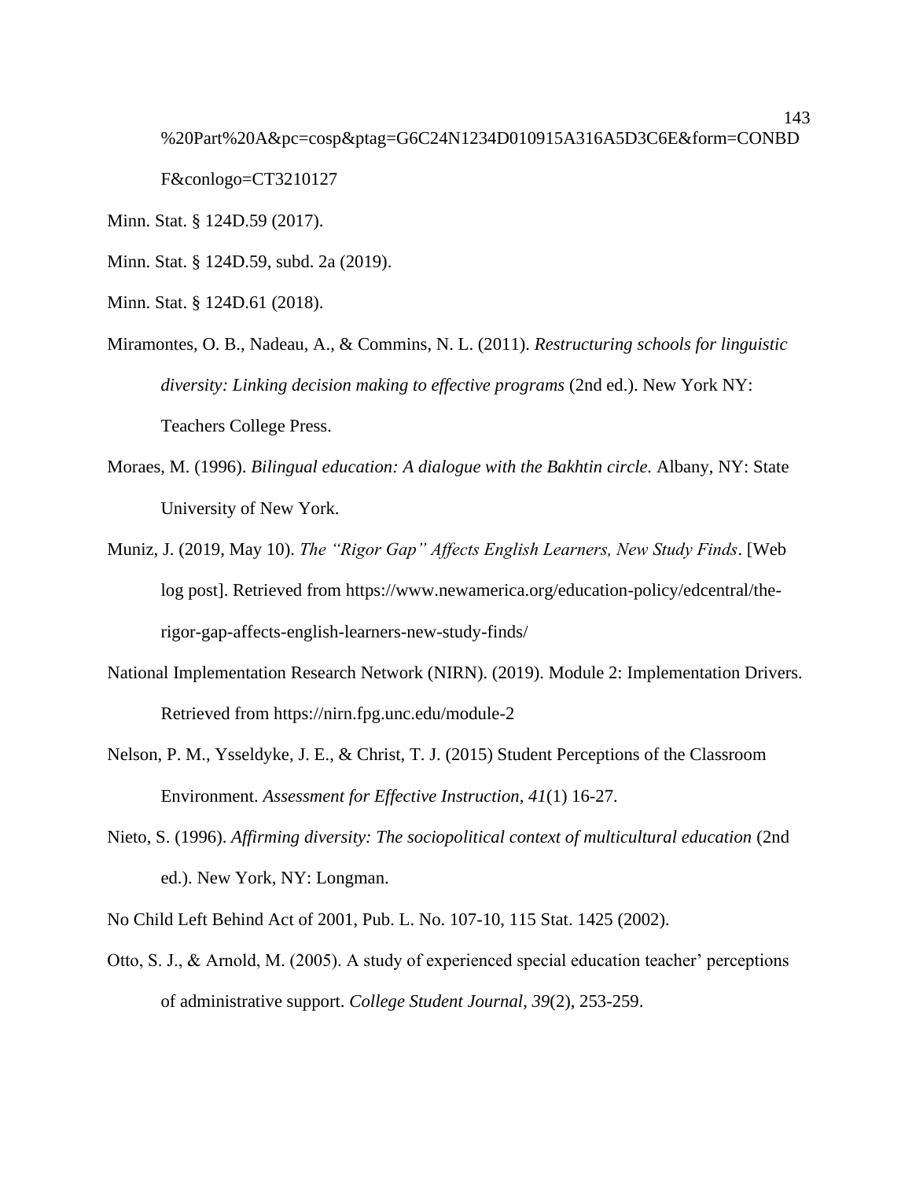%20Part%20A&pc=cosp&ptag=G6C24N1234D010915A316A5D3C6E&form=CONBDF&conlogo=CT3210127

Minn. Stat. § 124D.59 (2017).

Minn. Stat. § 124D.59, subd. 2a (2019).

Minn. Stat. § 124D.61 (2018).

Miramontes, O. B., Nadeau, A., & Commins, N. L. (2011). *Restructuring schools for linguistic diversity: Linking decision making to effective programs* (2nd ed.). New York NY: Teachers College Press.

Moraes, M. (1996). *Bilingual education: A dialogue with the Bakhtin circle.* Albany, NY: State University of New York.

Muniz, J. (2019, May 10). *The "Rigor Gap" Affects English Learners, New Study Finds*. [Web log post]. Retrieved from https://www.newamerica.org/education-policy/edcentral/the-rigor-gap-affects-english-learners-new-study-finds/

National Implementation Research Network (NIRN). (2019). Module 2: Implementation Drivers. Retrieved from https://nirn.fpg.unc.edu/module-2

Nelson, P. M., Ysseldyke, J. E., & Christ, T. J. (2015) Student Perceptions of the Classroom Environment. *Assessment for Effective Instruction*, *41*(1) 16-27.

Nieto, S. (1996). *Affirming diversity: The sociopolitical context of multicultural education* (2nd ed.). New York, NY: Longman.

No Child Left Behind Act of 2001, Pub. L. No. 107-10, 115 Stat. 1425 (2002).

Otto, S. J., & Arnold, M. (2005). A study of experienced special education teacher' perceptions of administrative support. *College Student Journal*, *39*(2), 253-259.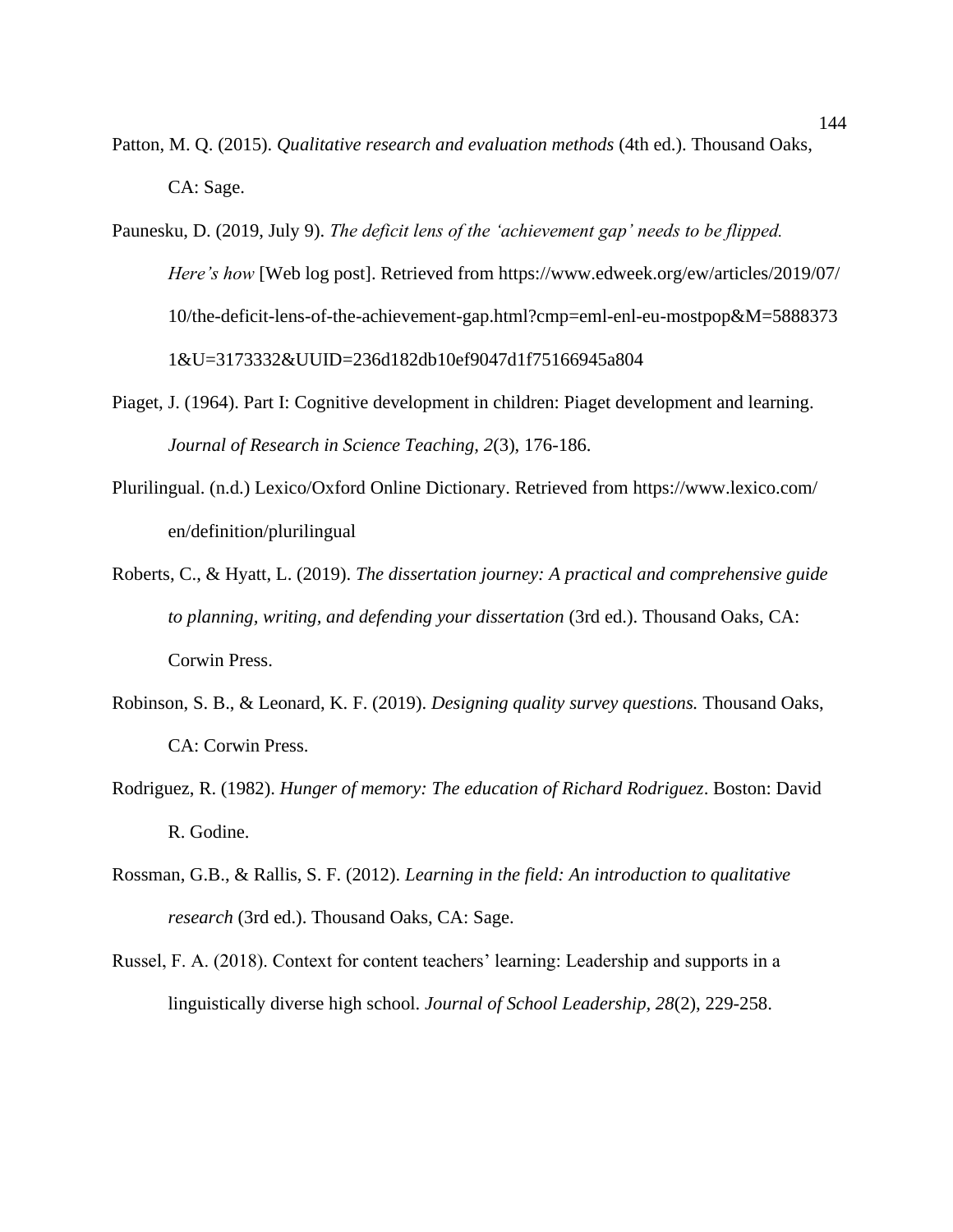Patton, M. Q. (2015). *Qualitative research and evaluation methods* (4th ed.). Thousand Oaks, CA: Sage.

Paunesku, D. (2019, July 9). *The deficit lens of the 'achievement gap' needs to be flipped. Here's how* [Web log post]. Retrieved from https://www.edweek.org/ew/articles/2019/07/10/the-deficit-lens-of-the-achievement-gap.html?cmp=eml-enl-eu-mostpop&M=58883731&U=3173332&UUID=236d182db10ef9047d1f75166945a804

Piaget, J. (1964). Part I: Cognitive development in children: Piaget development and learning. *Journal of Research in Science Teaching, 2*(3), 176-186.

Plurilingual. (n.d.) Lexico/Oxford Online Dictionary. Retrieved from https://www.lexico.com/en/definition/plurilingual

Roberts, C., & Hyatt, L. (2019). *The dissertation journey: A practical and comprehensive guide to planning, writing, and defending your dissertation* (3rd ed.). Thousand Oaks, CA: Corwin Press.

Robinson, S. B., & Leonard, K. F. (2019). *Designing quality survey questions.* Thousand Oaks, CA: Corwin Press.

Rodriguez, R. (1982). *Hunger of memory: The education of Richard Rodriguez*. Boston: David R. Godine.

Rossman, G.B., & Rallis, S. F. (2012). *Learning in the field: An introduction to qualitative research* (3rd ed.). Thousand Oaks, CA: Sage.

Russel, F. A. (2018). Context for content teachers' learning: Leadership and supports in a linguistically diverse high school. *Journal of School Leadership, 28*(2), 229-258.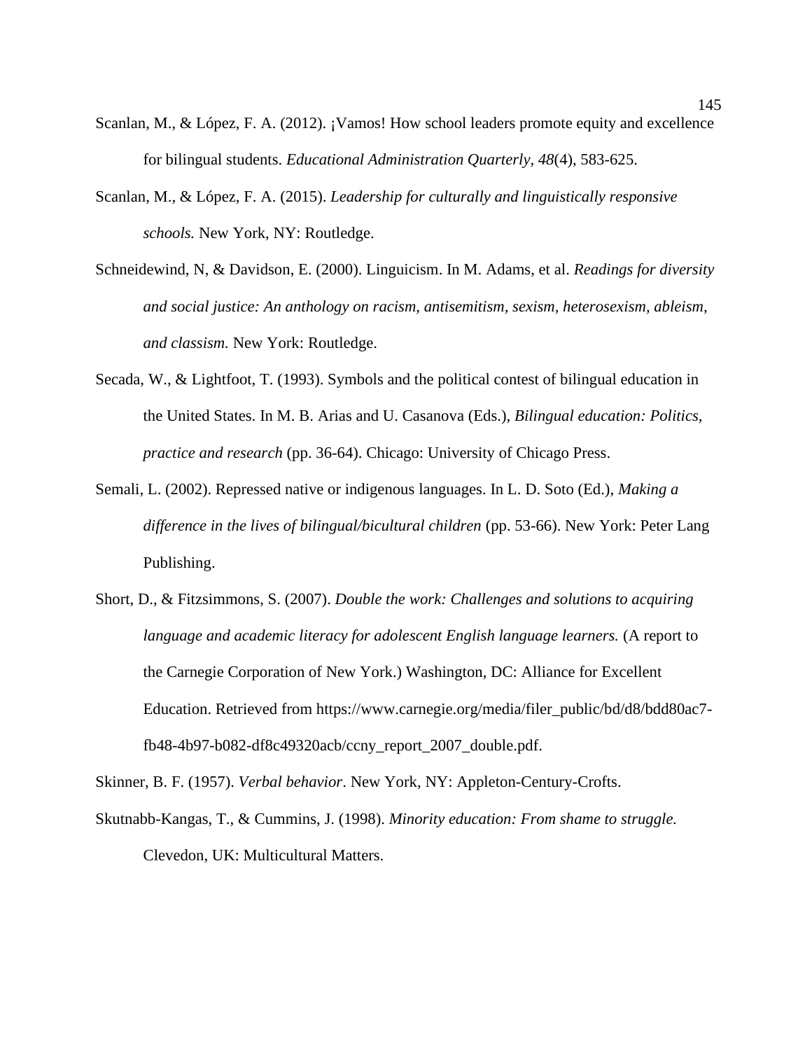Scanlan, M., & López, F. A. (2012). ¡Vamos! How school leaders promote equity and excellence for bilingual students. *Educational Administration Quarterly*, *48*(4), 583-625.

Scanlan, M., & López, F. A. (2015). *Leadership for culturally and linguistically responsive schools.* New York, NY: Routledge.

Schneidewind, N, & Davidson, E. (2000). Linguicism. In M. Adams, et al. *Readings for diversity and social justice: An anthology on racism, antisemitism, sexism, heterosexism, ableism, and classism.* New York: Routledge.

Secada, W., & Lightfoot, T. (1993). Symbols and the political contest of bilingual education in the United States. In M. B. Arias and U. Casanova (Eds.), *Bilingual education: Politics, practice and research* (pp. 36-64). Chicago: University of Chicago Press.

Semali, L. (2002). Repressed native or indigenous languages. In L. D. Soto (Ed.), *Making a difference in the lives of bilingual/bicultural children* (pp. 53-66). New York: Peter Lang Publishing.

Short, D., & Fitzsimmons, S. (2007). *Double the work: Challenges and solutions to acquiring language and academic literacy for adolescent English language learners.* (A report to the Carnegie Corporation of New York.) Washington, DC: Alliance for Excellent Education. Retrieved from https://www.carnegie.org/media/filer_public/bd/d8/bdd80ac7-fb48-4b97-b082-df8c49320acb/ccny_report_2007_double.pdf.

Skinner, B. F. (1957). *Verbal behavior*. New York, NY: Appleton-Century-Crofts.

Skutnabb-Kangas, T., & Cummins, J. (1998). *Minority education: From shame to struggle.* Clevedon, UK: Multicultural Matters.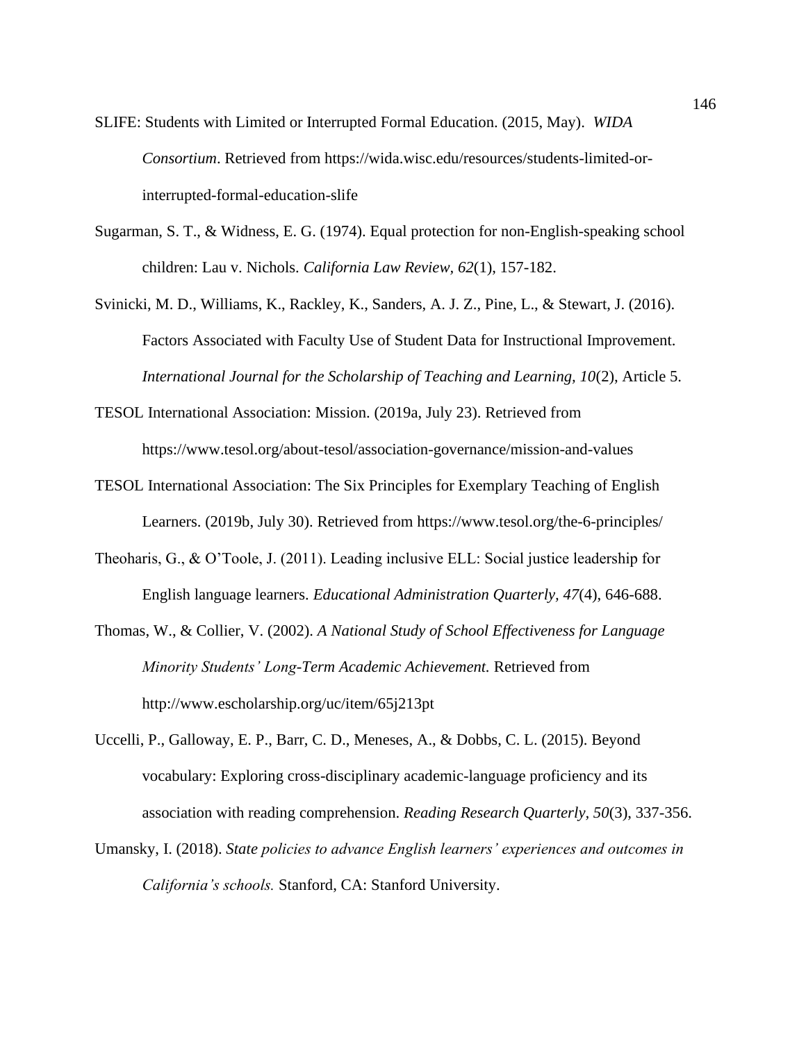SLIFE: Students with Limited or Interrupted Formal Education. (2015, May). *WIDA Consortium*. Retrieved from https://wida.wisc.edu/resources/students-limited-or-interrupted-formal-education-slife

Sugarman, S. T., & Widness, E. G. (1974). Equal protection for non-English-speaking school children: Lau v. Nichols. *California Law Review, 62*(1), 157-182.

Svinicki, M. D., Williams, K., Rackley, K., Sanders, A. J. Z., Pine, L., & Stewart, J. (2016). Factors Associated with Faculty Use of Student Data for Instructional Improvement. *International Journal for the Scholarship of Teaching and Learning, 10*(2), Article 5.

TESOL International Association: Mission. (2019a, July 23). Retrieved from https://www.tesol.org/about-tesol/association-governance/mission-and-values

TESOL International Association: The Six Principles for Exemplary Teaching of English Learners. (2019b, July 30). Retrieved from https://www.tesol.org/the-6-principles/

Theoharis, G., & O'Toole, J. (2011). Leading inclusive ELL: Social justice leadership for English language learners. *Educational Administration Quarterly, 47*(4), 646-688.

Thomas, W., & Collier, V. (2002). *A National Study of School Effectiveness for Language Minority Students' Long-Term Academic Achievement.* Retrieved from http://www.escholarship.org/uc/item/65j213pt

Uccelli, P., Galloway, E. P., Barr, C. D., Meneses, A., & Dobbs, C. L. (2015). Beyond vocabulary: Exploring cross-disciplinary academic-language proficiency and its association with reading comprehension. *Reading Research Quarterly, 50*(3), 337-356.

Umansky, I. (2018). *State policies to advance English learners' experiences and outcomes in California's schools.* Stanford, CA: Stanford University.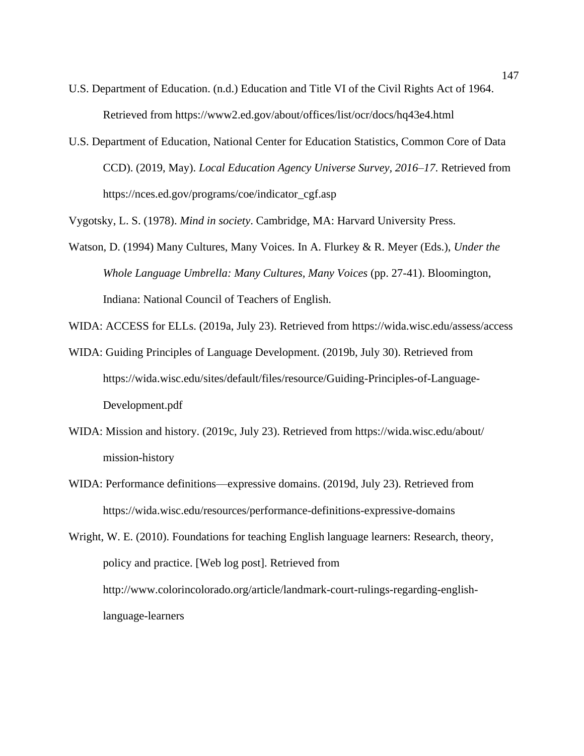U.S. Department of Education. (n.d.) Education and Title VI of the Civil Rights Act of 1964. Retrieved from https://www2.ed.gov/about/offices/list/ocr/docs/hq43e4.html

U.S. Department of Education, National Center for Education Statistics, Common Core of Data CCD). (2019, May). *Local Education Agency Universe Survey, 2016–17*. Retrieved from https://nces.ed.gov/programs/coe/indicator_cgf.asp

Vygotsky, L. S. (1978). *Mind in society*. Cambridge, MA: Harvard University Press.

Watson, D. (1994) Many Cultures, Many Voices. In A. Flurkey & R. Meyer (Eds.), *Under the Whole Language Umbrella: Many Cultures, Many Voices* (pp. 27-41). Bloomington, Indiana: National Council of Teachers of English.

WIDA: ACCESS for ELLs. (2019a, July 23). Retrieved from https://wida.wisc.edu/assess/access

WIDA: Guiding Principles of Language Development. (2019b, July 30). Retrieved from https://wida.wisc.edu/sites/default/files/resource/Guiding-Principles-of-Language-Development.pdf

WIDA: Mission and history. (2019c, July 23). Retrieved from https://wida.wisc.edu/about/mission-history

WIDA: Performance definitions—expressive domains. (2019d, July 23). Retrieved from https://wida.wisc.edu/resources/performance-definitions-expressive-domains

Wright, W. E. (2010). Foundations for teaching English language learners: Research, theory, policy and practice. [Web log post]. Retrieved from http://www.colorincolorado.org/article/landmark-court-rulings-regarding-english-language-learners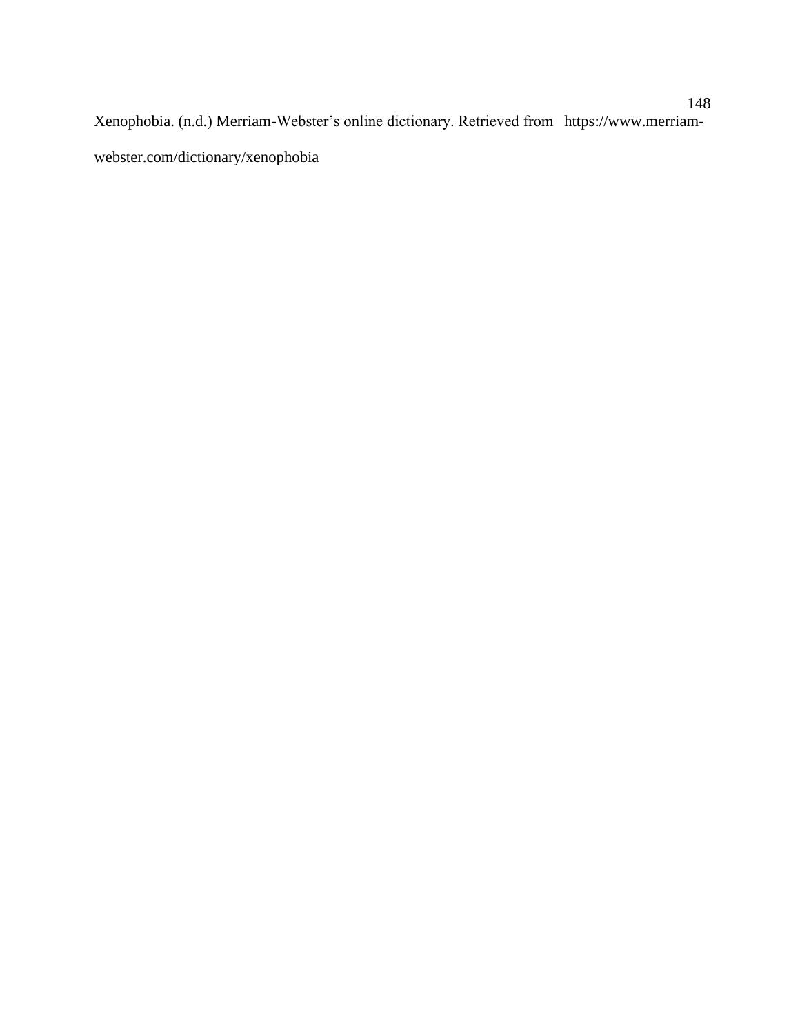Xenophobia. (n.d.) Merriam-Webster's online dictionary. Retrieved from https://www.merriam-webster.com/dictionary/xenophobia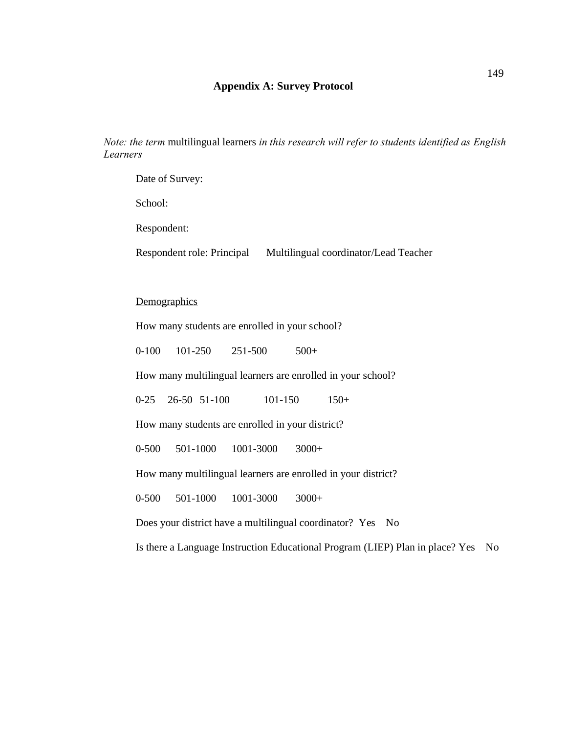# Appendix A: Survey Protocol

*Note: the term* multilingual learners *in this research will refer to students identified as English Learners*

Date of Survey:

School:

Respondent:

Respondent role: Principal Multilingual coordinator/Lead Teacher

<u>Demographics</u>

How many students are enrolled in your school?

0-100 101-250 251-500 500+

How many multilingual learners are enrolled in your school?

0-25 26-50 51-100 101-150 150+

How many students are enrolled in your district?

0-500 501-1000 1001-3000 3000+

How many multilingual learners are enrolled in your district?

0-500 501-1000 1001-3000 3000+

Does your district have a multilingual coordinator? Yes No

Is there a Language Instruction Educational Program (LIEP) Plan in place? Yes No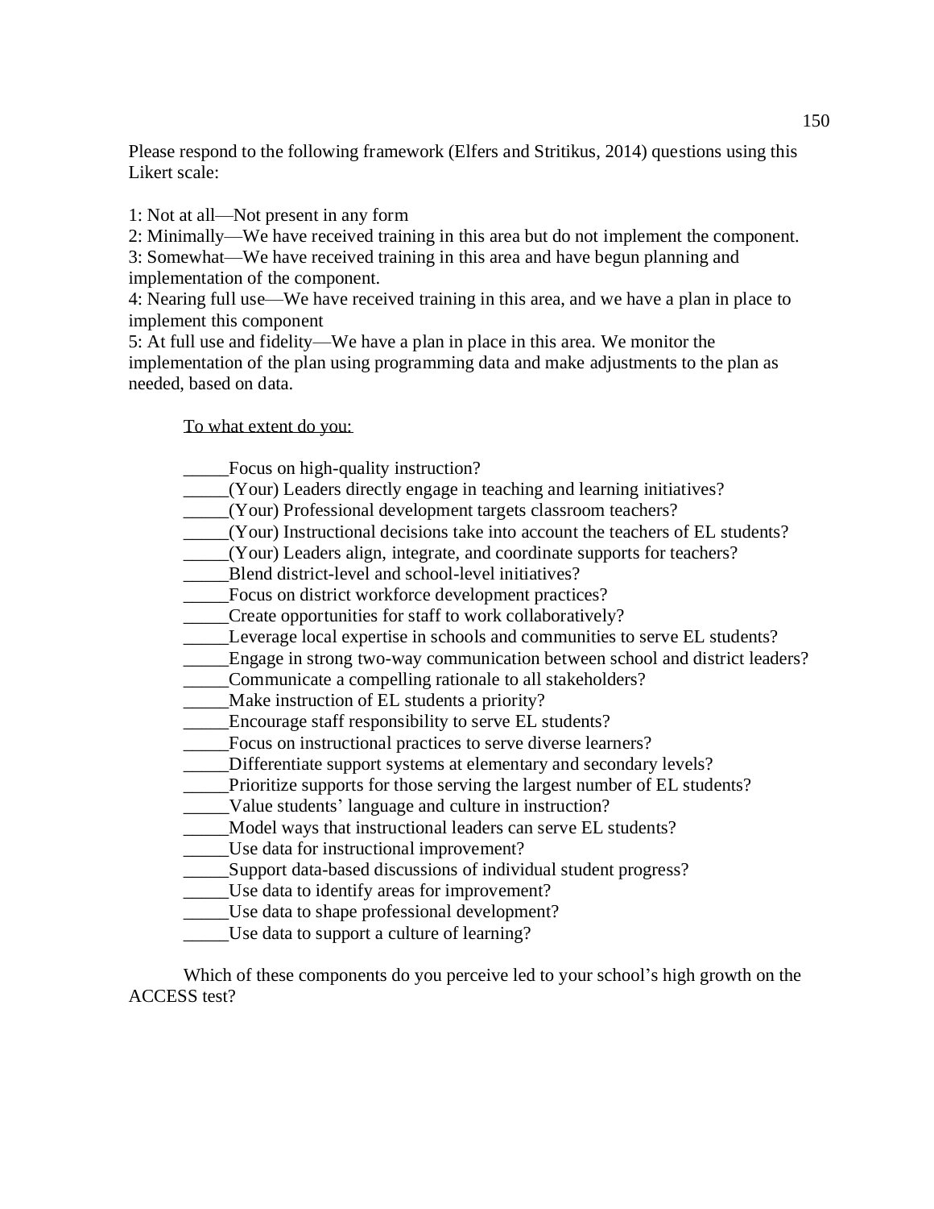Please respond to the following framework (Elfers and Stritikus, 2014) questions using this Likert scale:

1: Not at all—Not present in any form
2: Minimally—We have received training in this area but do not implement the component.
3: Somewhat—We have received training in this area and have begun planning and implementation of the component.
4: Nearing full use—We have received training in this area, and we have a plan in place to implement this component
5: At full use and fidelity—We have a plan in place in this area. We monitor the implementation of the plan using programming data and make adjustments to the plan as needed, based on data.

To what extent do you:

_____Focus on high-quality instruction?
_____(Your) Leaders directly engage in teaching and learning initiatives?
_____(Your) Professional development targets classroom teachers?
_____(Your) Instructional decisions take into account the teachers of EL students?
_____(Your) Leaders align, integrate, and coordinate supports for teachers?
_____Blend district-level and school-level initiatives?
_____Focus on district workforce development practices?
_____Create opportunities for staff to work collaboratively?
_____Leverage local expertise in schools and communities to serve EL students?
_____Engage in strong two-way communication between school and district leaders?
_____Communicate a compelling rationale to all stakeholders?
_____Make instruction of EL students a priority?
_____Encourage staff responsibility to serve EL students?
_____Focus on instructional practices to serve diverse learners?
_____Differentiate support systems at elementary and secondary levels?
_____Prioritize supports for those serving the largest number of EL students?
_____Value students' language and culture in instruction?
_____Model ways that instructional leaders can serve EL students?
_____Use data for instructional improvement?
_____Support data-based discussions of individual student progress?
_____Use data to identify areas for improvement?
_____Use data to shape professional development?
_____Use data to support a culture of learning?

Which of these components do you perceive led to your school's high growth on the ACCESS test?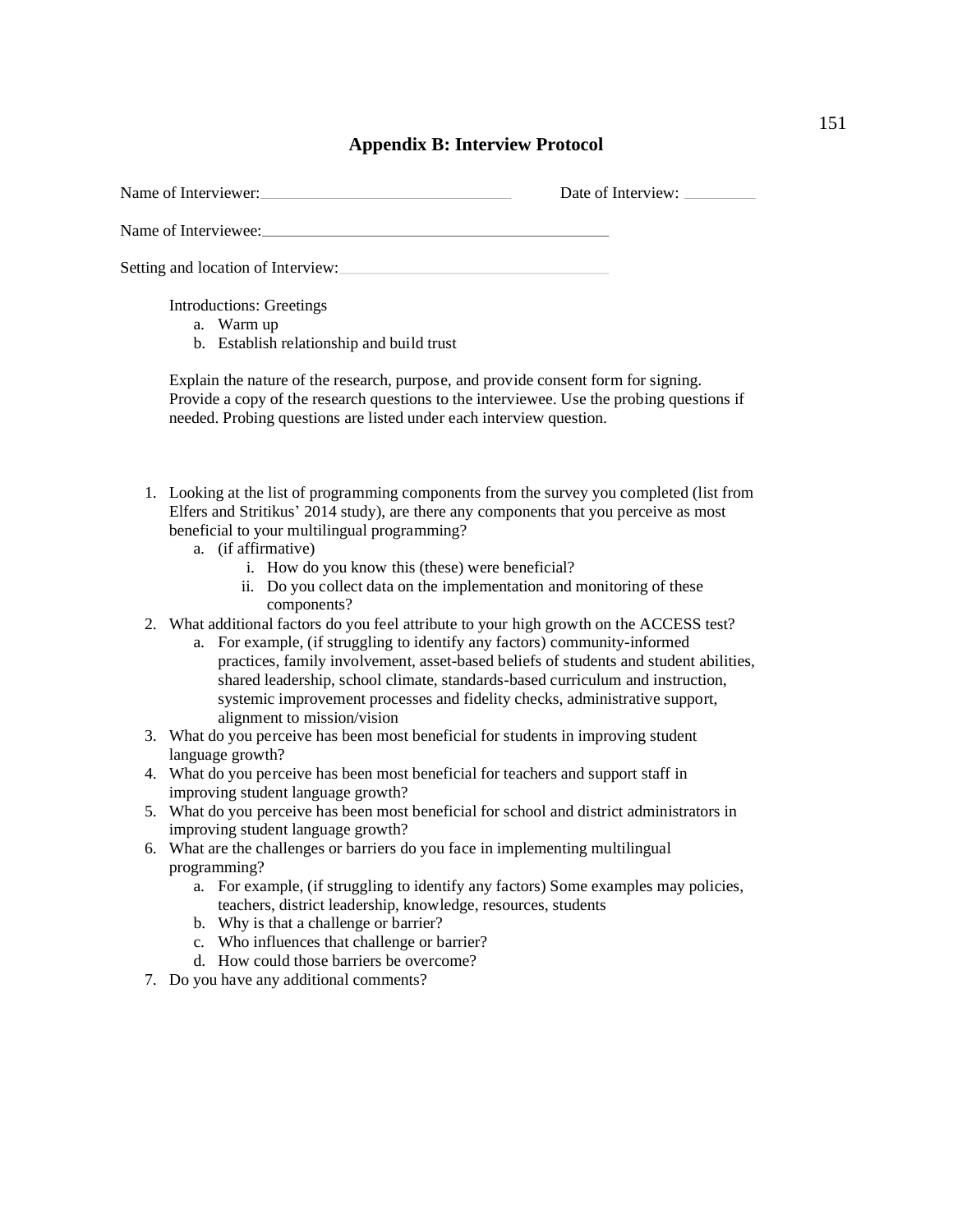## Appendix B: Interview Protocol

Name of Interviewer:______________________________ Date of Interview: _________

Name of Interviewee:__________________________________________

Setting and location of Interview:________________________________

Introductions: Greetings

a. Warm up
b. Establish relationship and build trust

Explain the nature of the research, purpose, and provide consent form for signing. Provide a copy of the research questions to the interviewee. Use the probing questions if needed. Probing questions are listed under each interview question.

1. Looking at the list of programming components from the survey you completed (list from Elfers and Stritikus' 2014 study), are there any components that you perceive as most beneficial to your multilingual programming?
   a. (if affirmative)
      i. How do you know this (these) were beneficial?
      ii. Do you collect data on the implementation and monitoring of these components?
2. What additional factors do you feel attribute to your high growth on the ACCESS test?
   a. For example, (if struggling to identify any factors) community-informed practices, family involvement, asset-based beliefs of students and student abilities, shared leadership, school climate, standards-based curriculum and instruction, systemic improvement processes and fidelity checks, administrative support, alignment to mission/vision
3. What do you perceive has been most beneficial for students in improving student language growth?
4. What do you perceive has been most beneficial for teachers and support staff in improving student language growth?
5. What do you perceive has been most beneficial for school and district administrators in improving student language growth?
6. What are the challenges or barriers do you face in implementing multilingual programming?
   a. For example, (if struggling to identify any factors) Some examples may policies, teachers, district leadership, knowledge, resources, students
   b. Why is that a challenge or barrier?
   c. Who influences that challenge or barrier?
   d. How could those barriers be overcome?
7. Do you have any additional comments?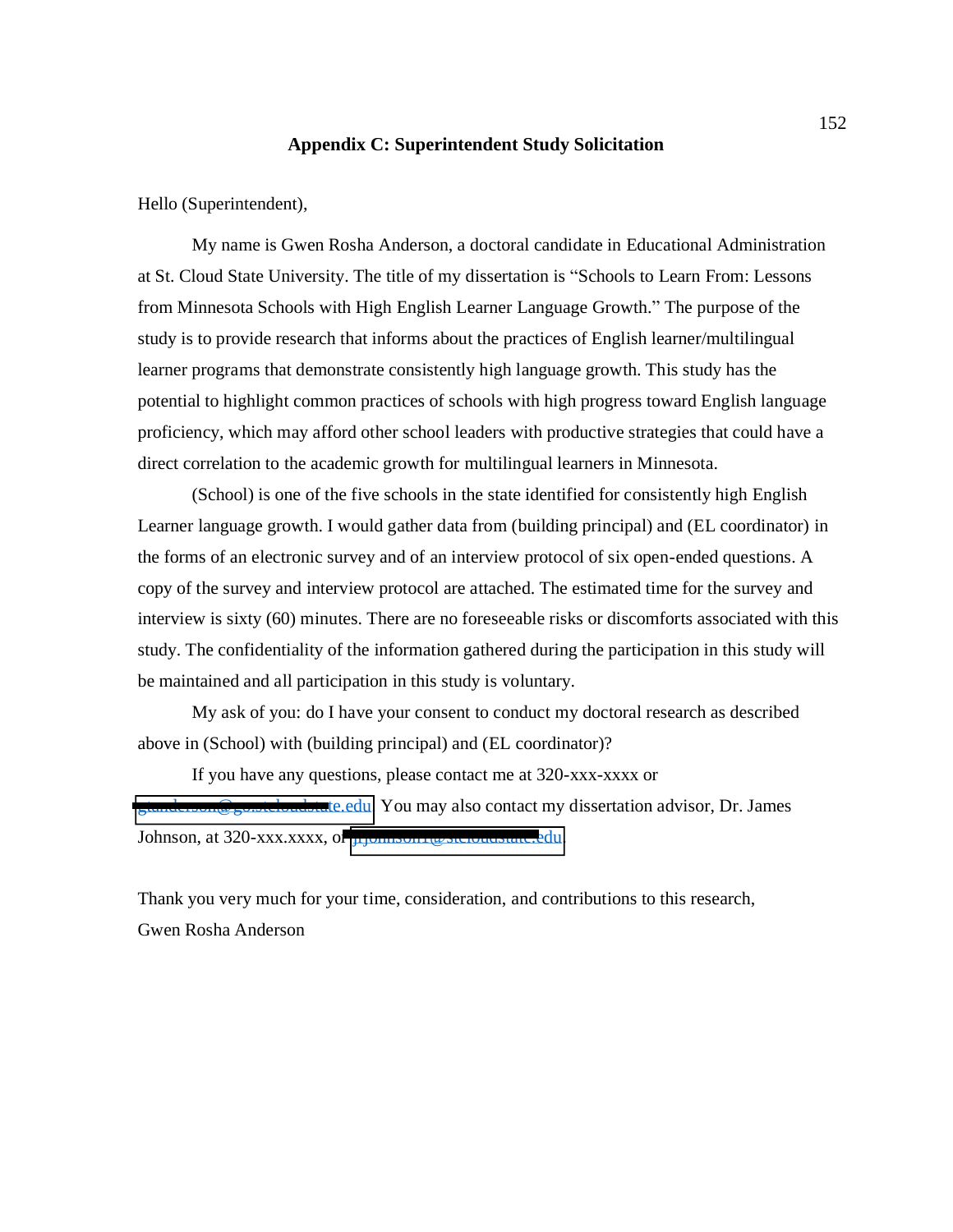## Appendix C: Superintendent Study Solicitation

Hello (Superintendent),

My name is Gwen Rosha Anderson, a doctoral candidate in Educational Administration at St. Cloud State University. The title of my dissertation is "Schools to Learn From: Lessons from Minnesota Schools with High English Learner Language Growth." The purpose of the study is to provide research that informs about the practices of English learner/multilingual learner programs that demonstrate consistently high language growth. This study has the potential to highlight common practices of schools with high progress toward English language proficiency, which may afford other school leaders with productive strategies that could have a direct correlation to the academic growth for multilingual learners in Minnesota.

(School) is one of the five schools in the state identified for consistently high English Learner language growth. I would gather data from (building principal) and (EL coordinator) in the forms of an electronic survey and of an interview protocol of six open-ended questions. A copy of the survey and interview protocol are attached. The estimated time for the survey and interview is sixty (60) minutes. There are no foreseeable risks or discomforts associated with this study. The confidentiality of the information gathered during the participation in this study will be maintained and all participation in this study is voluntary.

My ask of you: do I have your consent to conduct my doctoral research as described above in (School) with (building principal) and (EL coordinator)?

If you have any questions, please contact me at 320-xxx-xxxx or [redacted]te.edu. You may also contact my dissertation advisor, Dr. James Johnson, at 320-xxx.xxxx, or [redacted]edu.

Thank you very much for your time, consideration, and contributions to this research,
Gwen Rosha Anderson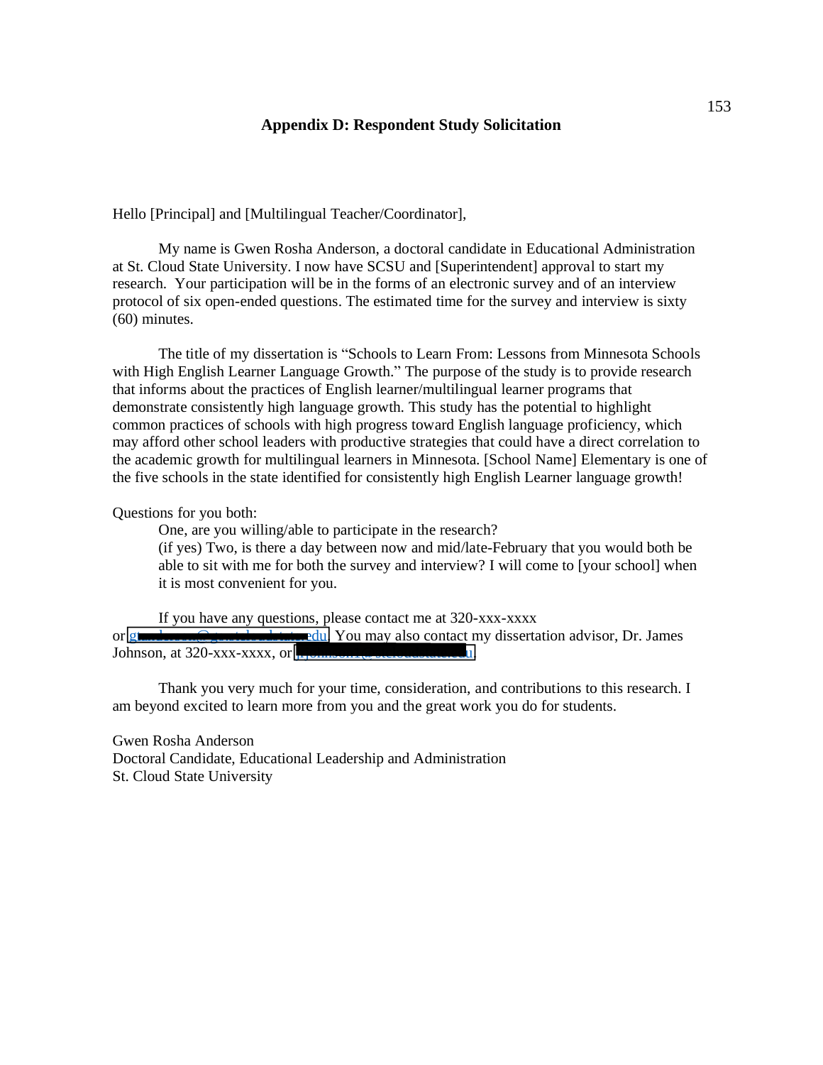## Appendix D: Respondent Study Solicitation

Hello [Principal] and [Multilingual Teacher/Coordinator],

My name is Gwen Rosha Anderson, a doctoral candidate in Educational Administration at St. Cloud State University. I now have SCSU and [Superintendent] approval to start my research. Your participation will be in the forms of an electronic survey and of an interview protocol of six open-ended questions. The estimated time for the survey and interview is sixty (60) minutes.

The title of my dissertation is "Schools to Learn From: Lessons from Minnesota Schools with High English Learner Language Growth." The purpose of the study is to provide research that informs about the practices of English learner/multilingual learner programs that demonstrate consistently high language growth. This study has the potential to highlight common practices of schools with high progress toward English language proficiency, which may afford other school leaders with productive strategies that could have a direct correlation to the academic growth for multilingual learners in Minnesota. [School Name] Elementary is one of the five schools in the state identified for consistently high English Learner language growth!

Questions for you both:

One, are you willing/able to participate in the research?
(if yes) Two, is there a day between now and mid/late-February that you would both be able to sit with me for both the survey and interview? I will come to [your school] when it is most convenient for you.

If you have any questions, please contact me at 320-xxx-xxxx or [redacted]. You may also contact my dissertation advisor, Dr. James Johnson, at 320-xxx-xxxx, or [redacted]

Thank you very much for your time, consideration, and contributions to this research. I am beyond excited to learn more from you and the great work you do for students.

Gwen Rosha Anderson
Doctoral Candidate, Educational Leadership and Administration
St. Cloud State University